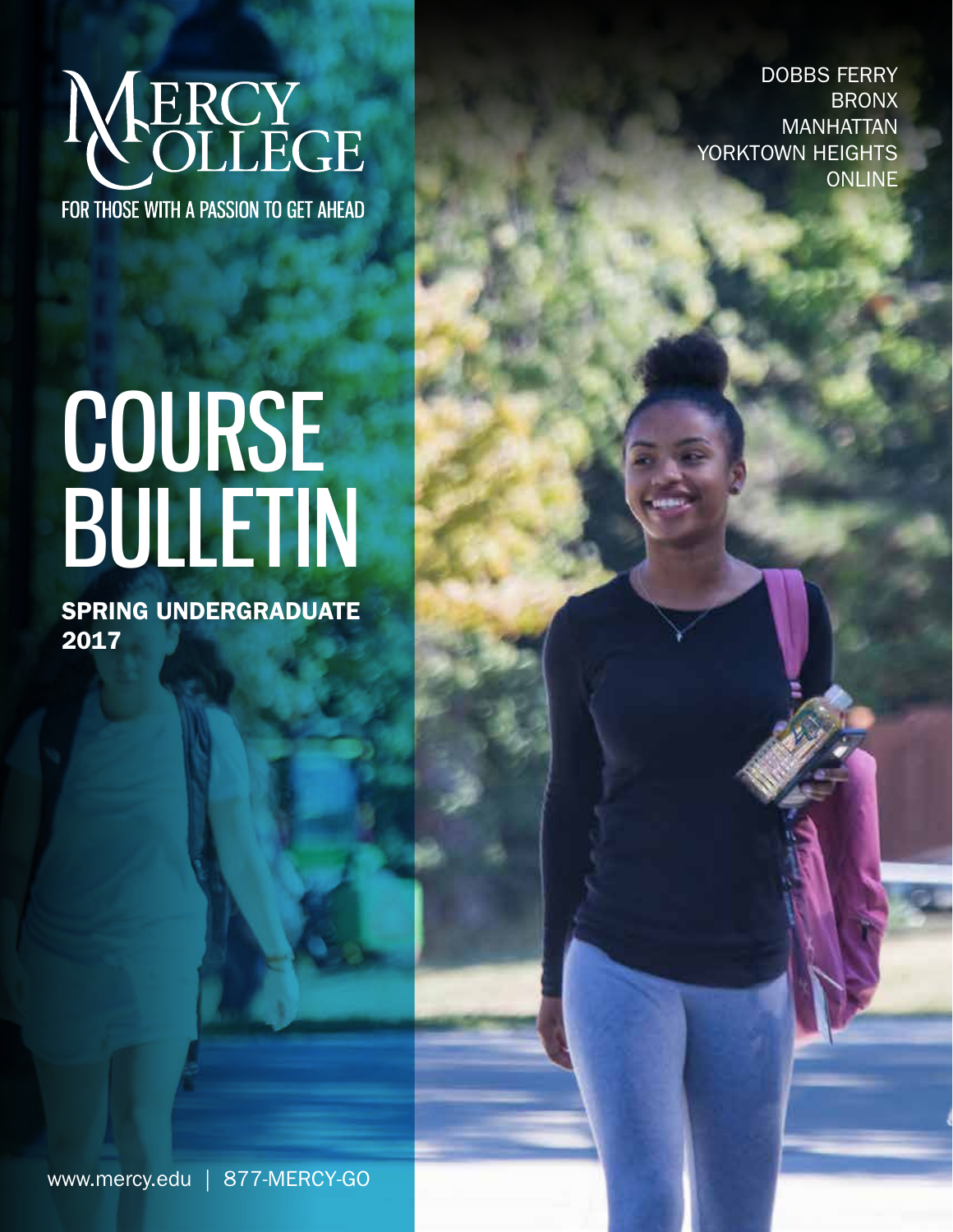# MERCY COLLEGE

FOR THOSE WITH A PASSION TO GET AHEAD

DOBBS FERRY
BRONX
MANHATTAN
YORKTOWN HEIGHTS
ONLINE

# COURSE BULLETIN

## SPRING UNDERGRADUATE 2017

www.mercy.edu | 877-MERCY-GO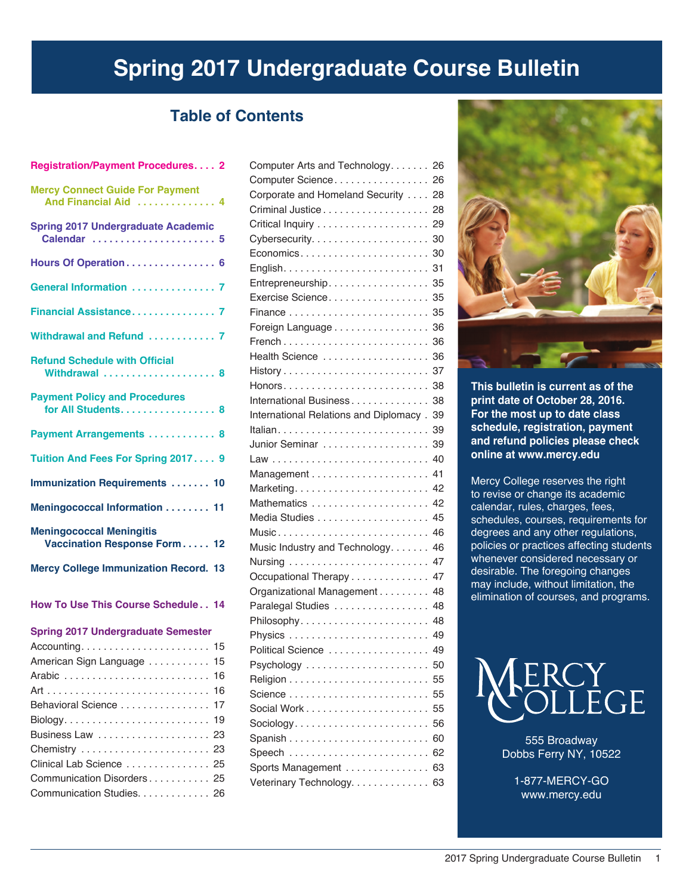# Spring 2017 Undergraduate Course Bulletin

## Table of Contents

- **Registration/Payment Procedures** .... 2
- **Mercy Connect Guide For Payment And Financial Aid** .... 4
- **Spring 2017 Undergraduate Academic Calendar** .... 5
- **Hours Of Operation** .... 6
- **General Information** .... 7
- **Financial Assistance** .... 7
- **Withdrawal and Refund** .... 7
- **Refund Schedule with Official Withdrawal** .... 8
- **Payment Policy and Procedures for All Students** .... 8
- **Payment Arrangements** .... 8
- **Tuition And Fees For Spring 2017** .... 9
- **Immunization Requirements** .... 10
- **Meningococcal Information** .... 11
- **Meningococcal Meningitis Vaccination Response Form** .... 12
- **Mercy College Immunization Record** .... 13
- **How To Use This Course Schedule** .... 14

**Spring 2017 Undergraduate Semester**

- Accounting .... 15
- American Sign Language .... 15
- Arabic .... 16
- Art .... 16
- Behavioral Science .... 17
- Biology .... 19
- Business Law .... 23
- Chemistry .... 23
- Clinical Lab Science .... 25
- Communication Disorders .... 25
- Communication Studies .... 26
- Computer Arts and Technology .... 26
- Computer Science .... 26
- Corporate and Homeland Security .... 28
- Criminal Justice .... 28
- Critical Inquiry .... 29
- Cybersecurity .... 30
- Economics .... 30
- English .... 31
- Entrepreneurship .... 35
- Exercise Science .... 35
- Finance .... 35
- Foreign Language .... 36
- French .... 36
- Health Science .... 36
- History .... 37
- Honors .... 38
- International Business .... 38
- International Relations and Diplomacy .... 39
- Italian .... 39
- Junior Seminar .... 39
- Law .... 40
- Management .... 41
- Marketing .... 42
- Mathematics .... 42
- Media Studies .... 45
- Music .... 46
- Music Industry and Technology .... 46
- Nursing .... 47
- Occupational Therapy .... 47
- Organizational Management .... 48
- Paralegal Studies .... 48
- Philosophy .... 48
- Physics .... 49
- Political Science .... 49
- Psychology .... 50
- Religion .... 55
- Science .... 55
- Social Work .... 55
- Sociology .... 56
- Spanish .... 60
- Speech .... 62
- Sports Management .... 63
- Veterinary Technology .... 63

**This bulletin is current as of the print date of October 28, 2016. For the most up to date class schedule, registration, payment and refund policies please check online at www.mercy.edu**

Mercy College reserves the right to revise or change its academic calendar, rules, charges, fees, schedules, courses, requirements for degrees and any other regulations, policies or practices affecting students whenever considered necessary or desirable. The foregoing changes may include, without limitation, the elimination of courses, and programs.

MERCY COLLEGE

555 Broadway
Dobbs Ferry NY, 10522

1-877-MERCY-GO
www.mercy.edu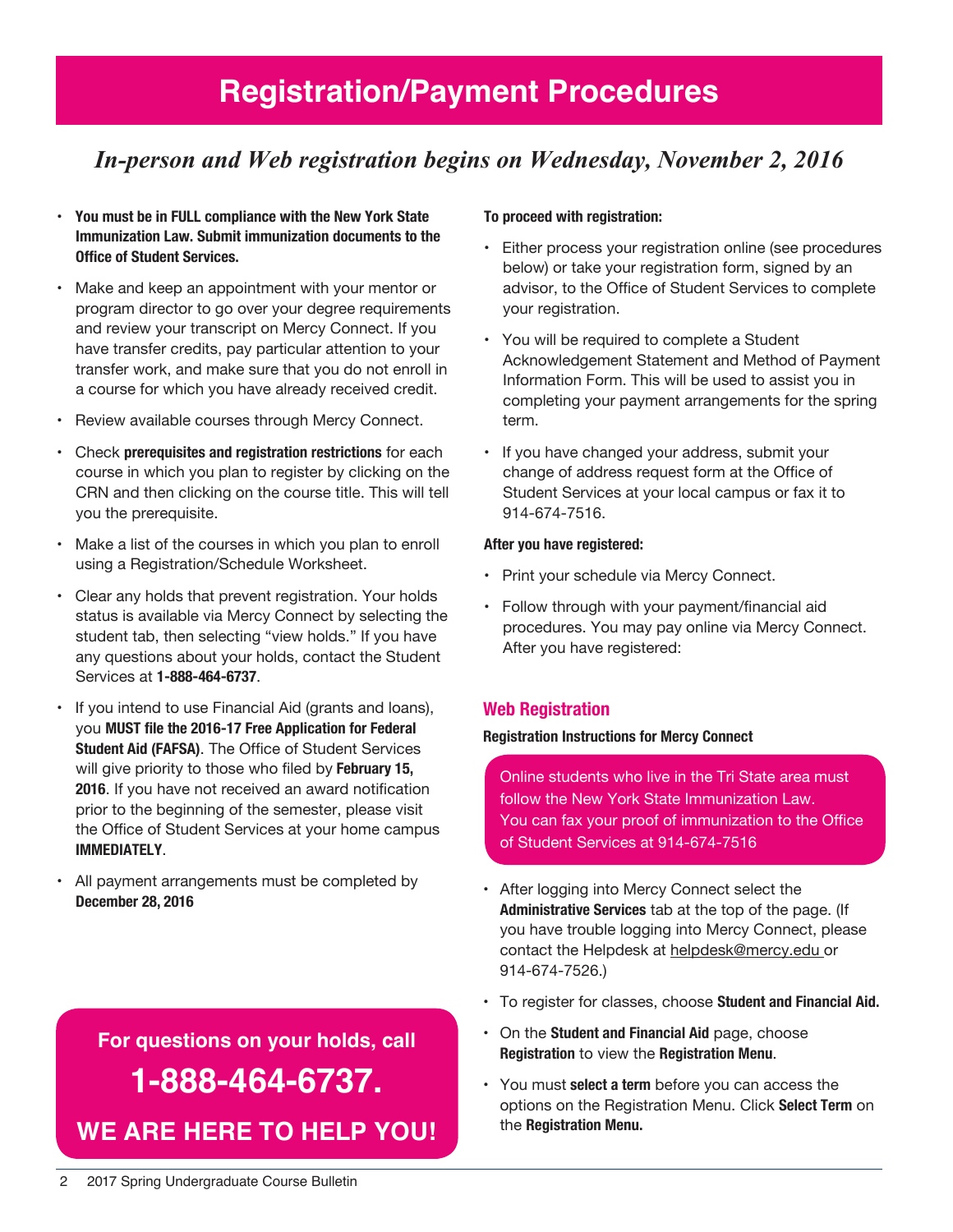# Registration/Payment Procedures

*In-person and Web registration begins on Wednesday, November 2, 2016*

- **You must be in FULL compliance with the New York State Immunization Law. Submit immunization documents to the Office of Student Services.**
- Make and keep an appointment with your mentor or program director to go over your degree requirements and review your transcript on Mercy Connect. If you have transfer credits, pay particular attention to your transfer work, and make sure that you do not enroll in a course for which you have already received credit.
- Review available courses through Mercy Connect.
- Check **prerequisites and registration restrictions** for each course in which you plan to register by clicking on the CRN and then clicking on the course title. This will tell you the prerequisite.
- Make a list of the courses in which you plan to enroll using a Registration/Schedule Worksheet.
- Clear any holds that prevent registration. Your holds status is available via Mercy Connect by selecting the student tab, then selecting "view holds." If you have any questions about your holds, contact the Student Services at **1-888-464-6737**.
- If you intend to use Financial Aid (grants and loans), you **MUST file the 2016-17 Free Application for Federal Student Aid (FAFSA)**. The Office of Student Services will give priority to those who filed by **February 15, 2016**. If you have not received an award notification prior to the beginning of the semester, please visit the Office of Student Services at your home campus **IMMEDIATELY**.
- All payment arrangements must be completed by **December 28, 2016**

**For questions on your holds, call**

**1-888-464-6737.**

**WE ARE HERE TO HELP YOU!**

**To proceed with registration:**

- Either process your registration online (see procedures below) or take your registration form, signed by an advisor, to the Office of Student Services to complete your registration.
- You will be required to complete a Student Acknowledgement Statement and Method of Payment Information Form. This will be used to assist you in completing your payment arrangements for the spring term.
- If you have changed your address, submit your change of address request form at the Office of Student Services at your local campus or fax it to 914-674-7516.

**After you have registered:**

- Print your schedule via Mercy Connect.
- Follow through with your payment/financial aid procedures. You may pay online via Mercy Connect. After you have registered:

## Web Registration

**Registration Instructions for Mercy Connect**

Online students who live in the Tri State area must follow the New York State Immunization Law. You can fax your proof of immunization to the Office of Student Services at 914-674-7516

- After logging into Mercy Connect select the **Administrative Services** tab at the top of the page. (If you have trouble logging into Mercy Connect, please contact the Helpdesk at helpdesk@mercy.edu or 914-674-7526.)
- To register for classes, choose **Student and Financial Aid.**
- On the **Student and Financial Aid** page, choose **Registration** to view the **Registration Menu**.
- You must **select a term** before you can access the options on the Registration Menu. Click **Select Term** on the **Registration Menu.**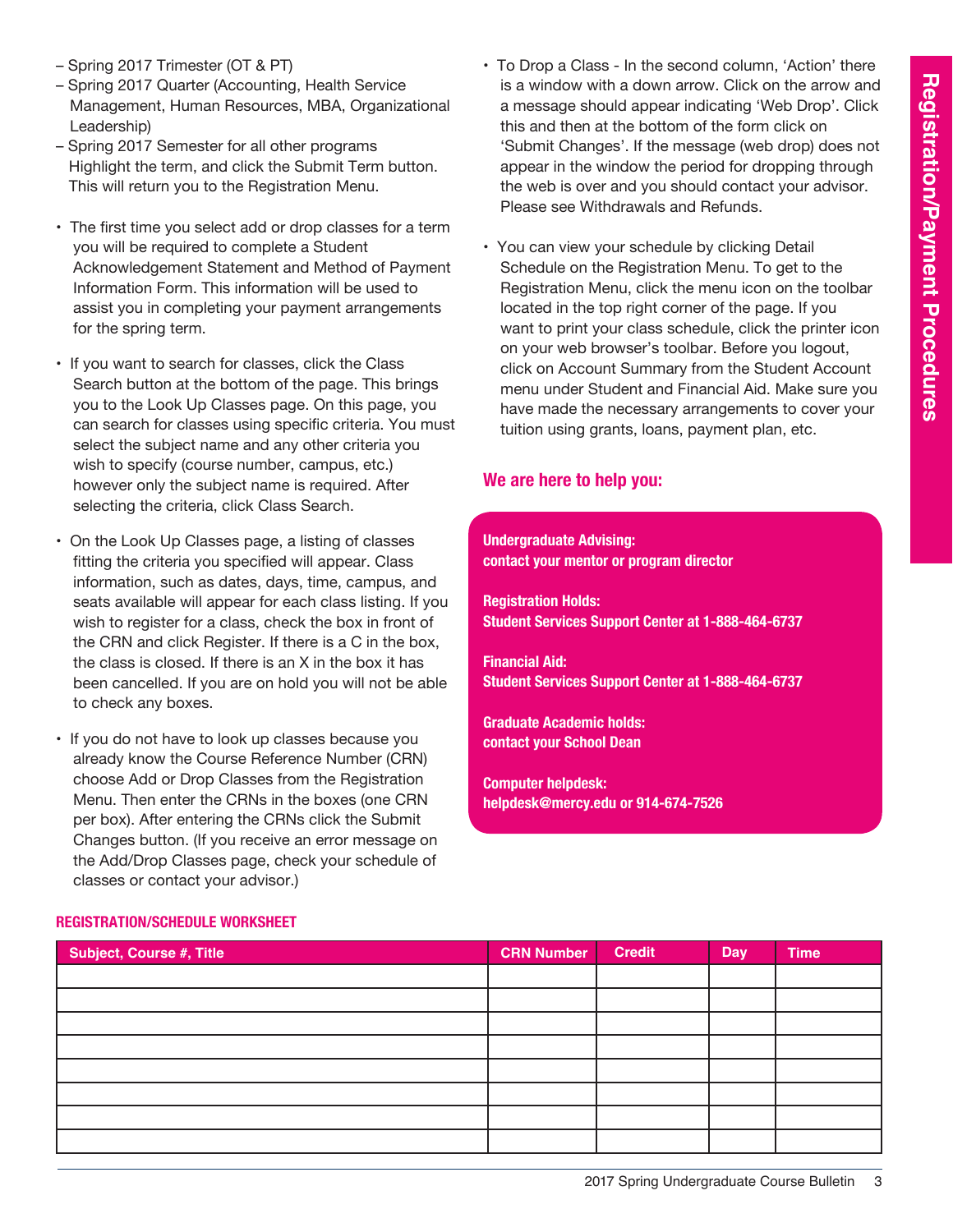– Spring 2017 Trimester (OT & PT)
– Spring 2017 Quarter (Accounting, Health Service Management, Human Resources, MBA, Organizational Leadership)
– Spring 2017 Semester for all other programs

Highlight the term, and click the Submit Term button. This will return you to the Registration Menu.

- The first time you select add or drop classes for a term you will be required to complete a Student Acknowledgement Statement and Method of Payment Information Form. This information will be used to assist you in completing your payment arrangements for the spring term.
- If you want to search for classes, click the Class Search button at the bottom of the page. This brings you to the Look Up Classes page. On this page, you can search for classes using specific criteria. You must select the subject name and any other criteria you wish to specify (course number, campus, etc.) however only the subject name is required. After selecting the criteria, click Class Search.
- On the Look Up Classes page, a listing of classes fitting the criteria you specified will appear. Class information, such as dates, days, time, campus, and seats available will appear for each class listing. If you wish to register for a class, check the box in front of the CRN and click Register. If there is a C in the box, the class is closed. If there is an X in the box it has been cancelled. If you are on hold you will not be able to check any boxes.
- If you do not have to look up classes because you already know the Course Reference Number (CRN) choose Add or Drop Classes from the Registration Menu. Then enter the CRNs in the boxes (one CRN per box). After entering the CRNs click the Submit Changes button. (If you receive an error message on the Add/Drop Classes page, check your schedule of classes or contact your advisor.)
- To Drop a Class - In the second column, 'Action' there is a window with a down arrow. Click on the arrow and a message should appear indicating 'Web Drop'. Click this and then at the bottom of the form click on 'Submit Changes'. If the message (web drop) does not appear in the window the period for dropping through the web is over and you should contact your advisor. Please see Withdrawals and Refunds.
- You can view your schedule by clicking Detail Schedule on the Registration Menu. To get to the Registration Menu, click the menu icon on the toolbar located in the top right corner of the page. If you want to print your class schedule, click the printer icon on your web browser's toolbar. Before you logout, click on Account Summary from the Student Account menu under Student and Financial Aid. Make sure you have made the necessary arrangements to cover your tuition using grants, loans, payment plan, etc.

## We are here to help you:

**Undergraduate Advising:**
**contact your mentor or program director**

**Registration Holds:**
**Student Services Support Center at 1-888-464-6737**

**Financial Aid:**
**Student Services Support Center at 1-888-464-6737**

**Graduate Academic holds:**
**contact your School Dean**

**Computer helpdesk:**
**helpdesk@mercy.edu or 914-674-7526**

### REGISTRATION/SCHEDULE WORKSHEET

| Subject, Course #, Title | CRN Number | Credit | Day | Time |
|---|---|---|---|---|
| | | | | |
| | | | | |
| | | | | |
| | | | | |
| | | | | |
| | | | | |
| | | | | |
| | | | | |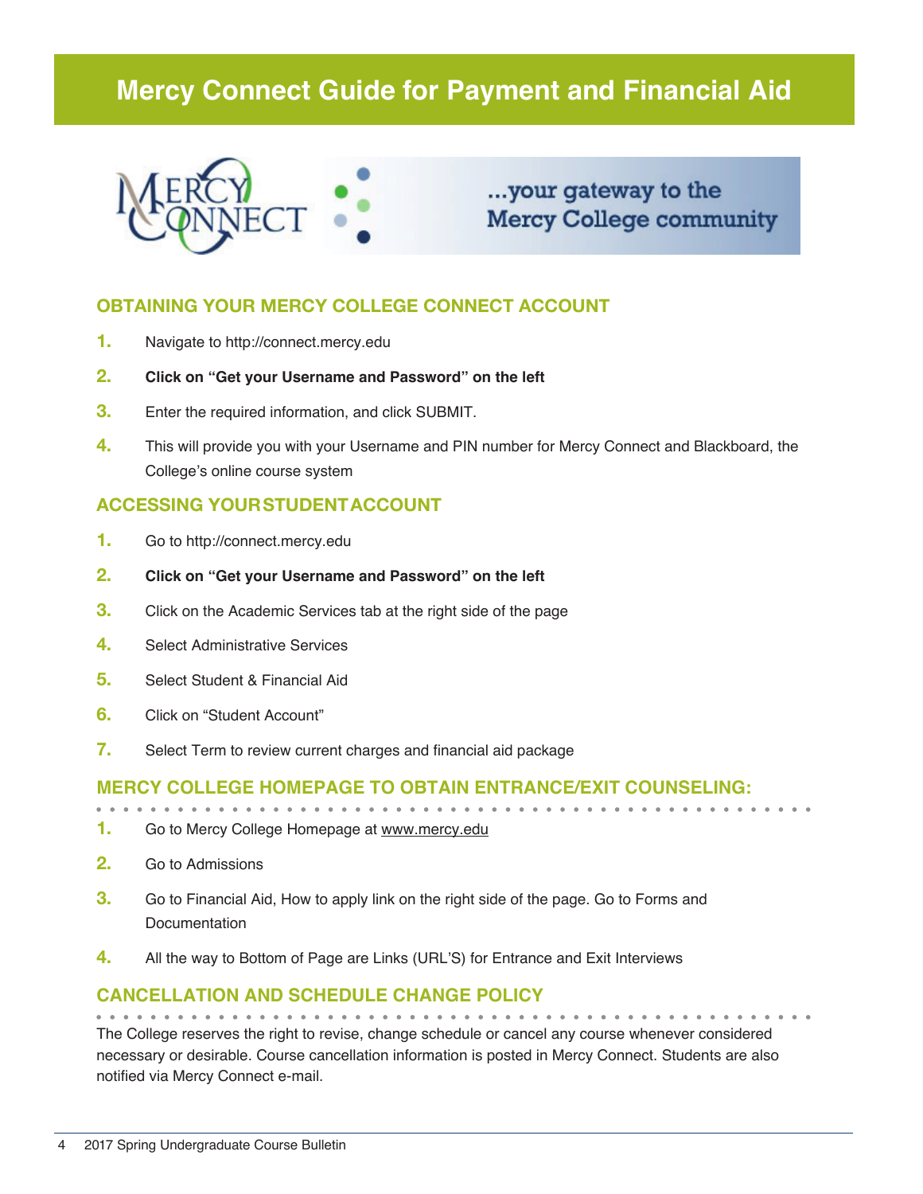# Mercy Connect Guide for Payment and Financial Aid

...your gateway to the Mercy College community

## OBTAINING YOUR MERCY COLLEGE CONNECT ACCOUNT

1. Navigate to http://connect.mercy.edu
2. **Click on "Get your Username and Password" on the left**
3. Enter the required information, and click SUBMIT.
4. This will provide you with your Username and PIN number for Mercy Connect and Blackboard, the College's online course system

## ACCESSING YOUR STUDENT ACCOUNT

1. Go to http://connect.mercy.edu
2. **Click on "Get your Username and Password" on the left**
3. Click on the Academic Services tab at the right side of the page
4. Select Administrative Services
5. Select Student & Financial Aid
6. Click on "Student Account"
7. Select Term to review current charges and financial aid package

## MERCY COLLEGE HOMEPAGE TO OBTAIN ENTRANCE/EXIT COUNSELING:

1. Go to Mercy College Homepage at www.mercy.edu
2. Go to Admissions
3. Go to Financial Aid, How to apply link on the right side of the page. Go to Forms and Documentation
4. All the way to Bottom of Page are Links (URL'S) for Entrance and Exit Interviews

## CANCELLATION AND SCHEDULE CHANGE POLICY

The College reserves the right to revise, change schedule or cancel any course whenever considered necessary or desirable. Course cancellation information is posted in Mercy Connect. Students are also notified via Mercy Connect e-mail.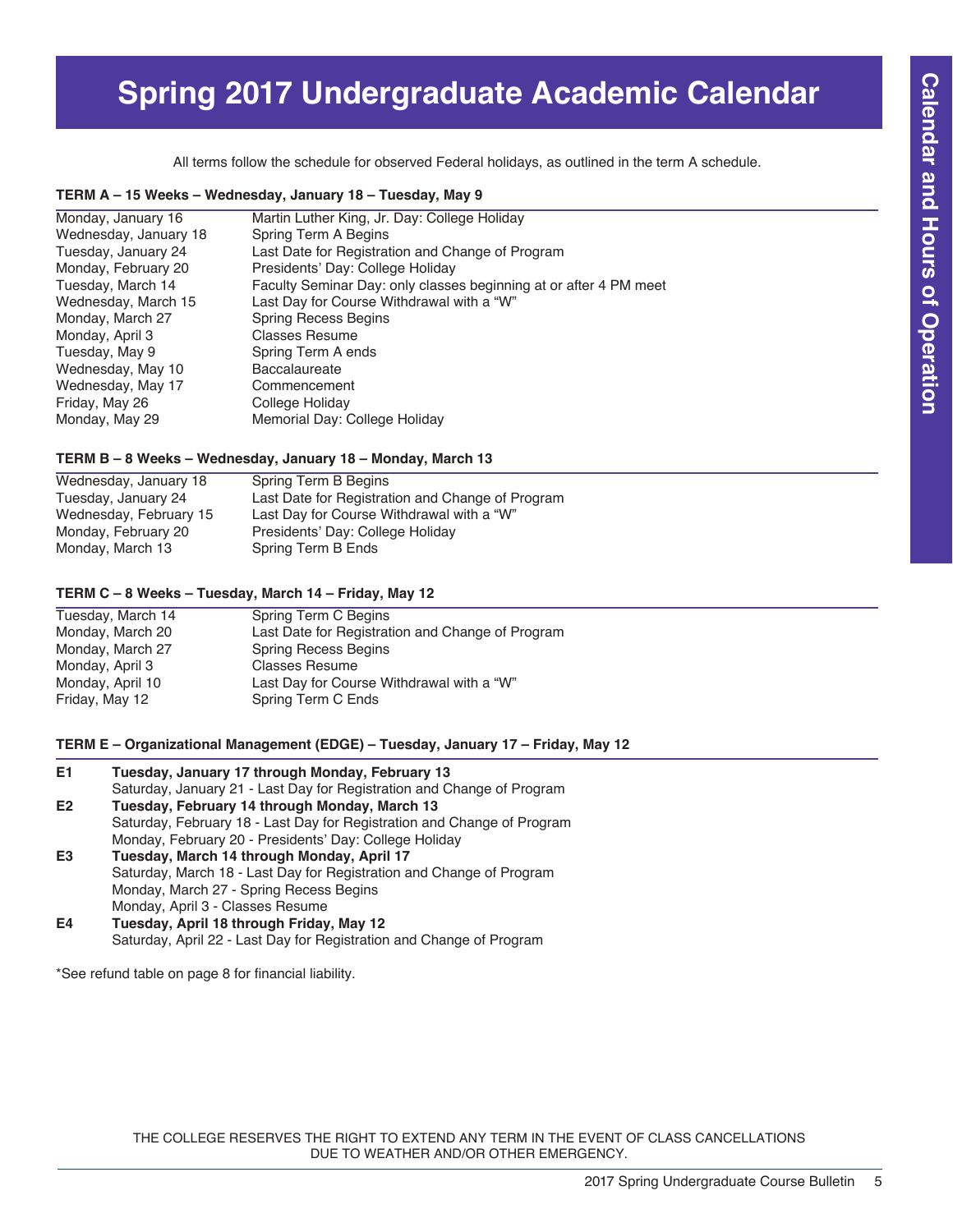# Spring 2017 Undergraduate Academic Calendar

All terms follow the schedule for observed Federal holidays, as outlined in the term A schedule.

### TERM A – 15 Weeks – Wednesday, January 18 – Tuesday, May 9

| | |
|---|---|
| Monday, January 16 | Martin Luther King, Jr. Day: College Holiday |
| Wednesday, January 18 | Spring Term A Begins |
| Tuesday, January 24 | Last Date for Registration and Change of Program |
| Monday, February 20 | Presidents' Day: College Holiday |
| Tuesday, March 14 | Faculty Seminar Day: only classes beginning at or after 4 PM meet |
| Wednesday, March 15 | Last Day for Course Withdrawal with a "W" |
| Monday, March 27 | Spring Recess Begins |
| Monday, April 3 | Classes Resume |
| Tuesday, May 9 | Spring Term A ends |
| Wednesday, May 10 | Baccalaureate |
| Wednesday, May 17 | Commencement |
| Friday, May 26 | College Holiday |
| Monday, May 29 | Memorial Day: College Holiday |

### TERM B – 8 Weeks – Wednesday, January 18 – Monday, March 13

| | |
|---|---|
| Wednesday, January 18 | Spring Term B Begins |
| Tuesday, January 24 | Last Date for Registration and Change of Program |
| Wednesday, February 15 | Last Day for Course Withdrawal with a "W" |
| Monday, February 20 | Presidents' Day: College Holiday |
| Monday, March 13 | Spring Term B Ends |

### TERM C – 8 Weeks – Tuesday, March 14 – Friday, May 12

| | |
|---|---|
| Tuesday, March 14 | Spring Term C Begins |
| Monday, March 20 | Last Date for Registration and Change of Program |
| Monday, March 27 | Spring Recess Begins |
| Monday, April 3 | Classes Resume |
| Monday, April 10 | Last Day for Course Withdrawal with a "W" |
| Friday, May 12 | Spring Term C Ends |

### TERM E – Organizational Management (EDGE) – Tuesday, January 17 – Friday, May 12

**E1** **Tuesday, January 17 through Monday, February 13**
Saturday, January 21 - Last Day for Registration and Change of Program

**E2** **Tuesday, February 14 through Monday, March 13**
Saturday, February 18 - Last Day for Registration and Change of Program
Monday, February 20 - Presidents' Day: College Holiday

**E3** **Tuesday, March 14 through Monday, April 17**
Saturday, March 18 - Last Day for Registration and Change of Program
Monday, March 27 - Spring Recess Begins
Monday, April 3 - Classes Resume

**E4** **Tuesday, April 18 through Friday, May 12**
Saturday, April 22 - Last Day for Registration and Change of Program

*See refund table on page 8 for financial liability.

THE COLLEGE RESERVES THE RIGHT TO EXTEND ANY TERM IN THE EVENT OF CLASS CANCELLATIONS DUE TO WEATHER AND/OR OTHER EMERGENCY.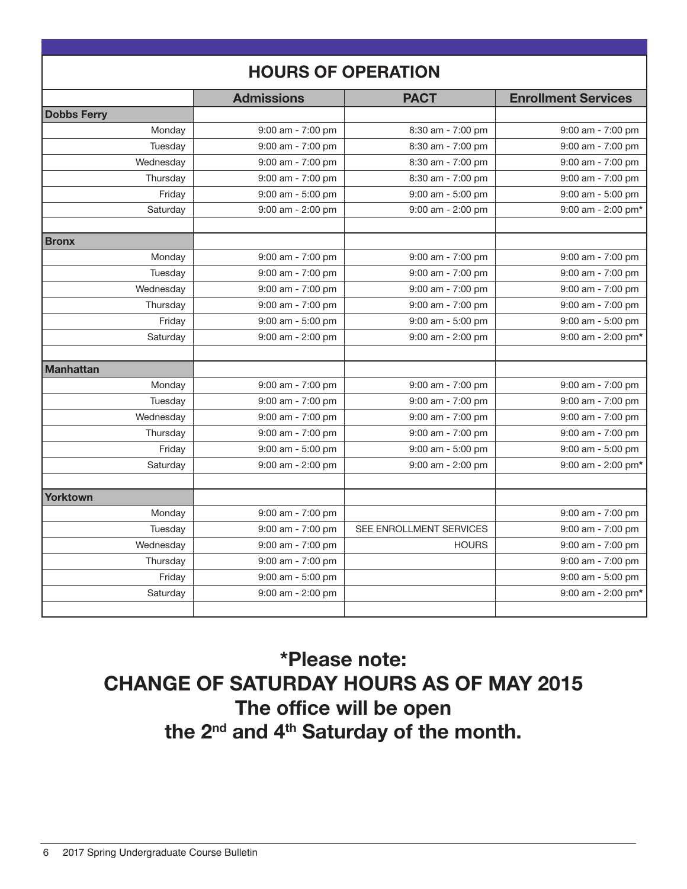# HOURS OF OPERATION

| | Admissions | PACT | Enrollment Services |
|---|---|---|---|
| **Dobbs Ferry** | | | |
| Monday | 9:00 am - 7:00 pm | 8:30 am - 7:00 pm | 9:00 am - 7:00 pm |
| Tuesday | 9:00 am - 7:00 pm | 8:30 am - 7:00 pm | 9:00 am - 7:00 pm |
| Wednesday | 9:00 am - 7:00 pm | 8:30 am - 7:00 pm | 9:00 am - 7:00 pm |
| Thursday | 9:00 am - 7:00 pm | 8:30 am - 7:00 pm | 9:00 am - 7:00 pm |
| Friday | 9:00 am - 5:00 pm | 9:00 am - 5:00 pm | 9:00 am - 5:00 pm |
| Saturday | 9:00 am - 2:00 pm | 9:00 am - 2:00 pm | 9:00 am - 2:00 pm* |
| | | | |
| **Bronx** | | | |
| Monday | 9:00 am - 7:00 pm | 9:00 am - 7:00 pm | 9:00 am - 7:00 pm |
| Tuesday | 9:00 am - 7:00 pm | 9:00 am - 7:00 pm | 9:00 am - 7:00 pm |
| Wednesday | 9:00 am - 7:00 pm | 9:00 am - 7:00 pm | 9:00 am - 7:00 pm |
| Thursday | 9:00 am - 7:00 pm | 9:00 am - 7:00 pm | 9:00 am - 7:00 pm |
| Friday | 9:00 am - 5:00 pm | 9:00 am - 5:00 pm | 9:00 am - 5:00 pm |
| Saturday | 9:00 am - 2:00 pm | 9:00 am - 2:00 pm | 9:00 am - 2:00 pm* |
| | | | |
| **Manhattan** | | | |
| Monday | 9:00 am - 7:00 pm | 9:00 am - 7:00 pm | 9:00 am - 7:00 pm |
| Tuesday | 9:00 am - 7:00 pm | 9:00 am - 7:00 pm | 9:00 am - 7:00 pm |
| Wednesday | 9:00 am - 7:00 pm | 9:00 am - 7:00 pm | 9:00 am - 7:00 pm |
| Thursday | 9:00 am - 7:00 pm | 9:00 am - 7:00 pm | 9:00 am - 7:00 pm |
| Friday | 9:00 am - 5:00 pm | 9:00 am - 5:00 pm | 9:00 am - 5:00 pm |
| Saturday | 9:00 am - 2:00 pm | 9:00 am - 2:00 pm | 9:00 am - 2:00 pm* |
| | | | |
| **Yorktown** | | | |
| Monday | 9:00 am - 7:00 pm | | 9:00 am - 7:00 pm |
| Tuesday | 9:00 am - 7:00 pm | SEE ENROLLMENT SERVICES | 9:00 am - 7:00 pm |
| Wednesday | 9:00 am - 7:00 pm | HOURS | 9:00 am - 7:00 pm |
| Thursday | 9:00 am - 7:00 pm | | 9:00 am - 7:00 pm |
| Friday | 9:00 am - 5:00 pm | | 9:00 am - 5:00 pm |
| Saturday | 9:00 am - 2:00 pm | | 9:00 am - 2:00 pm* |

**\*Please note:**
**CHANGE OF SATURDAY HOURS AS OF MAY 2015**
**The office will be open**
**the 2nd and 4th Saturday of the month.**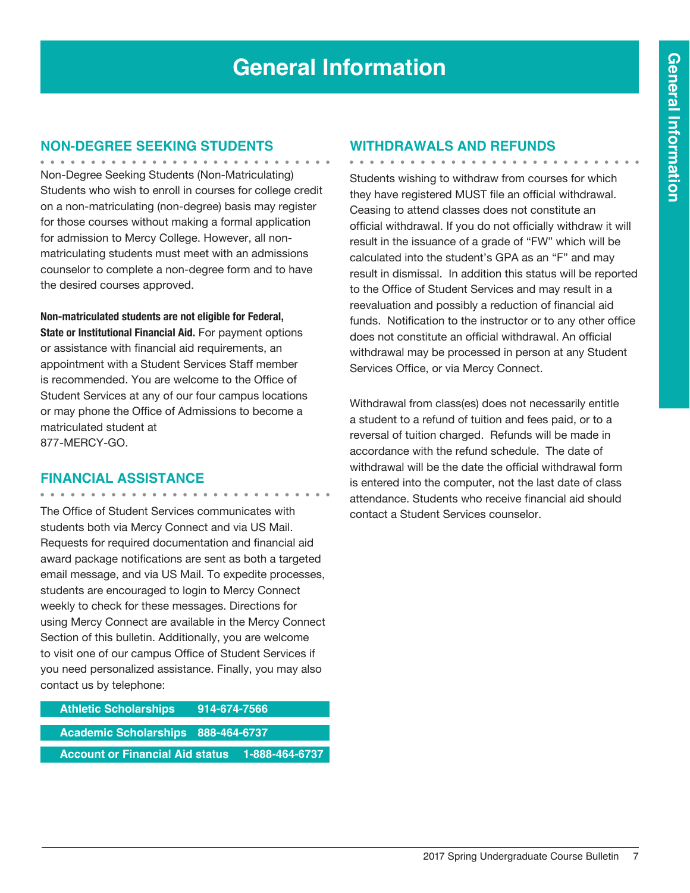# General Information

## NON-DEGREE SEEKING STUDENTS

Non-Degree Seeking Students (Non-Matriculating) Students who wish to enroll in courses for college credit on a non-matriculating (non-degree) basis may register for those courses without making a formal application for admission to Mercy College. However, all non-matriculating students must meet with an admissions counselor to complete a non-degree form and to have the desired courses approved.

**Non-matriculated students are not eligible for Federal, State or Institutional Financial Aid.** For payment options or assistance with financial aid requirements, an appointment with a Student Services Staff member is recommended. You are welcome to the Office of Student Services at any of our four campus locations or may phone the Office of Admissions to become a matriculated student at
877-MERCY-GO.

## FINANCIAL ASSISTANCE

The Office of Student Services communicates with students both via Mercy Connect and via US Mail. Requests for required documentation and financial aid award package notifications are sent as both a targeted email message, and via US Mail. To expedite processes, students are encouraged to login to Mercy Connect weekly to check for these messages. Directions for using Mercy Connect are available in the Mercy Connect Section of this bulletin. Additionally, you are welcome to visit one of our campus Office of Student Services if you need personalized assistance. Finally, you may also contact us by telephone:

| | |
|---|---|
| **Athletic Scholarships** | **914-674-7566** |
| **Academic Scholarships** | **888-464-6737** |
| **Account or Financial Aid status** | **1-888-464-6737** |

## WITHDRAWALS AND REFUNDS

Students wishing to withdraw from courses for which they have registered MUST file an official withdrawal. Ceasing to attend classes does not constitute an official withdrawal. If you do not officially withdraw it will result in the issuance of a grade of "FW" which will be calculated into the student's GPA as an "F" and may result in dismissal. In addition this status will be reported to the Office of Student Services and may result in a reevaluation and possibly a reduction of financial aid funds. Notification to the instructor or to any other office does not constitute an official withdrawal. An official withdrawal may be processed in person at any Student Services Office, or via Mercy Connect.

Withdrawal from class(es) does not necessarily entitle a student to a refund of tuition and fees paid, or to a reversal of tuition charged. Refunds will be made in accordance with the refund schedule. The date of withdrawal will be the date the official withdrawal form is entered into the computer, not the last date of class attendance. Students who receive financial aid should contact a Student Services counselor.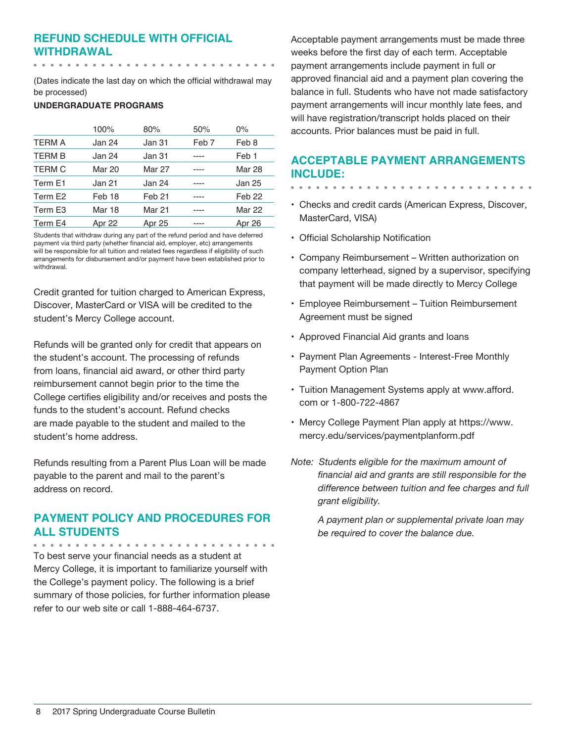## REFUND SCHEDULE WITH OFFICIAL WITHDRAWAL

(Dates indicate the last day on which the official withdrawal may be processed)

**UNDERGRADUATE PROGRAMS**

| | 100% | 80% | 50% | 0% |
|---|---|---|---|---|
| TERM A | Jan 24 | Jan 31 | Feb 7 | Feb 8 |
| TERM B | Jan 24 | Jan 31 | ---- | Feb 1 |
| TERM C | Mar 20 | Mar 27 | ---- | Mar 28 |
| Term E1 | Jan 21 | Jan 24 | ---- | Jan 25 |
| Term E2 | Feb 18 | Feb 21 | ---- | Feb 22 |
| Term E3 | Mar 18 | Mar 21 | ---- | Mar 22 |
| Term E4 | Apr 22 | Apr 25 | ---- | Apr 26 |

Students that withdraw during any part of the refund period and have deferred payment via third party (whether financial aid, employer, etc) arrangements will be responsible for all tuition and related fees regardless if eligibility of such arrangements for disbursement and/or payment have been established prior to withdrawal.

Credit granted for tuition charged to American Express, Discover, MasterCard or VISA will be credited to the student's Mercy College account.

Refunds will be granted only for credit that appears on the student's account. The processing of refunds from loans, financial aid award, or other third party reimbursement cannot begin prior to the time the College certifies eligibility and/or receives and posts the funds to the student's account. Refund checks are made payable to the student and mailed to the student's home address.

Refunds resulting from a Parent Plus Loan will be made payable to the parent and mail to the parent's address on record.

## PAYMENT POLICY AND PROCEDURES FOR ALL STUDENTS

To best serve your financial needs as a student at Mercy College, it is important to familiarize yourself with the College's payment policy. The following is a brief summary of those policies, for further information please refer to our web site or call 1-888-464-6737.

Acceptable payment arrangements must be made three weeks before the first day of each term. Acceptable payment arrangements include payment in full or approved financial aid and a payment plan covering the balance in full. Students who have not made satisfactory payment arrangements will incur monthly late fees, and will have registration/transcript holds placed on their accounts. Prior balances must be paid in full.

## ACCEPTABLE PAYMENT ARRANGEMENTS INCLUDE:

- Checks and credit cards (American Express, Discover, MasterCard, VISA)
- Official Scholarship Notification
- Company Reimbursement – Written authorization on company letterhead, signed by a supervisor, specifying that payment will be made directly to Mercy College
- Employee Reimbursement – Tuition Reimbursement Agreement must be signed
- Approved Financial Aid grants and loans
- Payment Plan Agreements - Interest-Free Monthly Payment Option Plan
- Tuition Management Systems apply at www.afford.com or 1-800-722-4867
- Mercy College Payment Plan apply at https://www.mercy.edu/services/paymentplanform.pdf

*Note: Students eligible for the maximum amount of financial aid and grants are still responsible for the difference between tuition and fee charges and full grant eligibility.*

*A payment plan or supplemental private loan may be required to cover the balance due.*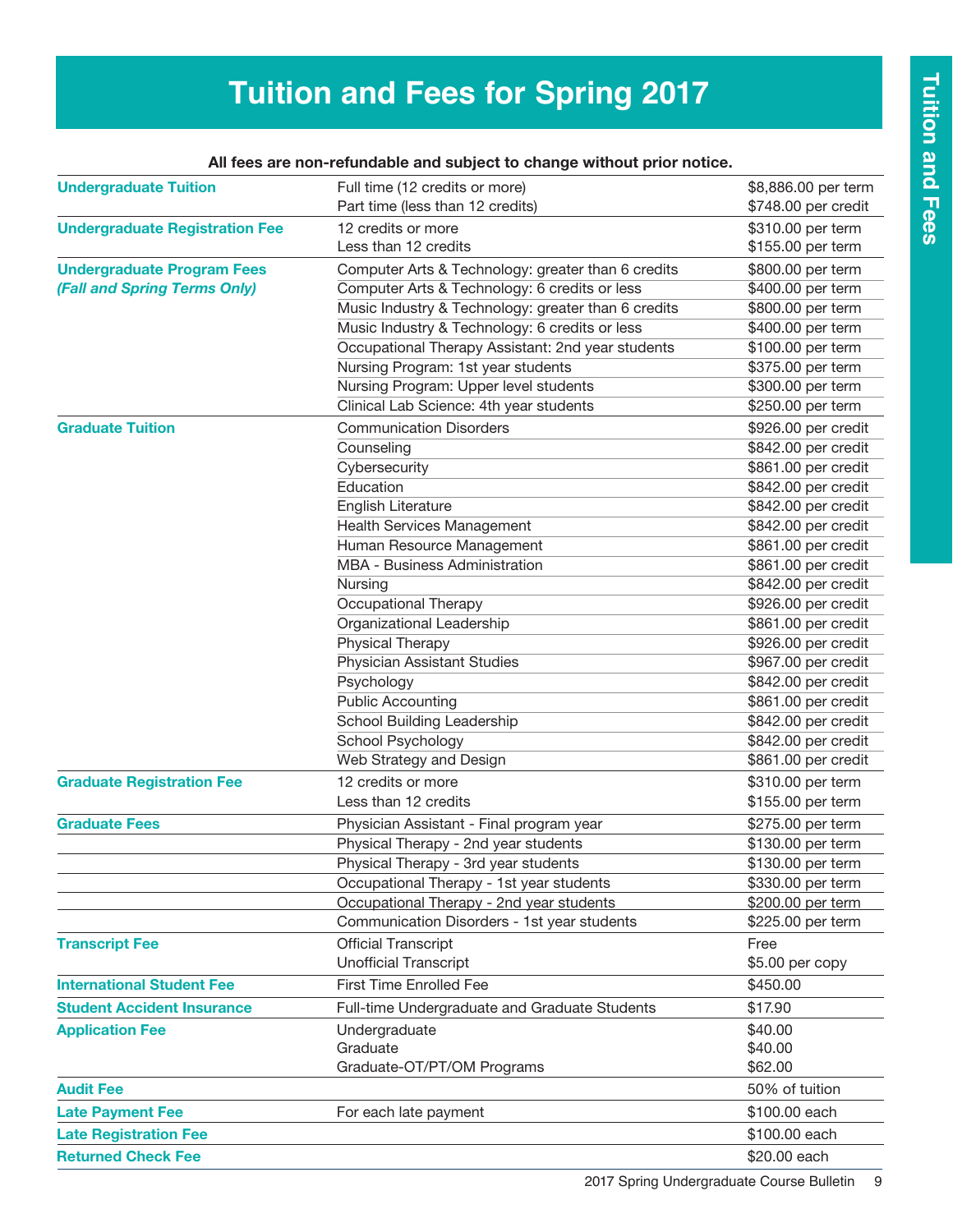# Tuition and Fees for Spring 2017

**All fees are non-refundable and subject to change without prior notice.**

| | | |
|---|---|---|
| **Undergraduate Tuition** | Full time (12 credits or more) | $8,886.00 per term |
| | Part time (less than 12 credits) | $748.00 per credit |
| **Undergraduate Registration Fee** | 12 credits or more | $310.00 per term |
| | Less than 12 credits | $155.00 per term |
| **Undergraduate Program Fees** ***(Fall and Spring Terms Only)*** | Computer Arts & Technology: greater than 6 credits | $800.00 per term |
| | Computer Arts & Technology: 6 credits or less | $400.00 per term |
| | Music Industry & Technology: greater than 6 credits | $800.00 per term |
| | Music Industry & Technology: 6 credits or less | $400.00 per term |
| | Occupational Therapy Assistant: 2nd year students | $100.00 per term |
| | Nursing Program: 1st year students | $375.00 per term |
| | Nursing Program: Upper level students | $300.00 per term |
| | Clinical Lab Science: 4th year students | $250.00 per term |
| **Graduate Tuition** | Communication Disorders | $926.00 per credit |
| | Counseling | $842.00 per credit |
| | Cybersecurity | $861.00 per credit |
| | Education | $842.00 per credit |
| | English Literature | $842.00 per credit |
| | Health Services Management | $842.00 per credit |
| | Human Resource Management | $861.00 per credit |
| | MBA - Business Administration | $861.00 per credit |
| | Nursing | $842.00 per credit |
| | Occupational Therapy | $926.00 per credit |
| | Organizational Leadership | $861.00 per credit |
| | Physical Therapy | $926.00 per credit |
| | Physician Assistant Studies | $967.00 per credit |
| | Psychology | $842.00 per credit |
| | Public Accounting | $861.00 per credit |
| | School Building Leadership | $842.00 per credit |
| | School Psychology | $842.00 per credit |
| | Web Strategy and Design | $861.00 per credit |
| **Graduate Registration Fee** | 12 credits or more | $310.00 per term |
| | Less than 12 credits | $155.00 per term |
| **Graduate Fees** | Physician Assistant - Final program year | $275.00 per term |
| | Physical Therapy - 2nd year students | $130.00 per term |
| | Physical Therapy - 3rd year students | $130.00 per term |
| | Occupational Therapy - 1st year students | $330.00 per term |
| | Occupational Therapy - 2nd year students | $200.00 per term |
| | Communication Disorders - 1st year students | $225.00 per term |
| **Transcript Fee** | Official Transcript | Free |
| | Unofficial Transcript | $5.00 per copy |
| **International Student Fee** | First Time Enrolled Fee | $450.00 |
| **Student Accident Insurance** | Full-time Undergraduate and Graduate Students | $17.90 |
| **Application Fee** | Undergraduate | $40.00 |
| | Graduate | $40.00 |
| | Graduate-OT/PT/OM Programs | $62.00 |
| **Audit Fee** | | 50% of tuition |
| **Late Payment Fee** | For each late payment | $100.00 each |
| **Late Registration Fee** | | $100.00 each |
| **Returned Check Fee** | | $20.00 each |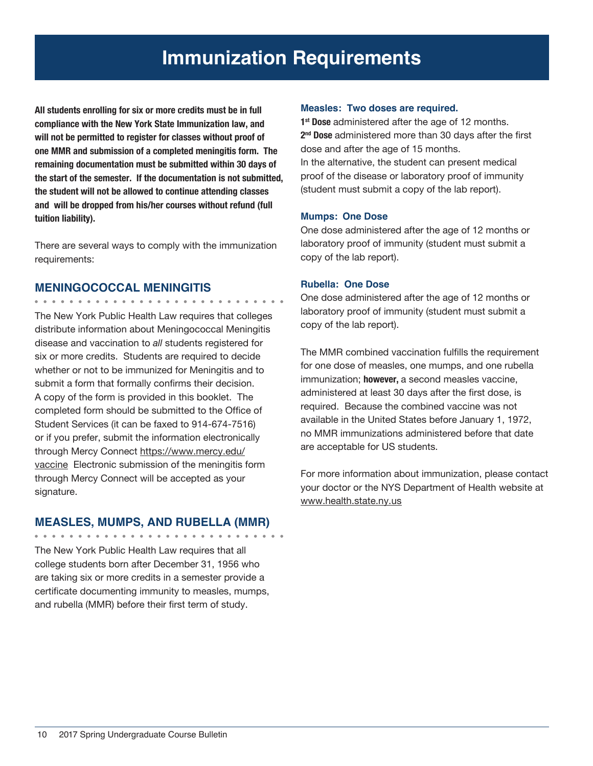# Immunization Requirements

**All students enrolling for six or more credits must be in full compliance with the New York State Immunization law, and will not be permitted to register for classes without proof of one MMR and submission of a completed meningitis form. The remaining documentation must be submitted within 30 days of the start of the semester. If the documentation is not submitted, the student will not be allowed to continue attending classes and will be dropped from his/her courses without refund (full tuition liability).**

There are several ways to comply with the immunization requirements:

## MENINGOCOCCAL MENINGITIS

The New York Public Health Law requires that colleges distribute information about Meningococcal Meningitis disease and vaccination to *all* students registered for six or more credits. Students are required to decide whether or not to be immunized for Meningitis and to submit a form that formally confirms their decision. A copy of the form is provided in this booklet. The completed form should be submitted to the Office of Student Services (it can be faxed to 914-674-7516) or if you prefer, submit the information electronically through Mercy Connect https://www.mercy.edu/vaccine Electronic submission of the meningitis form through Mercy Connect will be accepted as your signature.

## MEASLES, MUMPS, AND RUBELLA (MMR)

The New York Public Health Law requires that all college students born after December 31, 1956 who are taking six or more credits in a semester provide a certificate documenting immunity to measles, mumps, and rubella (MMR) before their first term of study.

### Measles: Two doses are required.

**1st Dose** administered after the age of 12 months.
**2nd Dose** administered more than 30 days after the first dose and after the age of 15 months.
In the alternative, the student can present medical proof of the disease or laboratory proof of immunity (student must submit a copy of the lab report).

### Mumps: One Dose

One dose administered after the age of 12 months or laboratory proof of immunity (student must submit a copy of the lab report).

### Rubella: One Dose

One dose administered after the age of 12 months or laboratory proof of immunity (student must submit a copy of the lab report).

The MMR combined vaccination fulfills the requirement for one dose of measles, one mumps, and one rubella immunization; **however,** a second measles vaccine, administered at least 30 days after the first dose, is required. Because the combined vaccine was not available in the United States before January 1, 1972, no MMR immunizations administered before that date are acceptable for US students.

For more information about immunization, please contact your doctor or the NYS Department of Health website at www.health.state.ny.us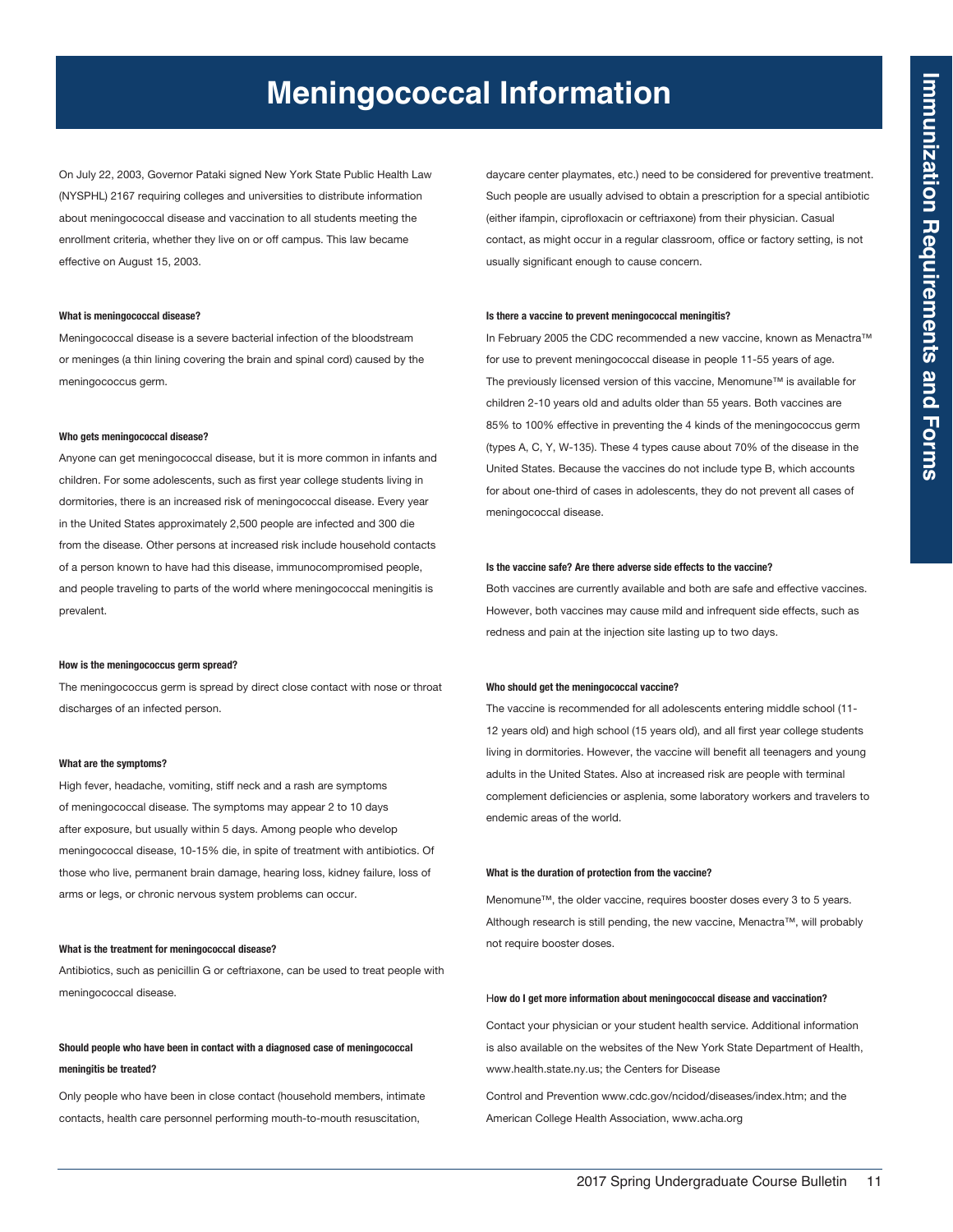# Meningococcal Information

On July 22, 2003, Governor Pataki signed New York State Public Health Law (NYSPHL) 2167 requiring colleges and universities to distribute information about meningococcal disease and vaccination to all students meeting the enrollment criteria, whether they live on or off campus. This law became effective on August 15, 2003.

**What is meningococcal disease?**

Meningococcal disease is a severe bacterial infection of the bloodstream or meninges (a thin lining covering the brain and spinal cord) caused by the meningococcus germ.

**Who gets meningococcal disease?**

Anyone can get meningococcal disease, but it is more common in infants and children. For some adolescents, such as first year college students living in dormitories, there is an increased risk of meningococcal disease. Every year in the United States approximately 2,500 people are infected and 300 die from the disease. Other persons at increased risk include household contacts of a person known to have had this disease, immunocompromised people, and people traveling to parts of the world where meningococcal meningitis is prevalent.

**How is the meningococcus germ spread?**

The meningococcus germ is spread by direct close contact with nose or throat discharges of an infected person.

**What are the symptoms?**

High fever, headache, vomiting, stiff neck and a rash are symptoms of meningococcal disease. The symptoms may appear 2 to 10 days after exposure, but usually within 5 days. Among people who develop meningococcal disease, 10-15% die, in spite of treatment with antibiotics. Of those who live, permanent brain damage, hearing loss, kidney failure, loss of arms or legs, or chronic nervous system problems can occur.

**What is the treatment for meningococcal disease?**

Antibiotics, such as penicillin G or ceftriaxone, can be used to treat people with meningococcal disease.

**Should people who have been in contact with a diagnosed case of meningococcal meningitis be treated?**

Only people who have been in close contact (household members, intimate contacts, health care personnel performing mouth-to-mouth resuscitation, daycare center playmates, etc.) need to be considered for preventive treatment. Such people are usually advised to obtain a prescription for a special antibiotic (either ifampin, ciprofloxacin or ceftriaxone) from their physician. Casual contact, as might occur in a regular classroom, office or factory setting, is not usually significant enough to cause concern.

**Is there a vaccine to prevent meningococcal meningitis?**

In February 2005 the CDC recommended a new vaccine, known as Menactra™ for use to prevent meningococcal disease in people 11-55 years of age. The previously licensed version of this vaccine, Menomune™ is available for children 2-10 years old and adults older than 55 years. Both vaccines are 85% to 100% effective in preventing the 4 kinds of the meningococcus germ (types A, C, Y, W-135). These 4 types cause about 70% of the disease in the United States. Because the vaccines do not include type B, which accounts for about one-third of cases in adolescents, they do not prevent all cases of meningococcal disease.

**Is the vaccine safe? Are there adverse side effects to the vaccine?**

Both vaccines are currently available and both are safe and effective vaccines. However, both vaccines may cause mild and infrequent side effects, such as redness and pain at the injection site lasting up to two days.

**Who should get the meningococcal vaccine?**

The vaccine is recommended for all adolescents entering middle school (11-12 years old) and high school (15 years old), and all first year college students living in dormitories. However, the vaccine will benefit all teenagers and young adults in the United States. Also at increased risk are people with terminal complement deficiencies or asplenia, some laboratory workers and travelers to endemic areas of the world.

**What is the duration of protection from the vaccine?**

Menomune™, the older vaccine, requires booster doses every 3 to 5 years. Although research is still pending, the new vaccine, Menactra™, will probably not require booster doses.

**How do I get more information about meningococcal disease and vaccination?**

Contact your physician or your student health service. Additional information is also available on the websites of the New York State Department of Health, www.health.state.ny.us; the Centers for Disease

Control and Prevention www.cdc.gov/ncidod/diseases/index.htm; and the American College Health Association, www.acha.org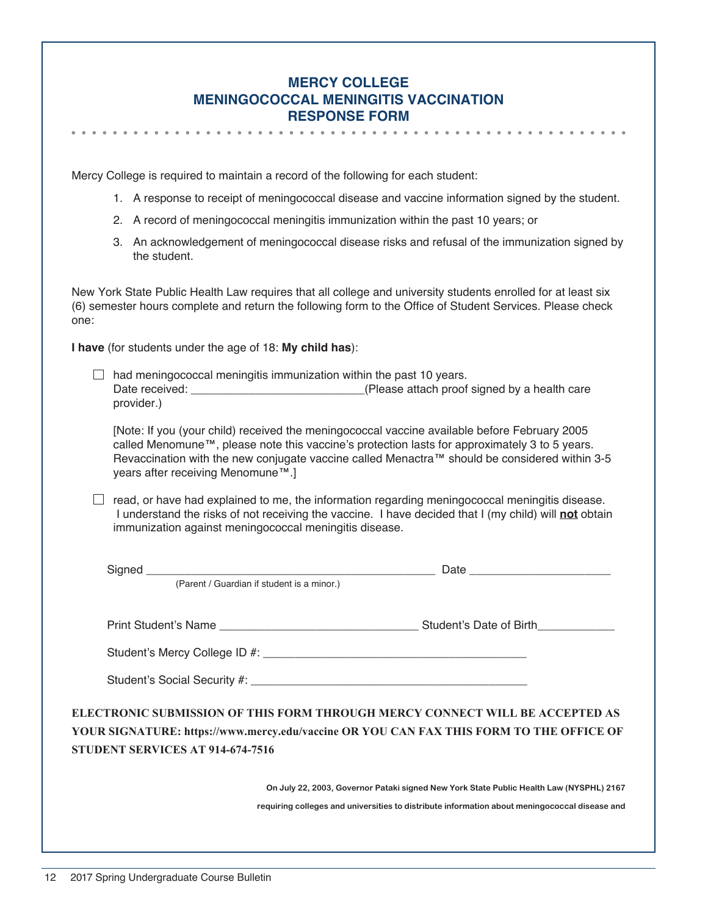# MERCY COLLEGE
# MENINGOCOCCAL MENINGITIS VACCINATION
# RESPONSE FORM

Mercy College is required to maintain a record of the following for each student:

1. A response to receipt of meningococcal disease and vaccine information signed by the student.
2. A record of meningococcal meningitis immunization within the past 10 years; or
3. An acknowledgement of meningococcal disease risks and refusal of the immunization signed by the student.

New York State Public Health Law requires that all college and university students enrolled for at least six (6) semester hours complete and return the following form to the Office of Student Services. Please check one:

**I have** (for students under the age of 18: **My child has**):

☐ had meningococcal meningitis immunization within the past 10 years.
Date received: ___________________________(Please attach proof signed by a health care provider.)

[Note: If you (your child) received the meningococcal vaccine available before February 2005 called Menomune™, please note this vaccine's protection lasts for approximately 3 to 5 years. Revaccination with the new conjugate vaccine called Menactra™ should be considered within 3-5 years after receiving Menomune™.]

☐ read, or have had explained to me, the information regarding meningococcal meningitis disease. I understand the risks of not receiving the vaccine. I have decided that I (my child) will **not** obtain immunization against meningococcal meningitis disease.

Signed ______________________________________________ Date ______________________
(Parent / Guardian if student is a minor.)

Print Student's Name _______________________________ Student's Date of Birth____________

Student's Mercy College ID #: _________________________________________

Student's Social Security #: ___________________________________________

**ELECTRONIC SUBMISSION OF THIS FORM THROUGH MERCY CONNECT WILL BE ACCEPTED AS YOUR SIGNATURE: https://www.mercy.edu/vaccine OR YOU CAN FAX THIS FORM TO THE OFFICE OF STUDENT SERVICES AT 914-674-7516**

**On July 22, 2003, Governor Pataki signed New York State Public Health Law (NYSPHL) 2167 requiring colleges and universities to distribute information about meningococcal disease and**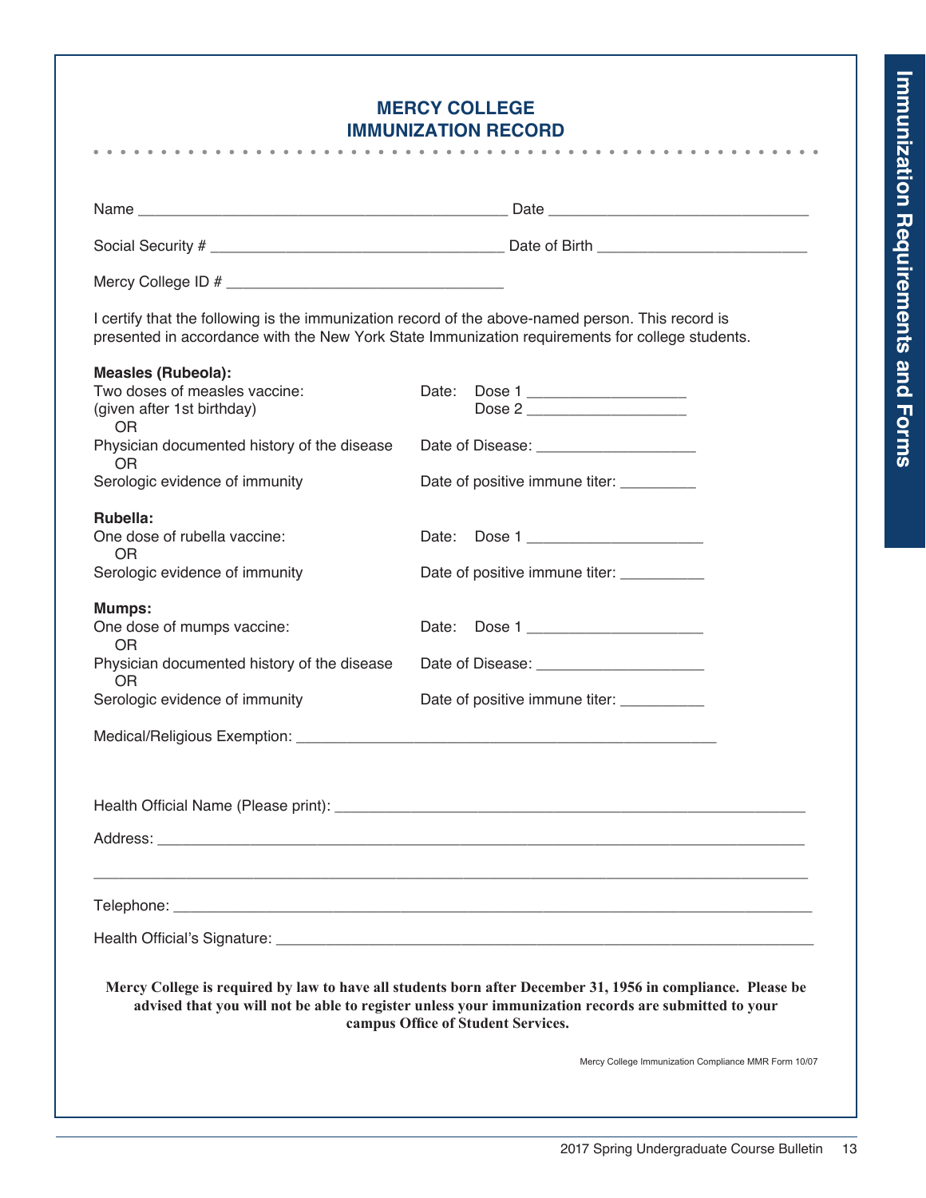## MERCY COLLEGE
## IMMUNIZATION RECORD

Name ___________________________________________ Date ______________________________

Social Security # __________________________________ Date of Birth ________________________

Mercy College ID # ________________________________

I certify that the following is the immunization record of the above-named person. This record is presented in accordance with the New York State Immunization requirements for college students.

**Measles (Rubeola):**

| | |
|---|---|
| Two doses of measles vaccine: (given after 1st birthday) | Date: Dose 1 __________________ Dose 2 __________________ |
| OR | |
| Physician documented history of the disease | Date of Disease: __________________ |
| OR | |
| Serologic evidence of immunity | Date of positive immune titer: _________ |

**Rubella:**

| | |
|---|---|
| One dose of rubella vaccine: | Date: Dose 1 ____________________ |
| OR | |
| Serologic evidence of immunity | Date of positive immune titer: __________ |

**Mumps:**

| | |
|---|---|
| One dose of mumps vaccine: | Date: Dose 1 ____________________ |
| OR | |
| Physician documented history of the disease | Date of Disease: ___________________ |
| OR | |
| Serologic evidence of immunity | Date of positive immune titer: __________ |

Medical/Religious Exemption: _________________________________________________

Health Official Name (Please print): ______________________________________________________

Address: __________________________________________________________________________

____________________________________________________________________________________

Telephone: ________________________________________________________________________

Health Official's Signature: _________________________________________________________

**Mercy College is required by law to have all students born after December 31, 1956 in compliance. Please be advised that you will not be able to register unless your immunization records are submitted to your campus Office of Student Services.**

Mercy College Immunization Compliance MMR Form 10/07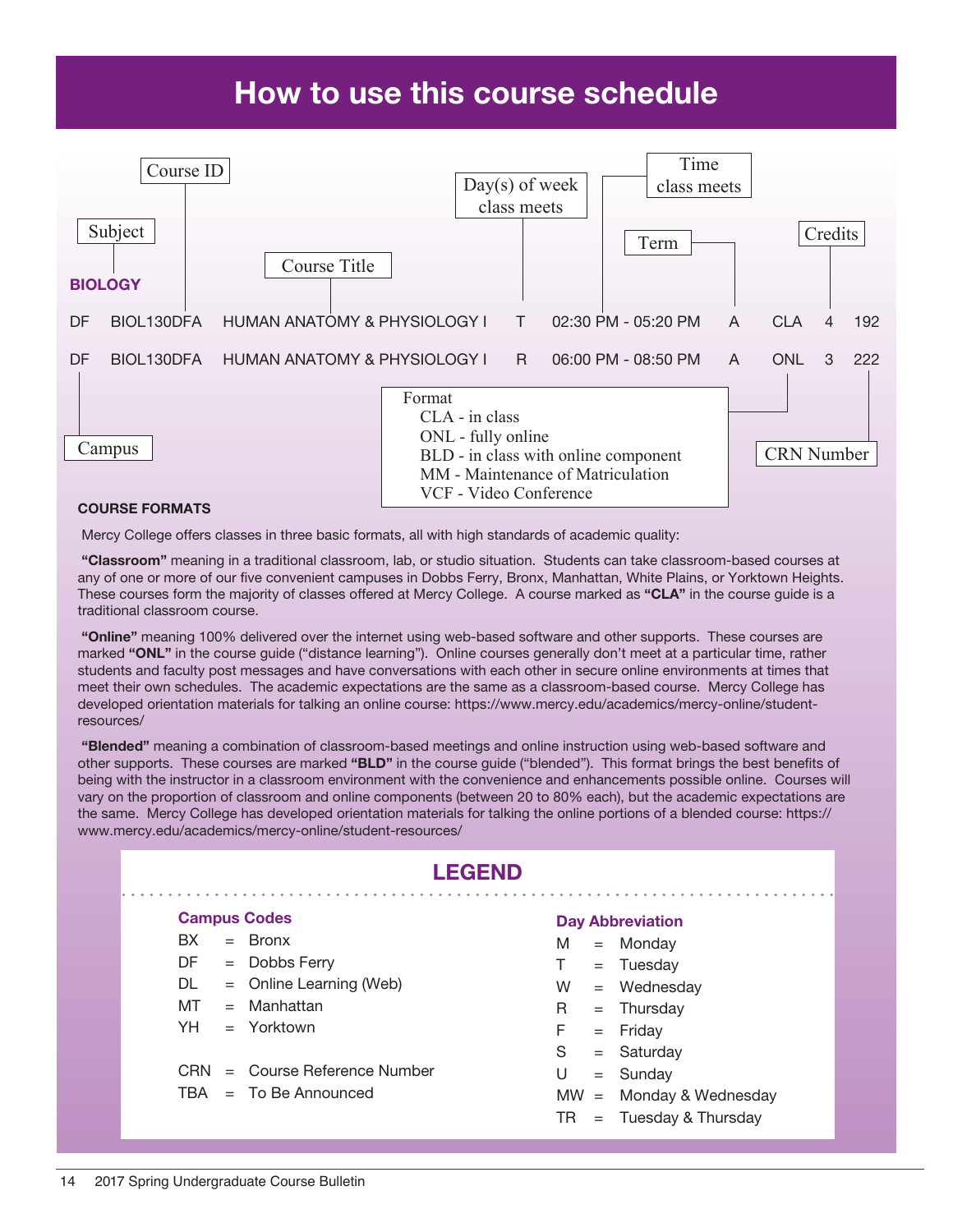# How to use this course schedule

Course ID | Subject | Course Title | Day(s) of week class meets | Time class meets | Term | Credits

**BIOLOGY**

| Campus | Course ID | Course Title | Day(s) | Time | Term | Format | Credits | CRN Number |
|---|---|---|---|---|---|---|---|---|
| DF | BIOL130DFA | HUMAN ANATOMY & PHYSIOLOGY I | T | 02:30 PM - 05:20 PM | A | CLA | 4 | 192 |
| DF | BIOL130DFA | HUMAN ANATOMY & PHYSIOLOGY I | R | 06:00 PM - 08:50 PM | A | ONL | 3 | 222 |

Format
- CLA - in class
- ONL - fully online
- BLD - in class with online component
- MM - Maintenance of Matriculation
- VCF - Video Conference

**COURSE FORMATS**

Mercy College offers classes in three basic formats, all with high standards of academic quality:

**"Classroom"** meaning in a traditional classroom, lab, or studio situation. Students can take classroom-based courses at any of one or more of our five convenient campuses in Dobbs Ferry, Bronx, Manhattan, White Plains, or Yorktown Heights. These courses form the majority of classes offered at Mercy College. A course marked as **"CLA"** in the course guide is a traditional classroom course.

**"Online"** meaning 100% delivered over the internet using web-based software and other supports. These courses are marked **"ONL"** in the course guide ("distance learning"). Online courses generally don't meet at a particular time, rather students and faculty post messages and have conversations with each other in secure online environments at times that meet their own schedules. The academic expectations are the same as a classroom-based course. Mercy College has developed orientation materials for talking an online course: https://www.mercy.edu/academics/mercy-online/student-resources/

**"Blended"** meaning a combination of classroom-based meetings and online instruction using web-based software and other supports. These courses are marked **"BLD"** in the course guide ("blended"). This format brings the best benefits of being with the instructor in a classroom environment with the convenience and enhancements possible online. Courses will vary on the proportion of classroom and online components (between 20 to 80% each), but the academic expectations are the same. Mercy College has developed orientation materials for talking the online portions of a blended course: https://www.mercy.edu/academics/mercy-online/student-resources/

## LEGEND

**Campus Codes**

- BX = Bronx
- DF = Dobbs Ferry
- DL = Online Learning (Web)
- MT = Manhattan
- YH = Yorktown

- CRN = Course Reference Number
- TBA = To Be Announced

**Day Abbreviation**

- M = Monday
- T = Tuesday
- W = Wednesday
- R = Thursday
- F = Friday
- S = Saturday
- U = Sunday
- MW = Monday & Wednesday
- TR = Tuesday & Thursday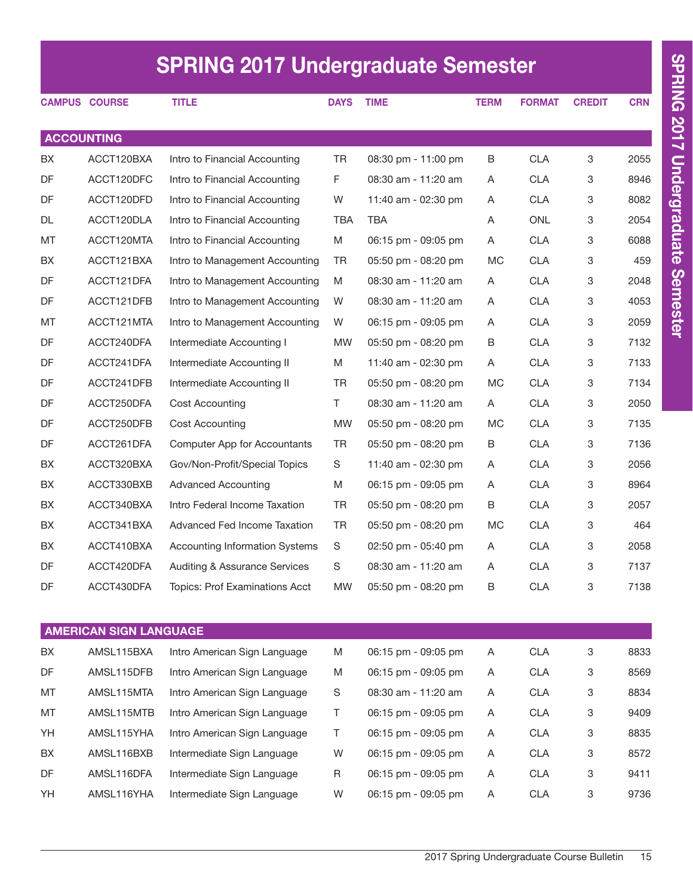# SPRING 2017 Undergraduate Semester

| CAMPUS | COURSE | TITLE | DAYS | TIME | TERM | FORMAT | CREDIT | CRN |
|---|---|---|---|---|---|---|---|---|
| **ACCOUNTING** | | | | | | | | |
| BX | ACCT120BXA | Intro to Financial Accounting | TR | 08:30 pm - 11:00 pm | B | CLA | 3 | 2055 |
| DF | ACCT120DFC | Intro to Financial Accounting | F | 08:30 am - 11:20 am | A | CLA | 3 | 8946 |
| DF | ACCT120DFD | Intro to Financial Accounting | W | 11:40 am - 02:30 pm | A | CLA | 3 | 8082 |
| DL | ACCT120DLA | Intro to Financial Accounting | TBA | TBA | A | ONL | 3 | 2054 |
| MT | ACCT120MTA | Intro to Financial Accounting | M | 06:15 pm - 09:05 pm | A | CLA | 3 | 6088 |
| BX | ACCT121BXA | Intro to Management Accounting | TR | 05:50 pm - 08:20 pm | MC | CLA | 3 | 459 |
| DF | ACCT121DFA | Intro to Management Accounting | M | 08:30 am - 11:20 am | A | CLA | 3 | 2048 |
| DF | ACCT121DFB | Intro to Management Accounting | W | 08:30 am - 11:20 am | A | CLA | 3 | 4053 |
| MT | ACCT121MTA | Intro to Management Accounting | W | 06:15 pm - 09:05 pm | A | CLA | 3 | 2059 |
| DF | ACCT240DFA | Intermediate Accounting I | MW | 05:50 pm - 08:20 pm | B | CLA | 3 | 7132 |
| DF | ACCT241DFA | Intermediate Accounting II | M | 11:40 am - 02:30 pm | A | CLA | 3 | 7133 |
| DF | ACCT241DFB | Intermediate Accounting II | TR | 05:50 pm - 08:20 pm | MC | CLA | 3 | 7134 |
| DF | ACCT250DFA | Cost Accounting | T | 08:30 am - 11:20 am | A | CLA | 3 | 2050 |
| DF | ACCT250DFB | Cost Accounting | MW | 05:50 pm - 08:20 pm | MC | CLA | 3 | 7135 |
| DF | ACCT261DFA | Computer App for Accountants | TR | 05:50 pm - 08:20 pm | B | CLA | 3 | 7136 |
| BX | ACCT320BXA | Gov/Non-Profit/Special Topics | S | 11:40 am - 02:30 pm | A | CLA | 3 | 2056 |
| BX | ACCT330BXB | Advanced Accounting | M | 06:15 pm - 09:05 pm | A | CLA | 3 | 8964 |
| BX | ACCT340BXA | Intro Federal Income Taxation | TR | 05:50 pm - 08:20 pm | B | CLA | 3 | 2057 |
| BX | ACCT341BXA | Advanced Fed Income Taxation | TR | 05:50 pm - 08:20 pm | MC | CLA | 3 | 464 |
| BX | ACCT410BXA | Accounting Information Systems | S | 02:50 pm - 05:40 pm | A | CLA | 3 | 2058 |
| DF | ACCT420DFA | Auditing & Assurance Services | S | 08:30 am - 11:20 am | A | CLA | 3 | 7137 |
| DF | ACCT430DFA | Topics: Prof Examinations Acct | MW | 05:50 pm - 08:20 pm | B | CLA | 3 | 7138 |
| **AMERICAN SIGN LANGUAGE** | | | | | | | | |
| BX | AMSL115BXA | Intro American Sign Language | M | 06:15 pm - 09:05 pm | A | CLA | 3 | 8833 |
| DF | AMSL115DFB | Intro American Sign Language | M | 06:15 pm - 09:05 pm | A | CLA | 3 | 8569 |
| MT | AMSL115MTA | Intro American Sign Language | S | 08:30 am - 11:20 am | A | CLA | 3 | 8834 |
| MT | AMSL115MTB | Intro American Sign Language | T | 06:15 pm - 09:05 pm | A | CLA | 3 | 9409 |
| YH | AMSL115YHA | Intro American Sign Language | T | 06:15 pm - 09:05 pm | A | CLA | 3 | 8835 |
| BX | AMSL116BXB | Intermediate Sign Language | W | 06:15 pm - 09:05 pm | A | CLA | 3 | 8572 |
| DF | AMSL116DFA | Intermediate Sign Language | R | 06:15 pm - 09:05 pm | A | CLA | 3 | 9411 |
| YH | AMSL116YHA | Intermediate Sign Language | W | 06:15 pm - 09:05 pm | A | CLA | 3 | 9736 |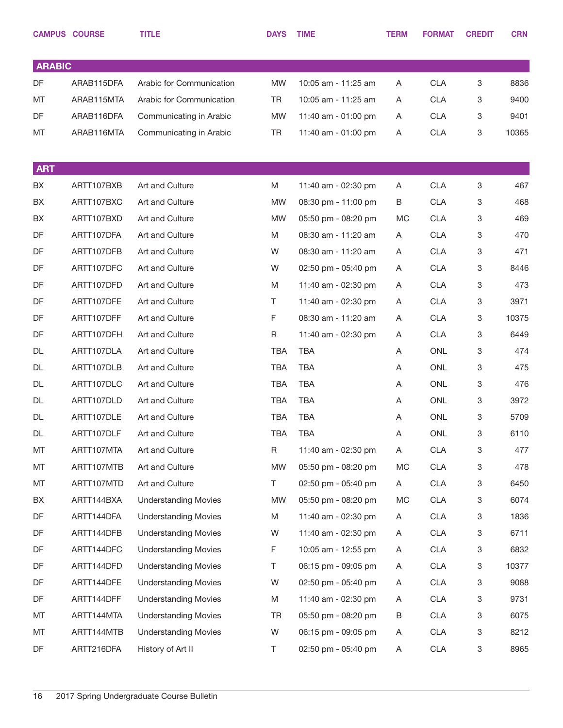| CAMPUS | COURSE | TITLE | DAYS | TIME | TERM | FORMAT | CREDIT | CRN |
|---|---|---|---|---|---|---|---|---|
| **ARABIC** | | | | | | | | |
| DF | ARAB115DFA | Arabic for Communication | MW | 10:05 am - 11:25 am | A | CLA | 3 | 8836 |
| MT | ARAB115MTA | Arabic for Communication | TR | 10:05 am - 11:25 am | A | CLA | 3 | 9400 |
| DF | ARAB116DFA | Communicating in Arabic | MW | 11:40 am - 01:00 pm | A | CLA | 3 | 9401 |
| MT | ARAB116MTA | Communicating in Arabic | TR | 11:40 am - 01:00 pm | A | CLA | 3 | 10365 |
| **ART** | | | | | | | | |
| BX | ARTT107BXB | Art and Culture | M | 11:40 am - 02:30 pm | A | CLA | 3 | 467 |
| BX | ARTT107BXC | Art and Culture | MW | 08:30 pm - 11:00 pm | B | CLA | 3 | 468 |
| BX | ARTT107BXD | Art and Culture | MW | 05:50 pm - 08:20 pm | MC | CLA | 3 | 469 |
| DF | ARTT107DFA | Art and Culture | M | 08:30 am - 11:20 am | A | CLA | 3 | 470 |
| DF | ARTT107DFB | Art and Culture | W | 08:30 am - 11:20 am | A | CLA | 3 | 471 |
| DF | ARTT107DFC | Art and Culture | W | 02:50 pm - 05:40 pm | A | CLA | 3 | 8446 |
| DF | ARTT107DFD | Art and Culture | M | 11:40 am - 02:30 pm | A | CLA | 3 | 473 |
| DF | ARTT107DFE | Art and Culture | T | 11:40 am - 02:30 pm | A | CLA | 3 | 3971 |
| DF | ARTT107DFF | Art and Culture | F | 08:30 am - 11:20 am | A | CLA | 3 | 10375 |
| DF | ARTT107DFH | Art and Culture | R | 11:40 am - 02:30 pm | A | CLA | 3 | 6449 |
| DL | ARTT107DLA | Art and Culture | TBA | TBA | A | ONL | 3 | 474 |
| DL | ARTT107DLB | Art and Culture | TBA | TBA | A | ONL | 3 | 475 |
| DL | ARTT107DLC | Art and Culture | TBA | TBA | A | ONL | 3 | 476 |
| DL | ARTT107DLD | Art and Culture | TBA | TBA | A | ONL | 3 | 3972 |
| DL | ARTT107DLE | Art and Culture | TBA | TBA | A | ONL | 3 | 5709 |
| DL | ARTT107DLF | Art and Culture | TBA | TBA | A | ONL | 3 | 6110 |
| MT | ARTT107MTA | Art and Culture | R | 11:40 am - 02:30 pm | A | CLA | 3 | 477 |
| MT | ARTT107MTB | Art and Culture | MW | 05:50 pm - 08:20 pm | MC | CLA | 3 | 478 |
| MT | ARTT107MTD | Art and Culture | T | 02:50 pm - 05:40 pm | A | CLA | 3 | 6450 |
| BX | ARTT144BXA | Understanding Movies | MW | 05:50 pm - 08:20 pm | MC | CLA | 3 | 6074 |
| DF | ARTT144DFA | Understanding Movies | M | 11:40 am - 02:30 pm | A | CLA | 3 | 1836 |
| DF | ARTT144DFB | Understanding Movies | W | 11:40 am - 02:30 pm | A | CLA | 3 | 6711 |
| DF | ARTT144DFC | Understanding Movies | F | 10:05 am - 12:55 pm | A | CLA | 3 | 6832 |
| DF | ARTT144DFD | Understanding Movies | T | 06:15 pm - 09:05 pm | A | CLA | 3 | 10377 |
| DF | ARTT144DFE | Understanding Movies | W | 02:50 pm - 05:40 pm | A | CLA | 3 | 9088 |
| DF | ARTT144DFF | Understanding Movies | M | 11:40 am - 02:30 pm | A | CLA | 3 | 9731 |
| MT | ARTT144MTA | Understanding Movies | TR | 05:50 pm - 08:20 pm | B | CLA | 3 | 6075 |
| MT | ARTT144MTB | Understanding Movies | W | 06:15 pm - 09:05 pm | A | CLA | 3 | 8212 |
| DF | ARTT216DFA | History of Art II | T | 02:50 pm - 05:40 pm | A | CLA | 3 | 8965 |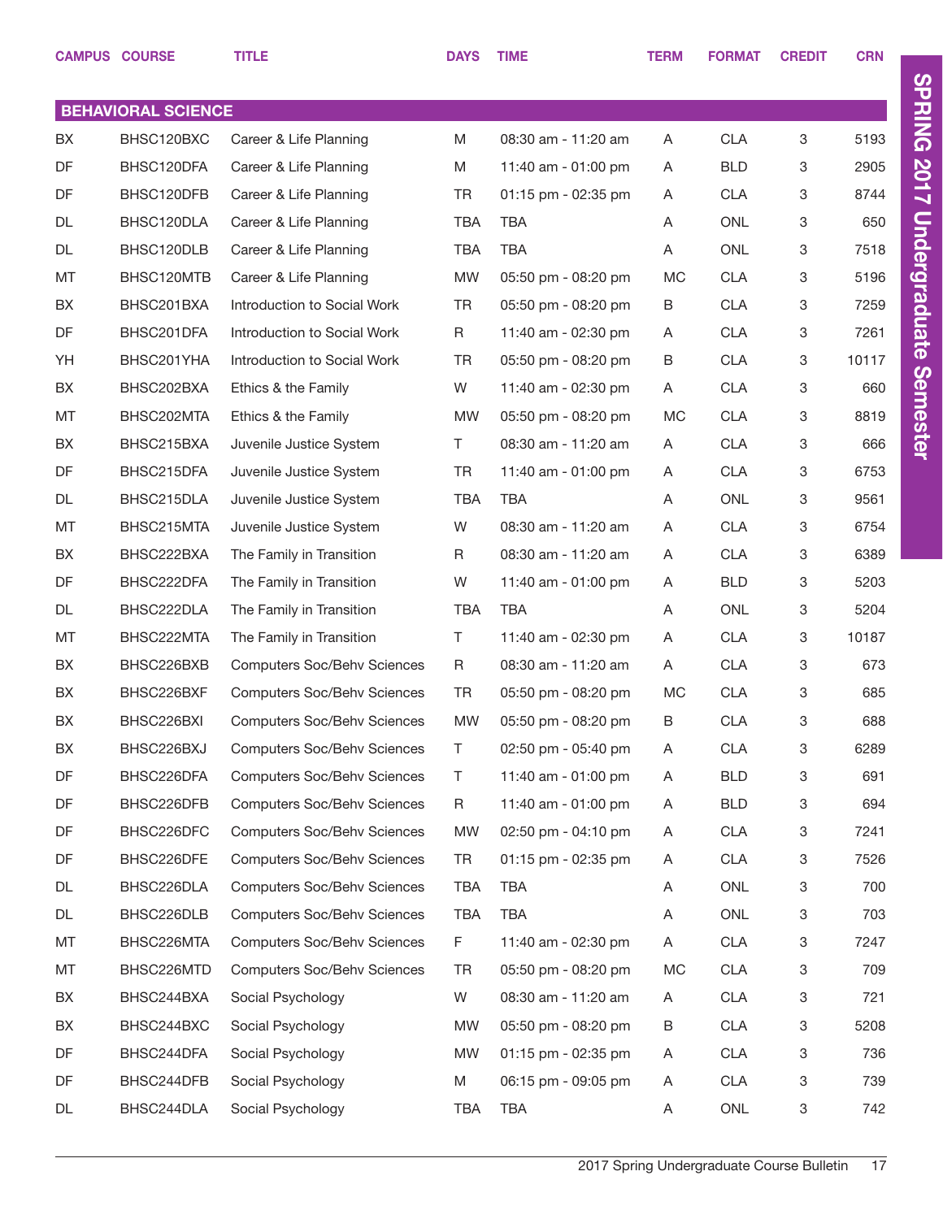## BEHAVIORAL SCIENCE

| CAMPUS | COURSE | TITLE | DAYS | TIME | TERM | FORMAT | CREDIT | CRN |
|---|---|---|---|---|---|---|---|---|
| BX | BHSC120BXC | Career & Life Planning | M | 08:30 am - 11:20 am | A | CLA | 3 | 5193 |
| DF | BHSC120DFA | Career & Life Planning | M | 11:40 am - 01:00 pm | A | BLD | 3 | 2905 |
| DF | BHSC120DFB | Career & Life Planning | TR | 01:15 pm - 02:35 pm | A | CLA | 3 | 8744 |
| DL | BHSC120DLA | Career & Life Planning | TBA | TBA | A | ONL | 3 | 650 |
| DL | BHSC120DLB | Career & Life Planning | TBA | TBA | A | ONL | 3 | 7518 |
| MT | BHSC120MTB | Career & Life Planning | MW | 05:50 pm - 08:20 pm | MC | CLA | 3 | 5196 |
| BX | BHSC201BXA | Introduction to Social Work | TR | 05:50 pm - 08:20 pm | B | CLA | 3 | 7259 |
| DF | BHSC201DFA | Introduction to Social Work | R | 11:40 am - 02:30 pm | A | CLA | 3 | 7261 |
| YH | BHSC201YHA | Introduction to Social Work | TR | 05:50 pm - 08:20 pm | B | CLA | 3 | 10117 |
| BX | BHSC202BXA | Ethics & the Family | W | 11:40 am - 02:30 pm | A | CLA | 3 | 660 |
| MT | BHSC202MTA | Ethics & the Family | MW | 05:50 pm - 08:20 pm | MC | CLA | 3 | 8819 |
| BX | BHSC215BXA | Juvenile Justice System | T | 08:30 am - 11:20 am | A | CLA | 3 | 666 |
| DF | BHSC215DFA | Juvenile Justice System | TR | 11:40 am - 01:00 pm | A | CLA | 3 | 6753 |
| DL | BHSC215DLA | Juvenile Justice System | TBA | TBA | A | ONL | 3 | 9561 |
| MT | BHSC215MTA | Juvenile Justice System | W | 08:30 am - 11:20 am | A | CLA | 3 | 6754 |
| BX | BHSC222BXA | The Family in Transition | R | 08:30 am - 11:20 am | A | CLA | 3 | 6389 |
| DF | BHSC222DFA | The Family in Transition | W | 11:40 am - 01:00 pm | A | BLD | 3 | 5203 |
| DL | BHSC222DLA | The Family in Transition | TBA | TBA | A | ONL | 3 | 5204 |
| MT | BHSC222MTA | The Family in Transition | T | 11:40 am - 02:30 pm | A | CLA | 3 | 10187 |
| BX | BHSC226BXB | Computers Soc/Behv Sciences | R | 08:30 am - 11:20 am | A | CLA | 3 | 673 |
| BX | BHSC226BXF | Computers Soc/Behv Sciences | TR | 05:50 pm - 08:20 pm | MC | CLA | 3 | 685 |
| BX | BHSC226BXI | Computers Soc/Behv Sciences | MW | 05:50 pm - 08:20 pm | B | CLA | 3 | 688 |
| BX | BHSC226BXJ | Computers Soc/Behv Sciences | T | 02:50 pm - 05:40 pm | A | CLA | 3 | 6289 |
| DF | BHSC226DFA | Computers Soc/Behv Sciences | T | 11:40 am - 01:00 pm | A | BLD | 3 | 691 |
| DF | BHSC226DFB | Computers Soc/Behv Sciences | R | 11:40 am - 01:00 pm | A | BLD | 3 | 694 |
| DF | BHSC226DFC | Computers Soc/Behv Sciences | MW | 02:50 pm - 04:10 pm | A | CLA | 3 | 7241 |
| DF | BHSC226DFE | Computers Soc/Behv Sciences | TR | 01:15 pm - 02:35 pm | A | CLA | 3 | 7526 |
| DL | BHSC226DLA | Computers Soc/Behv Sciences | TBA | TBA | A | ONL | 3 | 700 |
| DL | BHSC226DLB | Computers Soc/Behv Sciences | TBA | TBA | A | ONL | 3 | 703 |
| MT | BHSC226MTA | Computers Soc/Behv Sciences | F | 11:40 am - 02:30 pm | A | CLA | 3 | 7247 |
| MT | BHSC226MTD | Computers Soc/Behv Sciences | TR | 05:50 pm - 08:20 pm | MC | CLA | 3 | 709 |
| BX | BHSC244BXA | Social Psychology | W | 08:30 am - 11:20 am | A | CLA | 3 | 721 |
| BX | BHSC244BXC | Social Psychology | MW | 05:50 pm - 08:20 pm | B | CLA | 3 | 5208 |
| DF | BHSC244DFA | Social Psychology | MW | 01:15 pm - 02:35 pm | A | CLA | 3 | 736 |
| DF | BHSC244DFB | Social Psychology | M | 06:15 pm - 09:05 pm | A | CLA | 3 | 739 |
| DL | BHSC244DLA | Social Psychology | TBA | TBA | A | ONL | 3 | 742 |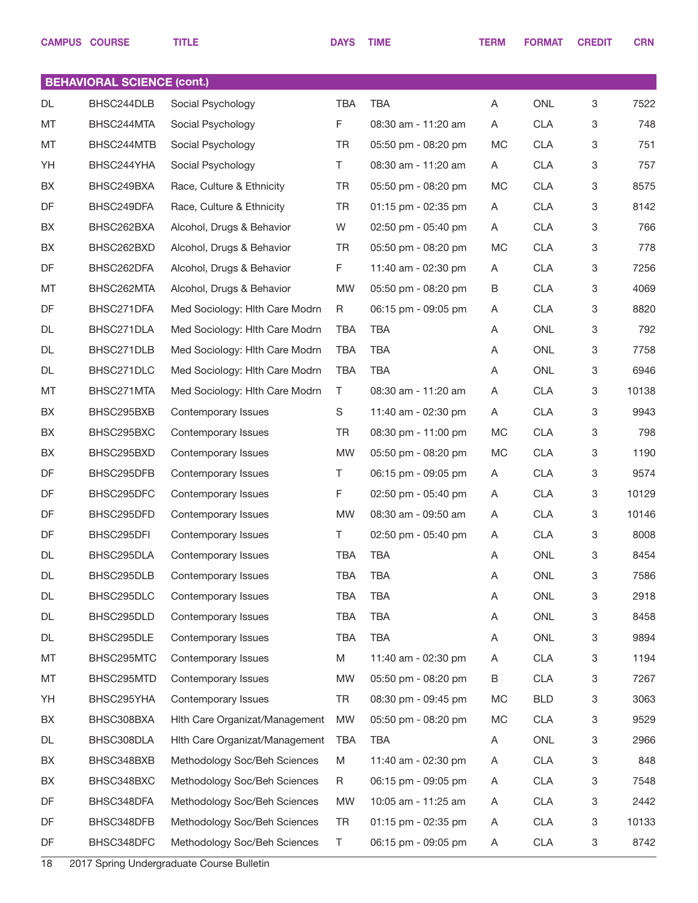| CAMPUS | COURSE | TITLE | DAYS | TIME | TERM | FORMAT | CREDIT | CRN |
|---|---|---|---|---|---|---|---|---|

## BEHAVIORAL SCIENCE (cont.)

| CAMPUS | COURSE | TITLE | DAYS | TIME | TERM | FORMAT | CREDIT | CRN |
|---|---|---|---|---|---|---|---|---|
| DL | BHSC244DLB | Social Psychology | TBA | TBA | A | ONL | 3 | 7522 |
| MT | BHSC244MTA | Social Psychology | F | 08:30 am - 11:20 am | A | CLA | 3 | 748 |
| MT | BHSC244MTB | Social Psychology | TR | 05:50 pm - 08:20 pm | MC | CLA | 3 | 751 |
| YH | BHSC244YHA | Social Psychology | T | 08:30 am - 11:20 am | A | CLA | 3 | 757 |
| BX | BHSC249BXA | Race, Culture & Ethnicity | TR | 05:50 pm - 08:20 pm | MC | CLA | 3 | 8575 |
| DF | BHSC249DFA | Race, Culture & Ethnicity | TR | 01:15 pm - 02:35 pm | A | CLA | 3 | 8142 |
| BX | BHSC262BXA | Alcohol, Drugs & Behavior | W | 02:50 pm - 05:40 pm | A | CLA | 3 | 766 |
| BX | BHSC262BXD | Alcohol, Drugs & Behavior | TR | 05:50 pm - 08:20 pm | MC | CLA | 3 | 778 |
| DF | BHSC262DFA | Alcohol, Drugs & Behavior | F | 11:40 am - 02:30 pm | A | CLA | 3 | 7256 |
| MT | BHSC262MTA | Alcohol, Drugs & Behavior | MW | 05:50 pm - 08:20 pm | B | CLA | 3 | 4069 |
| DF | BHSC271DFA | Med Sociology: Hlth Care Modrn | R | 06:15 pm - 09:05 pm | A | CLA | 3 | 8820 |
| DL | BHSC271DLA | Med Sociology: Hlth Care Modrn | TBA | TBA | A | ONL | 3 | 792 |
| DL | BHSC271DLB | Med Sociology: Hlth Care Modrn | TBA | TBA | A | ONL | 3 | 7758 |
| DL | BHSC271DLC | Med Sociology: Hlth Care Modrn | TBA | TBA | A | ONL | 3 | 6946 |
| MT | BHSC271MTA | Med Sociology: Hlth Care Modrn | T | 08:30 am - 11:20 am | A | CLA | 3 | 10138 |
| BX | BHSC295BXB | Contemporary Issues | S | 11:40 am - 02:30 pm | A | CLA | 3 | 9943 |
| BX | BHSC295BXC | Contemporary Issues | TR | 08:30 pm - 11:00 pm | MC | CLA | 3 | 798 |
| BX | BHSC295BXD | Contemporary Issues | MW | 05:50 pm - 08:20 pm | MC | CLA | 3 | 1190 |
| DF | BHSC295DFB | Contemporary Issues | T | 06:15 pm - 09:05 pm | A | CLA | 3 | 9574 |
| DF | BHSC295DFC | Contemporary Issues | F | 02:50 pm - 05:40 pm | A | CLA | 3 | 10129 |
| DF | BHSC295DFD | Contemporary Issues | MW | 08:30 am - 09:50 am | A | CLA | 3 | 10146 |
| DF | BHSC295DFI | Contemporary Issues | T | 02:50 pm - 05:40 pm | A | CLA | 3 | 8008 |
| DL | BHSC295DLA | Contemporary Issues | TBA | TBA | A | ONL | 3 | 8454 |
| DL | BHSC295DLB | Contemporary Issues | TBA | TBA | A | ONL | 3 | 7586 |
| DL | BHSC295DLC | Contemporary Issues | TBA | TBA | A | ONL | 3 | 2918 |
| DL | BHSC295DLD | Contemporary Issues | TBA | TBA | A | ONL | 3 | 8458 |
| DL | BHSC295DLE | Contemporary Issues | TBA | TBA | A | ONL | 3 | 9894 |
| MT | BHSC295MTC | Contemporary Issues | M | 11:40 am - 02:30 pm | A | CLA | 3 | 1194 |
| MT | BHSC295MTD | Contemporary Issues | MW | 05:50 pm - 08:20 pm | B | CLA | 3 | 7267 |
| YH | BHSC295YHA | Contemporary Issues | TR | 08:30 pm - 09:45 pm | MC | BLD | 3 | 3063 |
| BX | BHSC308BXA | Hlth Care Organizat/Management | MW | 05:50 pm - 08:20 pm | MC | CLA | 3 | 9529 |
| DL | BHSC308DLA | Hlth Care Organizat/Management | TBA | TBA | A | ONL | 3 | 2966 |
| BX | BHSC348BXB | Methodology Soc/Beh Sciences | M | 11:40 am - 02:30 pm | A | CLA | 3 | 848 |
| BX | BHSC348BXC | Methodology Soc/Beh Sciences | R | 06:15 pm - 09:05 pm | A | CLA | 3 | 7548 |
| DF | BHSC348DFA | Methodology Soc/Beh Sciences | MW | 10:05 am - 11:25 am | A | CLA | 3 | 2442 |
| DF | BHSC348DFB | Methodology Soc/Beh Sciences | TR | 01:15 pm - 02:35 pm | A | CLA | 3 | 10133 |
| DF | BHSC348DFC | Methodology Soc/Beh Sciences | T | 06:15 pm - 09:05 pm | A | CLA | 3 | 8742 |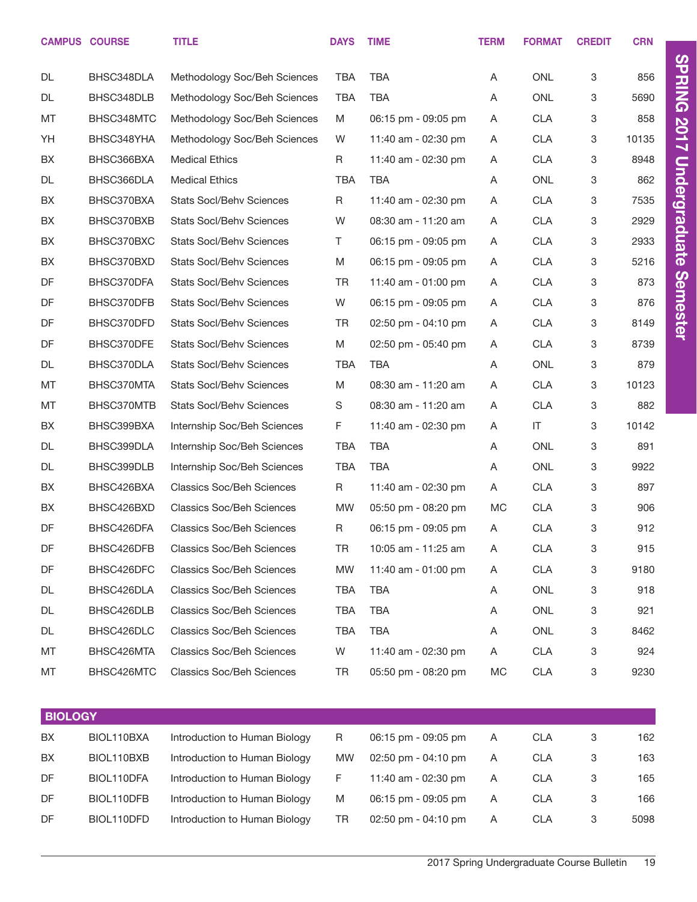| CAMPUS | COURSE | TITLE | DAYS | TIME | TERM | FORMAT | CREDIT | CRN |
|---|---|---|---|---|---|---|---|---|
| DL | BHSC348DLA | Methodology Soc/Beh Sciences | TBA | TBA | A | ONL | 3 | 856 |
| DL | BHSC348DLB | Methodology Soc/Beh Sciences | TBA | TBA | A | ONL | 3 | 5690 |
| MT | BHSC348MTC | Methodology Soc/Beh Sciences | M | 06:15 pm - 09:05 pm | A | CLA | 3 | 858 |
| YH | BHSC348YHA | Methodology Soc/Beh Sciences | W | 11:40 am - 02:30 pm | A | CLA | 3 | 10135 |
| BX | BHSC366BXA | Medical Ethics | R | 11:40 am - 02:30 pm | A | CLA | 3 | 8948 |
| DL | BHSC366DLA | Medical Ethics | TBA | TBA | A | ONL | 3 | 862 |
| BX | BHSC370BXA | Stats Socl/Behv Sciences | R | 11:40 am - 02:30 pm | A | CLA | 3 | 7535 |
| BX | BHSC370BXB | Stats Socl/Behv Sciences | W | 08:30 am - 11:20 am | A | CLA | 3 | 2929 |
| BX | BHSC370BXC | Stats Socl/Behv Sciences | T | 06:15 pm - 09:05 pm | A | CLA | 3 | 2933 |
| BX | BHSC370BXD | Stats Socl/Behv Sciences | M | 06:15 pm - 09:05 pm | A | CLA | 3 | 5216 |
| DF | BHSC370DFA | Stats Socl/Behv Sciences | TR | 11:40 am - 01:00 pm | A | CLA | 3 | 873 |
| DF | BHSC370DFB | Stats Socl/Behv Sciences | W | 06:15 pm - 09:05 pm | A | CLA | 3 | 876 |
| DF | BHSC370DFD | Stats Socl/Behv Sciences | TR | 02:50 pm - 04:10 pm | A | CLA | 3 | 8149 |
| DF | BHSC370DFE | Stats Socl/Behv Sciences | M | 02:50 pm - 05:40 pm | A | CLA | 3 | 8739 |
| DL | BHSC370DLA | Stats Socl/Behv Sciences | TBA | TBA | A | ONL | 3 | 879 |
| MT | BHSC370MTA | Stats Socl/Behv Sciences | M | 08:30 am - 11:20 am | A | CLA | 3 | 10123 |
| MT | BHSC370MTB | Stats Socl/Behv Sciences | S | 08:30 am - 11:20 am | A | CLA | 3 | 882 |
| BX | BHSC399BXA | Internship Soc/Beh Sciences | F | 11:40 am - 02:30 pm | A | IT | 3 | 10142 |
| DL | BHSC399DLA | Internship Soc/Beh Sciences | TBA | TBA | A | ONL | 3 | 891 |
| DL | BHSC399DLB | Internship Soc/Beh Sciences | TBA | TBA | A | ONL | 3 | 9922 |
| BX | BHSC426BXA | Classics Soc/Beh Sciences | R | 11:40 am - 02:30 pm | A | CLA | 3 | 897 |
| BX | BHSC426BXD | Classics Soc/Beh Sciences | MW | 05:50 pm - 08:20 pm | MC | CLA | 3 | 906 |
| DF | BHSC426DFA | Classics Soc/Beh Sciences | R | 06:15 pm - 09:05 pm | A | CLA | 3 | 912 |
| DF | BHSC426DFB | Classics Soc/Beh Sciences | TR | 10:05 am - 11:25 am | A | CLA | 3 | 915 |
| DF | BHSC426DFC | Classics Soc/Beh Sciences | MW | 11:40 am - 01:00 pm | A | CLA | 3 | 9180 |
| DL | BHSC426DLA | Classics Soc/Beh Sciences | TBA | TBA | A | ONL | 3 | 918 |
| DL | BHSC426DLB | Classics Soc/Beh Sciences | TBA | TBA | A | ONL | 3 | 921 |
| DL | BHSC426DLC | Classics Soc/Beh Sciences | TBA | TBA | A | ONL | 3 | 8462 |
| MT | BHSC426MTA | Classics Soc/Beh Sciences | W | 11:40 am - 02:30 pm | A | CLA | 3 | 924 |
| MT | BHSC426MTC | Classics Soc/Beh Sciences | TR | 05:50 pm - 08:20 pm | MC | CLA | 3 | 9230 |

## BIOLOGY

| CAMPUS | COURSE | TITLE | DAYS | TIME | TERM | FORMAT | CREDIT | CRN |
|---|---|---|---|---|---|---|---|---|
| BX | BIOL110BXA | Introduction to Human Biology | R | 06:15 pm - 09:05 pm | A | CLA | 3 | 162 |
| BX | BIOL110BXB | Introduction to Human Biology | MW | 02:50 pm - 04:10 pm | A | CLA | 3 | 163 |
| DF | BIOL110DFA | Introduction to Human Biology | F | 11:40 am - 02:30 pm | A | CLA | 3 | 165 |
| DF | BIOL110DFB | Introduction to Human Biology | M | 06:15 pm - 09:05 pm | A | CLA | 3 | 166 |
| DF | BIOL110DFD | Introduction to Human Biology | TR | 02:50 pm - 04:10 pm | A | CLA | 3 | 5098 |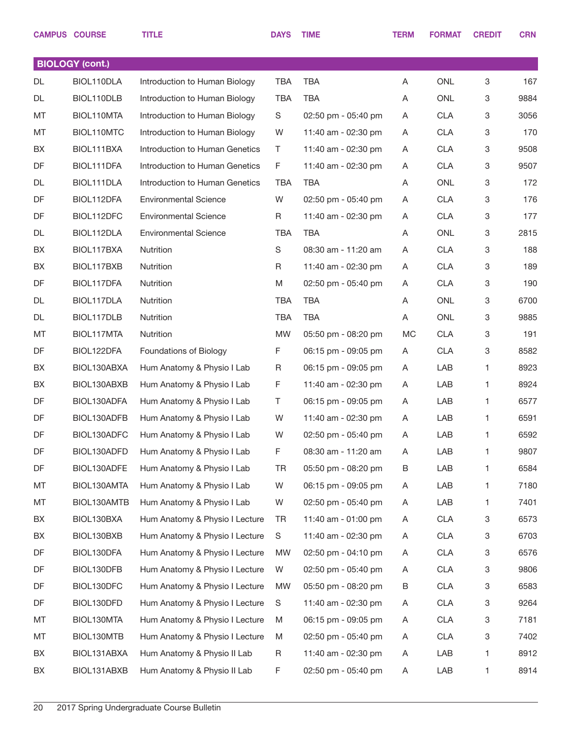| CAMPUS | COURSE | TITLE | DAYS | TIME | TERM | FORMAT | CREDIT | CRN |
|---|---|---|---|---|---|---|---|---|
| **BIOLOGY (cont.)** | | | | | | | | |
| DL | BIOL110DLA | Introduction to Human Biology | TBA | TBA | A | ONL | 3 | 167 |
| DL | BIOL110DLB | Introduction to Human Biology | TBA | TBA | A | ONL | 3 | 9884 |
| MT | BIOL110MTA | Introduction to Human Biology | S | 02:50 pm - 05:40 pm | A | CLA | 3 | 3056 |
| MT | BIOL110MTC | Introduction to Human Biology | W | 11:40 am - 02:30 pm | A | CLA | 3 | 170 |
| BX | BIOL111BXA | Introduction to Human Genetics | T | 11:40 am - 02:30 pm | A | CLA | 3 | 9508 |
| DF | BIOL111DFA | Introduction to Human Genetics | F | 11:40 am - 02:30 pm | A | CLA | 3 | 9507 |
| DL | BIOL111DLA | Introduction to Human Genetics | TBA | TBA | A | ONL | 3 | 172 |
| DF | BIOL112DFA | Environmental Science | W | 02:50 pm - 05:40 pm | A | CLA | 3 | 176 |
| DF | BIOL112DFC | Environmental Science | R | 11:40 am - 02:30 pm | A | CLA | 3 | 177 |
| DL | BIOL112DLA | Environmental Science | TBA | TBA | A | ONL | 3 | 2815 |
| BX | BIOL117BXA | Nutrition | S | 08:30 am - 11:20 am | A | CLA | 3 | 188 |
| BX | BIOL117BXB | Nutrition | R | 11:40 am - 02:30 pm | A | CLA | 3 | 189 |
| DF | BIOL117DFA | Nutrition | M | 02:50 pm - 05:40 pm | A | CLA | 3 | 190 |
| DL | BIOL117DLA | Nutrition | TBA | TBA | A | ONL | 3 | 6700 |
| DL | BIOL117DLB | Nutrition | TBA | TBA | A | ONL | 3 | 9885 |
| MT | BIOL117MTA | Nutrition | MW | 05:50 pm - 08:20 pm | MC | CLA | 3 | 191 |
| DF | BIOL122DFA | Foundations of Biology | F | 06:15 pm - 09:05 pm | A | CLA | 3 | 8582 |
| BX | BIOL130ABXA | Hum Anatomy & Physio I Lab | R | 06:15 pm - 09:05 pm | A | LAB | 1 | 8923 |
| BX | BIOL130ABXB | Hum Anatomy & Physio I Lab | F | 11:40 am - 02:30 pm | A | LAB | 1 | 8924 |
| DF | BIOL130ADFA | Hum Anatomy & Physio I Lab | T | 06:15 pm - 09:05 pm | A | LAB | 1 | 6577 |
| DF | BIOL130ADFB | Hum Anatomy & Physio I Lab | W | 11:40 am - 02:30 pm | A | LAB | 1 | 6591 |
| DF | BIOL130ADFC | Hum Anatomy & Physio I Lab | W | 02:50 pm - 05:40 pm | A | LAB | 1 | 6592 |
| DF | BIOL130ADFD | Hum Anatomy & Physio I Lab | F | 08:30 am - 11:20 am | A | LAB | 1 | 9807 |
| DF | BIOL130ADFE | Hum Anatomy & Physio I Lab | TR | 05:50 pm - 08:20 pm | B | LAB | 1 | 6584 |
| MT | BIOL130AMTA | Hum Anatomy & Physio I Lab | W | 06:15 pm - 09:05 pm | A | LAB | 1 | 7180 |
| MT | BIOL130AMTB | Hum Anatomy & Physio I Lab | W | 02:50 pm - 05:40 pm | A | LAB | 1 | 7401 |
| BX | BIOL130BXA | Hum Anatomy & Physio I Lecture | TR | 11:40 am - 01:00 pm | A | CLA | 3 | 6573 |
| BX | BIOL130BXB | Hum Anatomy & Physio I Lecture | S | 11:40 am - 02:30 pm | A | CLA | 3 | 6703 |
| DF | BIOL130DFA | Hum Anatomy & Physio I Lecture | MW | 02:50 pm - 04:10 pm | A | CLA | 3 | 6576 |
| DF | BIOL130DFB | Hum Anatomy & Physio I Lecture | W | 02:50 pm - 05:40 pm | A | CLA | 3 | 9806 |
| DF | BIOL130DFC | Hum Anatomy & Physio I Lecture | MW | 05:50 pm - 08:20 pm | B | CLA | 3 | 6583 |
| DF | BIOL130DFD | Hum Anatomy & Physio I Lecture | S | 11:40 am - 02:30 pm | A | CLA | 3 | 9264 |
| MT | BIOL130MTA | Hum Anatomy & Physio I Lecture | M | 06:15 pm - 09:05 pm | A | CLA | 3 | 7181 |
| MT | BIOL130MTB | Hum Anatomy & Physio I Lecture | M | 02:50 pm - 05:40 pm | A | CLA | 3 | 7402 |
| BX | BIOL131ABXA | Hum Anatomy & Physio II Lab | R | 11:40 am - 02:30 pm | A | LAB | 1 | 8912 |
| BX | BIOL131ABXB | Hum Anatomy & Physio II Lab | F | 02:50 pm - 05:40 pm | A | LAB | 1 | 8914 |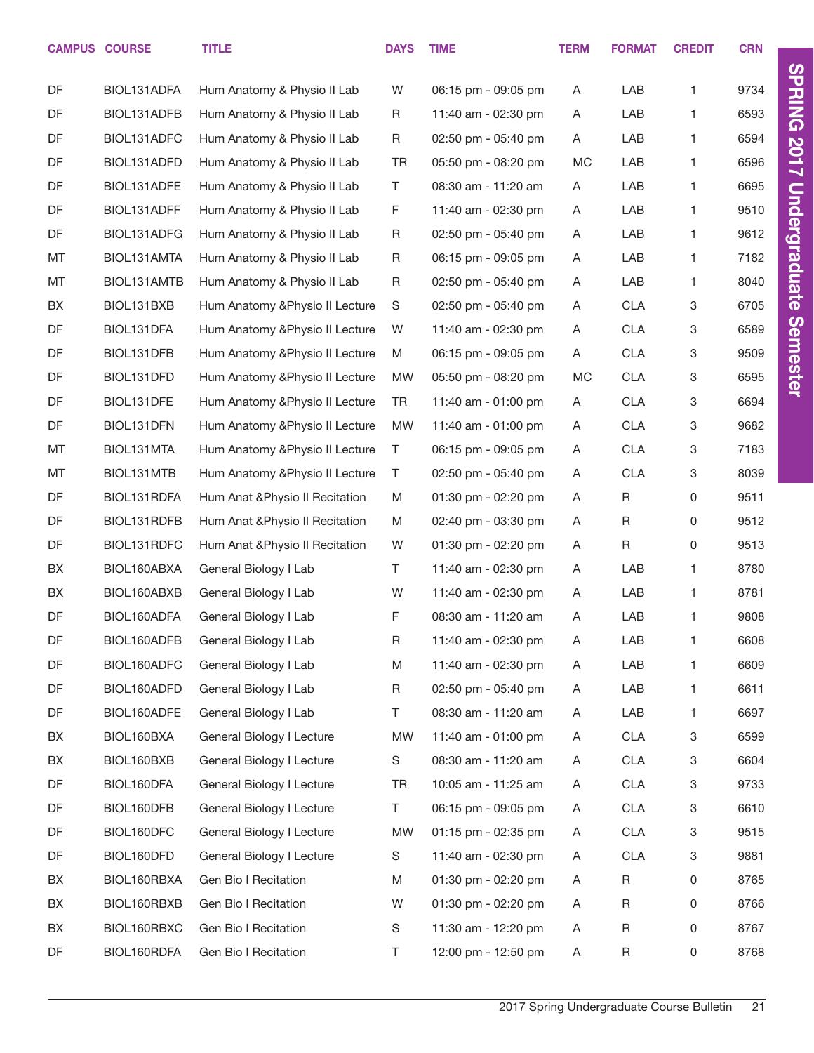| CAMPUS | COURSE | TITLE | DAYS | TIME | TERM | FORMAT | CREDIT | CRN |
|---|---|---|---|---|---|---|---|---|
| DF | BIOL131ADFA | Hum Anatomy & Physio II Lab | W | 06:15 pm - 09:05 pm | A | LAB | 1 | 9734 |
| DF | BIOL131ADFB | Hum Anatomy & Physio II Lab | R | 11:40 am - 02:30 pm | A | LAB | 1 | 6593 |
| DF | BIOL131ADFC | Hum Anatomy & Physio II Lab | R | 02:50 pm - 05:40 pm | A | LAB | 1 | 6594 |
| DF | BIOL131ADFD | Hum Anatomy & Physio II Lab | TR | 05:50 pm - 08:20 pm | MC | LAB | 1 | 6596 |
| DF | BIOL131ADFE | Hum Anatomy & Physio II Lab | T | 08:30 am - 11:20 am | A | LAB | 1 | 6695 |
| DF | BIOL131ADFF | Hum Anatomy & Physio II Lab | F | 11:40 am - 02:30 pm | A | LAB | 1 | 9510 |
| DF | BIOL131ADFG | Hum Anatomy & Physio II Lab | R | 02:50 pm - 05:40 pm | A | LAB | 1 | 9612 |
| MT | BIOL131AMTA | Hum Anatomy & Physio II Lab | R | 06:15 pm - 09:05 pm | A | LAB | 1 | 7182 |
| MT | BIOL131AMTB | Hum Anatomy & Physio II Lab | R | 02:50 pm - 05:40 pm | A | LAB | 1 | 8040 |
| BX | BIOL131BXB | Hum Anatomy &Physio II Lecture | S | 02:50 pm - 05:40 pm | A | CLA | 3 | 6705 |
| DF | BIOL131DFA | Hum Anatomy &Physio II Lecture | W | 11:40 am - 02:30 pm | A | CLA | 3 | 6589 |
| DF | BIOL131DFB | Hum Anatomy &Physio II Lecture | M | 06:15 pm - 09:05 pm | A | CLA | 3 | 9509 |
| DF | BIOL131DFD | Hum Anatomy &Physio II Lecture | MW | 05:50 pm - 08:20 pm | MC | CLA | 3 | 6595 |
| DF | BIOL131DFE | Hum Anatomy &Physio II Lecture | TR | 11:40 am - 01:00 pm | A | CLA | 3 | 6694 |
| DF | BIOL131DFN | Hum Anatomy &Physio II Lecture | MW | 11:40 am - 01:00 pm | A | CLA | 3 | 9682 |
| MT | BIOL131MTA | Hum Anatomy &Physio II Lecture | T | 06:15 pm - 09:05 pm | A | CLA | 3 | 7183 |
| MT | BIOL131MTB | Hum Anatomy &Physio II Lecture | T | 02:50 pm - 05:40 pm | A | CLA | 3 | 8039 |
| DF | BIOL131RDFA | Hum Anat &Physio II Recitation | M | 01:30 pm - 02:20 pm | A | R | 0 | 9511 |
| DF | BIOL131RDFB | Hum Anat &Physio II Recitation | M | 02:40 pm - 03:30 pm | A | R | 0 | 9512 |
| DF | BIOL131RDFC | Hum Anat &Physio II Recitation | W | 01:30 pm - 02:20 pm | A | R | 0 | 9513 |
| BX | BIOL160ABXA | General Biology I Lab | T | 11:40 am - 02:30 pm | A | LAB | 1 | 8780 |
| BX | BIOL160ABXB | General Biology I Lab | W | 11:40 am - 02:30 pm | A | LAB | 1 | 8781 |
| DF | BIOL160ADFA | General Biology I Lab | F | 08:30 am - 11:20 am | A | LAB | 1 | 9808 |
| DF | BIOL160ADFB | General Biology I Lab | R | 11:40 am - 02:30 pm | A | LAB | 1 | 6608 |
| DF | BIOL160ADFC | General Biology I Lab | M | 11:40 am - 02:30 pm | A | LAB | 1 | 6609 |
| DF | BIOL160ADFD | General Biology I Lab | R | 02:50 pm - 05:40 pm | A | LAB | 1 | 6611 |
| DF | BIOL160ADFE | General Biology I Lab | T | 08:30 am - 11:20 am | A | LAB | 1 | 6697 |
| BX | BIOL160BXA | General Biology I Lecture | MW | 11:40 am - 01:00 pm | A | CLA | 3 | 6599 |
| BX | BIOL160BXB | General Biology I Lecture | S | 08:30 am - 11:20 am | A | CLA | 3 | 6604 |
| DF | BIOL160DFA | General Biology I Lecture | TR | 10:05 am - 11:25 am | A | CLA | 3 | 9733 |
| DF | BIOL160DFB | General Biology I Lecture | T | 06:15 pm - 09:05 pm | A | CLA | 3 | 6610 |
| DF | BIOL160DFC | General Biology I Lecture | MW | 01:15 pm - 02:35 pm | A | CLA | 3 | 9515 |
| DF | BIOL160DFD | General Biology I Lecture | S | 11:40 am - 02:30 pm | A | CLA | 3 | 9881 |
| BX | BIOL160RBXA | Gen Bio I Recitation | M | 01:30 pm - 02:20 pm | A | R | 0 | 8765 |
| BX | BIOL160RBXB | Gen Bio I Recitation | W | 01:30 pm - 02:20 pm | A | R | 0 | 8766 |
| BX | BIOL160RBXC | Gen Bio I Recitation | S | 11:30 am - 12:20 pm | A | R | 0 | 8767 |
| DF | BIOL160RDFA | Gen Bio I Recitation | T | 12:00 pm - 12:50 pm | A | R | 0 | 8768 |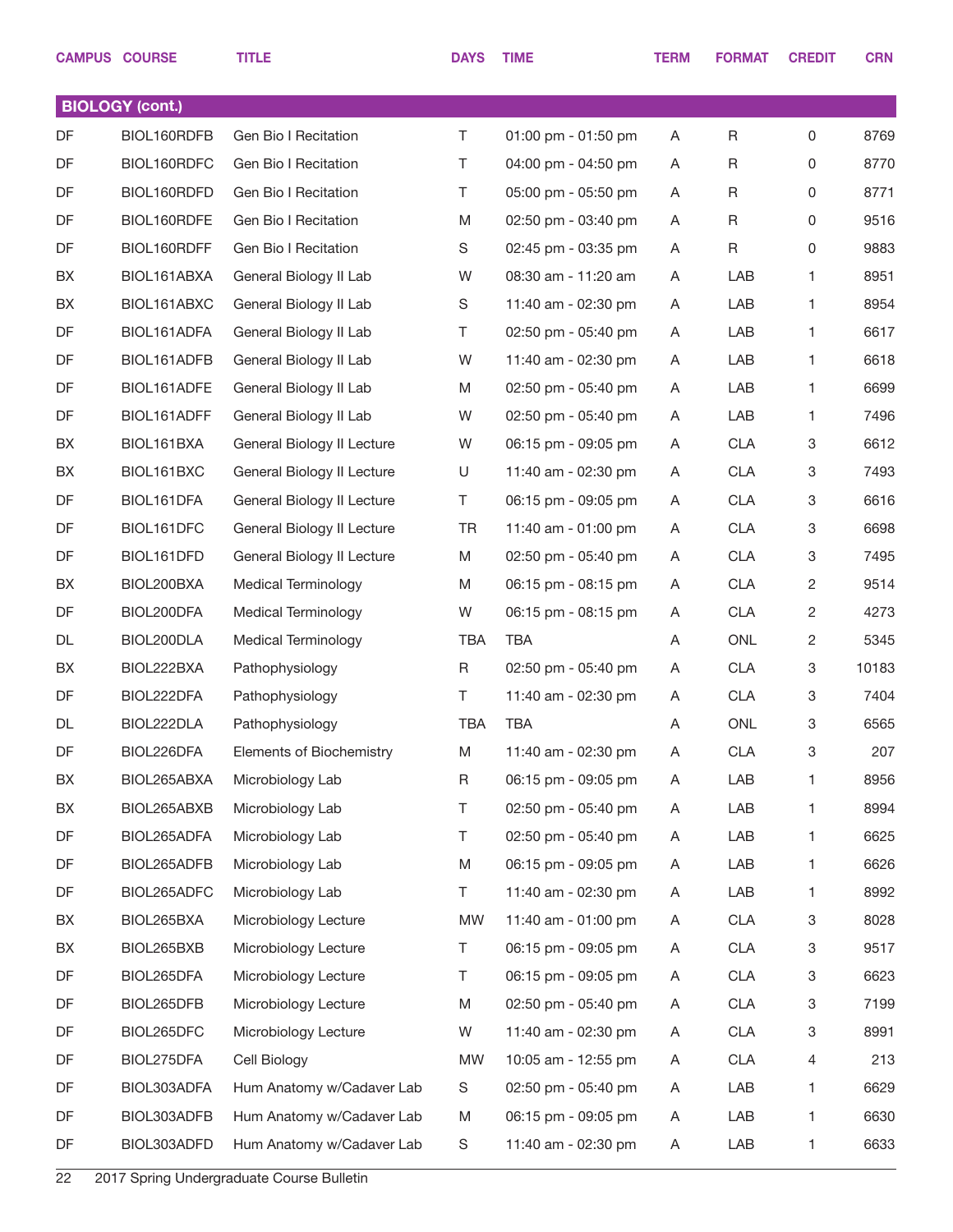| CAMPUS | COURSE | TITLE | DAYS | TIME | TERM | FORMAT | CREDIT | CRN |
|---|---|---|---|---|---|---|---|---|
| **BIOLOGY (cont.)** | | | | | | | | |
| DF | BIOL160RDFB | Gen Bio I Recitation | T | 01:00 pm - 01:50 pm | A | R | 0 | 8769 |
| DF | BIOL160RDFC | Gen Bio I Recitation | T | 04:00 pm - 04:50 pm | A | R | 0 | 8770 |
| DF | BIOL160RDFD | Gen Bio I Recitation | T | 05:00 pm - 05:50 pm | A | R | 0 | 8771 |
| DF | BIOL160RDFE | Gen Bio I Recitation | M | 02:50 pm - 03:40 pm | A | R | 0 | 9516 |
| DF | BIOL160RDFF | Gen Bio I Recitation | S | 02:45 pm - 03:35 pm | A | R | 0 | 9883 |
| BX | BIOL161ABXA | General Biology II Lab | W | 08:30 am - 11:20 am | A | LAB | 1 | 8951 |
| BX | BIOL161ABXC | General Biology II Lab | S | 11:40 am - 02:30 pm | A | LAB | 1 | 8954 |
| DF | BIOL161ADFA | General Biology II Lab | T | 02:50 pm - 05:40 pm | A | LAB | 1 | 6617 |
| DF | BIOL161ADFB | General Biology II Lab | W | 11:40 am - 02:30 pm | A | LAB | 1 | 6618 |
| DF | BIOL161ADFE | General Biology II Lab | M | 02:50 pm - 05:40 pm | A | LAB | 1 | 6699 |
| DF | BIOL161ADFF | General Biology II Lab | W | 02:50 pm - 05:40 pm | A | LAB | 1 | 7496 |
| BX | BIOL161BXA | General Biology II Lecture | W | 06:15 pm - 09:05 pm | A | CLA | 3 | 6612 |
| BX | BIOL161BXC | General Biology II Lecture | U | 11:40 am - 02:30 pm | A | CLA | 3 | 7493 |
| DF | BIOL161DFA | General Biology II Lecture | T | 06:15 pm - 09:05 pm | A | CLA | 3 | 6616 |
| DF | BIOL161DFC | General Biology II Lecture | TR | 11:40 am - 01:00 pm | A | CLA | 3 | 6698 |
| DF | BIOL161DFD | General Biology II Lecture | M | 02:50 pm - 05:40 pm | A | CLA | 3 | 7495 |
| BX | BIOL200BXA | Medical Terminology | M | 06:15 pm - 08:15 pm | A | CLA | 2 | 9514 |
| DF | BIOL200DFA | Medical Terminology | W | 06:15 pm - 08:15 pm | A | CLA | 2 | 4273 |
| DL | BIOL200DLA | Medical Terminology | TBA | TBA | A | ONL | 2 | 5345 |
| BX | BIOL222BXA | Pathophysiology | R | 02:50 pm - 05:40 pm | A | CLA | 3 | 10183 |
| DF | BIOL222DFA | Pathophysiology | T | 11:40 am - 02:30 pm | A | CLA | 3 | 7404 |
| DL | BIOL222DLA | Pathophysiology | TBA | TBA | A | ONL | 3 | 6565 |
| DF | BIOL226DFA | Elements of Biochemistry | M | 11:40 am - 02:30 pm | A | CLA | 3 | 207 |
| BX | BIOL265ABXA | Microbiology Lab | R | 06:15 pm - 09:05 pm | A | LAB | 1 | 8956 |
| BX | BIOL265ABXB | Microbiology Lab | T | 02:50 pm - 05:40 pm | A | LAB | 1 | 8994 |
| DF | BIOL265ADFA | Microbiology Lab | T | 02:50 pm - 05:40 pm | A | LAB | 1 | 6625 |
| DF | BIOL265ADFB | Microbiology Lab | M | 06:15 pm - 09:05 pm | A | LAB | 1 | 6626 |
| DF | BIOL265ADFC | Microbiology Lab | T | 11:40 am - 02:30 pm | A | LAB | 1 | 8992 |
| BX | BIOL265BXA | Microbiology Lecture | MW | 11:40 am - 01:00 pm | A | CLA | 3 | 8028 |
| BX | BIOL265BXB | Microbiology Lecture | T | 06:15 pm - 09:05 pm | A | CLA | 3 | 9517 |
| DF | BIOL265DFA | Microbiology Lecture | T | 06:15 pm - 09:05 pm | A | CLA | 3 | 6623 |
| DF | BIOL265DFB | Microbiology Lecture | M | 02:50 pm - 05:40 pm | A | CLA | 3 | 7199 |
| DF | BIOL265DFC | Microbiology Lecture | W | 11:40 am - 02:30 pm | A | CLA | 3 | 8991 |
| DF | BIOL275DFA | Cell Biology | MW | 10:05 am - 12:55 pm | A | CLA | 4 | 213 |
| DF | BIOL303ADFA | Hum Anatomy w/Cadaver Lab | S | 02:50 pm - 05:40 pm | A | LAB | 1 | 6629 |
| DF | BIOL303ADFB | Hum Anatomy w/Cadaver Lab | M | 06:15 pm - 09:05 pm | A | LAB | 1 | 6630 |
| DF | BIOL303ADFD | Hum Anatomy w/Cadaver Lab | S | 11:40 am - 02:30 pm | A | LAB | 1 | 6633 |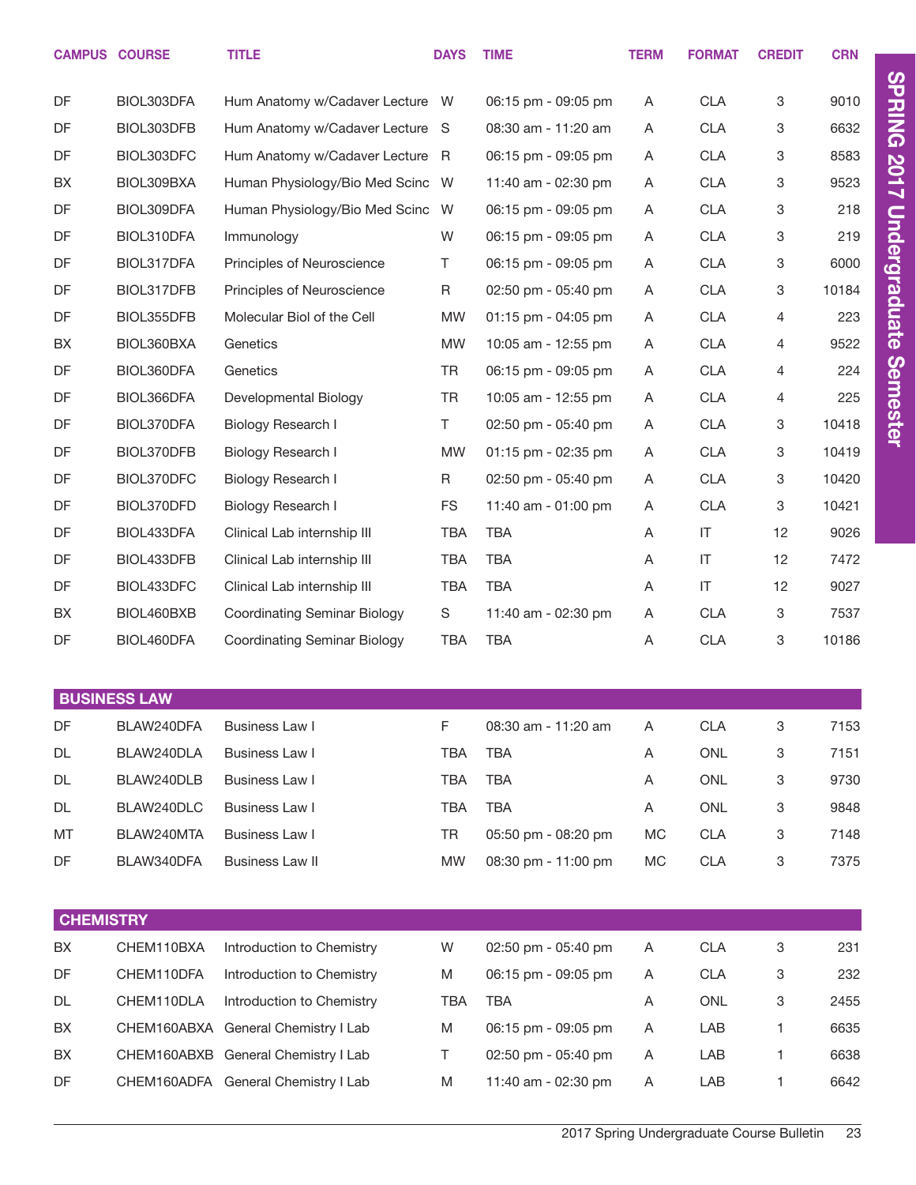| CAMPUS | COURSE | TITLE | DAYS | TIME | TERM | FORMAT | CREDIT | CRN |
|---|---|---|---|---|---|---|---|---|
| DF | BIOL303DFA | Hum Anatomy w/Cadaver Lecture | W | 06:15 pm - 09:05 pm | A | CLA | 3 | 9010 |
| DF | BIOL303DFB | Hum Anatomy w/Cadaver Lecture | S | 08:30 am - 11:20 am | A | CLA | 3 | 6632 |
| DF | BIOL303DFC | Hum Anatomy w/Cadaver Lecture | R | 06:15 pm - 09:05 pm | A | CLA | 3 | 8583 |
| BX | BIOL309BXA | Human Physiology/Bio Med Scinc | W | 11:40 am - 02:30 pm | A | CLA | 3 | 9523 |
| DF | BIOL309DFA | Human Physiology/Bio Med Scinc | W | 06:15 pm - 09:05 pm | A | CLA | 3 | 218 |
| DF | BIOL310DFA | Immunology | W | 06:15 pm - 09:05 pm | A | CLA | 3 | 219 |
| DF | BIOL317DFA | Principles of Neuroscience | T | 06:15 pm - 09:05 pm | A | CLA | 3 | 6000 |
| DF | BIOL317DFB | Principles of Neuroscience | R | 02:50 pm - 05:40 pm | A | CLA | 3 | 10184 |
| DF | BIOL355DFB | Molecular Biol of the Cell | MW | 01:15 pm - 04:05 pm | A | CLA | 4 | 223 |
| BX | BIOL360BXA | Genetics | MW | 10:05 am - 12:55 pm | A | CLA | 4 | 9522 |
| DF | BIOL360DFA | Genetics | TR | 06:15 pm - 09:05 pm | A | CLA | 4 | 224 |
| DF | BIOL366DFA | Developmental Biology | TR | 10:05 am - 12:55 pm | A | CLA | 4 | 225 |
| DF | BIOL370DFA | Biology Research I | T | 02:50 pm - 05:40 pm | A | CLA | 3 | 10418 |
| DF | BIOL370DFB | Biology Research I | MW | 01:15 pm - 02:35 pm | A | CLA | 3 | 10419 |
| DF | BIOL370DFC | Biology Research I | R | 02:50 pm - 05:40 pm | A | CLA | 3 | 10420 |
| DF | BIOL370DFD | Biology Research I | FS | 11:40 am - 01:00 pm | A | CLA | 3 | 10421 |
| DF | BIOL433DFA | Clinical Lab internship III | TBA | TBA | A | IT | 12 | 9026 |
| DF | BIOL433DFB | Clinical Lab internship III | TBA | TBA | A | IT | 12 | 7472 |
| DF | BIOL433DFC | Clinical Lab internship III | TBA | TBA | A | IT | 12 | 9027 |
| BX | BIOL460BXB | Coordinating Seminar Biology | S | 11:40 am - 02:30 pm | A | CLA | 3 | 7537 |
| DF | BIOL460DFA | Coordinating Seminar Biology | TBA | TBA | A | CLA | 3 | 10186 |

## BUSINESS LAW

| CAMPUS | COURSE | TITLE | DAYS | TIME | TERM | FORMAT | CREDIT | CRN |
|---|---|---|---|---|---|---|---|---|
| DF | BLAW240DFA | Business Law I | F | 08:30 am - 11:20 am | A | CLA | 3 | 7153 |
| DL | BLAW240DLA | Business Law I | TBA | TBA | A | ONL | 3 | 7151 |
| DL | BLAW240DLB | Business Law I | TBA | TBA | A | ONL | 3 | 9730 |
| DL | BLAW240DLC | Business Law I | TBA | TBA | A | ONL | 3 | 9848 |
| MT | BLAW240MTA | Business Law I | TR | 05:50 pm - 08:20 pm | MC | CLA | 3 | 7148 |
| DF | BLAW340DFA | Business Law II | MW | 08:30 pm - 11:00 pm | MC | CLA | 3 | 7375 |

## CHEMISTRY

| CAMPUS | COURSE | TITLE | DAYS | TIME | TERM | FORMAT | CREDIT | CRN |
|---|---|---|---|---|---|---|---|---|
| BX | CHEM110BXA | Introduction to Chemistry | W | 02:50 pm - 05:40 pm | A | CLA | 3 | 231 |
| DF | CHEM110DFA | Introduction to Chemistry | M | 06:15 pm - 09:05 pm | A | CLA | 3 | 232 |
| DL | CHEM110DLA | Introduction to Chemistry | TBA | TBA | A | ONL | 3 | 2455 |
| BX | CHEM160ABXA | General Chemistry I Lab | M | 06:15 pm - 09:05 pm | A | LAB | 1 | 6635 |
| BX | CHEM160ABXB | General Chemistry I Lab | T | 02:50 pm - 05:40 pm | A | LAB | 1 | 6638 |
| DF | CHEM160ADFA | General Chemistry I Lab | M | 11:40 am - 02:30 pm | A | LAB | 1 | 6642 |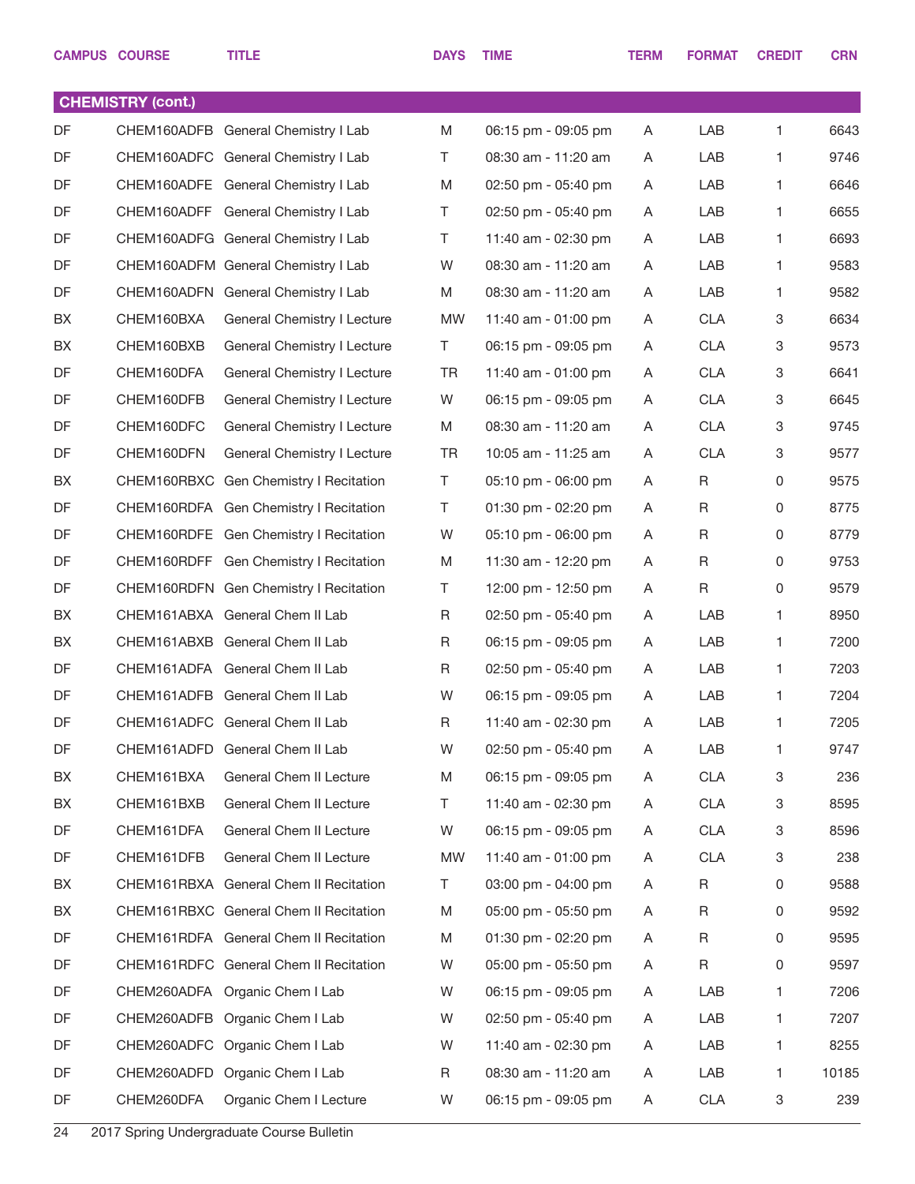| CAMPUS | COURSE | TITLE | DAYS | TIME | TERM | FORMAT | CREDIT | CRN |
|---|---|---|---|---|---|---|---|---|
| **CHEMISTRY (cont.)** | | | | | | | | |
| DF | CHEM160ADFB | General Chemistry I Lab | M | 06:15 pm - 09:05 pm | A | LAB | 1 | 6643 |
| DF | CHEM160ADFC | General Chemistry I Lab | T | 08:30 am - 11:20 am | A | LAB | 1 | 9746 |
| DF | CHEM160ADFE | General Chemistry I Lab | M | 02:50 pm - 05:40 pm | A | LAB | 1 | 6646 |
| DF | CHEM160ADFF | General Chemistry I Lab | T | 02:50 pm - 05:40 pm | A | LAB | 1 | 6655 |
| DF | CHEM160ADFG | General Chemistry I Lab | T | 11:40 am - 02:30 pm | A | LAB | 1 | 6693 |
| DF | CHEM160ADFM | General Chemistry I Lab | W | 08:30 am - 11:20 am | A | LAB | 1 | 9583 |
| DF | CHEM160ADFN | General Chemistry I Lab | M | 08:30 am - 11:20 am | A | LAB | 1 | 9582 |
| BX | CHEM160BXA | General Chemistry I Lecture | MW | 11:40 am - 01:00 pm | A | CLA | 3 | 6634 |
| BX | CHEM160BXB | General Chemistry I Lecture | T | 06:15 pm - 09:05 pm | A | CLA | 3 | 9573 |
| DF | CHEM160DFA | General Chemistry I Lecture | TR | 11:40 am - 01:00 pm | A | CLA | 3 | 6641 |
| DF | CHEM160DFB | General Chemistry I Lecture | W | 06:15 pm - 09:05 pm | A | CLA | 3 | 6645 |
| DF | CHEM160DFC | General Chemistry I Lecture | M | 08:30 am - 11:20 am | A | CLA | 3 | 9745 |
| DF | CHEM160DFN | General Chemistry I Lecture | TR | 10:05 am - 11:25 am | A | CLA | 3 | 9577 |
| BX | CHEM160RBXC | Gen Chemistry I Recitation | T | 05:10 pm - 06:00 pm | A | R | 0 | 9575 |
| DF | CHEM160RDFA | Gen Chemistry I Recitation | T | 01:30 pm - 02:20 pm | A | R | 0 | 8775 |
| DF | CHEM160RDFE | Gen Chemistry I Recitation | W | 05:10 pm - 06:00 pm | A | R | 0 | 8779 |
| DF | CHEM160RDFF | Gen Chemistry I Recitation | M | 11:30 am - 12:20 pm | A | R | 0 | 9753 |
| DF | CHEM160RDFN | Gen Chemistry I Recitation | T | 12:00 pm - 12:50 pm | A | R | 0 | 9579 |
| BX | CHEM161ABXA | General Chem II Lab | R | 02:50 pm - 05:40 pm | A | LAB | 1 | 8950 |
| BX | CHEM161ABXB | General Chem II Lab | R | 06:15 pm - 09:05 pm | A | LAB | 1 | 7200 |
| DF | CHEM161ADFA | General Chem II Lab | R | 02:50 pm - 05:40 pm | A | LAB | 1 | 7203 |
| DF | CHEM161ADFB | General Chem II Lab | W | 06:15 pm - 09:05 pm | A | LAB | 1 | 7204 |
| DF | CHEM161ADFC | General Chem II Lab | R | 11:40 am - 02:30 pm | A | LAB | 1 | 7205 |
| DF | CHEM161ADFD | General Chem II Lab | W | 02:50 pm - 05:40 pm | A | LAB | 1 | 9747 |
| BX | CHEM161BXA | General Chem II Lecture | M | 06:15 pm - 09:05 pm | A | CLA | 3 | 236 |
| BX | CHEM161BXB | General Chem II Lecture | T | 11:40 am - 02:30 pm | A | CLA | 3 | 8595 |
| DF | CHEM161DFA | General Chem II Lecture | W | 06:15 pm - 09:05 pm | A | CLA | 3 | 8596 |
| DF | CHEM161DFB | General Chem II Lecture | MW | 11:40 am - 01:00 pm | A | CLA | 3 | 238 |
| BX | CHEM161RBXA | General Chem II Recitation | T | 03:00 pm - 04:00 pm | A | R | 0 | 9588 |
| BX | CHEM161RBXC | General Chem II Recitation | M | 05:00 pm - 05:50 pm | A | R | 0 | 9592 |
| DF | CHEM161RDFA | General Chem II Recitation | M | 01:30 pm - 02:20 pm | A | R | 0 | 9595 |
| DF | CHEM161RDFC | General Chem II Recitation | W | 05:00 pm - 05:50 pm | A | R | 0 | 9597 |
| DF | CHEM260ADFA | Organic Chem I Lab | W | 06:15 pm - 09:05 pm | A | LAB | 1 | 7206 |
| DF | CHEM260ADFB | Organic Chem I Lab | W | 02:50 pm - 05:40 pm | A | LAB | 1 | 7207 |
| DF | CHEM260ADFC | Organic Chem I Lab | W | 11:40 am - 02:30 pm | A | LAB | 1 | 8255 |
| DF | CHEM260ADFD | Organic Chem I Lab | R | 08:30 am - 11:20 am | A | LAB | 1 | 10185 |
| DF | CHEM260DFA | Organic Chem I Lecture | W | 06:15 pm - 09:05 pm | A | CLA | 3 | 239 |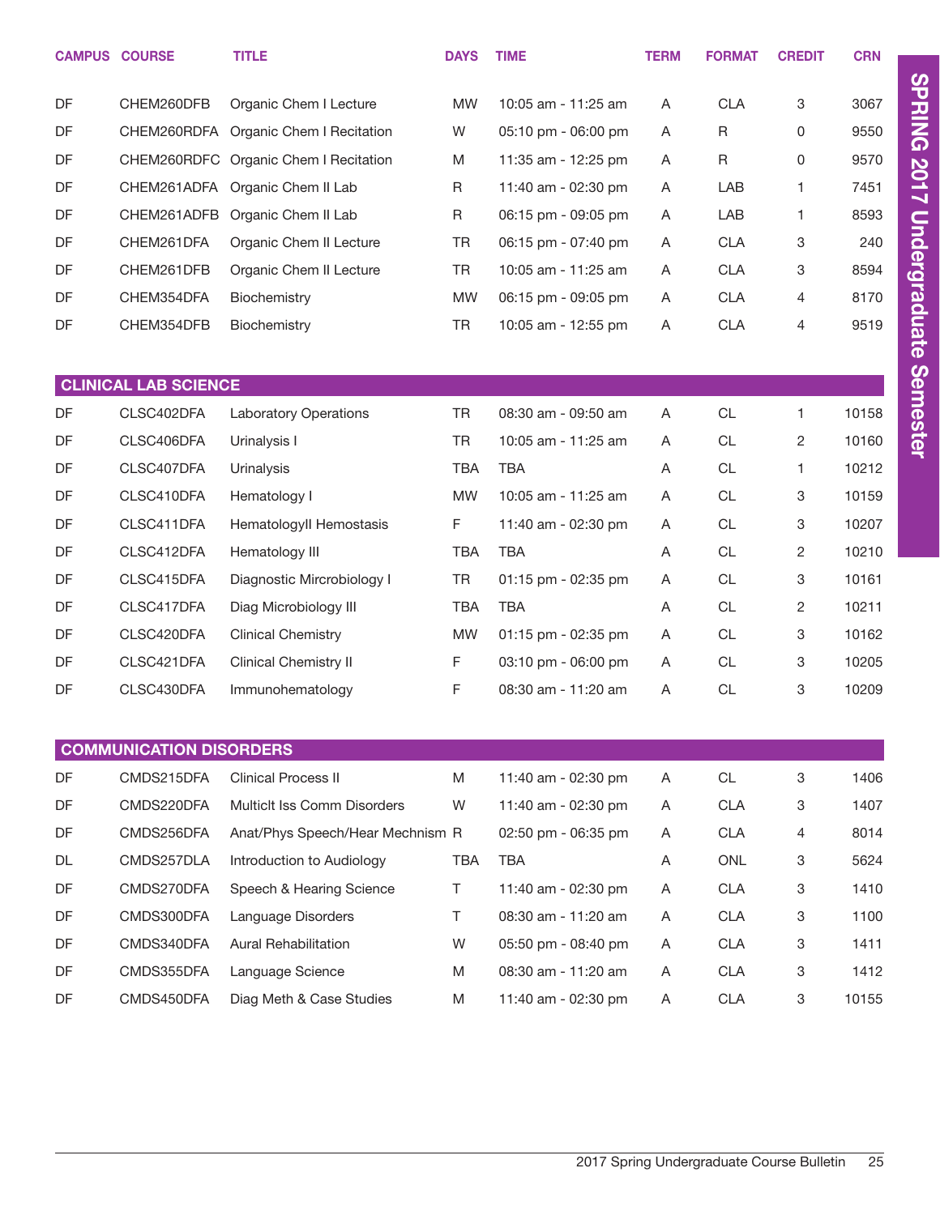| CAMPUS | COURSE | TITLE | DAYS | TIME | TERM | FORMAT | CREDIT | CRN |
|---|---|---|---|---|---|---|---|---|
| DF | CHEM260DFB | Organic Chem I Lecture | MW | 10:05 am - 11:25 am | A | CLA | 3 | 3067 |
| DF | CHEM260RDFA | Organic Chem I Recitation | W | 05:10 pm - 06:00 pm | A | R | 0 | 9550 |
| DF | CHEM260RDFC | Organic Chem I Recitation | M | 11:35 am - 12:25 pm | A | R | 0 | 9570 |
| DF | CHEM261ADFA | Organic Chem II Lab | R | 11:40 am - 02:30 pm | A | LAB | 1 | 7451 |
| DF | CHEM261ADFB | Organic Chem II Lab | R | 06:15 pm - 09:05 pm | A | LAB | 1 | 8593 |
| DF | CHEM261DFA | Organic Chem II Lecture | TR | 06:15 pm - 07:40 pm | A | CLA | 3 | 240 |
| DF | CHEM261DFB | Organic Chem II Lecture | TR | 10:05 am - 11:25 am | A | CLA | 3 | 8594 |
| DF | CHEM354DFA | Biochemistry | MW | 06:15 pm - 09:05 pm | A | CLA | 4 | 8170 |
| DF | CHEM354DFB | Biochemistry | TR | 10:05 am - 12:55 pm | A | CLA | 4 | 9519 |

## CLINICAL LAB SCIENCE

| CAMPUS | COURSE | TITLE | DAYS | TIME | TERM | FORMAT | CREDIT | CRN |
|---|---|---|---|---|---|---|---|---|
| DF | CLSC402DFA | Laboratory Operations | TR | 08:30 am - 09:50 am | A | CL | 1 | 10158 |
| DF | CLSC406DFA | Urinalysis I | TR | 10:05 am - 11:25 am | A | CL | 2 | 10160 |
| DF | CLSC407DFA | Urinalysis | TBA | TBA | A | CL | 1 | 10212 |
| DF | CLSC410DFA | Hematology I | MW | 10:05 am - 11:25 am | A | CL | 3 | 10159 |
| DF | CLSC411DFA | HematologyII Hemostasis | F | 11:40 am - 02:30 pm | A | CL | 3 | 10207 |
| DF | CLSC412DFA | Hematology III | TBA | TBA | A | CL | 2 | 10210 |
| DF | CLSC415DFA | Diagnostic Mircrobiology I | TR | 01:15 pm - 02:35 pm | A | CL | 3 | 10161 |
| DF | CLSC417DFA | Diag Microbiology III | TBA | TBA | A | CL | 2 | 10211 |
| DF | CLSC420DFA | Clinical Chemistry | MW | 01:15 pm - 02:35 pm | A | CL | 3 | 10162 |
| DF | CLSC421DFA | Clinical Chemistry II | F | 03:10 pm - 06:00 pm | A | CL | 3 | 10205 |
| DF | CLSC430DFA | Immunohematology | F | 08:30 am - 11:20 am | A | CL | 3 | 10209 |

## COMMUNICATION DISORDERS

| CAMPUS | COURSE | TITLE | DAYS | TIME | TERM | FORMAT | CREDIT | CRN |
|---|---|---|---|---|---|---|---|---|
| DF | CMDS215DFA | Clinical Process II | M | 11:40 am - 02:30 pm | A | CL | 3 | 1406 |
| DF | CMDS220DFA | Multiclt Iss Comm Disorders | W | 11:40 am - 02:30 pm | A | CLA | 3 | 1407 |
| DF | CMDS256DFA | Anat/Phys Speech/Hear Mechnism | R | 02:50 pm - 06:35 pm | A | CLA | 4 | 8014 |
| DL | CMDS257DLA | Introduction to Audiology | TBA | TBA | A | ONL | 3 | 5624 |
| DF | CMDS270DFA | Speech & Hearing Science | T | 11:40 am - 02:30 pm | A | CLA | 3 | 1410 |
| DF | CMDS300DFA | Language Disorders | T | 08:30 am - 11:20 am | A | CLA | 3 | 1100 |
| DF | CMDS340DFA | Aural Rehabilitation | W | 05:50 pm - 08:40 pm | A | CLA | 3 | 1411 |
| DF | CMDS355DFA | Language Science | M | 08:30 am - 11:20 am | A | CLA | 3 | 1412 |
| DF | CMDS450DFA | Diag Meth & Case Studies | M | 11:40 am - 02:30 pm | A | CLA | 3 | 10155 |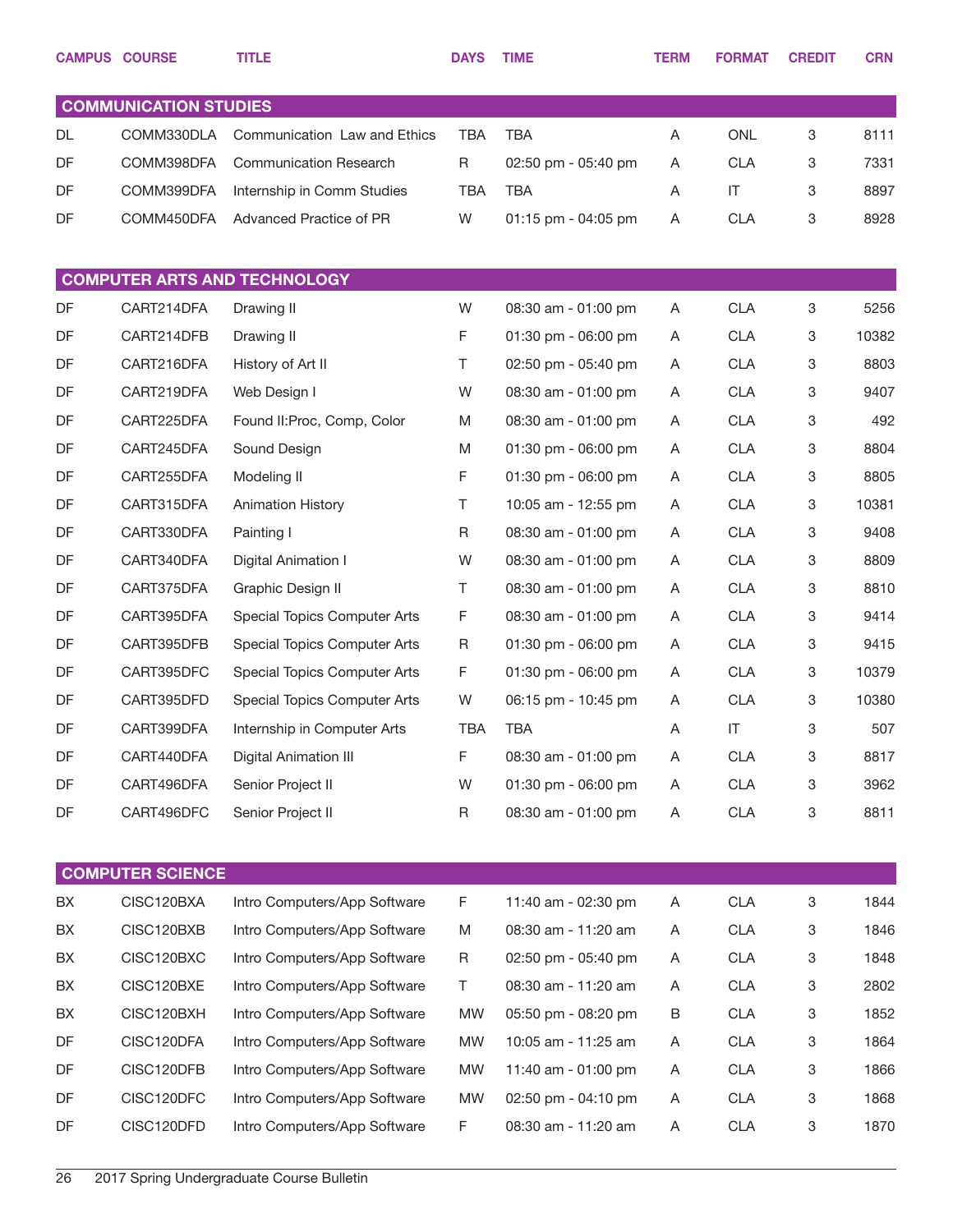| CAMPUS | COURSE | TITLE | DAYS | TIME | TERM | FORMAT | CREDIT | CRN |
|---|---|---|---|---|---|---|---|---|
| **COMMUNICATION STUDIES** | | | | | | | | |
| DL | COMM330DLA | Communication Law and Ethics | TBA | TBA | A | ONL | 3 | 8111 |
| DF | COMM398DFA | Communication Research | R | 02:50 pm - 05:40 pm | A | CLA | 3 | 7331 |
| DF | COMM399DFA | Internship in Comm Studies | TBA | TBA | A | IT | 3 | 8897 |
| DF | COMM450DFA | Advanced Practice of PR | W | 01:15 pm - 04:05 pm | A | CLA | 3 | 8928 |
| **COMPUTER ARTS AND TECHNOLOGY** | | | | | | | | |
| DF | CART214DFA | Drawing II | W | 08:30 am - 01:00 pm | A | CLA | 3 | 5256 |
| DF | CART214DFB | Drawing II | F | 01:30 pm - 06:00 pm | A | CLA | 3 | 10382 |
| DF | CART216DFA | History of Art II | T | 02:50 pm - 05:40 pm | A | CLA | 3 | 8803 |
| DF | CART219DFA | Web Design I | W | 08:30 am - 01:00 pm | A | CLA | 3 | 9407 |
| DF | CART225DFA | Found II:Proc, Comp, Color | M | 08:30 am - 01:00 pm | A | CLA | 3 | 492 |
| DF | CART245DFA | Sound Design | M | 01:30 pm - 06:00 pm | A | CLA | 3 | 8804 |
| DF | CART255DFA | Modeling II | F | 01:30 pm - 06:00 pm | A | CLA | 3 | 8805 |
| DF | CART315DFA | Animation History | T | 10:05 am - 12:55 pm | A | CLA | 3 | 10381 |
| DF | CART330DFA | Painting I | R | 08:30 am - 01:00 pm | A | CLA | 3 | 9408 |
| DF | CART340DFA | Digital Animation I | W | 08:30 am - 01:00 pm | A | CLA | 3 | 8809 |
| DF | CART375DFA | Graphic Design II | T | 08:30 am - 01:00 pm | A | CLA | 3 | 8810 |
| DF | CART395DFA | Special Topics Computer Arts | F | 08:30 am - 01:00 pm | A | CLA | 3 | 9414 |
| DF | CART395DFB | Special Topics Computer Arts | R | 01:30 pm - 06:00 pm | A | CLA | 3 | 9415 |
| DF | CART395DFC | Special Topics Computer Arts | F | 01:30 pm - 06:00 pm | A | CLA | 3 | 10379 |
| DF | CART395DFD | Special Topics Computer Arts | W | 06:15 pm - 10:45 pm | A | CLA | 3 | 10380 |
| DF | CART399DFA | Internship in Computer Arts | TBA | TBA | A | IT | 3 | 507 |
| DF | CART440DFA | Digital Animation III | F | 08:30 am - 01:00 pm | A | CLA | 3 | 8817 |
| DF | CART496DFA | Senior Project II | W | 01:30 pm - 06:00 pm | A | CLA | 3 | 3962 |
| DF | CART496DFC | Senior Project II | R | 08:30 am - 01:00 pm | A | CLA | 3 | 8811 |
| **COMPUTER SCIENCE** | | | | | | | | |
| BX | CISC120BXA | Intro Computers/App Software | F | 11:40 am - 02:30 pm | A | CLA | 3 | 1844 |
| BX | CISC120BXB | Intro Computers/App Software | M | 08:30 am - 11:20 am | A | CLA | 3 | 1846 |
| BX | CISC120BXC | Intro Computers/App Software | R | 02:50 pm - 05:40 pm | A | CLA | 3 | 1848 |
| BX | CISC120BXE | Intro Computers/App Software | T | 08:30 am - 11:20 am | A | CLA | 3 | 2802 |
| BX | CISC120BXH | Intro Computers/App Software | MW | 05:50 pm - 08:20 pm | B | CLA | 3 | 1852 |
| DF | CISC120DFA | Intro Computers/App Software | MW | 10:05 am - 11:25 am | A | CLA | 3 | 1864 |
| DF | CISC120DFB | Intro Computers/App Software | MW | 11:40 am - 01:00 pm | A | CLA | 3 | 1866 |
| DF | CISC120DFC | Intro Computers/App Software | MW | 02:50 pm - 04:10 pm | A | CLA | 3 | 1868 |
| DF | CISC120DFD | Intro Computers/App Software | F | 08:30 am - 11:20 am | A | CLA | 3 | 1870 |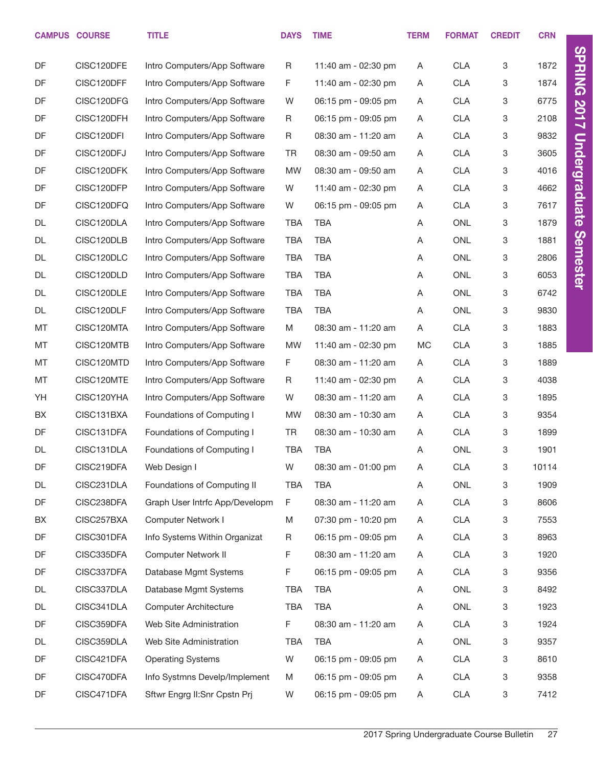| CAMPUS | COURSE | TITLE | DAYS | TIME | TERM | FORMAT | CREDIT | CRN |
|---|---|---|---|---|---|---|---|---|
| DF | CISC120DFE | Intro Computers/App Software | R | 11:40 am - 02:30 pm | A | CLA | 3 | 1872 |
| DF | CISC120DFF | Intro Computers/App Software | F | 11:40 am - 02:30 pm | A | CLA | 3 | 1874 |
| DF | CISC120DFG | Intro Computers/App Software | W | 06:15 pm - 09:05 pm | A | CLA | 3 | 6775 |
| DF | CISC120DFH | Intro Computers/App Software | R | 06:15 pm - 09:05 pm | A | CLA | 3 | 2108 |
| DF | CISC120DFI | Intro Computers/App Software | R | 08:30 am - 11:20 am | A | CLA | 3 | 9832 |
| DF | CISC120DFJ | Intro Computers/App Software | TR | 08:30 am - 09:50 am | A | CLA | 3 | 3605 |
| DF | CISC120DFK | Intro Computers/App Software | MW | 08:30 am - 09:50 am | A | CLA | 3 | 4016 |
| DF | CISC120DFP | Intro Computers/App Software | W | 11:40 am - 02:30 pm | A | CLA | 3 | 4662 |
| DF | CISC120DFQ | Intro Computers/App Software | W | 06:15 pm - 09:05 pm | A | CLA | 3 | 7617 |
| DL | CISC120DLA | Intro Computers/App Software | TBA | TBA | A | ONL | 3 | 1879 |
| DL | CISC120DLB | Intro Computers/App Software | TBA | TBA | A | ONL | 3 | 1881 |
| DL | CISC120DLC | Intro Computers/App Software | TBA | TBA | A | ONL | 3 | 2806 |
| DL | CISC120DLD | Intro Computers/App Software | TBA | TBA | A | ONL | 3 | 6053 |
| DL | CISC120DLE | Intro Computers/App Software | TBA | TBA | A | ONL | 3 | 6742 |
| DL | CISC120DLF | Intro Computers/App Software | TBA | TBA | A | ONL | 3 | 9830 |
| MT | CISC120MTA | Intro Computers/App Software | M | 08:30 am - 11:20 am | A | CLA | 3 | 1883 |
| MT | CISC120MTB | Intro Computers/App Software | MW | 11:40 am - 02:30 pm | MC | CLA | 3 | 1885 |
| MT | CISC120MTD | Intro Computers/App Software | F | 08:30 am - 11:20 am | A | CLA | 3 | 1889 |
| MT | CISC120MTE | Intro Computers/App Software | R | 11:40 am - 02:30 pm | A | CLA | 3 | 4038 |
| YH | CISC120YHA | Intro Computers/App Software | W | 08:30 am - 11:20 am | A | CLA | 3 | 1895 |
| BX | CISC131BXA | Foundations of Computing I | MW | 08:30 am - 10:30 am | A | CLA | 3 | 9354 |
| DF | CISC131DFA | Foundations of Computing I | TR | 08:30 am - 10:30 am | A | CLA | 3 | 1899 |
| DL | CISC131DLA | Foundations of Computing I | TBA | TBA | A | ONL | 3 | 1901 |
| DF | CISC219DFA | Web Design I | W | 08:30 am - 01:00 pm | A | CLA | 3 | 10114 |
| DL | CISC231DLA | Foundations of Computing II | TBA | TBA | A | ONL | 3 | 1909 |
| DF | CISC238DFA | Graph User Intrfc App/Developm | F | 08:30 am - 11:20 am | A | CLA | 3 | 8606 |
| BX | CISC257BXA | Computer Network I | M | 07:30 pm - 10:20 pm | A | CLA | 3 | 7553 |
| DF | CISC301DFA | Info Systems Within Organizat | R | 06:15 pm - 09:05 pm | A | CLA | 3 | 8963 |
| DF | CISC335DFA | Computer Network II | F | 08:30 am - 11:20 am | A | CLA | 3 | 1920 |
| DF | CISC337DFA | Database Mgmt Systems | F | 06:15 pm - 09:05 pm | A | CLA | 3 | 9356 |
| DL | CISC337DLA | Database Mgmt Systems | TBA | TBA | A | ONL | 3 | 8492 |
| DL | CISC341DLA | Computer Architecture | TBA | TBA | A | ONL | 3 | 1923 |
| DF | CISC359DFA | Web Site Administration | F | 08:30 am - 11:20 am | A | CLA | 3 | 1924 |
| DL | CISC359DLA | Web Site Administration | TBA | TBA | A | ONL | 3 | 9357 |
| DF | CISC421DFA | Operating Systems | W | 06:15 pm - 09:05 pm | A | CLA | 3 | 8610 |
| DF | CISC470DFA | Info Systmns Develp/Implement | M | 06:15 pm - 09:05 pm | A | CLA | 3 | 9358 |
| DF | CISC471DFA | Sftwr Engrg II:Snr Cpstn Prj | W | 06:15 pm - 09:05 pm | A | CLA | 3 | 7412 |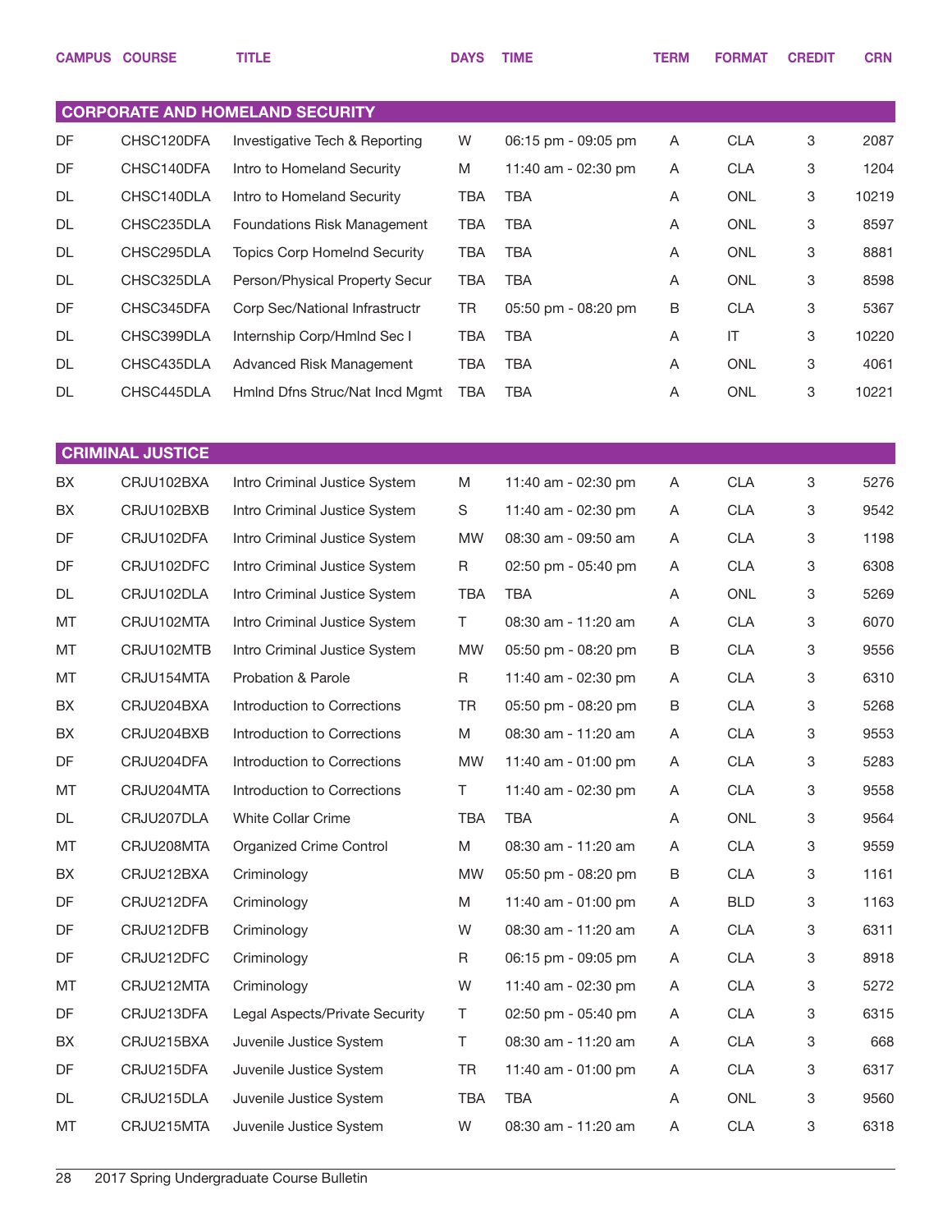| CAMPUS | COURSE | TITLE | DAYS | TIME | TERM | FORMAT | CREDIT | CRN |
|---|---|---|---|---|---|---|---|---|
| **CORPORATE AND HOMELAND SECURITY** | | | | | | | | |
| DF | CHSC120DFA | Investigative Tech & Reporting | W | 06:15 pm - 09:05 pm | A | CLA | 3 | 2087 |
| DF | CHSC140DFA | Intro to Homeland Security | M | 11:40 am - 02:30 pm | A | CLA | 3 | 1204 |
| DL | CHSC140DLA | Intro to Homeland Security | TBA | TBA | A | ONL | 3 | 10219 |
| DL | CHSC235DLA | Foundations Risk Management | TBA | TBA | A | ONL | 3 | 8597 |
| DL | CHSC295DLA | Topics Corp Homelnd Security | TBA | TBA | A | ONL | 3 | 8881 |
| DL | CHSC325DLA | Person/Physical Property Secur | TBA | TBA | A | ONL | 3 | 8598 |
| DF | CHSC345DFA | Corp Sec/National Infrastructr | TR | 05:50 pm - 08:20 pm | B | CLA | 3 | 5367 |
| DL | CHSC399DLA | Internship Corp/Hmlnd Sec I | TBA | TBA | A | IT | 3 | 10220 |
| DL | CHSC435DLA | Advanced Risk Management | TBA | TBA | A | ONL | 3 | 4061 |
| DL | CHSC445DLA | Hmlnd Dfns Struc/Nat Incd Mgmt | TBA | TBA | A | ONL | 3 | 10221 |
| **CRIMINAL JUSTICE** | | | | | | | | |
| BX | CRJU102BXA | Intro Criminal Justice System | M | 11:40 am - 02:30 pm | A | CLA | 3 | 5276 |
| BX | CRJU102BXB | Intro Criminal Justice System | S | 11:40 am - 02:30 pm | A | CLA | 3 | 9542 |
| DF | CRJU102DFA | Intro Criminal Justice System | MW | 08:30 am - 09:50 am | A | CLA | 3 | 1198 |
| DF | CRJU102DFC | Intro Criminal Justice System | R | 02:50 pm - 05:40 pm | A | CLA | 3 | 6308 |
| DL | CRJU102DLA | Intro Criminal Justice System | TBA | TBA | A | ONL | 3 | 5269 |
| MT | CRJU102MTA | Intro Criminal Justice System | T | 08:30 am - 11:20 am | A | CLA | 3 | 6070 |
| MT | CRJU102MTB | Intro Criminal Justice System | MW | 05:50 pm - 08:20 pm | B | CLA | 3 | 9556 |
| MT | CRJU154MTA | Probation & Parole | R | 11:40 am - 02:30 pm | A | CLA | 3 | 6310 |
| BX | CRJU204BXA | Introduction to Corrections | TR | 05:50 pm - 08:20 pm | B | CLA | 3 | 5268 |
| BX | CRJU204BXB | Introduction to Corrections | M | 08:30 am - 11:20 am | A | CLA | 3 | 9553 |
| DF | CRJU204DFA | Introduction to Corrections | MW | 11:40 am - 01:00 pm | A | CLA | 3 | 5283 |
| MT | CRJU204MTA | Introduction to Corrections | T | 11:40 am - 02:30 pm | A | CLA | 3 | 9558 |
| DL | CRJU207DLA | White Collar Crime | TBA | TBA | A | ONL | 3 | 9564 |
| MT | CRJU208MTA | Organized Crime Control | M | 08:30 am - 11:20 am | A | CLA | 3 | 9559 |
| BX | CRJU212BXA | Criminology | MW | 05:50 pm - 08:20 pm | B | CLA | 3 | 1161 |
| DF | CRJU212DFA | Criminology | M | 11:40 am - 01:00 pm | A | BLD | 3 | 1163 |
| DF | CRJU212DFB | Criminology | W | 08:30 am - 11:20 am | A | CLA | 3 | 6311 |
| DF | CRJU212DFC | Criminology | R | 06:15 pm - 09:05 pm | A | CLA | 3 | 8918 |
| MT | CRJU212MTA | Criminology | W | 11:40 am - 02:30 pm | A | CLA | 3 | 5272 |
| DF | CRJU213DFA | Legal Aspects/Private Security | T | 02:50 pm - 05:40 pm | A | CLA | 3 | 6315 |
| BX | CRJU215BXA | Juvenile Justice System | T | 08:30 am - 11:20 am | A | CLA | 3 | 668 |
| DF | CRJU215DFA | Juvenile Justice System | TR | 11:40 am - 01:00 pm | A | CLA | 3 | 6317 |
| DL | CRJU215DLA | Juvenile Justice System | TBA | TBA | A | ONL | 3 | 9560 |
| MT | CRJU215MTA | Juvenile Justice System | W | 08:30 am - 11:20 am | A | CLA | 3 | 6318 |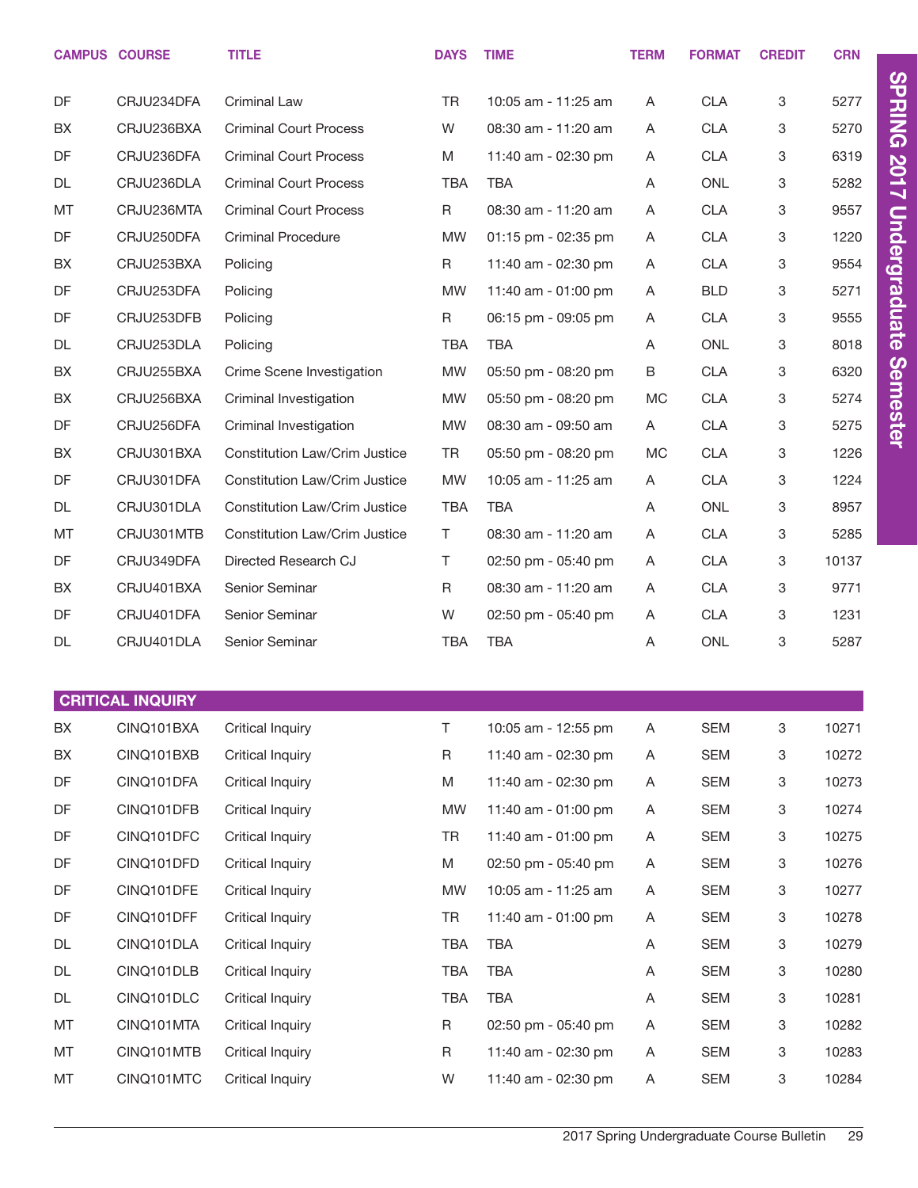| CAMPUS | COURSE | TITLE | DAYS | TIME | TERM | FORMAT | CREDIT | CRN |
|---|---|---|---|---|---|---|---|---|
| DF | CRJU234DFA | Criminal Law | TR | 10:05 am - 11:25 am | A | CLA | 3 | 5277 |
| BX | CRJU236BXA | Criminal Court Process | W | 08:30 am - 11:20 am | A | CLA | 3 | 5270 |
| DF | CRJU236DFA | Criminal Court Process | M | 11:40 am - 02:30 pm | A | CLA | 3 | 6319 |
| DL | CRJU236DLA | Criminal Court Process | TBA | TBA | A | ONL | 3 | 5282 |
| MT | CRJU236MTA | Criminal Court Process | R | 08:30 am - 11:20 am | A | CLA | 3 | 9557 |
| DF | CRJU250DFA | Criminal Procedure | MW | 01:15 pm - 02:35 pm | A | CLA | 3 | 1220 |
| BX | CRJU253BXA | Policing | R | 11:40 am - 02:30 pm | A | CLA | 3 | 9554 |
| DF | CRJU253DFA | Policing | MW | 11:40 am - 01:00 pm | A | BLD | 3 | 5271 |
| DF | CRJU253DFB | Policing | R | 06:15 pm - 09:05 pm | A | CLA | 3 | 9555 |
| DL | CRJU253DLA | Policing | TBA | TBA | A | ONL | 3 | 8018 |
| BX | CRJU255BXA | Crime Scene Investigation | MW | 05:50 pm - 08:20 pm | B | CLA | 3 | 6320 |
| BX | CRJU256BXA | Criminal Investigation | MW | 05:50 pm - 08:20 pm | MC | CLA | 3 | 5274 |
| DF | CRJU256DFA | Criminal Investigation | MW | 08:30 am - 09:50 am | A | CLA | 3 | 5275 |
| BX | CRJU301BXA | Constitution Law/Crim Justice | TR | 05:50 pm - 08:20 pm | MC | CLA | 3 | 1226 |
| DF | CRJU301DFA | Constitution Law/Crim Justice | MW | 10:05 am - 11:25 am | A | CLA | 3 | 1224 |
| DL | CRJU301DLA | Constitution Law/Crim Justice | TBA | TBA | A | ONL | 3 | 8957 |
| MT | CRJU301MTB | Constitution Law/Crim Justice | T | 08:30 am - 11:20 am | A | CLA | 3 | 5285 |
| DF | CRJU349DFA | Directed Research CJ | T | 02:50 pm - 05:40 pm | A | CLA | 3 | 10137 |
| BX | CRJU401BXA | Senior Seminar | R | 08:30 am - 11:20 am | A | CLA | 3 | 9771 |
| DF | CRJU401DFA | Senior Seminar | W | 02:50 pm - 05:40 pm | A | CLA | 3 | 1231 |
| DL | CRJU401DLA | Senior Seminar | TBA | TBA | A | ONL | 3 | 5287 |

## CRITICAL INQUIRY

| CAMPUS | COURSE | TITLE | DAYS | TIME | TERM | FORMAT | CREDIT | CRN |
|---|---|---|---|---|---|---|---|---|
| BX | CINQ101BXA | Critical Inquiry | T | 10:05 am - 12:55 pm | A | SEM | 3 | 10271 |
| BX | CINQ101BXB | Critical Inquiry | R | 11:40 am - 02:30 pm | A | SEM | 3 | 10272 |
| DF | CINQ101DFA | Critical Inquiry | M | 11:40 am - 02:30 pm | A | SEM | 3 | 10273 |
| DF | CINQ101DFB | Critical Inquiry | MW | 11:40 am - 01:00 pm | A | SEM | 3 | 10274 |
| DF | CINQ101DFC | Critical Inquiry | TR | 11:40 am - 01:00 pm | A | SEM | 3 | 10275 |
| DF | CINQ101DFD | Critical Inquiry | M | 02:50 pm - 05:40 pm | A | SEM | 3 | 10276 |
| DF | CINQ101DFE | Critical Inquiry | MW | 10:05 am - 11:25 am | A | SEM | 3 | 10277 |
| DF | CINQ101DFF | Critical Inquiry | TR | 11:40 am - 01:00 pm | A | SEM | 3 | 10278 |
| DL | CINQ101DLA | Critical Inquiry | TBA | TBA | A | SEM | 3 | 10279 |
| DL | CINQ101DLB | Critical Inquiry | TBA | TBA | A | SEM | 3 | 10280 |
| DL | CINQ101DLC | Critical Inquiry | TBA | TBA | A | SEM | 3 | 10281 |
| MT | CINQ101MTA | Critical Inquiry | R | 02:50 pm - 05:40 pm | A | SEM | 3 | 10282 |
| MT | CINQ101MTB | Critical Inquiry | R | 11:40 am - 02:30 pm | A | SEM | 3 | 10283 |
| MT | CINQ101MTC | Critical Inquiry | W | 11:40 am - 02:30 pm | A | SEM | 3 | 10284 |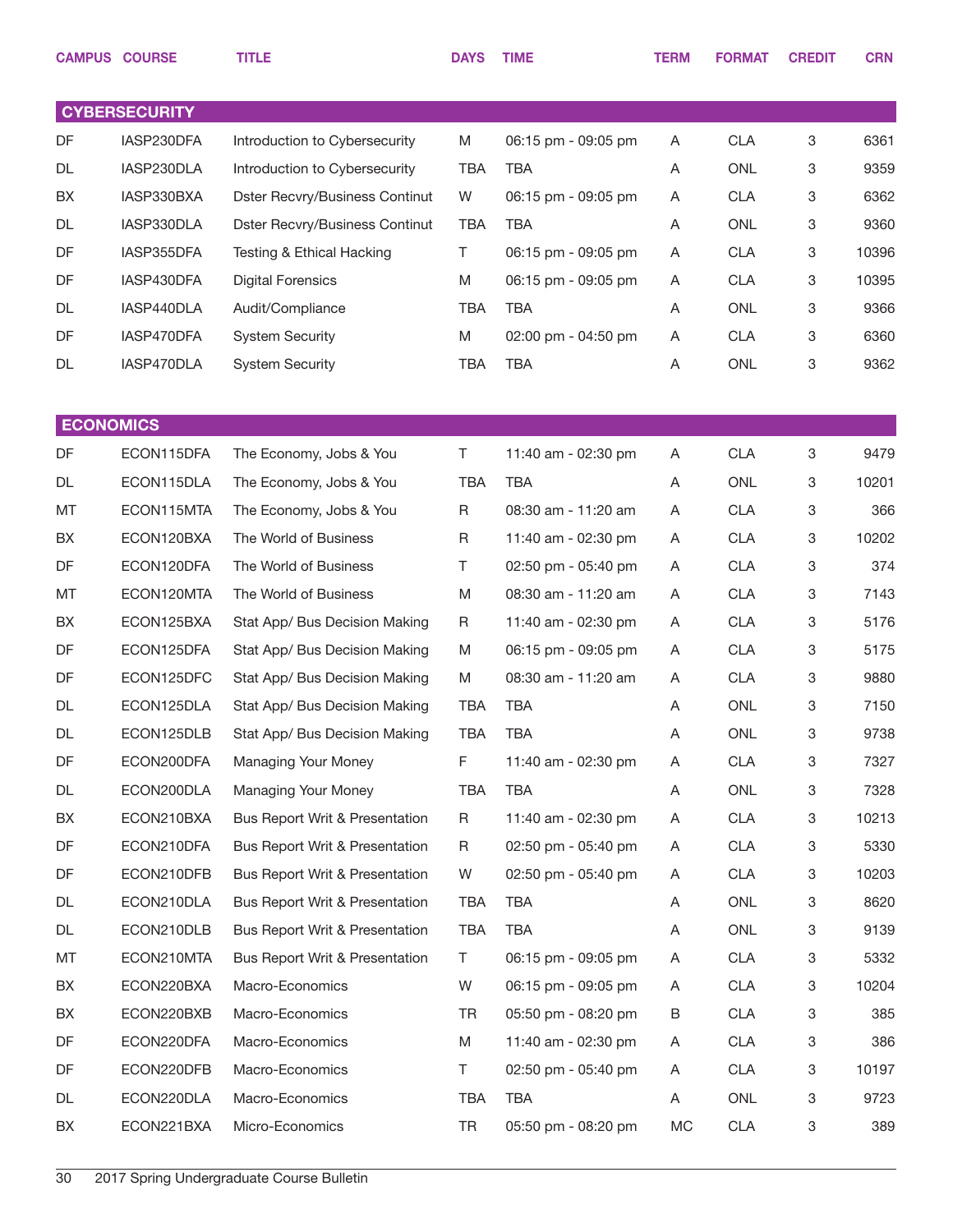| CAMPUS | COURSE | TITLE | DAYS | TIME | TERM | FORMAT | CREDIT | CRN |
|---|---|---|---|---|---|---|---|---|
| **CYBERSECURITY** | | | | | | | | |
| DF | IASP230DFA | Introduction to Cybersecurity | M | 06:15 pm - 09:05 pm | A | CLA | 3 | 6361 |
| DL | IASP230DLA | Introduction to Cybersecurity | TBA | TBA | A | ONL | 3 | 9359 |
| BX | IASP330BXA | Dster Recvry/Business Continut | W | 06:15 pm - 09:05 pm | A | CLA | 3 | 6362 |
| DL | IASP330DLA | Dster Recvry/Business Continut | TBA | TBA | A | ONL | 3 | 9360 |
| DF | IASP355DFA | Testing & Ethical Hacking | T | 06:15 pm - 09:05 pm | A | CLA | 3 | 10396 |
| DF | IASP430DFA | Digital Forensics | M | 06:15 pm - 09:05 pm | A | CLA | 3 | 10395 |
| DL | IASP440DLA | Audit/Compliance | TBA | TBA | A | ONL | 3 | 9366 |
| DF | IASP470DFA | System Security | M | 02:00 pm - 04:50 pm | A | CLA | 3 | 6360 |
| DL | IASP470DLA | System Security | TBA | TBA | A | ONL | 3 | 9362 |
| **ECONOMICS** | | | | | | | | |
| DF | ECON115DFA | The Economy, Jobs & You | T | 11:40 am - 02:30 pm | A | CLA | 3 | 9479 |
| DL | ECON115DLA | The Economy, Jobs & You | TBA | TBA | A | ONL | 3 | 10201 |
| MT | ECON115MTA | The Economy, Jobs & You | R | 08:30 am - 11:20 am | A | CLA | 3 | 366 |
| BX | ECON120BXA | The World of Business | R | 11:40 am - 02:30 pm | A | CLA | 3 | 10202 |
| DF | ECON120DFA | The World of Business | T | 02:50 pm - 05:40 pm | A | CLA | 3 | 374 |
| MT | ECON120MTA | The World of Business | M | 08:30 am - 11:20 am | A | CLA | 3 | 7143 |
| BX | ECON125BXA | Stat App/ Bus Decision Making | R | 11:40 am - 02:30 pm | A | CLA | 3 | 5176 |
| DF | ECON125DFA | Stat App/ Bus Decision Making | M | 06:15 pm - 09:05 pm | A | CLA | 3 | 5175 |
| DF | ECON125DFC | Stat App/ Bus Decision Making | M | 08:30 am - 11:20 am | A | CLA | 3 | 9880 |
| DL | ECON125DLA | Stat App/ Bus Decision Making | TBA | TBA | A | ONL | 3 | 7150 |
| DL | ECON125DLB | Stat App/ Bus Decision Making | TBA | TBA | A | ONL | 3 | 9738 |
| DF | ECON200DFA | Managing Your Money | F | 11:40 am - 02:30 pm | A | CLA | 3 | 7327 |
| DL | ECON200DLA | Managing Your Money | TBA | TBA | A | ONL | 3 | 7328 |
| BX | ECON210BXA | Bus Report Writ & Presentation | R | 11:40 am - 02:30 pm | A | CLA | 3 | 10213 |
| DF | ECON210DFA | Bus Report Writ & Presentation | R | 02:50 pm - 05:40 pm | A | CLA | 3 | 5330 |
| DF | ECON210DFB | Bus Report Writ & Presentation | W | 02:50 pm - 05:40 pm | A | CLA | 3 | 10203 |
| DL | ECON210DLA | Bus Report Writ & Presentation | TBA | TBA | A | ONL | 3 | 8620 |
| DL | ECON210DLB | Bus Report Writ & Presentation | TBA | TBA | A | ONL | 3 | 9139 |
| MT | ECON210MTA | Bus Report Writ & Presentation | T | 06:15 pm - 09:05 pm | A | CLA | 3 | 5332 |
| BX | ECON220BXA | Macro-Economics | W | 06:15 pm - 09:05 pm | A | CLA | 3 | 10204 |
| BX | ECON220BXB | Macro-Economics | TR | 05:50 pm - 08:20 pm | B | CLA | 3 | 385 |
| DF | ECON220DFA | Macro-Economics | M | 11:40 am - 02:30 pm | A | CLA | 3 | 386 |
| DF | ECON220DFB | Macro-Economics | T | 02:50 pm - 05:40 pm | A | CLA | 3 | 10197 |
| DL | ECON220DLA | Macro-Economics | TBA | TBA | A | ONL | 3 | 9723 |
| BX | ECON221BXA | Micro-Economics | TR | 05:50 pm - 08:20 pm | MC | CLA | 3 | 389 |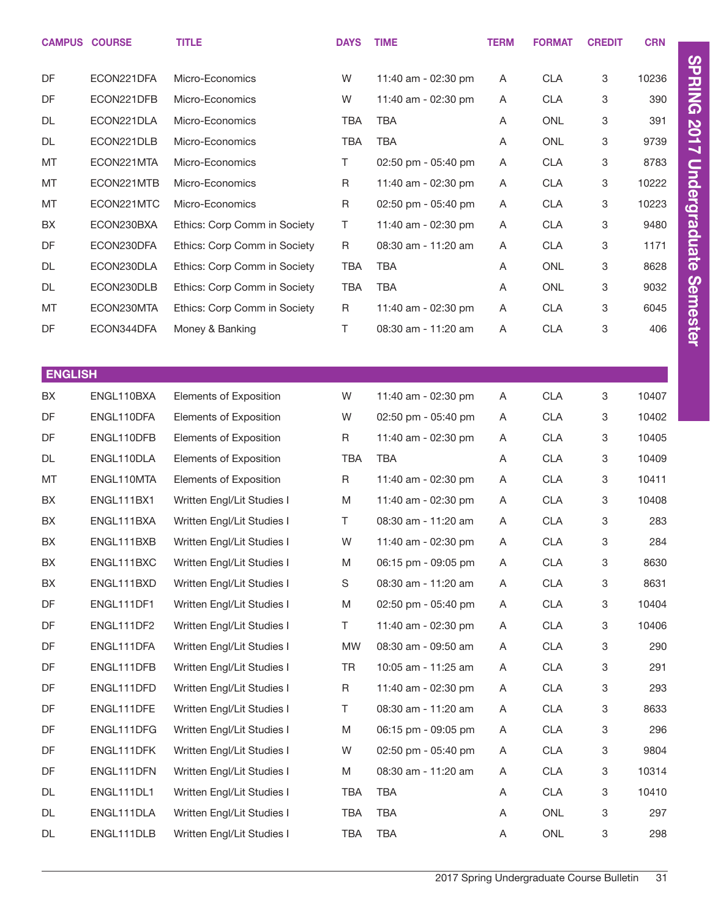| CAMPUS | COURSE | TITLE | DAYS | TIME | TERM | FORMAT | CREDIT | CRN |
|---|---|---|---|---|---|---|---|---|
| DF | ECON221DFA | Micro-Economics | W | 11:40 am - 02:30 pm | A | CLA | 3 | 10236 |
| DF | ECON221DFB | Micro-Economics | W | 11:40 am - 02:30 pm | A | CLA | 3 | 390 |
| DL | ECON221DLA | Micro-Economics | TBA | TBA | A | ONL | 3 | 391 |
| DL | ECON221DLB | Micro-Economics | TBA | TBA | A | ONL | 3 | 9739 |
| MT | ECON221MTA | Micro-Economics | T | 02:50 pm - 05:40 pm | A | CLA | 3 | 8783 |
| MT | ECON221MTB | Micro-Economics | R | 11:40 am - 02:30 pm | A | CLA | 3 | 10222 |
| MT | ECON221MTC | Micro-Economics | R | 02:50 pm - 05:40 pm | A | CLA | 3 | 10223 |
| BX | ECON230BXA | Ethics: Corp Comm in Society | T | 11:40 am - 02:30 pm | A | CLA | 3 | 9480 |
| DF | ECON230DFA | Ethics: Corp Comm in Society | R | 08:30 am - 11:20 am | A | CLA | 3 | 1171 |
| DL | ECON230DLA | Ethics: Corp Comm in Society | TBA | TBA | A | ONL | 3 | 8628 |
| DL | ECON230DLB | Ethics: Corp Comm in Society | TBA | TBA | A | ONL | 3 | 9032 |
| MT | ECON230MTA | Ethics: Corp Comm in Society | R | 11:40 am - 02:30 pm | A | CLA | 3 | 6045 |
| DF | ECON344DFA | Money & Banking | T | 08:30 am - 11:20 am | A | CLA | 3 | 406 |

## ENGLISH

| CAMPUS | COURSE | TITLE | DAYS | TIME | TERM | FORMAT | CREDIT | CRN |
|---|---|---|---|---|---|---|---|---|
| BX | ENGL110BXA | Elements of Exposition | W | 11:40 am - 02:30 pm | A | CLA | 3 | 10407 |
| DF | ENGL110DFA | Elements of Exposition | W | 02:50 pm - 05:40 pm | A | CLA | 3 | 10402 |
| DF | ENGL110DFB | Elements of Exposition | R | 11:40 am - 02:30 pm | A | CLA | 3 | 10405 |
| DL | ENGL110DLA | Elements of Exposition | TBA | TBA | A | CLA | 3 | 10409 |
| MT | ENGL110MTA | Elements of Exposition | R | 11:40 am - 02:30 pm | A | CLA | 3 | 10411 |
| BX | ENGL111BX1 | Written Engl/Lit Studies I | M | 11:40 am - 02:30 pm | A | CLA | 3 | 10408 |
| BX | ENGL111BXA | Written Engl/Lit Studies I | T | 08:30 am - 11:20 am | A | CLA | 3 | 283 |
| BX | ENGL111BXB | Written Engl/Lit Studies I | W | 11:40 am - 02:30 pm | A | CLA | 3 | 284 |
| BX | ENGL111BXC | Written Engl/Lit Studies I | M | 06:15 pm - 09:05 pm | A | CLA | 3 | 8630 |
| BX | ENGL111BXD | Written Engl/Lit Studies I | S | 08:30 am - 11:20 am | A | CLA | 3 | 8631 |
| DF | ENGL111DF1 | Written Engl/Lit Studies I | M | 02:50 pm - 05:40 pm | A | CLA | 3 | 10404 |
| DF | ENGL111DF2 | Written Engl/Lit Studies I | T | 11:40 am - 02:30 pm | A | CLA | 3 | 10406 |
| DF | ENGL111DFA | Written Engl/Lit Studies I | MW | 08:30 am - 09:50 am | A | CLA | 3 | 290 |
| DF | ENGL111DFB | Written Engl/Lit Studies I | TR | 10:05 am - 11:25 am | A | CLA | 3 | 291 |
| DF | ENGL111DFD | Written Engl/Lit Studies I | R | 11:40 am - 02:30 pm | A | CLA | 3 | 293 |
| DF | ENGL111DFE | Written Engl/Lit Studies I | T | 08:30 am - 11:20 am | A | CLA | 3 | 8633 |
| DF | ENGL111DFG | Written Engl/Lit Studies I | M | 06:15 pm - 09:05 pm | A | CLA | 3 | 296 |
| DF | ENGL111DFK | Written Engl/Lit Studies I | W | 02:50 pm - 05:40 pm | A | CLA | 3 | 9804 |
| DF | ENGL111DFN | Written Engl/Lit Studies I | M | 08:30 am - 11:20 am | A | CLA | 3 | 10314 |
| DL | ENGL111DL1 | Written Engl/Lit Studies I | TBA | TBA | A | CLA | 3 | 10410 |
| DL | ENGL111DLA | Written Engl/Lit Studies I | TBA | TBA | A | ONL | 3 | 297 |
| DL | ENGL111DLB | Written Engl/Lit Studies I | TBA | TBA | A | ONL | 3 | 298 |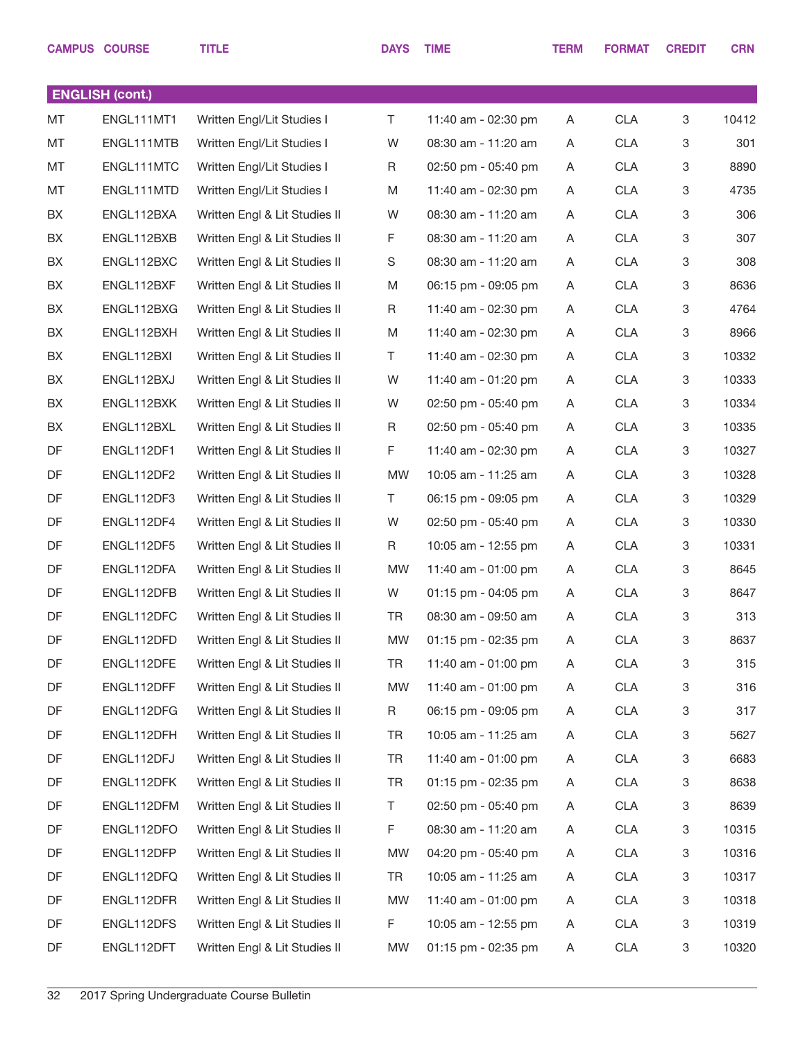| CAMPUS | COURSE | TITLE | DAYS | TIME | TERM | FORMAT | CREDIT | CRN |
|---|---|---|---|---|---|---|---|---|
| **ENGLISH (cont.)** | | | | | | | | |
| MT | ENGL111MT1 | Written Engl/Lit Studies I | T | 11:40 am - 02:30 pm | A | CLA | 3 | 10412 |
| MT | ENGL111MTB | Written Engl/Lit Studies I | W | 08:30 am - 11:20 am | A | CLA | 3 | 301 |
| MT | ENGL111MTC | Written Engl/Lit Studies I | R | 02:50 pm - 05:40 pm | A | CLA | 3 | 8890 |
| MT | ENGL111MTD | Written Engl/Lit Studies I | M | 11:40 am - 02:30 pm | A | CLA | 3 | 4735 |
| BX | ENGL112BXA | Written Engl & Lit Studies II | W | 08:30 am - 11:20 am | A | CLA | 3 | 306 |
| BX | ENGL112BXB | Written Engl & Lit Studies II | F | 08:30 am - 11:20 am | A | CLA | 3 | 307 |
| BX | ENGL112BXC | Written Engl & Lit Studies II | S | 08:30 am - 11:20 am | A | CLA | 3 | 308 |
| BX | ENGL112BXF | Written Engl & Lit Studies II | M | 06:15 pm - 09:05 pm | A | CLA | 3 | 8636 |
| BX | ENGL112BXG | Written Engl & Lit Studies II | R | 11:40 am - 02:30 pm | A | CLA | 3 | 4764 |
| BX | ENGL112BXH | Written Engl & Lit Studies II | M | 11:40 am - 02:30 pm | A | CLA | 3 | 8966 |
| BX | ENGL112BXI | Written Engl & Lit Studies II | T | 11:40 am - 02:30 pm | A | CLA | 3 | 10332 |
| BX | ENGL112BXJ | Written Engl & Lit Studies II | W | 11:40 am - 01:20 pm | A | CLA | 3 | 10333 |
| BX | ENGL112BXK | Written Engl & Lit Studies II | W | 02:50 pm - 05:40 pm | A | CLA | 3 | 10334 |
| BX | ENGL112BXL | Written Engl & Lit Studies II | R | 02:50 pm - 05:40 pm | A | CLA | 3 | 10335 |
| DF | ENGL112DF1 | Written Engl & Lit Studies II | F | 11:40 am - 02:30 pm | A | CLA | 3 | 10327 |
| DF | ENGL112DF2 | Written Engl & Lit Studies II | MW | 10:05 am - 11:25 am | A | CLA | 3 | 10328 |
| DF | ENGL112DF3 | Written Engl & Lit Studies II | T | 06:15 pm - 09:05 pm | A | CLA | 3 | 10329 |
| DF | ENGL112DF4 | Written Engl & Lit Studies II | W | 02:50 pm - 05:40 pm | A | CLA | 3 | 10330 |
| DF | ENGL112DF5 | Written Engl & Lit Studies II | R | 10:05 am - 12:55 pm | A | CLA | 3 | 10331 |
| DF | ENGL112DFA | Written Engl & Lit Studies II | MW | 11:40 am - 01:00 pm | A | CLA | 3 | 8645 |
| DF | ENGL112DFB | Written Engl & Lit Studies II | W | 01:15 pm - 04:05 pm | A | CLA | 3 | 8647 |
| DF | ENGL112DFC | Written Engl & Lit Studies II | TR | 08:30 am - 09:50 am | A | CLA | 3 | 313 |
| DF | ENGL112DFD | Written Engl & Lit Studies II | MW | 01:15 pm - 02:35 pm | A | CLA | 3 | 8637 |
| DF | ENGL112DFE | Written Engl & Lit Studies II | TR | 11:40 am - 01:00 pm | A | CLA | 3 | 315 |
| DF | ENGL112DFF | Written Engl & Lit Studies II | MW | 11:40 am - 01:00 pm | A | CLA | 3 | 316 |
| DF | ENGL112DFG | Written Engl & Lit Studies II | R | 06:15 pm - 09:05 pm | A | CLA | 3 | 317 |
| DF | ENGL112DFH | Written Engl & Lit Studies II | TR | 10:05 am - 11:25 am | A | CLA | 3 | 5627 |
| DF | ENGL112DFJ | Written Engl & Lit Studies II | TR | 11:40 am - 01:00 pm | A | CLA | 3 | 6683 |
| DF | ENGL112DFK | Written Engl & Lit Studies II | TR | 01:15 pm - 02:35 pm | A | CLA | 3 | 8638 |
| DF | ENGL112DFM | Written Engl & Lit Studies II | T | 02:50 pm - 05:40 pm | A | CLA | 3 | 8639 |
| DF | ENGL112DFO | Written Engl & Lit Studies II | F | 08:30 am - 11:20 am | A | CLA | 3 | 10315 |
| DF | ENGL112DFP | Written Engl & Lit Studies II | MW | 04:20 pm - 05:40 pm | A | CLA | 3 | 10316 |
| DF | ENGL112DFQ | Written Engl & Lit Studies II | TR | 10:05 am - 11:25 am | A | CLA | 3 | 10317 |
| DF | ENGL112DFR | Written Engl & Lit Studies II | MW | 11:40 am - 01:00 pm | A | CLA | 3 | 10318 |
| DF | ENGL112DFS | Written Engl & Lit Studies II | F | 10:05 am - 12:55 pm | A | CLA | 3 | 10319 |
| DF | ENGL112DFT | Written Engl & Lit Studies II | MW | 01:15 pm - 02:35 pm | A | CLA | 3 | 10320 |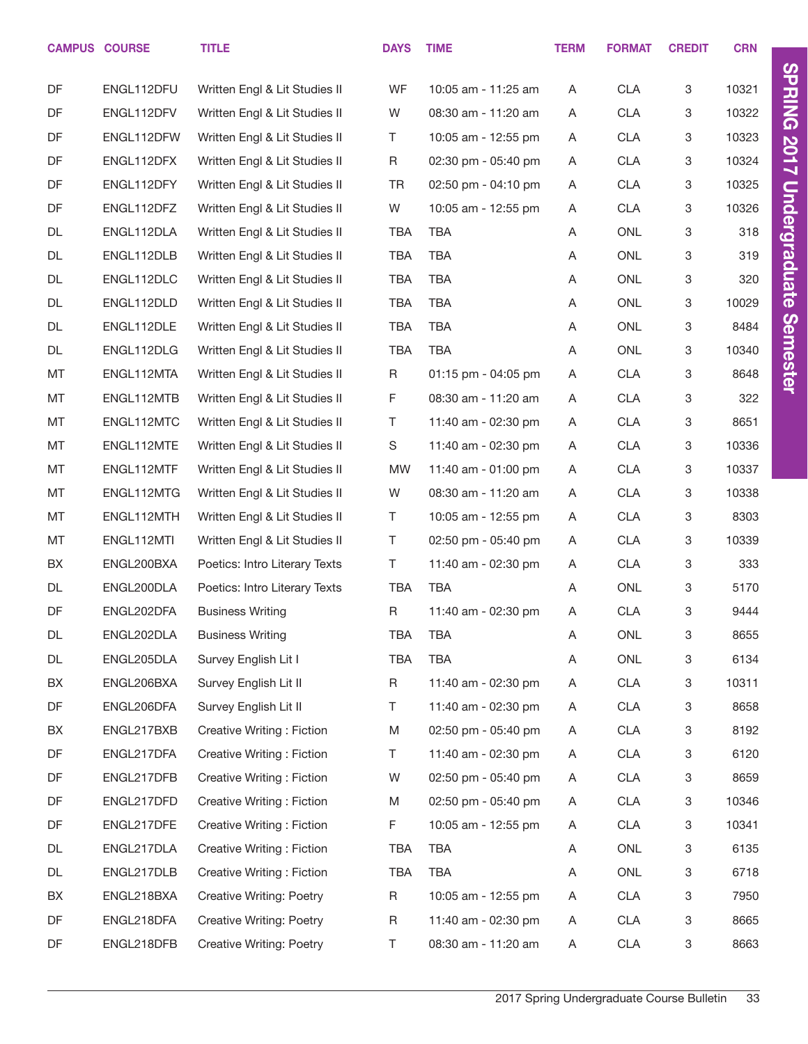| CAMPUS | COURSE | TITLE | DAYS | TIME | TERM | FORMAT | CREDIT | CRN |
|---|---|---|---|---|---|---|---|---|
| DF | ENGL112DFU | Written Engl & Lit Studies II | WF | 10:05 am - 11:25 am | A | CLA | 3 | 10321 |
| DF | ENGL112DFV | Written Engl & Lit Studies II | W | 08:30 am - 11:20 am | A | CLA | 3 | 10322 |
| DF | ENGL112DFW | Written Engl & Lit Studies II | T | 10:05 am - 12:55 pm | A | CLA | 3 | 10323 |
| DF | ENGL112DFX | Written Engl & Lit Studies II | R | 02:30 pm - 05:40 pm | A | CLA | 3 | 10324 |
| DF | ENGL112DFY | Written Engl & Lit Studies II | TR | 02:50 pm - 04:10 pm | A | CLA | 3 | 10325 |
| DF | ENGL112DFZ | Written Engl & Lit Studies II | W | 10:05 am - 12:55 pm | A | CLA | 3 | 10326 |
| DL | ENGL112DLA | Written Engl & Lit Studies II | TBA | TBA | A | ONL | 3 | 318 |
| DL | ENGL112DLB | Written Engl & Lit Studies II | TBA | TBA | A | ONL | 3 | 319 |
| DL | ENGL112DLC | Written Engl & Lit Studies II | TBA | TBA | A | ONL | 3 | 320 |
| DL | ENGL112DLD | Written Engl & Lit Studies II | TBA | TBA | A | ONL | 3 | 10029 |
| DL | ENGL112DLE | Written Engl & Lit Studies II | TBA | TBA | A | ONL | 3 | 8484 |
| DL | ENGL112DLG | Written Engl & Lit Studies II | TBA | TBA | A | ONL | 3 | 10340 |
| MT | ENGL112MTA | Written Engl & Lit Studies II | R | 01:15 pm - 04:05 pm | A | CLA | 3 | 8648 |
| MT | ENGL112MTB | Written Engl & Lit Studies II | F | 08:30 am - 11:20 am | A | CLA | 3 | 322 |
| MT | ENGL112MTC | Written Engl & Lit Studies II | T | 11:40 am - 02:30 pm | A | CLA | 3 | 8651 |
| MT | ENGL112MTE | Written Engl & Lit Studies II | S | 11:40 am - 02:30 pm | A | CLA | 3 | 10336 |
| MT | ENGL112MTF | Written Engl & Lit Studies II | MW | 11:40 am - 01:00 pm | A | CLA | 3 | 10337 |
| MT | ENGL112MTG | Written Engl & Lit Studies II | W | 08:30 am - 11:20 am | A | CLA | 3 | 10338 |
| MT | ENGL112MTH | Written Engl & Lit Studies II | T | 10:05 am - 12:55 pm | A | CLA | 3 | 8303 |
| MT | ENGL112MTI | Written Engl & Lit Studies II | T | 02:50 pm - 05:40 pm | A | CLA | 3 | 10339 |
| BX | ENGL200BXA | Poetics: Intro Literary Texts | T | 11:40 am - 02:30 pm | A | CLA | 3 | 333 |
| DL | ENGL200DLA | Poetics: Intro Literary Texts | TBA | TBA | A | ONL | 3 | 5170 |
| DF | ENGL202DFA | Business Writing | R | 11:40 am - 02:30 pm | A | CLA | 3 | 9444 |
| DL | ENGL202DLA | Business Writing | TBA | TBA | A | ONL | 3 | 8655 |
| DL | ENGL205DLA | Survey English Lit I | TBA | TBA | A | ONL | 3 | 6134 |
| BX | ENGL206BXA | Survey English Lit II | R | 11:40 am - 02:30 pm | A | CLA | 3 | 10311 |
| DF | ENGL206DFA | Survey English Lit II | T | 11:40 am - 02:30 pm | A | CLA | 3 | 8658 |
| BX | ENGL217BXB | Creative Writing : Fiction | M | 02:50 pm - 05:40 pm | A | CLA | 3 | 8192 |
| DF | ENGL217DFA | Creative Writing : Fiction | T | 11:40 am - 02:30 pm | A | CLA | 3 | 6120 |
| DF | ENGL217DFB | Creative Writing : Fiction | W | 02:50 pm - 05:40 pm | A | CLA | 3 | 8659 |
| DF | ENGL217DFD | Creative Writing : Fiction | M | 02:50 pm - 05:40 pm | A | CLA | 3 | 10346 |
| DF | ENGL217DFE | Creative Writing : Fiction | F | 10:05 am - 12:55 pm | A | CLA | 3 | 10341 |
| DL | ENGL217DLA | Creative Writing : Fiction | TBA | TBA | A | ONL | 3 | 6135 |
| DL | ENGL217DLB | Creative Writing : Fiction | TBA | TBA | A | ONL | 3 | 6718 |
| BX | ENGL218BXA | Creative Writing: Poetry | R | 10:05 am - 12:55 pm | A | CLA | 3 | 7950 |
| DF | ENGL218DFA | Creative Writing: Poetry | R | 11:40 am - 02:30 pm | A | CLA | 3 | 8665 |
| DF | ENGL218DFB | Creative Writing: Poetry | T | 08:30 am - 11:20 am | A | CLA | 3 | 8663 |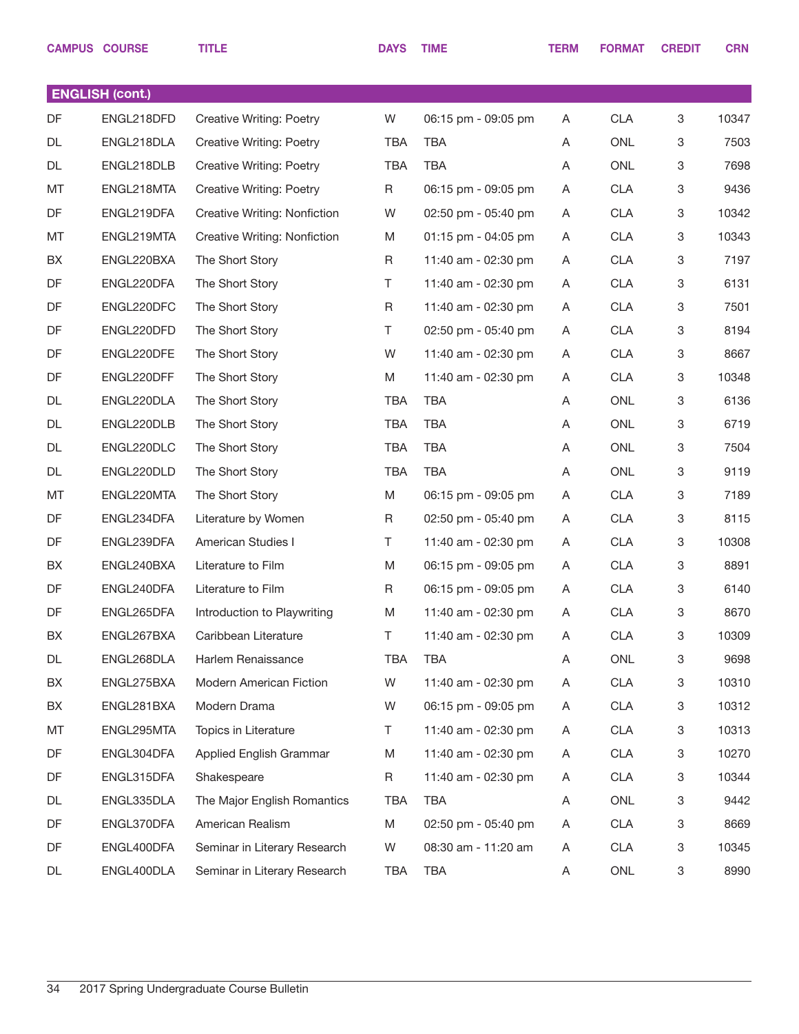| CAMPUS | COURSE | TITLE | DAYS | TIME | TERM | FORMAT | CREDIT | CRN |
|---|---|---|---|---|---|---|---|---|
| **ENGLISH (cont.)** | | | | | | | | |
| DF | ENGL218DFD | Creative Writing: Poetry | W | 06:15 pm - 09:05 pm | A | CLA | 3 | 10347 |
| DL | ENGL218DLA | Creative Writing: Poetry | TBA | TBA | A | ONL | 3 | 7503 |
| DL | ENGL218DLB | Creative Writing: Poetry | TBA | TBA | A | ONL | 3 | 7698 |
| MT | ENGL218MTA | Creative Writing: Poetry | R | 06:15 pm - 09:05 pm | A | CLA | 3 | 9436 |
| DF | ENGL219DFA | Creative Writing: Nonfiction | W | 02:50 pm - 05:40 pm | A | CLA | 3 | 10342 |
| MT | ENGL219MTA | Creative Writing: Nonfiction | M | 01:15 pm - 04:05 pm | A | CLA | 3 | 10343 |
| BX | ENGL220BXA | The Short Story | R | 11:40 am - 02:30 pm | A | CLA | 3 | 7197 |
| DF | ENGL220DFA | The Short Story | T | 11:40 am - 02:30 pm | A | CLA | 3 | 6131 |
| DF | ENGL220DFC | The Short Story | R | 11:40 am - 02:30 pm | A | CLA | 3 | 7501 |
| DF | ENGL220DFD | The Short Story | T | 02:50 pm - 05:40 pm | A | CLA | 3 | 8194 |
| DF | ENGL220DFE | The Short Story | W | 11:40 am - 02:30 pm | A | CLA | 3 | 8667 |
| DF | ENGL220DFF | The Short Story | M | 11:40 am - 02:30 pm | A | CLA | 3 | 10348 |
| DL | ENGL220DLA | The Short Story | TBA | TBA | A | ONL | 3 | 6136 |
| DL | ENGL220DLB | The Short Story | TBA | TBA | A | ONL | 3 | 6719 |
| DL | ENGL220DLC | The Short Story | TBA | TBA | A | ONL | 3 | 7504 |
| DL | ENGL220DLD | The Short Story | TBA | TBA | A | ONL | 3 | 9119 |
| MT | ENGL220MTA | The Short Story | M | 06:15 pm - 09:05 pm | A | CLA | 3 | 7189 |
| DF | ENGL234DFA | Literature by Women | R | 02:50 pm - 05:40 pm | A | CLA | 3 | 8115 |
| DF | ENGL239DFA | American Studies I | T | 11:40 am - 02:30 pm | A | CLA | 3 | 10308 |
| BX | ENGL240BXA | Literature to Film | M | 06:15 pm - 09:05 pm | A | CLA | 3 | 8891 |
| DF | ENGL240DFA | Literature to Film | R | 06:15 pm - 09:05 pm | A | CLA | 3 | 6140 |
| DF | ENGL265DFA | Introduction to Playwriting | M | 11:40 am - 02:30 pm | A | CLA | 3 | 8670 |
| BX | ENGL267BXA | Caribbean Literature | T | 11:40 am - 02:30 pm | A | CLA | 3 | 10309 |
| DL | ENGL268DLA | Harlem Renaissance | TBA | TBA | A | ONL | 3 | 9698 |
| BX | ENGL275BXA | Modern American Fiction | W | 11:40 am - 02:30 pm | A | CLA | 3 | 10310 |
| BX | ENGL281BXA | Modern Drama | W | 06:15 pm - 09:05 pm | A | CLA | 3 | 10312 |
| MT | ENGL295MTA | Topics in Literature | T | 11:40 am - 02:30 pm | A | CLA | 3 | 10313 |
| DF | ENGL304DFA | Applied English Grammar | M | 11:40 am - 02:30 pm | A | CLA | 3 | 10270 |
| DF | ENGL315DFA | Shakespeare | R | 11:40 am - 02:30 pm | A | CLA | 3 | 10344 |
| DL | ENGL335DLA | The Major English Romantics | TBA | TBA | A | ONL | 3 | 9442 |
| DF | ENGL370DFA | American Realism | M | 02:50 pm - 05:40 pm | A | CLA | 3 | 8669 |
| DF | ENGL400DFA | Seminar in Literary Research | W | 08:30 am - 11:20 am | A | CLA | 3 | 10345 |
| DL | ENGL400DLA | Seminar in Literary Research | TBA | TBA | A | ONL | 3 | 8990 |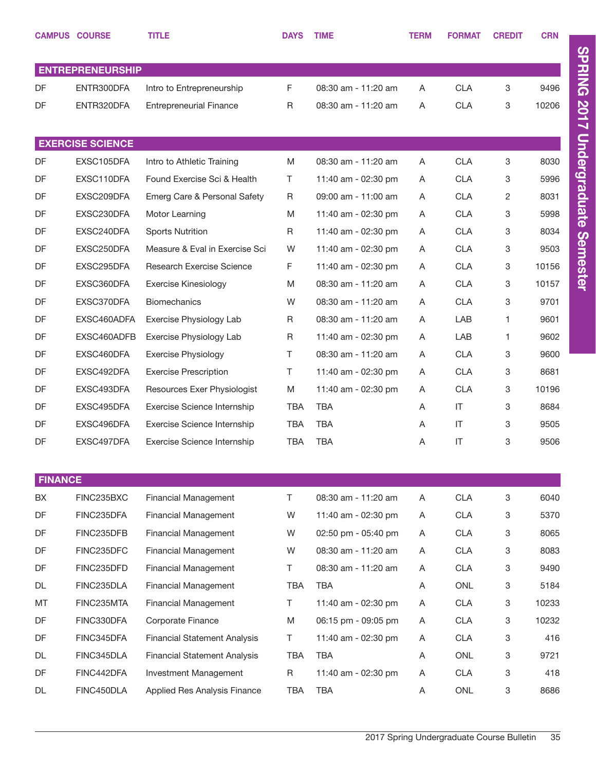| CAMPUS | COURSE | TITLE | DAYS | TIME | TERM | FORMAT | CREDIT | CRN |
|---|---|---|---|---|---|---|---|---|
| **ENTREPRENEURSHIP** | | | | | | | | |
| DF | ENTR300DFA | Intro to Entrepreneurship | F | 08:30 am - 11:20 am | A | CLA | 3 | 9496 |
| DF | ENTR320DFA | Entrepreneurial Finance | R | 08:30 am - 11:20 am | A | CLA | 3 | 10206 |
| **EXERCISE SCIENCE** | | | | | | | | |
| DF | EXSC105DFA | Intro to Athletic Training | M | 08:30 am - 11:20 am | A | CLA | 3 | 8030 |
| DF | EXSC110DFA | Found Exercise Sci & Health | T | 11:40 am - 02:30 pm | A | CLA | 3 | 5996 |
| DF | EXSC209DFA | Emerg Care & Personal Safety | R | 09:00 am - 11:00 am | A | CLA | 2 | 8031 |
| DF | EXSC230DFA | Motor Learning | M | 11:40 am - 02:30 pm | A | CLA | 3 | 5998 |
| DF | EXSC240DFA | Sports Nutrition | R | 11:40 am - 02:30 pm | A | CLA | 3 | 8034 |
| DF | EXSC250DFA | Measure & Eval in Exercise Sci | W | 11:40 am - 02:30 pm | A | CLA | 3 | 9503 |
| DF | EXSC295DFA | Research Exercise Science | F | 11:40 am - 02:30 pm | A | CLA | 3 | 10156 |
| DF | EXSC360DFA | Exercise Kinesiology | M | 08:30 am - 11:20 am | A | CLA | 3 | 10157 |
| DF | EXSC370DFA | Biomechanics | W | 08:30 am - 11:20 am | A | CLA | 3 | 9701 |
| DF | EXSC460ADFA | Exercise Physiology Lab | R | 08:30 am - 11:20 am | A | LAB | 1 | 9601 |
| DF | EXSC460ADFB | Exercise Physiology Lab | R | 11:40 am - 02:30 pm | A | LAB | 1 | 9602 |
| DF | EXSC460DFA | Exercise Physiology | T | 08:30 am - 11:20 am | A | CLA | 3 | 9600 |
| DF | EXSC492DFA | Exercise Prescription | T | 11:40 am - 02:30 pm | A | CLA | 3 | 8681 |
| DF | EXSC493DFA | Resources Exer Physiologist | M | 11:40 am - 02:30 pm | A | CLA | 3 | 10196 |
| DF | EXSC495DFA | Exercise Science Internship | TBA | TBA | A | IT | 3 | 8684 |
| DF | EXSC496DFA | Exercise Science Internship | TBA | TBA | A | IT | 3 | 9505 |
| DF | EXSC497DFA | Exercise Science Internship | TBA | TBA | A | IT | 3 | 9506 |
| **FINANCE** | | | | | | | | |
| BX | FINC235BXC | Financial Management | T | 08:30 am - 11:20 am | A | CLA | 3 | 6040 |
| DF | FINC235DFA | Financial Management | W | 11:40 am - 02:30 pm | A | CLA | 3 | 5370 |
| DF | FINC235DFB | Financial Management | W | 02:50 pm - 05:40 pm | A | CLA | 3 | 8065 |
| DF | FINC235DFC | Financial Management | W | 08:30 am - 11:20 am | A | CLA | 3 | 8083 |
| DF | FINC235DFD | Financial Management | T | 08:30 am - 11:20 am | A | CLA | 3 | 9490 |
| DL | FINC235DLA | Financial Management | TBA | TBA | A | ONL | 3 | 5184 |
| MT | FINC235MTA | Financial Management | T | 11:40 am - 02:30 pm | A | CLA | 3 | 10233 |
| DF | FINC330DFA | Corporate Finance | M | 06:15 pm - 09:05 pm | A | CLA | 3 | 10232 |
| DF | FINC345DFA | Financial Statement Analysis | T | 11:40 am - 02:30 pm | A | CLA | 3 | 416 |
| DL | FINC345DLA | Financial Statement Analysis | TBA | TBA | A | ONL | 3 | 9721 |
| DF | FINC442DFA | Investment Management | R | 11:40 am - 02:30 pm | A | CLA | 3 | 418 |
| DL | FINC450DLA | Applied Res Analysis Finance | TBA | TBA | A | ONL | 3 | 8686 |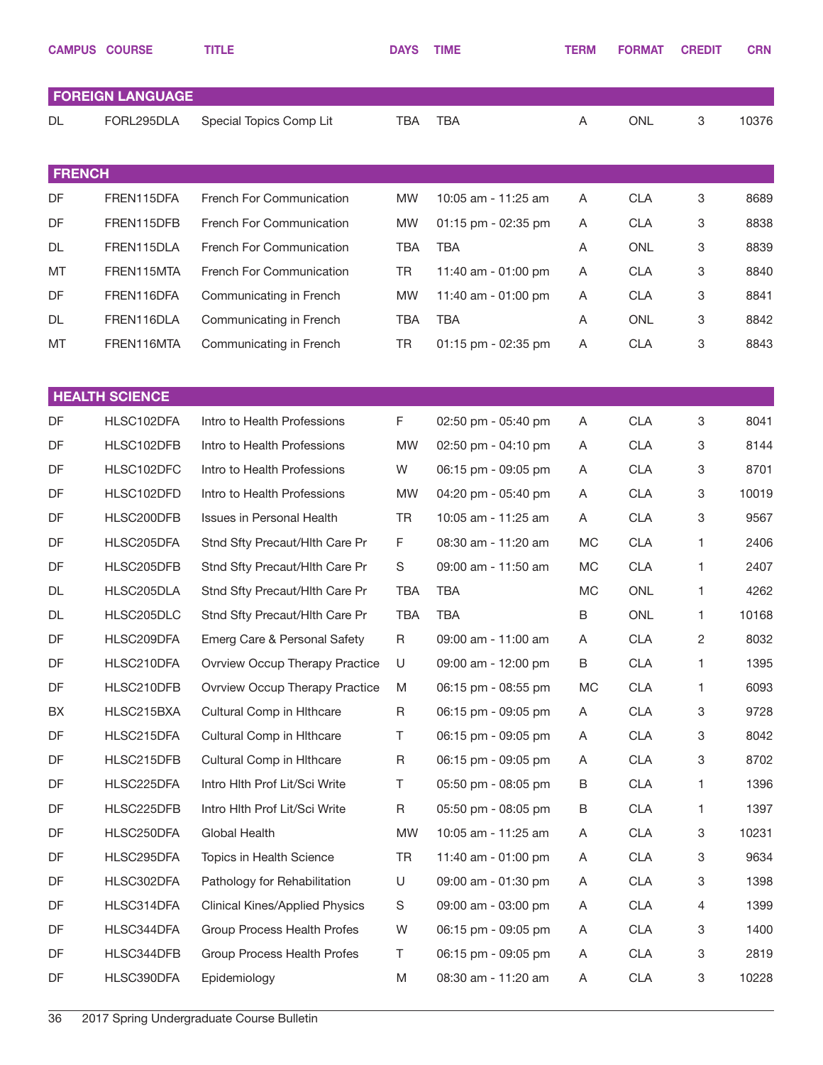| CAMPUS | COURSE | TITLE | DAYS | TIME | TERM | FORMAT | CREDIT | CRN |
|---|---|---|---|---|---|---|---|---|
| **FOREIGN LANGUAGE** | | | | | | | | |
| DL | FORL295DLA | Special Topics Comp Lit | TBA | TBA | A | ONL | 3 | 10376 |
| **FRENCH** | | | | | | | | |
| DF | FREN115DFA | French For Communication | MW | 10:05 am - 11:25 am | A | CLA | 3 | 8689 |
| DF | FREN115DFB | French For Communication | MW | 01:15 pm - 02:35 pm | A | CLA | 3 | 8838 |
| DL | FREN115DLA | French For Communication | TBA | TBA | A | ONL | 3 | 8839 |
| MT | FREN115MTA | French For Communication | TR | 11:40 am - 01:00 pm | A | CLA | 3 | 8840 |
| DF | FREN116DFA | Communicating in French | MW | 11:40 am - 01:00 pm | A | CLA | 3 | 8841 |
| DL | FREN116DLA | Communicating in French | TBA | TBA | A | ONL | 3 | 8842 |
| MT | FREN116MTA | Communicating in French | TR | 01:15 pm - 02:35 pm | A | CLA | 3 | 8843 |
| **HEALTH SCIENCE** | | | | | | | | |
| DF | HLSC102DFA | Intro to Health Professions | F | 02:50 pm - 05:40 pm | A | CLA | 3 | 8041 |
| DF | HLSC102DFB | Intro to Health Professions | MW | 02:50 pm - 04:10 pm | A | CLA | 3 | 8144 |
| DF | HLSC102DFC | Intro to Health Professions | W | 06:15 pm - 09:05 pm | A | CLA | 3 | 8701 |
| DF | HLSC102DFD | Intro to Health Professions | MW | 04:20 pm - 05:40 pm | A | CLA | 3 | 10019 |
| DF | HLSC200DFB | Issues in Personal Health | TR | 10:05 am - 11:25 am | A | CLA | 3 | 9567 |
| DF | HLSC205DFA | Stnd Sfty Precaut/Hlth Care Pr | F | 08:30 am - 11:20 am | MC | CLA | 1 | 2406 |
| DF | HLSC205DFB | Stnd Sfty Precaut/Hlth Care Pr | S | 09:00 am - 11:50 am | MC | CLA | 1 | 2407 |
| DL | HLSC205DLA | Stnd Sfty Precaut/Hlth Care Pr | TBA | TBA | MC | ONL | 1 | 4262 |
| DL | HLSC205DLC | Stnd Sfty Precaut/Hlth Care Pr | TBA | TBA | B | ONL | 1 | 10168 |
| DF | HLSC209DFA | Emerg Care & Personal Safety | R | 09:00 am - 11:00 am | A | CLA | 2 | 8032 |
| DF | HLSC210DFA | Ovrview Occup Therapy Practice | U | 09:00 am - 12:00 pm | B | CLA | 1 | 1395 |
| DF | HLSC210DFB | Ovrview Occup Therapy Practice | M | 06:15 pm - 08:55 pm | MC | CLA | 1 | 6093 |
| BX | HLSC215BXA | Cultural Comp in Hlthcare | R | 06:15 pm - 09:05 pm | A | CLA | 3 | 9728 |
| DF | HLSC215DFA | Cultural Comp in Hlthcare | T | 06:15 pm - 09:05 pm | A | CLA | 3 | 8042 |
| DF | HLSC215DFB | Cultural Comp in Hlthcare | R | 06:15 pm - 09:05 pm | A | CLA | 3 | 8702 |
| DF | HLSC225DFA | Intro Hlth Prof Lit/Sci Write | T | 05:50 pm - 08:05 pm | B | CLA | 1 | 1396 |
| DF | HLSC225DFB | Intro Hlth Prof Lit/Sci Write | R | 05:50 pm - 08:05 pm | B | CLA | 1 | 1397 |
| DF | HLSC250DFA | Global Health | MW | 10:05 am - 11:25 am | A | CLA | 3 | 10231 |
| DF | HLSC295DFA | Topics in Health Science | TR | 11:40 am - 01:00 pm | A | CLA | 3 | 9634 |
| DF | HLSC302DFA | Pathology for Rehabilitation | U | 09:00 am - 01:30 pm | A | CLA | 3 | 1398 |
| DF | HLSC314DFA | Clinical Kines/Applied Physics | S | 09:00 am - 03:00 pm | A | CLA | 4 | 1399 |
| DF | HLSC344DFA | Group Process Health Profes | W | 06:15 pm - 09:05 pm | A | CLA | 3 | 1400 |
| DF | HLSC344DFB | Group Process Health Profes | T | 06:15 pm - 09:05 pm | A | CLA | 3 | 2819 |
| DF | HLSC390DFA | Epidemiology | M | 08:30 am - 11:20 am | A | CLA | 3 | 10228 |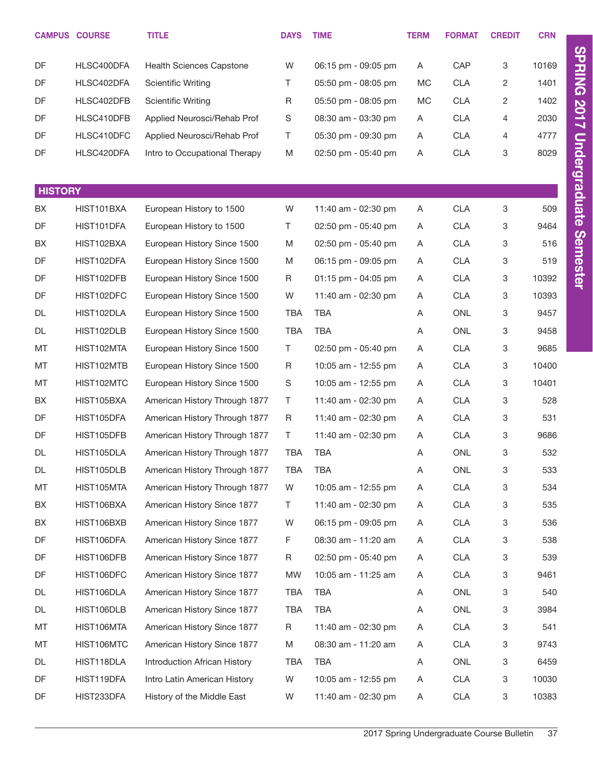| CAMPUS | COURSE | TITLE | DAYS | TIME | TERM | FORMAT | CREDIT | CRN |
|---|---|---|---|---|---|---|---|---|
| DF | HLSC400DFA | Health Sciences Capstone | W | 06:15 pm - 09:05 pm | A | CAP | 3 | 10169 |
| DF | HLSC402DFA | Scientific Writing | T | 05:50 pm - 08:05 pm | MC | CLA | 2 | 1401 |
| DF | HLSC402DFB | Scientific Writing | R | 05:50 pm - 08:05 pm | MC | CLA | 2 | 1402 |
| DF | HLSC410DFB | Applied Neurosci/Rehab Prof | S | 08:30 am - 03:30 pm | A | CLA | 4 | 2030 |
| DF | HLSC410DFC | Applied Neurosci/Rehab Prof | T | 05:30 pm - 09:30 pm | A | CLA | 4 | 4777 |
| DF | HLSC420DFA | Intro to Occupational Therapy | M | 02:50 pm - 05:40 pm | A | CLA | 3 | 8029 |

## HISTORY

| CAMPUS | COURSE | TITLE | DAYS | TIME | TERM | FORMAT | CREDIT | CRN |
|---|---|---|---|---|---|---|---|---|
| BX | HIST101BXA | European History to 1500 | W | 11:40 am - 02:30 pm | A | CLA | 3 | 509 |
| DF | HIST101DFA | European History to 1500 | T | 02:50 pm - 05:40 pm | A | CLA | 3 | 9464 |
| BX | HIST102BXA | European History Since 1500 | M | 02:50 pm - 05:40 pm | A | CLA | 3 | 516 |
| DF | HIST102DFA | European History Since 1500 | M | 06:15 pm - 09:05 pm | A | CLA | 3 | 519 |
| DF | HIST102DFB | European History Since 1500 | R | 01:15 pm - 04:05 pm | A | CLA | 3 | 10392 |
| DF | HIST102DFC | European History Since 1500 | W | 11:40 am - 02:30 pm | A | CLA | 3 | 10393 |
| DL | HIST102DLA | European History Since 1500 | TBA | TBA | A | ONL | 3 | 9457 |
| DL | HIST102DLB | European History Since 1500 | TBA | TBA | A | ONL | 3 | 9458 |
| MT | HIST102MTA | European History Since 1500 | T | 02:50 pm - 05:40 pm | A | CLA | 3 | 9685 |
| MT | HIST102MTB | European History Since 1500 | R | 10:05 am - 12:55 pm | A | CLA | 3 | 10400 |
| MT | HIST102MTC | European History Since 1500 | S | 10:05 am - 12:55 pm | A | CLA | 3 | 10401 |
| BX | HIST105BXA | American History Through 1877 | T | 11:40 am - 02:30 pm | A | CLA | 3 | 528 |
| DF | HIST105DFA | American History Through 1877 | R | 11:40 am - 02:30 pm | A | CLA | 3 | 531 |
| DF | HIST105DFB | American History Through 1877 | T | 11:40 am - 02:30 pm | A | CLA | 3 | 9686 |
| DL | HIST105DLA | American History Through 1877 | TBA | TBA | A | ONL | 3 | 532 |
| DL | HIST105DLB | American History Through 1877 | TBA | TBA | A | ONL | 3 | 533 |
| MT | HIST105MTA | American History Through 1877 | W | 10:05 am - 12:55 pm | A | CLA | 3 | 534 |
| BX | HIST106BXA | American History Since 1877 | T | 11:40 am - 02:30 pm | A | CLA | 3 | 535 |
| BX | HIST106BXB | American History Since 1877 | W | 06:15 pm - 09:05 pm | A | CLA | 3 | 536 |
| DF | HIST106DFA | American History Since 1877 | F | 08:30 am - 11:20 am | A | CLA | 3 | 538 |
| DF | HIST106DFB | American History Since 1877 | R | 02:50 pm - 05:40 pm | A | CLA | 3 | 539 |
| DF | HIST106DFC | American History Since 1877 | MW | 10:05 am - 11:25 am | A | CLA | 3 | 9461 |
| DL | HIST106DLA | American History Since 1877 | TBA | TBA | A | ONL | 3 | 540 |
| DL | HIST106DLB | American History Since 1877 | TBA | TBA | A | ONL | 3 | 3984 |
| MT | HIST106MTA | American History Since 1877 | R | 11:40 am - 02:30 pm | A | CLA | 3 | 541 |
| MT | HIST106MTC | American History Since 1877 | M | 08:30 am - 11:20 am | A | CLA | 3 | 9743 |
| DL | HIST118DLA | Introduction African History | TBA | TBA | A | ONL | 3 | 6459 |
| DF | HIST119DFA | Intro Latin American History | W | 10:05 am - 12:55 pm | A | CLA | 3 | 10030 |
| DF | HIST233DFA | History of the Middle East | W | 11:40 am - 02:30 pm | A | CLA | 3 | 10383 |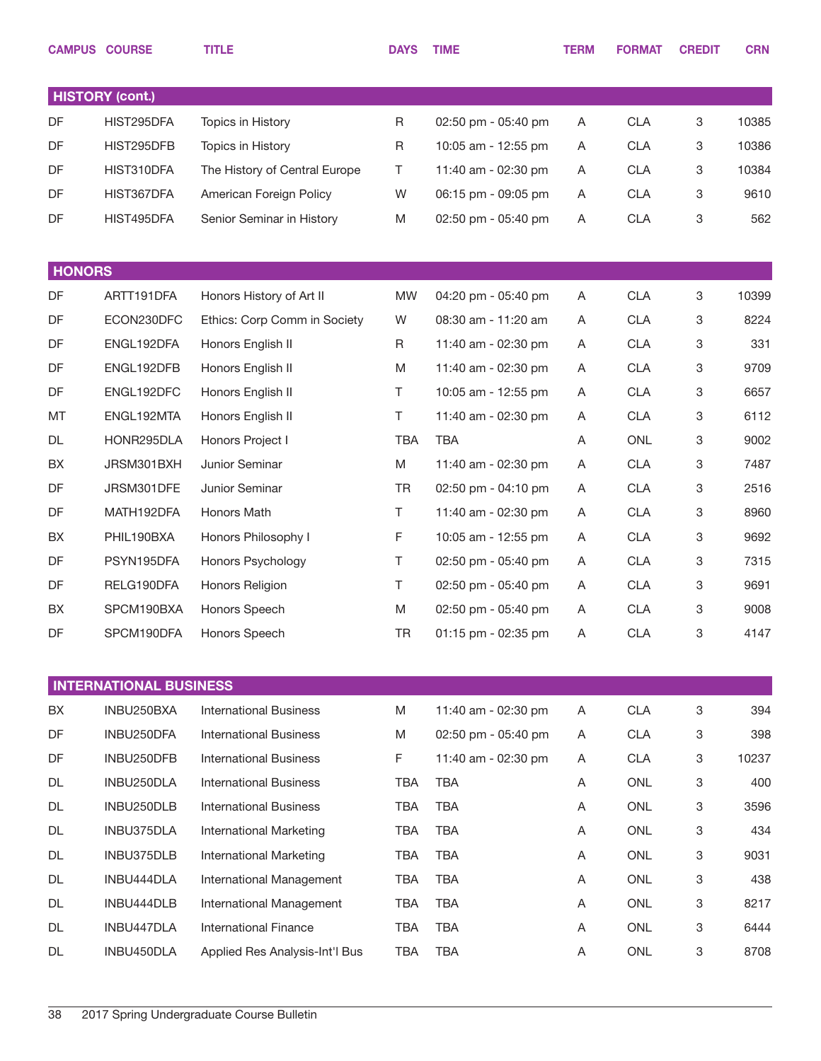| CAMPUS | COURSE | TITLE | DAYS | TIME | TERM | FORMAT | CREDIT | CRN |
|---|---|---|---|---|---|---|---|---|
| **HISTORY (cont.)** | | | | | | | | |
| DF | HIST295DFA | Topics in History | R | 02:50 pm - 05:40 pm | A | CLA | 3 | 10385 |
| DF | HIST295DFB | Topics in History | R | 10:05 am - 12:55 pm | A | CLA | 3 | 10386 |
| DF | HIST310DFA | The History of Central Europe | T | 11:40 am - 02:30 pm | A | CLA | 3 | 10384 |
| DF | HIST367DFA | American Foreign Policy | W | 06:15 pm - 09:05 pm | A | CLA | 3 | 9610 |
| DF | HIST495DFA | Senior Seminar in History | M | 02:50 pm - 05:40 pm | A | CLA | 3 | 562 |
| **HONORS** | | | | | | | | |
| DF | ARTT191DFA | Honors History of Art II | MW | 04:20 pm - 05:40 pm | A | CLA | 3 | 10399 |
| DF | ECON230DFC | Ethics: Corp Comm in Society | W | 08:30 am - 11:20 am | A | CLA | 3 | 8224 |
| DF | ENGL192DFA | Honors English II | R | 11:40 am - 02:30 pm | A | CLA | 3 | 331 |
| DF | ENGL192DFB | Honors English II | M | 11:40 am - 02:30 pm | A | CLA | 3 | 9709 |
| DF | ENGL192DFC | Honors English II | T | 10:05 am - 12:55 pm | A | CLA | 3 | 6657 |
| MT | ENGL192MTA | Honors English II | T | 11:40 am - 02:30 pm | A | CLA | 3 | 6112 |
| DL | HONR295DLA | Honors Project I | TBA | TBA | A | ONL | 3 | 9002 |
| BX | JRSM301BXH | Junior Seminar | M | 11:40 am - 02:30 pm | A | CLA | 3 | 7487 |
| DF | JRSM301DFE | Junior Seminar | TR | 02:50 pm - 04:10 pm | A | CLA | 3 | 2516 |
| DF | MATH192DFA | Honors Math | T | 11:40 am - 02:30 pm | A | CLA | 3 | 8960 |
| BX | PHIL190BXA | Honors Philosophy I | F | 10:05 am - 12:55 pm | A | CLA | 3 | 9692 |
| DF | PSYN195DFA | Honors Psychology | T | 02:50 pm - 05:40 pm | A | CLA | 3 | 7315 |
| DF | RELG190DFA | Honors Religion | T | 02:50 pm - 05:40 pm | A | CLA | 3 | 9691 |
| BX | SPCM190BXA | Honors Speech | M | 02:50 pm - 05:40 pm | A | CLA | 3 | 9008 |
| DF | SPCM190DFA | Honors Speech | TR | 01:15 pm - 02:35 pm | A | CLA | 3 | 4147 |
| **INTERNATIONAL BUSINESS** | | | | | | | | |
| BX | INBU250BXA | International Business | M | 11:40 am - 02:30 pm | A | CLA | 3 | 394 |
| DF | INBU250DFA | International Business | M | 02:50 pm - 05:40 pm | A | CLA | 3 | 398 |
| DF | INBU250DFB | International Business | F | 11:40 am - 02:30 pm | A | CLA | 3 | 10237 |
| DL | INBU250DLA | International Business | TBA | TBA | A | ONL | 3 | 400 |
| DL | INBU250DLB | International Business | TBA | TBA | A | ONL | 3 | 3596 |
| DL | INBU375DLA | International Marketing | TBA | TBA | A | ONL | 3 | 434 |
| DL | INBU375DLB | International Marketing | TBA | TBA | A | ONL | 3 | 9031 |
| DL | INBU444DLA | International Management | TBA | TBA | A | ONL | 3 | 438 |
| DL | INBU444DLB | International Management | TBA | TBA | A | ONL | 3 | 8217 |
| DL | INBU447DLA | International Finance | TBA | TBA | A | ONL | 3 | 6444 |
| DL | INBU450DLA | Applied Res Analysis-Int'l Bus | TBA | TBA | A | ONL | 3 | 8708 |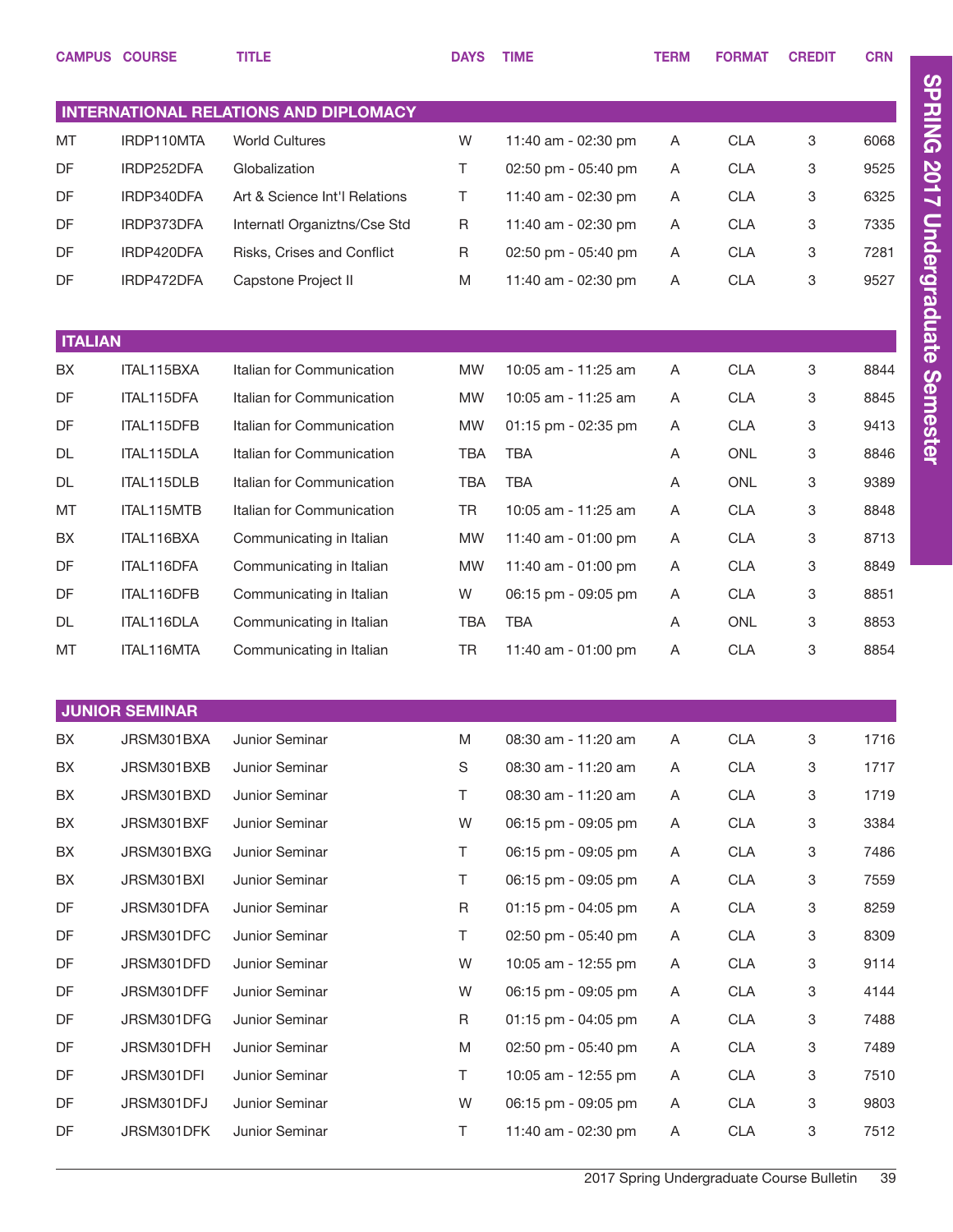| CAMPUS | COURSE | TITLE | DAYS | TIME | TERM | FORMAT | CREDIT | CRN |
|---|---|---|---|---|---|---|---|---|
| **INTERNATIONAL RELATIONS AND DIPLOMACY** | | | | | | | | |
| MT | IRDP110MTA | World Cultures | W | 11:40 am - 02:30 pm | A | CLA | 3 | 6068 |
| DF | IRDP252DFA | Globalization | T | 02:50 pm - 05:40 pm | A | CLA | 3 | 9525 |
| DF | IRDP340DFA | Art & Science Int'l Relations | T | 11:40 am - 02:30 pm | A | CLA | 3 | 6325 |
| DF | IRDP373DFA | Internatl Organiztns/Cse Std | R | 11:40 am - 02:30 pm | A | CLA | 3 | 7335 |
| DF | IRDP420DFA | Risks, Crises and Conflict | R | 02:50 pm - 05:40 pm | A | CLA | 3 | 7281 |
| DF | IRDP472DFA | Capstone Project II | M | 11:40 am - 02:30 pm | A | CLA | 3 | 9527 |
| **ITALIAN** | | | | | | | | |
| BX | ITAL115BXA | Italian for Communication | MW | 10:05 am - 11:25 am | A | CLA | 3 | 8844 |
| DF | ITAL115DFA | Italian for Communication | MW | 10:05 am - 11:25 am | A | CLA | 3 | 8845 |
| DF | ITAL115DFB | Italian for Communication | MW | 01:15 pm - 02:35 pm | A | CLA | 3 | 9413 |
| DL | ITAL115DLA | Italian for Communication | TBA | TBA | A | ONL | 3 | 8846 |
| DL | ITAL115DLB | Italian for Communication | TBA | TBA | A | ONL | 3 | 9389 |
| MT | ITAL115MTB | Italian for Communication | TR | 10:05 am - 11:25 am | A | CLA | 3 | 8848 |
| BX | ITAL116BXA | Communicating in Italian | MW | 11:40 am - 01:00 pm | A | CLA | 3 | 8713 |
| DF | ITAL116DFA | Communicating in Italian | MW | 11:40 am - 01:00 pm | A | CLA | 3 | 8849 |
| DF | ITAL116DFB | Communicating in Italian | W | 06:15 pm - 09:05 pm | A | CLA | 3 | 8851 |
| DL | ITAL116DLA | Communicating in Italian | TBA | TBA | A | ONL | 3 | 8853 |
| MT | ITAL116MTA | Communicating in Italian | TR | 11:40 am - 01:00 pm | A | CLA | 3 | 8854 |
| **JUNIOR SEMINAR** | | | | | | | | |
| BX | JRSM301BXA | Junior Seminar | M | 08:30 am - 11:20 am | A | CLA | 3 | 1716 |
| BX | JRSM301BXB | Junior Seminar | S | 08:30 am - 11:20 am | A | CLA | 3 | 1717 |
| BX | JRSM301BXD | Junior Seminar | T | 08:30 am - 11:20 am | A | CLA | 3 | 1719 |
| BX | JRSM301BXF | Junior Seminar | W | 06:15 pm - 09:05 pm | A | CLA | 3 | 3384 |
| BX | JRSM301BXG | Junior Seminar | T | 06:15 pm - 09:05 pm | A | CLA | 3 | 7486 |
| BX | JRSM301BXI | Junior Seminar | T | 06:15 pm - 09:05 pm | A | CLA | 3 | 7559 |
| DF | JRSM301DFA | Junior Seminar | R | 01:15 pm - 04:05 pm | A | CLA | 3 | 8259 |
| DF | JRSM301DFC | Junior Seminar | T | 02:50 pm - 05:40 pm | A | CLA | 3 | 8309 |
| DF | JRSM301DFD | Junior Seminar | W | 10:05 am - 12:55 pm | A | CLA | 3 | 9114 |
| DF | JRSM301DFF | Junior Seminar | W | 06:15 pm - 09:05 pm | A | CLA | 3 | 4144 |
| DF | JRSM301DFG | Junior Seminar | R | 01:15 pm - 04:05 pm | A | CLA | 3 | 7488 |
| DF | JRSM301DFH | Junior Seminar | M | 02:50 pm - 05:40 pm | A | CLA | 3 | 7489 |
| DF | JRSM301DFI | Junior Seminar | T | 10:05 am - 12:55 pm | A | CLA | 3 | 7510 |
| DF | JRSM301DFJ | Junior Seminar | W | 06:15 pm - 09:05 pm | A | CLA | 3 | 9803 |
| DF | JRSM301DFK | Junior Seminar | T | 11:40 am - 02:30 pm | A | CLA | 3 | 7512 |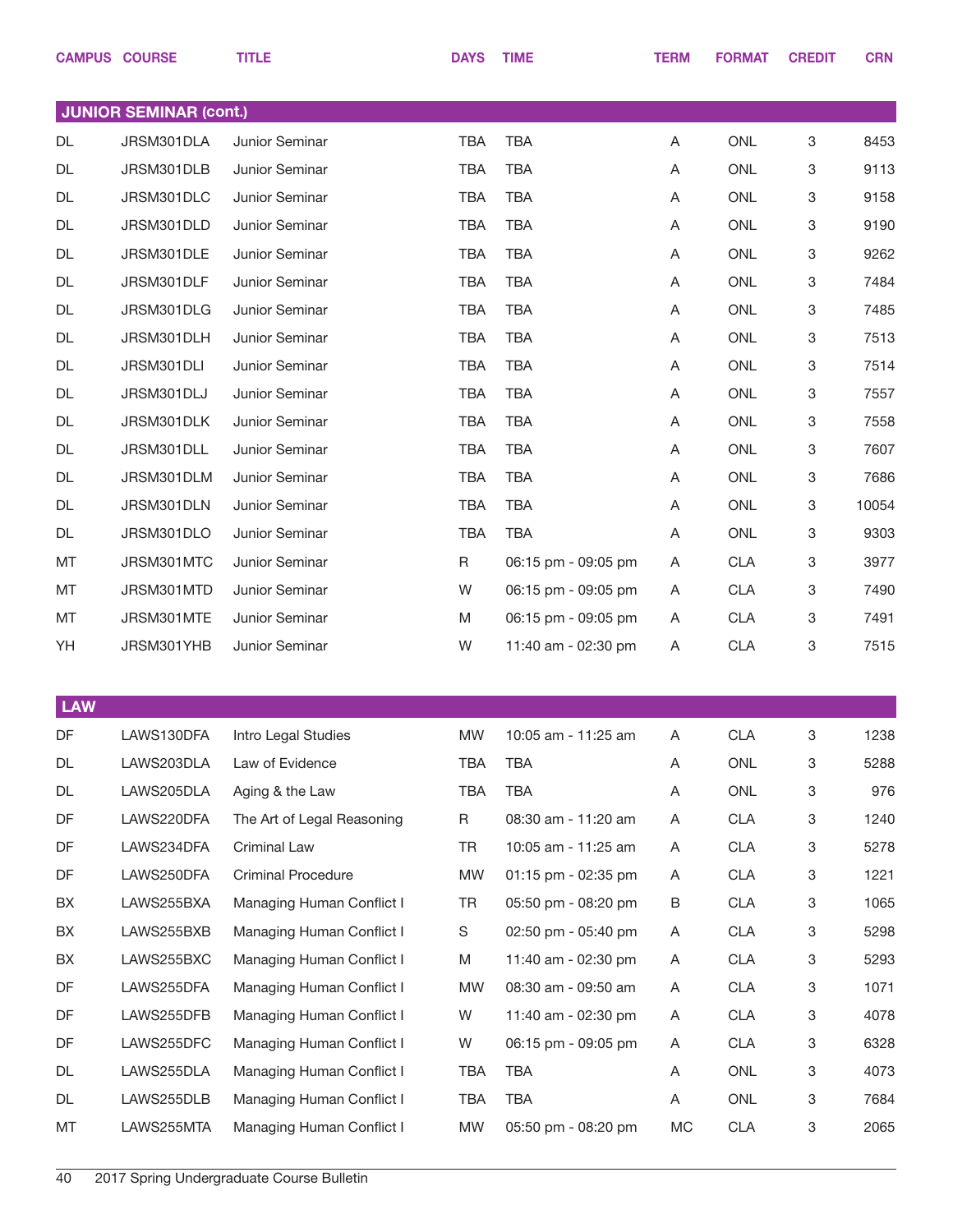| CAMPUS | COURSE | TITLE | DAYS | TIME | TERM | FORMAT | CREDIT | CRN |
|---|---|---|---|---|---|---|---|---|

## JUNIOR SEMINAR (cont.)

| CAMPUS | COURSE | TITLE | DAYS | TIME | TERM | FORMAT | CREDIT | CRN |
|---|---|---|---|---|---|---|---|---|
| DL | JRSM301DLA | Junior Seminar | TBA | TBA | A | ONL | 3 | 8453 |
| DL | JRSM301DLB | Junior Seminar | TBA | TBA | A | ONL | 3 | 9113 |
| DL | JRSM301DLC | Junior Seminar | TBA | TBA | A | ONL | 3 | 9158 |
| DL | JRSM301DLD | Junior Seminar | TBA | TBA | A | ONL | 3 | 9190 |
| DL | JRSM301DLE | Junior Seminar | TBA | TBA | A | ONL | 3 | 9262 |
| DL | JRSM301DLF | Junior Seminar | TBA | TBA | A | ONL | 3 | 7484 |
| DL | JRSM301DLG | Junior Seminar | TBA | TBA | A | ONL | 3 | 7485 |
| DL | JRSM301DLH | Junior Seminar | TBA | TBA | A | ONL | 3 | 7513 |
| DL | JRSM301DLI | Junior Seminar | TBA | TBA | A | ONL | 3 | 7514 |
| DL | JRSM301DLJ | Junior Seminar | TBA | TBA | A | ONL | 3 | 7557 |
| DL | JRSM301DLK | Junior Seminar | TBA | TBA | A | ONL | 3 | 7558 |
| DL | JRSM301DLL | Junior Seminar | TBA | TBA | A | ONL | 3 | 7607 |
| DL | JRSM301DLM | Junior Seminar | TBA | TBA | A | ONL | 3 | 7686 |
| DL | JRSM301DLN | Junior Seminar | TBA | TBA | A | ONL | 3 | 10054 |
| DL | JRSM301DLO | Junior Seminar | TBA | TBA | A | ONL | 3 | 9303 |
| MT | JRSM301MTC | Junior Seminar | R | 06:15 pm - 09:05 pm | A | CLA | 3 | 3977 |
| MT | JRSM301MTD | Junior Seminar | W | 06:15 pm - 09:05 pm | A | CLA | 3 | 7490 |
| MT | JRSM301MTE | Junior Seminar | M | 06:15 pm - 09:05 pm | A | CLA | 3 | 7491 |
| YH | JRSM301YHB | Junior Seminar | W | 11:40 am - 02:30 pm | A | CLA | 3 | 7515 |

## LAW

| CAMPUS | COURSE | TITLE | DAYS | TIME | TERM | FORMAT | CREDIT | CRN |
|---|---|---|---|---|---|---|---|---|
| DF | LAWS130DFA | Intro Legal Studies | MW | 10:05 am - 11:25 am | A | CLA | 3 | 1238 |
| DL | LAWS203DLA | Law of Evidence | TBA | TBA | A | ONL | 3 | 5288 |
| DL | LAWS205DLA | Aging & the Law | TBA | TBA | A | ONL | 3 | 976 |
| DF | LAWS220DFA | The Art of Legal Reasoning | R | 08:30 am - 11:20 am | A | CLA | 3 | 1240 |
| DF | LAWS234DFA | Criminal Law | TR | 10:05 am - 11:25 am | A | CLA | 3 | 5278 |
| DF | LAWS250DFA | Criminal Procedure | MW | 01:15 pm - 02:35 pm | A | CLA | 3 | 1221 |
| BX | LAWS255BXA | Managing Human Conflict I | TR | 05:50 pm - 08:20 pm | B | CLA | 3 | 1065 |
| BX | LAWS255BXB | Managing Human Conflict I | S | 02:50 pm - 05:40 pm | A | CLA | 3 | 5298 |
| BX | LAWS255BXC | Managing Human Conflict I | M | 11:40 am - 02:30 pm | A | CLA | 3 | 5293 |
| DF | LAWS255DFA | Managing Human Conflict I | MW | 08:30 am - 09:50 am | A | CLA | 3 | 1071 |
| DF | LAWS255DFB | Managing Human Conflict I | W | 11:40 am - 02:30 pm | A | CLA | 3 | 4078 |
| DF | LAWS255DFC | Managing Human Conflict I | W | 06:15 pm - 09:05 pm | A | CLA | 3 | 6328 |
| DL | LAWS255DLA | Managing Human Conflict I | TBA | TBA | A | ONL | 3 | 4073 |
| DL | LAWS255DLB | Managing Human Conflict I | TBA | TBA | A | ONL | 3 | 7684 |
| MT | LAWS255MTA | Managing Human Conflict I | MW | 05:50 pm - 08:20 pm | MC | CLA | 3 | 2065 |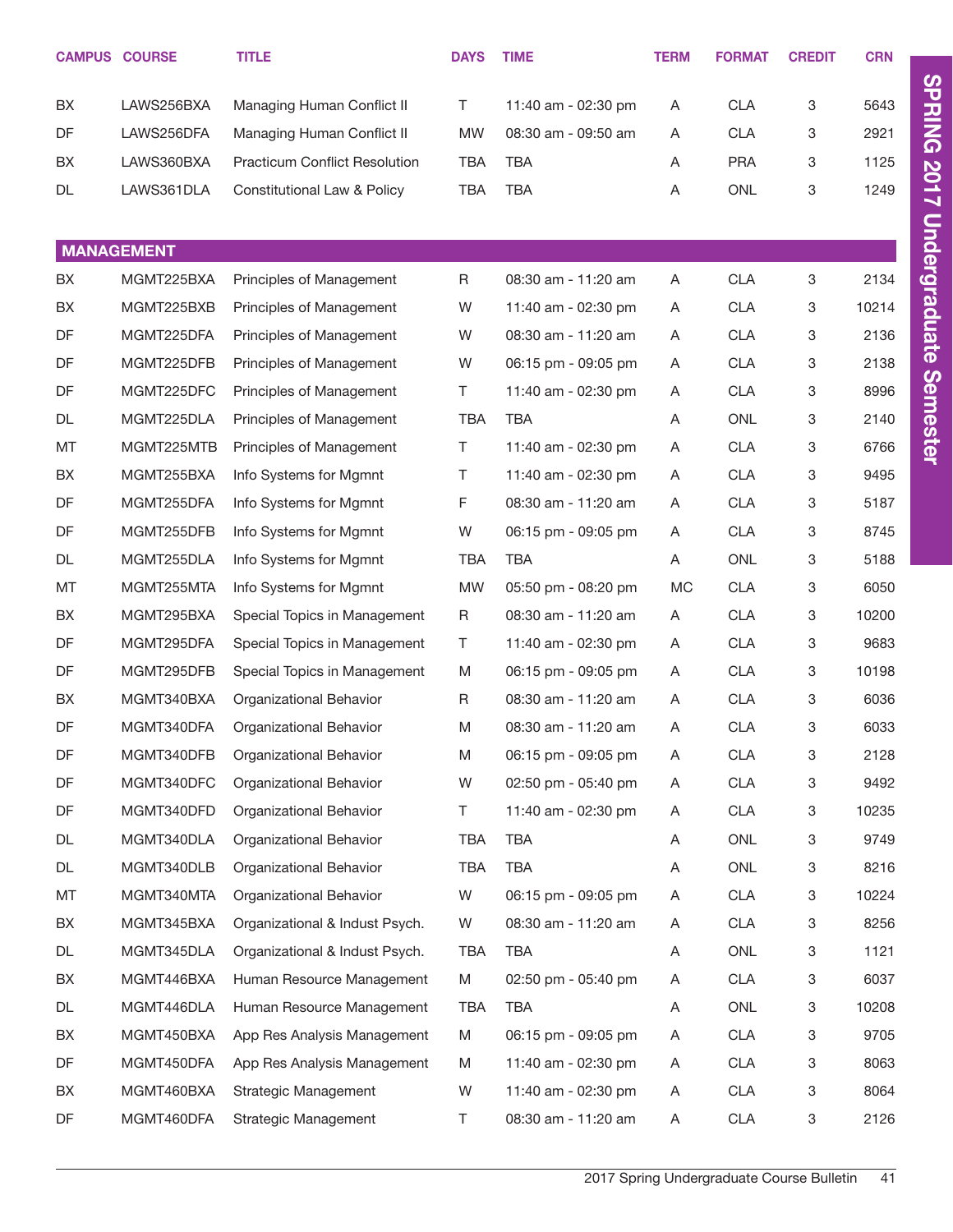| CAMPUS | COURSE | TITLE | DAYS | TIME | TERM | FORMAT | CREDIT | CRN |
|---|---|---|---|---|---|---|---|---|
| BX | LAWS256BXA | Managing Human Conflict II | T | 11:40 am - 02:30 pm | A | CLA | 3 | 5643 |
| DF | LAWS256DFA | Managing Human Conflict II | MW | 08:30 am - 09:50 am | A | CLA | 3 | 2921 |
| BX | LAWS360BXA | Practicum Conflict Resolution | TBA | TBA | A | PRA | 3 | 1125 |
| DL | LAWS361DLA | Constitutional Law & Policy | TBA | TBA | A | ONL | 3 | 1249 |

## MANAGEMENT

| CAMPUS | COURSE | TITLE | DAYS | TIME | TERM | FORMAT | CREDIT | CRN |
|---|---|---|---|---|---|---|---|---|
| BX | MGMT225BXA | Principles of Management | R | 08:30 am - 11:20 am | A | CLA | 3 | 2134 |
| BX | MGMT225BXB | Principles of Management | W | 11:40 am - 02:30 pm | A | CLA | 3 | 10214 |
| DF | MGMT225DFA | Principles of Management | W | 08:30 am - 11:20 am | A | CLA | 3 | 2136 |
| DF | MGMT225DFB | Principles of Management | W | 06:15 pm - 09:05 pm | A | CLA | 3 | 2138 |
| DF | MGMT225DFC | Principles of Management | T | 11:40 am - 02:30 pm | A | CLA | 3 | 8996 |
| DL | MGMT225DLA | Principles of Management | TBA | TBA | A | ONL | 3 | 2140 |
| MT | MGMT225MTB | Principles of Management | T | 11:40 am - 02:30 pm | A | CLA | 3 | 6766 |
| BX | MGMT255BXA | Info Systems for Mgmnt | T | 11:40 am - 02:30 pm | A | CLA | 3 | 9495 |
| DF | MGMT255DFA | Info Systems for Mgmnt | F | 08:30 am - 11:20 am | A | CLA | 3 | 5187 |
| DF | MGMT255DFB | Info Systems for Mgmnt | W | 06:15 pm - 09:05 pm | A | CLA | 3 | 8745 |
| DL | MGMT255DLA | Info Systems for Mgmnt | TBA | TBA | A | ONL | 3 | 5188 |
| MT | MGMT255MTA | Info Systems for Mgmnt | MW | 05:50 pm - 08:20 pm | MC | CLA | 3 | 6050 |
| BX | MGMT295BXA | Special Topics in Management | R | 08:30 am - 11:20 am | A | CLA | 3 | 10200 |
| DF | MGMT295DFA | Special Topics in Management | T | 11:40 am - 02:30 pm | A | CLA | 3 | 9683 |
| DF | MGMT295DFB | Special Topics in Management | M | 06:15 pm - 09:05 pm | A | CLA | 3 | 10198 |
| BX | MGMT340BXA | Organizational Behavior | R | 08:30 am - 11:20 am | A | CLA | 3 | 6036 |
| DF | MGMT340DFA | Organizational Behavior | M | 08:30 am - 11:20 am | A | CLA | 3 | 6033 |
| DF | MGMT340DFB | Organizational Behavior | M | 06:15 pm - 09:05 pm | A | CLA | 3 | 2128 |
| DF | MGMT340DFC | Organizational Behavior | W | 02:50 pm - 05:40 pm | A | CLA | 3 | 9492 |
| DF | MGMT340DFD | Organizational Behavior | T | 11:40 am - 02:30 pm | A | CLA | 3 | 10235 |
| DL | MGMT340DLA | Organizational Behavior | TBA | TBA | A | ONL | 3 | 9749 |
| DL | MGMT340DLB | Organizational Behavior | TBA | TBA | A | ONL | 3 | 8216 |
| MT | MGMT340MTA | Organizational Behavior | W | 06:15 pm - 09:05 pm | A | CLA | 3 | 10224 |
| BX | MGMT345BXA | Organizational & Indust Psych. | W | 08:30 am - 11:20 am | A | CLA | 3 | 8256 |
| DL | MGMT345DLA | Organizational & Indust Psych. | TBA | TBA | A | ONL | 3 | 1121 |
| BX | MGMT446BXA | Human Resource Management | M | 02:50 pm - 05:40 pm | A | CLA | 3 | 6037 |
| DL | MGMT446DLA | Human Resource Management | TBA | TBA | A | ONL | 3 | 10208 |
| BX | MGMT450BXA | App Res Analysis Management | M | 06:15 pm - 09:05 pm | A | CLA | 3 | 9705 |
| DF | MGMT450DFA | App Res Analysis Management | M | 11:40 am - 02:30 pm | A | CLA | 3 | 8063 |
| BX | MGMT460BXA | Strategic Management | W | 11:40 am - 02:30 pm | A | CLA | 3 | 8064 |
| DF | MGMT460DFA | Strategic Management | T | 08:30 am - 11:20 am | A | CLA | 3 | 2126 |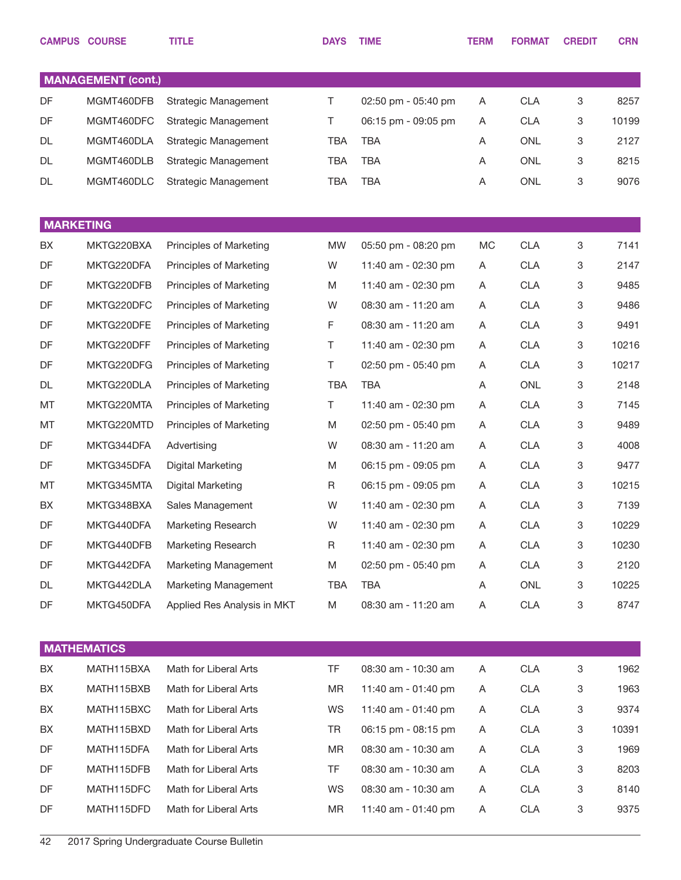| CAMPUS | COURSE | TITLE | DAYS | TIME | TERM | FORMAT | CREDIT | CRN |
|---|---|---|---|---|---|---|---|---|
| **MANAGEMENT (cont.)** | | | | | | | | |
| DF | MGMT460DFB | Strategic Management | T | 02:50 pm - 05:40 pm | A | CLA | 3 | 8257 |
| DF | MGMT460DFC | Strategic Management | T | 06:15 pm - 09:05 pm | A | CLA | 3 | 10199 |
| DL | MGMT460DLA | Strategic Management | TBA | TBA | A | ONL | 3 | 2127 |
| DL | MGMT460DLB | Strategic Management | TBA | TBA | A | ONL | 3 | 8215 |
| DL | MGMT460DLC | Strategic Management | TBA | TBA | A | ONL | 3 | 9076 |
| **MARKETING** | | | | | | | | |
| BX | MKTG220BXA | Principles of Marketing | MW | 05:50 pm - 08:20 pm | MC | CLA | 3 | 7141 |
| DF | MKTG220DFA | Principles of Marketing | W | 11:40 am - 02:30 pm | A | CLA | 3 | 2147 |
| DF | MKTG220DFB | Principles of Marketing | M | 11:40 am - 02:30 pm | A | CLA | 3 | 9485 |
| DF | MKTG220DFC | Principles of Marketing | W | 08:30 am - 11:20 am | A | CLA | 3 | 9486 |
| DF | MKTG220DFE | Principles of Marketing | F | 08:30 am - 11:20 am | A | CLA | 3 | 9491 |
| DF | MKTG220DFF | Principles of Marketing | T | 11:40 am - 02:30 pm | A | CLA | 3 | 10216 |
| DF | MKTG220DFG | Principles of Marketing | T | 02:50 pm - 05:40 pm | A | CLA | 3 | 10217 |
| DL | MKTG220DLA | Principles of Marketing | TBA | TBA | A | ONL | 3 | 2148 |
| MT | MKTG220MTA | Principles of Marketing | T | 11:40 am - 02:30 pm | A | CLA | 3 | 7145 |
| MT | MKTG220MTD | Principles of Marketing | M | 02:50 pm - 05:40 pm | A | CLA | 3 | 9489 |
| DF | MKTG344DFA | Advertising | W | 08:30 am - 11:20 am | A | CLA | 3 | 4008 |
| DF | MKTG345DFA | Digital Marketing | M | 06:15 pm - 09:05 pm | A | CLA | 3 | 9477 |
| MT | MKTG345MTA | Digital Marketing | R | 06:15 pm - 09:05 pm | A | CLA | 3 | 10215 |
| BX | MKTG348BXA | Sales Management | W | 11:40 am - 02:30 pm | A | CLA | 3 | 7139 |
| DF | MKTG440DFA | Marketing Research | W | 11:40 am - 02:30 pm | A | CLA | 3 | 10229 |
| DF | MKTG440DFB | Marketing Research | R | 11:40 am - 02:30 pm | A | CLA | 3 | 10230 |
| DF | MKTG442DFA | Marketing Management | M | 02:50 pm - 05:40 pm | A | CLA | 3 | 2120 |
| DL | MKTG442DLA | Marketing Management | TBA | TBA | A | ONL | 3 | 10225 |
| DF | MKTG450DFA | Applied Res Analysis in MKT | M | 08:30 am - 11:20 am | A | CLA | 3 | 8747 |
| **MATHEMATICS** | | | | | | | | |
| BX | MATH115BXA | Math for Liberal Arts | TF | 08:30 am - 10:30 am | A | CLA | 3 | 1962 |
| BX | MATH115BXB | Math for Liberal Arts | MR | 11:40 am - 01:40 pm | A | CLA | 3 | 1963 |
| BX | MATH115BXC | Math for Liberal Arts | WS | 11:40 am - 01:40 pm | A | CLA | 3 | 9374 |
| BX | MATH115BXD | Math for Liberal Arts | TR | 06:15 pm - 08:15 pm | A | CLA | 3 | 10391 |
| DF | MATH115DFA | Math for Liberal Arts | MR | 08:30 am - 10:30 am | A | CLA | 3 | 1969 |
| DF | MATH115DFB | Math for Liberal Arts | TF | 08:30 am - 10:30 am | A | CLA | 3 | 8203 |
| DF | MATH115DFC | Math for Liberal Arts | WS | 08:30 am - 10:30 am | A | CLA | 3 | 8140 |
| DF | MATH115DFD | Math for Liberal Arts | MR | 11:40 am - 01:40 pm | A | CLA | 3 | 9375 |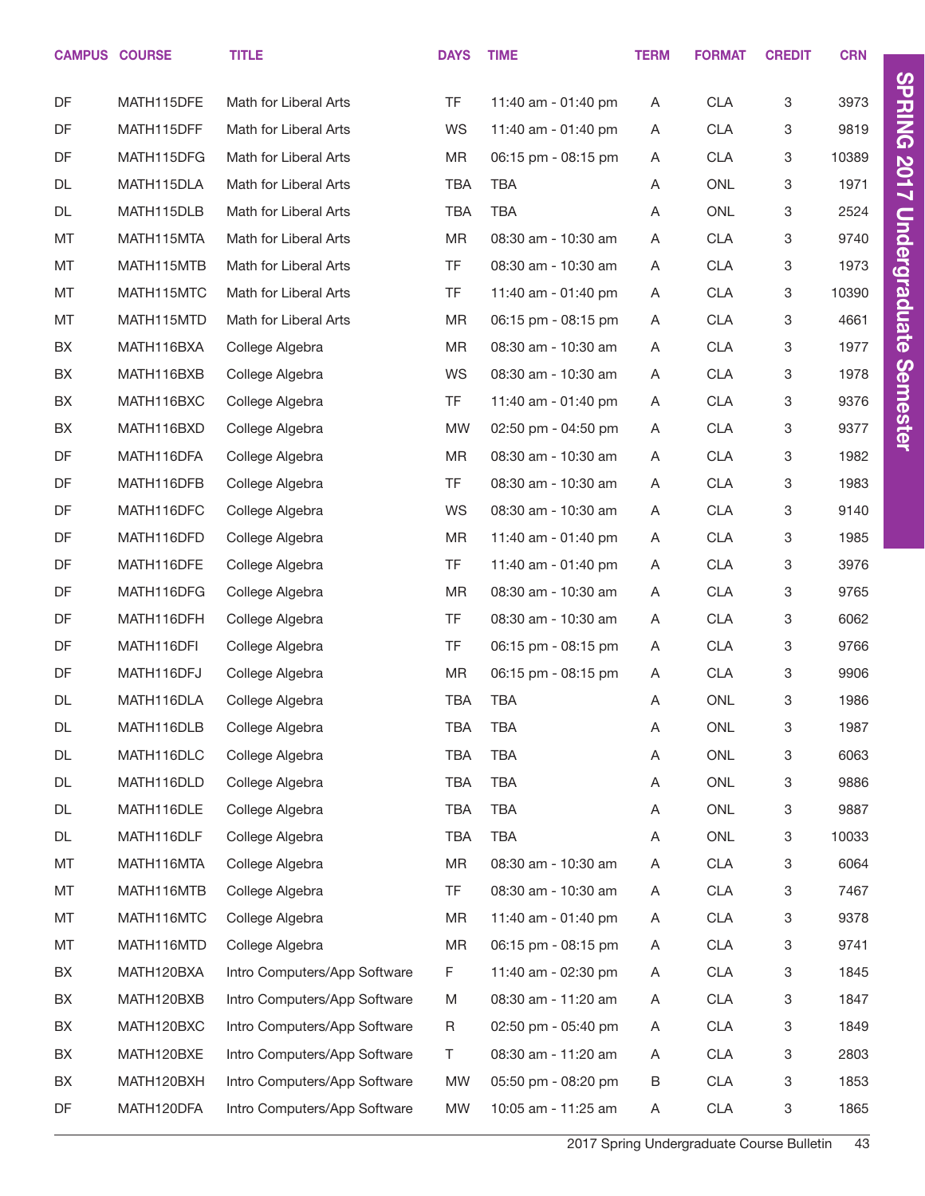| CAMPUS | COURSE | TITLE | DAYS | TIME | TERM | FORMAT | CREDIT | CRN |
|---|---|---|---|---|---|---|---|---|
| DF | MATH115DFE | Math for Liberal Arts | TF | 11:40 am - 01:40 pm | A | CLA | 3 | 3973 |
| DF | MATH115DFF | Math for Liberal Arts | WS | 11:40 am - 01:40 pm | A | CLA | 3 | 9819 |
| DF | MATH115DFG | Math for Liberal Arts | MR | 06:15 pm - 08:15 pm | A | CLA | 3 | 10389 |
| DL | MATH115DLA | Math for Liberal Arts | TBA | TBA | A | ONL | 3 | 1971 |
| DL | MATH115DLB | Math for Liberal Arts | TBA | TBA | A | ONL | 3 | 2524 |
| MT | MATH115MTA | Math for Liberal Arts | MR | 08:30 am - 10:30 am | A | CLA | 3 | 9740 |
| MT | MATH115MTB | Math for Liberal Arts | TF | 08:30 am - 10:30 am | A | CLA | 3 | 1973 |
| MT | MATH115MTC | Math for Liberal Arts | TF | 11:40 am - 01:40 pm | A | CLA | 3 | 10390 |
| MT | MATH115MTD | Math for Liberal Arts | MR | 06:15 pm - 08:15 pm | A | CLA | 3 | 4661 |
| BX | MATH116BXA | College Algebra | MR | 08:30 am - 10:30 am | A | CLA | 3 | 1977 |
| BX | MATH116BXB | College Algebra | WS | 08:30 am - 10:30 am | A | CLA | 3 | 1978 |
| BX | MATH116BXC | College Algebra | TF | 11:40 am - 01:40 pm | A | CLA | 3 | 9376 |
| BX | MATH116BXD | College Algebra | MW | 02:50 pm - 04:50 pm | A | CLA | 3 | 9377 |
| DF | MATH116DFA | College Algebra | MR | 08:30 am - 10:30 am | A | CLA | 3 | 1982 |
| DF | MATH116DFB | College Algebra | TF | 08:30 am - 10:30 am | A | CLA | 3 | 1983 |
| DF | MATH116DFC | College Algebra | WS | 08:30 am - 10:30 am | A | CLA | 3 | 9140 |
| DF | MATH116DFD | College Algebra | MR | 11:40 am - 01:40 pm | A | CLA | 3 | 1985 |
| DF | MATH116DFE | College Algebra | TF | 11:40 am - 01:40 pm | A | CLA | 3 | 3976 |
| DF | MATH116DFG | College Algebra | MR | 08:30 am - 10:30 am | A | CLA | 3 | 9765 |
| DF | MATH116DFH | College Algebra | TF | 08:30 am - 10:30 am | A | CLA | 3 | 6062 |
| DF | MATH116DFI | College Algebra | TF | 06:15 pm - 08:15 pm | A | CLA | 3 | 9766 |
| DF | MATH116DFJ | College Algebra | MR | 06:15 pm - 08:15 pm | A | CLA | 3 | 9906 |
| DL | MATH116DLA | College Algebra | TBA | TBA | A | ONL | 3 | 1986 |
| DL | MATH116DLB | College Algebra | TBA | TBA | A | ONL | 3 | 1987 |
| DL | MATH116DLC | College Algebra | TBA | TBA | A | ONL | 3 | 6063 |
| DL | MATH116DLD | College Algebra | TBA | TBA | A | ONL | 3 | 9886 |
| DL | MATH116DLE | College Algebra | TBA | TBA | A | ONL | 3 | 9887 |
| DL | MATH116DLF | College Algebra | TBA | TBA | A | ONL | 3 | 10033 |
| MT | MATH116MTA | College Algebra | MR | 08:30 am - 10:30 am | A | CLA | 3 | 6064 |
| MT | MATH116MTB | College Algebra | TF | 08:30 am - 10:30 am | A | CLA | 3 | 7467 |
| MT | MATH116MTC | College Algebra | MR | 11:40 am - 01:40 pm | A | CLA | 3 | 9378 |
| MT | MATH116MTD | College Algebra | MR | 06:15 pm - 08:15 pm | A | CLA | 3 | 9741 |
| BX | MATH120BXA | Intro Computers/App Software | F | 11:40 am - 02:30 pm | A | CLA | 3 | 1845 |
| BX | MATH120BXB | Intro Computers/App Software | M | 08:30 am - 11:20 am | A | CLA | 3 | 1847 |
| BX | MATH120BXC | Intro Computers/App Software | R | 02:50 pm - 05:40 pm | A | CLA | 3 | 1849 |
| BX | MATH120BXE | Intro Computers/App Software | T | 08:30 am - 11:20 am | A | CLA | 3 | 2803 |
| BX | MATH120BXH | Intro Computers/App Software | MW | 05:50 pm - 08:20 pm | B | CLA | 3 | 1853 |
| DF | MATH120DFA | Intro Computers/App Software | MW | 10:05 am - 11:25 am | A | CLA | 3 | 1865 |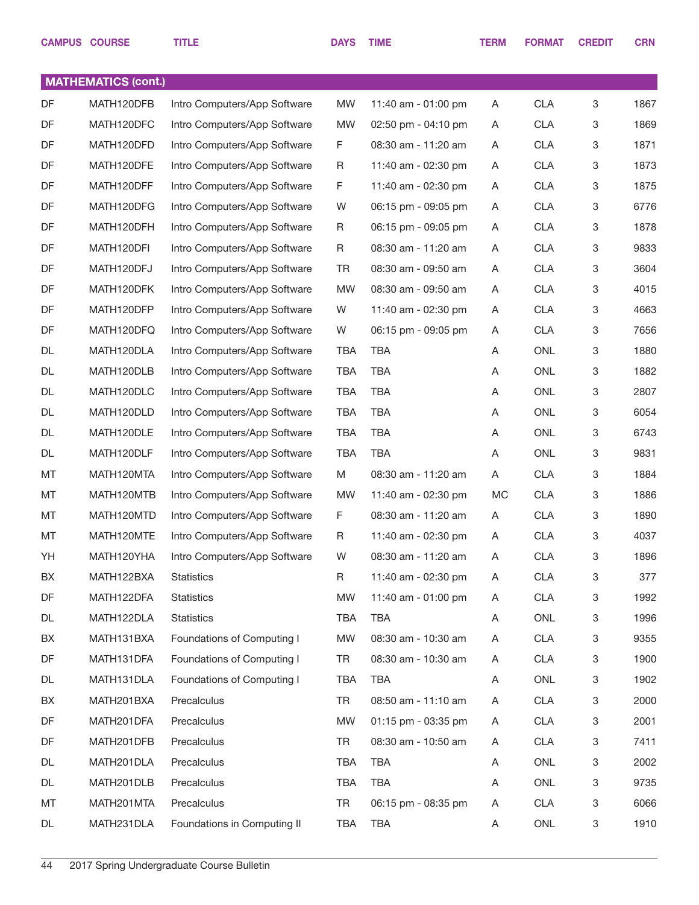| CAMPUS | COURSE | TITLE | DAYS | TIME | TERM | FORMAT | CREDIT | CRN |
|---|---|---|---|---|---|---|---|---|
| **MATHEMATICS (cont.)** | | | | | | | | |
| DF | MATH120DFB | Intro Computers/App Software | MW | 11:40 am - 01:00 pm | A | CLA | 3 | 1867 |
| DF | MATH120DFC | Intro Computers/App Software | MW | 02:50 pm - 04:10 pm | A | CLA | 3 | 1869 |
| DF | MATH120DFD | Intro Computers/App Software | F | 08:30 am - 11:20 am | A | CLA | 3 | 1871 |
| DF | MATH120DFE | Intro Computers/App Software | R | 11:40 am - 02:30 pm | A | CLA | 3 | 1873 |
| DF | MATH120DFF | Intro Computers/App Software | F | 11:40 am - 02:30 pm | A | CLA | 3 | 1875 |
| DF | MATH120DFG | Intro Computers/App Software | W | 06:15 pm - 09:05 pm | A | CLA | 3 | 6776 |
| DF | MATH120DFH | Intro Computers/App Software | R | 06:15 pm - 09:05 pm | A | CLA | 3 | 1878 |
| DF | MATH120DFI | Intro Computers/App Software | R | 08:30 am - 11:20 am | A | CLA | 3 | 9833 |
| DF | MATH120DFJ | Intro Computers/App Software | TR | 08:30 am - 09:50 am | A | CLA | 3 | 3604 |
| DF | MATH120DFK | Intro Computers/App Software | MW | 08:30 am - 09:50 am | A | CLA | 3 | 4015 |
| DF | MATH120DFP | Intro Computers/App Software | W | 11:40 am - 02:30 pm | A | CLA | 3 | 4663 |
| DF | MATH120DFQ | Intro Computers/App Software | W | 06:15 pm - 09:05 pm | A | CLA | 3 | 7656 |
| DL | MATH120DLA | Intro Computers/App Software | TBA | TBA | A | ONL | 3 | 1880 |
| DL | MATH120DLB | Intro Computers/App Software | TBA | TBA | A | ONL | 3 | 1882 |
| DL | MATH120DLC | Intro Computers/App Software | TBA | TBA | A | ONL | 3 | 2807 |
| DL | MATH120DLD | Intro Computers/App Software | TBA | TBA | A | ONL | 3 | 6054 |
| DL | MATH120DLE | Intro Computers/App Software | TBA | TBA | A | ONL | 3 | 6743 |
| DL | MATH120DLF | Intro Computers/App Software | TBA | TBA | A | ONL | 3 | 9831 |
| MT | MATH120MTA | Intro Computers/App Software | M | 08:30 am - 11:20 am | A | CLA | 3 | 1884 |
| MT | MATH120MTB | Intro Computers/App Software | MW | 11:40 am - 02:30 pm | MC | CLA | 3 | 1886 |
| MT | MATH120MTD | Intro Computers/App Software | F | 08:30 am - 11:20 am | A | CLA | 3 | 1890 |
| MT | MATH120MTE | Intro Computers/App Software | R | 11:40 am - 02:30 pm | A | CLA | 3 | 4037 |
| YH | MATH120YHA | Intro Computers/App Software | W | 08:30 am - 11:20 am | A | CLA | 3 | 1896 |
| BX | MATH122BXA | Statistics | R | 11:40 am - 02:30 pm | A | CLA | 3 | 377 |
| DF | MATH122DFA | Statistics | MW | 11:40 am - 01:00 pm | A | CLA | 3 | 1992 |
| DL | MATH122DLA | Statistics | TBA | TBA | A | ONL | 3 | 1996 |
| BX | MATH131BXA | Foundations of Computing I | MW | 08:30 am - 10:30 am | A | CLA | 3 | 9355 |
| DF | MATH131DFA | Foundations of Computing I | TR | 08:30 am - 10:30 am | A | CLA | 3 | 1900 |
| DL | MATH131DLA | Foundations of Computing I | TBA | TBA | A | ONL | 3 | 1902 |
| BX | MATH201BXA | Precalculus | TR | 08:50 am - 11:10 am | A | CLA | 3 | 2000 |
| DF | MATH201DFA | Precalculus | MW | 01:15 pm - 03:35 pm | A | CLA | 3 | 2001 |
| DF | MATH201DFB | Precalculus | TR | 08:30 am - 10:50 am | A | CLA | 3 | 7411 |
| DL | MATH201DLA | Precalculus | TBA | TBA | A | ONL | 3 | 2002 |
| DL | MATH201DLB | Precalculus | TBA | TBA | A | ONL | 3 | 9735 |
| MT | MATH201MTA | Precalculus | TR | 06:15 pm - 08:35 pm | A | CLA | 3 | 6066 |
| DL | MATH231DLA | Foundations in Computing II | TBA | TBA | A | ONL | 3 | 1910 |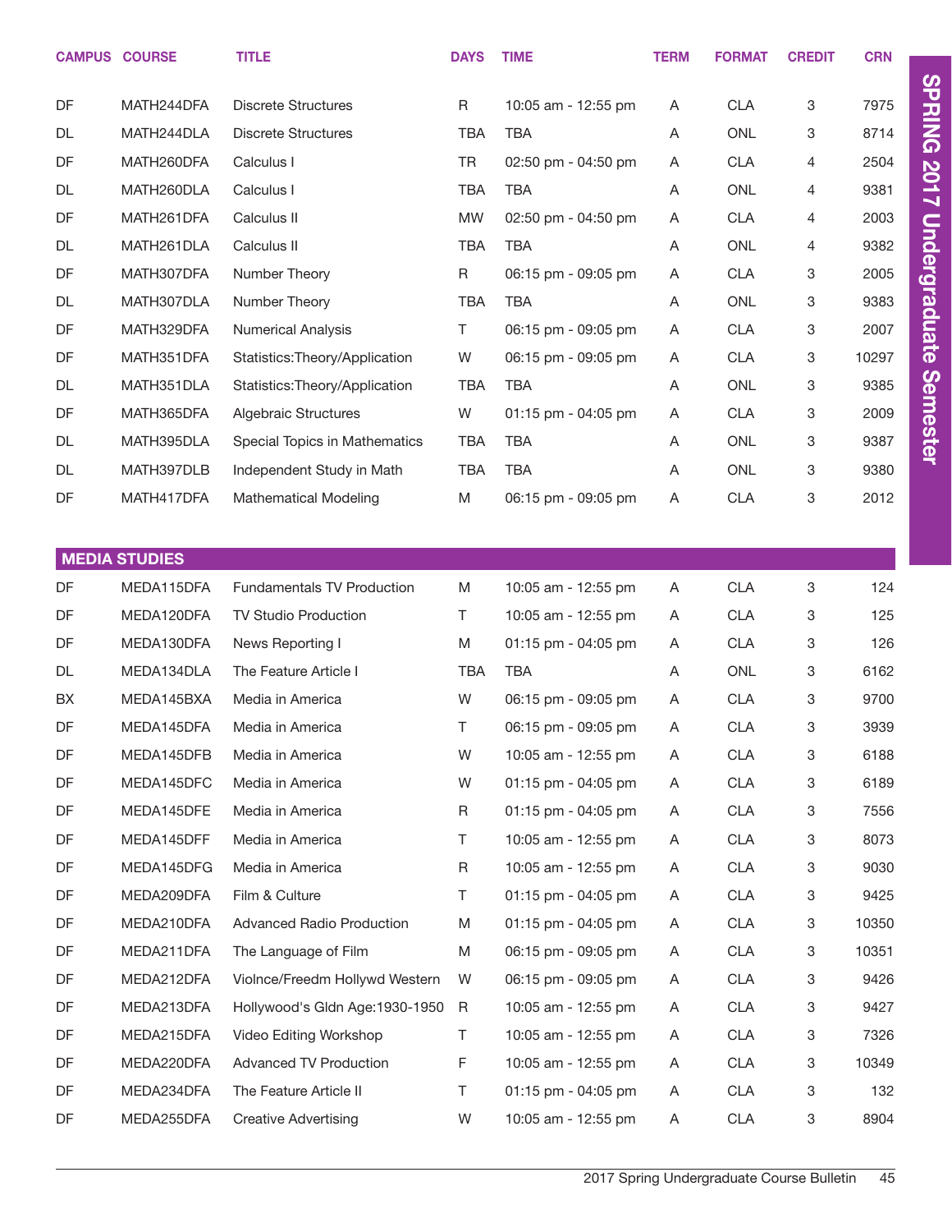| CAMPUS | COURSE | TITLE | DAYS | TIME | TERM | FORMAT | CREDIT | CRN |
|---|---|---|---|---|---|---|---|---|
| DF | MATH244DFA | Discrete Structures | R | 10:05 am - 12:55 pm | A | CLA | 3 | 7975 |
| DL | MATH244DLA | Discrete Structures | TBA | TBA | A | ONL | 3 | 8714 |
| DF | MATH260DFA | Calculus I | TR | 02:50 pm - 04:50 pm | A | CLA | 4 | 2504 |
| DL | MATH260DLA | Calculus I | TBA | TBA | A | ONL | 4 | 9381 |
| DF | MATH261DFA | Calculus II | MW | 02:50 pm - 04:50 pm | A | CLA | 4 | 2003 |
| DL | MATH261DLA | Calculus II | TBA | TBA | A | ONL | 4 | 9382 |
| DF | MATH307DFA | Number Theory | R | 06:15 pm - 09:05 pm | A | CLA | 3 | 2005 |
| DL | MATH307DLA | Number Theory | TBA | TBA | A | ONL | 3 | 9383 |
| DF | MATH329DFA | Numerical Analysis | T | 06:15 pm - 09:05 pm | A | CLA | 3 | 2007 |
| DF | MATH351DFA | Statistics:Theory/Application | W | 06:15 pm - 09:05 pm | A | CLA | 3 | 10297 |
| DL | MATH351DLA | Statistics:Theory/Application | TBA | TBA | A | ONL | 3 | 9385 |
| DF | MATH365DFA | Algebraic Structures | W | 01:15 pm - 04:05 pm | A | CLA | 3 | 2009 |
| DL | MATH395DLA | Special Topics in Mathematics | TBA | TBA | A | ONL | 3 | 9387 |
| DL | MATH397DLB | Independent Study in Math | TBA | TBA | A | ONL | 3 | 9380 |
| DF | MATH417DFA | Mathematical Modeling | M | 06:15 pm - 09:05 pm | A | CLA | 3 | 2012 |

## MEDIA STUDIES

| CAMPUS | COURSE | TITLE | DAYS | TIME | TERM | FORMAT | CREDIT | CRN |
|---|---|---|---|---|---|---|---|---|
| DF | MEDA115DFA | Fundamentals TV Production | M | 10:05 am - 12:55 pm | A | CLA | 3 | 124 |
| DF | MEDA120DFA | TV Studio Production | T | 10:05 am - 12:55 pm | A | CLA | 3 | 125 |
| DF | MEDA130DFA | News Reporting I | M | 01:15 pm - 04:05 pm | A | CLA | 3 | 126 |
| DL | MEDA134DLA | The Feature Article I | TBA | TBA | A | ONL | 3 | 6162 |
| BX | MEDA145BXA | Media in America | W | 06:15 pm - 09:05 pm | A | CLA | 3 | 9700 |
| DF | MEDA145DFA | Media in America | T | 06:15 pm - 09:05 pm | A | CLA | 3 | 3939 |
| DF | MEDA145DFB | Media in America | W | 10:05 am - 12:55 pm | A | CLA | 3 | 6188 |
| DF | MEDA145DFC | Media in America | W | 01:15 pm - 04:05 pm | A | CLA | 3 | 6189 |
| DF | MEDA145DFE | Media in America | R | 01:15 pm - 04:05 pm | A | CLA | 3 | 7556 |
| DF | MEDA145DFF | Media in America | T | 10:05 am - 12:55 pm | A | CLA | 3 | 8073 |
| DF | MEDA145DFG | Media in America | R | 10:05 am - 12:55 pm | A | CLA | 3 | 9030 |
| DF | MEDA209DFA | Film & Culture | T | 01:15 pm - 04:05 pm | A | CLA | 3 | 9425 |
| DF | MEDA210DFA | Advanced Radio Production | M | 01:15 pm - 04:05 pm | A | CLA | 3 | 10350 |
| DF | MEDA211DFA | The Language of Film | M | 06:15 pm - 09:05 pm | A | CLA | 3 | 10351 |
| DF | MEDA212DFA | Violnce/Freedm Hollywd Western | W | 06:15 pm - 09:05 pm | A | CLA | 3 | 9426 |
| DF | MEDA213DFA | Hollywood's Gldn Age:1930-1950 | R | 10:05 am - 12:55 pm | A | CLA | 3 | 9427 |
| DF | MEDA215DFA | Video Editing Workshop | T | 10:05 am - 12:55 pm | A | CLA | 3 | 7326 |
| DF | MEDA220DFA | Advanced TV Production | F | 10:05 am - 12:55 pm | A | CLA | 3 | 10349 |
| DF | MEDA234DFA | The Feature Article II | T | 01:15 pm - 04:05 pm | A | CLA | 3 | 132 |
| DF | MEDA255DFA | Creative Advertising | W | 10:05 am - 12:55 pm | A | CLA | 3 | 8904 |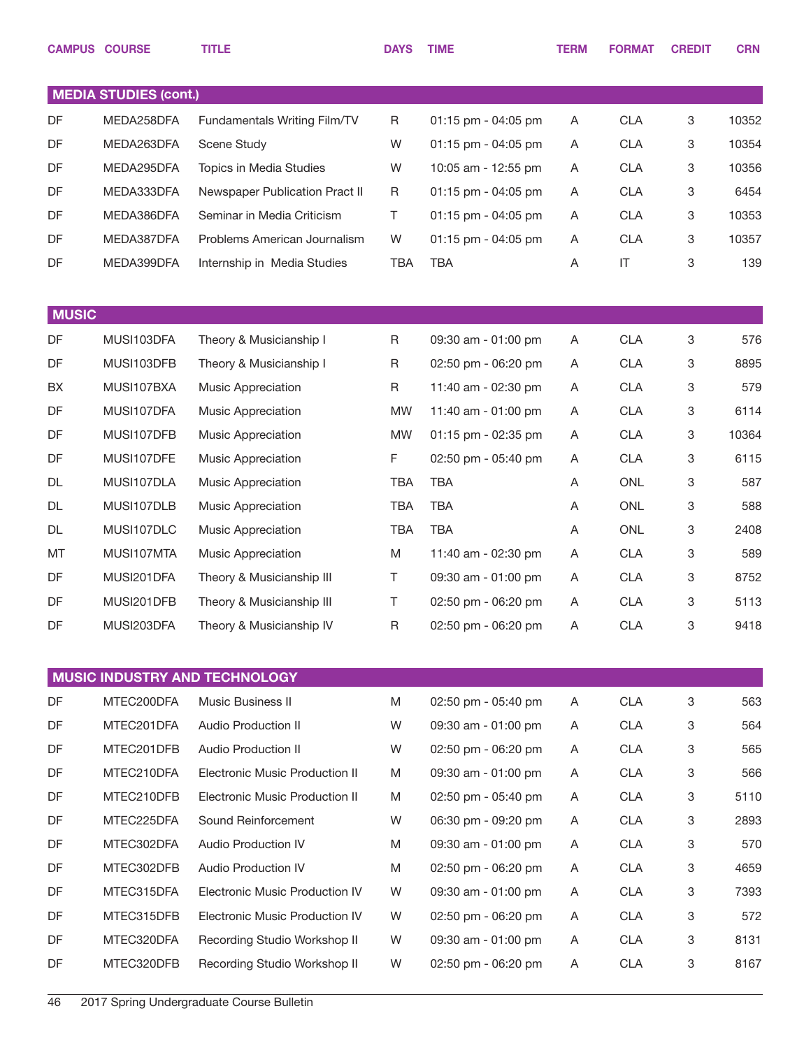| CAMPUS | COURSE | TITLE | DAYS | TIME | TERM | FORMAT | CREDIT | CRN |
|---|---|---|---|---|---|---|---|---|
| **MEDIA STUDIES (cont.)** | | | | | | | | |
| DF | MEDA258DFA | Fundamentals Writing Film/TV | R | 01:15 pm - 04:05 pm | A | CLA | 3 | 10352 |
| DF | MEDA263DFA | Scene Study | W | 01:15 pm - 04:05 pm | A | CLA | 3 | 10354 |
| DF | MEDA295DFA | Topics in Media Studies | W | 10:05 am - 12:55 pm | A | CLA | 3 | 10356 |
| DF | MEDA333DFA | Newspaper Publication Pract II | R | 01:15 pm - 04:05 pm | A | CLA | 3 | 6454 |
| DF | MEDA386DFA | Seminar in Media Criticism | T | 01:15 pm - 04:05 pm | A | CLA | 3 | 10353 |
| DF | MEDA387DFA | Problems American Journalism | W | 01:15 pm - 04:05 pm | A | CLA | 3 | 10357 |
| DF | MEDA399DFA | Internship in Media Studies | TBA | TBA | A | IT | 3 | 139 |
| **MUSIC** | | | | | | | | |
| DF | MUSI103DFA | Theory & Musicianship I | R | 09:30 am - 01:00 pm | A | CLA | 3 | 576 |
| DF | MUSI103DFB | Theory & Musicianship I | R | 02:50 pm - 06:20 pm | A | CLA | 3 | 8895 |
| BX | MUSI107BXA | Music Appreciation | R | 11:40 am - 02:30 pm | A | CLA | 3 | 579 |
| DF | MUSI107DFA | Music Appreciation | MW | 11:40 am - 01:00 pm | A | CLA | 3 | 6114 |
| DF | MUSI107DFB | Music Appreciation | MW | 01:15 pm - 02:35 pm | A | CLA | 3 | 10364 |
| DF | MUSI107DFE | Music Appreciation | F | 02:50 pm - 05:40 pm | A | CLA | 3 | 6115 |
| DL | MUSI107DLA | Music Appreciation | TBA | TBA | A | ONL | 3 | 587 |
| DL | MUSI107DLB | Music Appreciation | TBA | TBA | A | ONL | 3 | 588 |
| DL | MUSI107DLC | Music Appreciation | TBA | TBA | A | ONL | 3 | 2408 |
| MT | MUSI107MTA | Music Appreciation | M | 11:40 am - 02:30 pm | A | CLA | 3 | 589 |
| DF | MUSI201DFA | Theory & Musicianship III | T | 09:30 am - 01:00 pm | A | CLA | 3 | 8752 |
| DF | MUSI201DFB | Theory & Musicianship III | T | 02:50 pm - 06:20 pm | A | CLA | 3 | 5113 |
| DF | MUSI203DFA | Theory & Musicianship IV | R | 02:50 pm - 06:20 pm | A | CLA | 3 | 9418 |
| **MUSIC INDUSTRY AND TECHNOLOGY** | | | | | | | | |
| DF | MTEC200DFA | Music Business II | M | 02:50 pm - 05:40 pm | A | CLA | 3 | 563 |
| DF | MTEC201DFA | Audio Production II | W | 09:30 am - 01:00 pm | A | CLA | 3 | 564 |
| DF | MTEC201DFB | Audio Production II | W | 02:50 pm - 06:20 pm | A | CLA | 3 | 565 |
| DF | MTEC210DFA | Electronic Music Production II | M | 09:30 am - 01:00 pm | A | CLA | 3 | 566 |
| DF | MTEC210DFB | Electronic Music Production II | M | 02:50 pm - 05:40 pm | A | CLA | 3 | 5110 |
| DF | MTEC225DFA | Sound Reinforcement | W | 06:30 pm - 09:20 pm | A | CLA | 3 | 2893 |
| DF | MTEC302DFA | Audio Production IV | M | 09:30 am - 01:00 pm | A | CLA | 3 | 570 |
| DF | MTEC302DFB | Audio Production IV | M | 02:50 pm - 06:20 pm | A | CLA | 3 | 4659 |
| DF | MTEC315DFA | Electronic Music Production IV | W | 09:30 am - 01:00 pm | A | CLA | 3 | 7393 |
| DF | MTEC315DFB | Electronic Music Production IV | W | 02:50 pm - 06:20 pm | A | CLA | 3 | 572 |
| DF | MTEC320DFA | Recording Studio Workshop II | W | 09:30 am - 01:00 pm | A | CLA | 3 | 8131 |
| DF | MTEC320DFB | Recording Studio Workshop II | W | 02:50 pm - 06:20 pm | A | CLA | 3 | 8167 |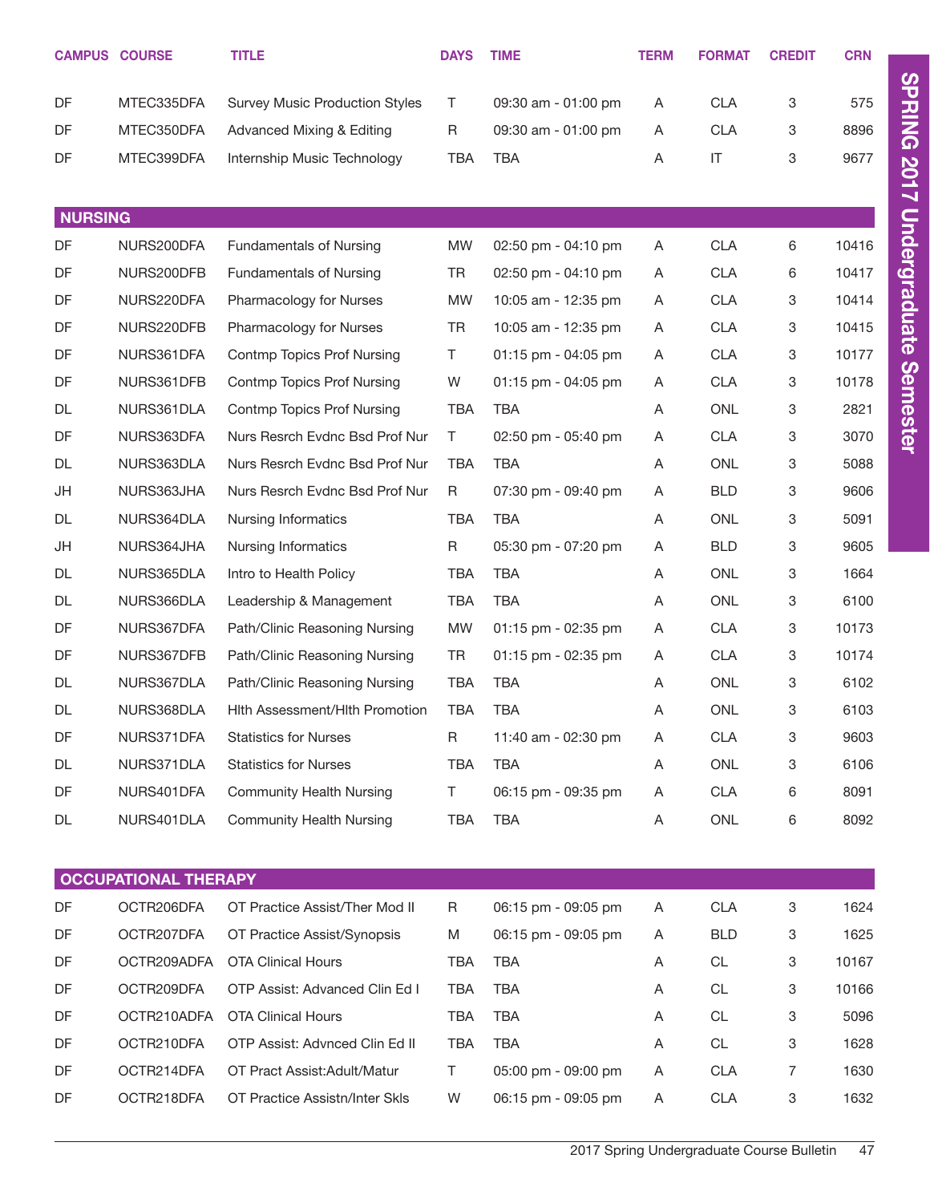| CAMPUS | COURSE | TITLE | DAYS | TIME | TERM | FORMAT | CREDIT | CRN |
|---|---|---|---|---|---|---|---|---|
| DF | MTEC335DFA | Survey Music Production Styles | T | 09:30 am - 01:00 pm | A | CLA | 3 | 575 |
| DF | MTEC350DFA | Advanced Mixing & Editing | R | 09:30 am - 01:00 pm | A | CLA | 3 | 8896 |
| DF | MTEC399DFA | Internship Music Technology | TBA | TBA | A | IT | 3 | 9677 |

## NURSING

| CAMPUS | COURSE | TITLE | DAYS | TIME | TERM | FORMAT | CREDIT | CRN |
|---|---|---|---|---|---|---|---|---|
| DF | NURS200DFA | Fundamentals of Nursing | MW | 02:50 pm - 04:10 pm | A | CLA | 6 | 10416 |
| DF | NURS200DFB | Fundamentals of Nursing | TR | 02:50 pm - 04:10 pm | A | CLA | 6 | 10417 |
| DF | NURS220DFA | Pharmacology for Nurses | MW | 10:05 am - 12:35 pm | A | CLA | 3 | 10414 |
| DF | NURS220DFB | Pharmacology for Nurses | TR | 10:05 am - 12:35 pm | A | CLA | 3 | 10415 |
| DF | NURS361DFA | Contmp Topics Prof Nursing | T | 01:15 pm - 04:05 pm | A | CLA | 3 | 10177 |
| DF | NURS361DFB | Contmp Topics Prof Nursing | W | 01:15 pm - 04:05 pm | A | CLA | 3 | 10178 |
| DL | NURS361DLA | Contmp Topics Prof Nursing | TBA | TBA | A | ONL | 3 | 2821 |
| DF | NURS363DFA | Nurs Resrch Evdnc Bsd Prof Nur | T | 02:50 pm - 05:40 pm | A | CLA | 3 | 3070 |
| DL | NURS363DLA | Nurs Resrch Evdnc Bsd Prof Nur | TBA | TBA | A | ONL | 3 | 5088 |
| JH | NURS363JHA | Nurs Resrch Evdnc Bsd Prof Nur | R | 07:30 pm - 09:40 pm | A | BLD | 3 | 9606 |
| DL | NURS364DLA | Nursing Informatics | TBA | TBA | A | ONL | 3 | 5091 |
| JH | NURS364JHA | Nursing Informatics | R | 05:30 pm - 07:20 pm | A | BLD | 3 | 9605 |
| DL | NURS365DLA | Intro to Health Policy | TBA | TBA | A | ONL | 3 | 1664 |
| DL | NURS366DLA | Leadership & Management | TBA | TBA | A | ONL | 3 | 6100 |
| DF | NURS367DFA | Path/Clinic Reasoning Nursing | MW | 01:15 pm - 02:35 pm | A | CLA | 3 | 10173 |
| DF | NURS367DFB | Path/Clinic Reasoning Nursing | TR | 01:15 pm - 02:35 pm | A | CLA | 3 | 10174 |
| DL | NURS367DLA | Path/Clinic Reasoning Nursing | TBA | TBA | A | ONL | 3 | 6102 |
| DL | NURS368DLA | Hlth Assessment/Hlth Promotion | TBA | TBA | A | ONL | 3 | 6103 |
| DF | NURS371DFA | Statistics for Nurses | R | 11:40 am - 02:30 pm | A | CLA | 3 | 9603 |
| DL | NURS371DLA | Statistics for Nurses | TBA | TBA | A | ONL | 3 | 6106 |
| DF | NURS401DFA | Community Health Nursing | T | 06:15 pm - 09:35 pm | A | CLA | 6 | 8091 |
| DL | NURS401DLA | Community Health Nursing | TBA | TBA | A | ONL | 6 | 8092 |

## OCCUPATIONAL THERAPY

| CAMPUS | COURSE | TITLE | DAYS | TIME | TERM | FORMAT | CREDIT | CRN |
|---|---|---|---|---|---|---|---|---|
| DF | OCTR206DFA | OT Practice Assist/Ther Mod II | R | 06:15 pm - 09:05 pm | A | CLA | 3 | 1624 |
| DF | OCTR207DFA | OT Practice Assist/Synopsis | M | 06:15 pm - 09:05 pm | A | BLD | 3 | 1625 |
| DF | OCTR209ADFA | OTA Clinical Hours | TBA | TBA | A | CL | 3 | 10167 |
| DF | OCTR209DFA | OTP Assist: Advanced Clin Ed I | TBA | TBA | A | CL | 3 | 10166 |
| DF | OCTR210ADFA | OTA Clinical Hours | TBA | TBA | A | CL | 3 | 5096 |
| DF | OCTR210DFA | OTP Assist: Advnced Clin Ed II | TBA | TBA | A | CL | 3 | 1628 |
| DF | OCTR214DFA | OT Pract Assist:Adult/Matur | T | 05:00 pm - 09:00 pm | A | CLA | 7 | 1630 |
| DF | OCTR218DFA | OT Practice Assistn/Inter Skls | W | 06:15 pm - 09:05 pm | A | CLA | 3 | 1632 |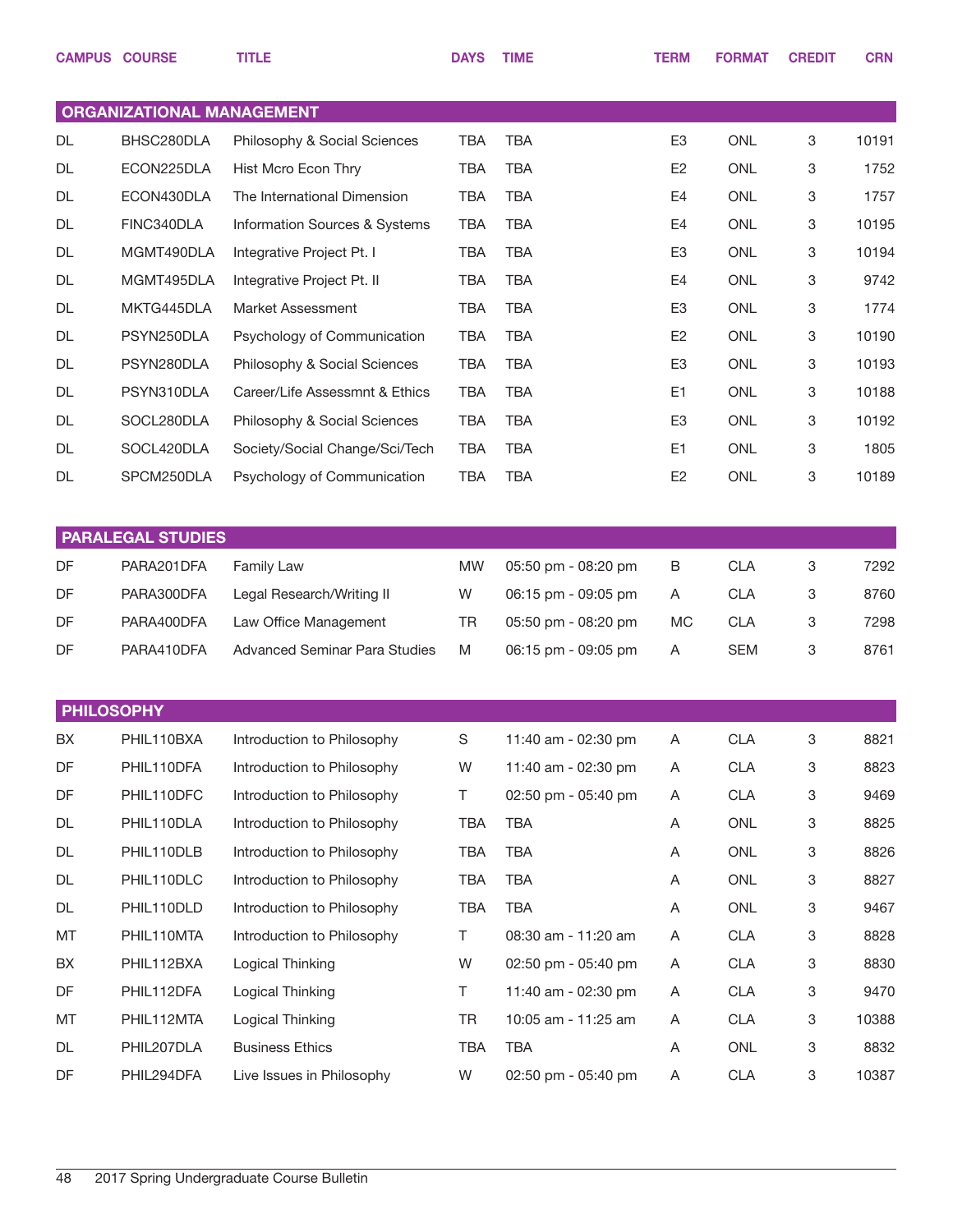| CAMPUS | COURSE | TITLE | DAYS | TIME | TERM | FORMAT | CREDIT | CRN |
|---|---|---|---|---|---|---|---|---|
| **ORGANIZATIONAL MANAGEMENT** | | | | | | | | |
| DL | BHSC280DLA | Philosophy & Social Sciences | TBA | TBA | E3 | ONL | 3 | 10191 |
| DL | ECON225DLA | Hist Mcro Econ Thry | TBA | TBA | E2 | ONL | 3 | 1752 |
| DL | ECON430DLA | The International Dimension | TBA | TBA | E4 | ONL | 3 | 1757 |
| DL | FINC340DLA | Information Sources & Systems | TBA | TBA | E4 | ONL | 3 | 10195 |
| DL | MGMT490DLA | Integrative Project Pt. I | TBA | TBA | E3 | ONL | 3 | 10194 |
| DL | MGMT495DLA | Integrative Project Pt. II | TBA | TBA | E4 | ONL | 3 | 9742 |
| DL | MKTG445DLA | Market Assessment | TBA | TBA | E3 | ONL | 3 | 1774 |
| DL | PSYN250DLA | Psychology of Communication | TBA | TBA | E2 | ONL | 3 | 10190 |
| DL | PSYN280DLA | Philosophy & Social Sciences | TBA | TBA | E3 | ONL | 3 | 10193 |
| DL | PSYN310DLA | Career/Life Assessmnt & Ethics | TBA | TBA | E1 | ONL | 3 | 10188 |
| DL | SOCL280DLA | Philosophy & Social Sciences | TBA | TBA | E3 | ONL | 3 | 10192 |
| DL | SOCL420DLA | Society/Social Change/Sci/Tech | TBA | TBA | E1 | ONL | 3 | 1805 |
| DL | SPCM250DLA | Psychology of Communication | TBA | TBA | E2 | ONL | 3 | 10189 |
| **PARALEGAL STUDIES** | | | | | | | | |
| DF | PARA201DFA | Family Law | MW | 05:50 pm - 08:20 pm | B | CLA | 3 | 7292 |
| DF | PARA300DFA | Legal Research/Writing II | W | 06:15 pm - 09:05 pm | A | CLA | 3 | 8760 |
| DF | PARA400DFA | Law Office Management | TR | 05:50 pm - 08:20 pm | MC | CLA | 3 | 7298 |
| DF | PARA410DFA | Advanced Seminar Para Studies | M | 06:15 pm - 09:05 pm | A | SEM | 3 | 8761 |
| **PHILOSOPHY** | | | | | | | | |
| BX | PHIL110BXA | Introduction to Philosophy | S | 11:40 am - 02:30 pm | A | CLA | 3 | 8821 |
| DF | PHIL110DFA | Introduction to Philosophy | W | 11:40 am - 02:30 pm | A | CLA | 3 | 8823 |
| DF | PHIL110DFC | Introduction to Philosophy | T | 02:50 pm - 05:40 pm | A | CLA | 3 | 9469 |
| DL | PHIL110DLA | Introduction to Philosophy | TBA | TBA | A | ONL | 3 | 8825 |
| DL | PHIL110DLB | Introduction to Philosophy | TBA | TBA | A | ONL | 3 | 8826 |
| DL | PHIL110DLC | Introduction to Philosophy | TBA | TBA | A | ONL | 3 | 8827 |
| DL | PHIL110DLD | Introduction to Philosophy | TBA | TBA | A | ONL | 3 | 9467 |
| MT | PHIL110MTA | Introduction to Philosophy | T | 08:30 am - 11:20 am | A | CLA | 3 | 8828 |
| BX | PHIL112BXA | Logical Thinking | W | 02:50 pm - 05:40 pm | A | CLA | 3 | 8830 |
| DF | PHIL112DFA | Logical Thinking | T | 11:40 am - 02:30 pm | A | CLA | 3 | 9470 |
| MT | PHIL112MTA | Logical Thinking | TR | 10:05 am - 11:25 am | A | CLA | 3 | 10388 |
| DL | PHIL207DLA | Business Ethics | TBA | TBA | A | ONL | 3 | 8832 |
| DF | PHIL294DFA | Live Issues in Philosophy | W | 02:50 pm - 05:40 pm | A | CLA | 3 | 10387 |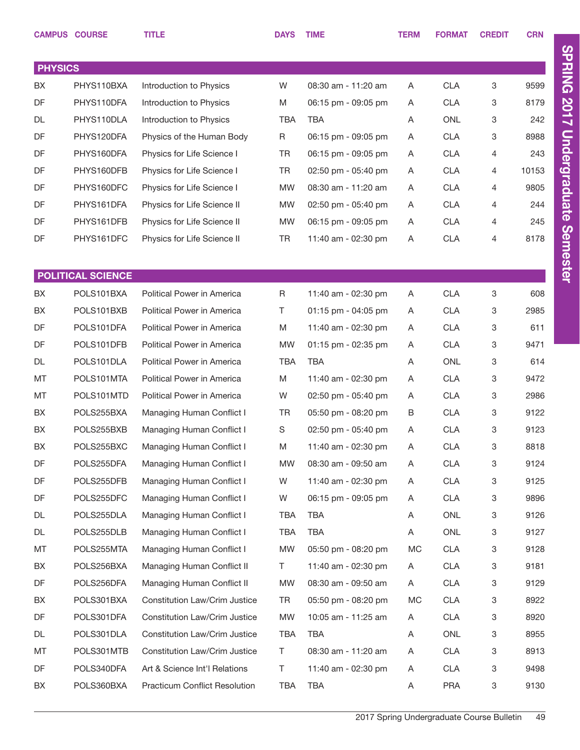| CAMPUS | COURSE | TITLE | DAYS | TIME | TERM | FORMAT | CREDIT | CRN |
|---|---|---|---|---|---|---|---|---|
| **PHYSICS** | | | | | | | | |
| BX | PHYS110BXA | Introduction to Physics | W | 08:30 am - 11:20 am | A | CLA | 3 | 9599 |
| DF | PHYS110DFA | Introduction to Physics | M | 06:15 pm - 09:05 pm | A | CLA | 3 | 8179 |
| DL | PHYS110DLA | Introduction to Physics | TBA | TBA | A | ONL | 3 | 242 |
| DF | PHYS120DFA | Physics of the Human Body | R | 06:15 pm - 09:05 pm | A | CLA | 3 | 8988 |
| DF | PHYS160DFA | Physics for Life Science I | TR | 06:15 pm - 09:05 pm | A | CLA | 4 | 243 |
| DF | PHYS160DFB | Physics for Life Science I | TR | 02:50 pm - 05:40 pm | A | CLA | 4 | 10153 |
| DF | PHYS160DFC | Physics for Life Science I | MW | 08:30 am - 11:20 am | A | CLA | 4 | 9805 |
| DF | PHYS161DFA | Physics for Life Science II | MW | 02:50 pm - 05:40 pm | A | CLA | 4 | 244 |
| DF | PHYS161DFB | Physics for Life Science II | MW | 06:15 pm - 09:05 pm | A | CLA | 4 | 245 |
| DF | PHYS161DFC | Physics for Life Science II | TR | 11:40 am - 02:30 pm | A | CLA | 4 | 8178 |
| **POLITICAL SCIENCE** | | | | | | | | |
| BX | POLS101BXA | Political Power in America | R | 11:40 am - 02:30 pm | A | CLA | 3 | 608 |
| BX | POLS101BXB | Political Power in America | T | 01:15 pm - 04:05 pm | A | CLA | 3 | 2985 |
| DF | POLS101DFA | Political Power in America | M | 11:40 am - 02:30 pm | A | CLA | 3 | 611 |
| DF | POLS101DFB | Political Power in America | MW | 01:15 pm - 02:35 pm | A | CLA | 3 | 9471 |
| DL | POLS101DLA | Political Power in America | TBA | TBA | A | ONL | 3 | 614 |
| MT | POLS101MTA | Political Power in America | M | 11:40 am - 02:30 pm | A | CLA | 3 | 9472 |
| MT | POLS101MTD | Political Power in America | W | 02:50 pm - 05:40 pm | A | CLA | 3 | 2986 |
| BX | POLS255BXA | Managing Human Conflict I | TR | 05:50 pm - 08:20 pm | B | CLA | 3 | 9122 |
| BX | POLS255BXB | Managing Human Conflict I | S | 02:50 pm - 05:40 pm | A | CLA | 3 | 9123 |
| BX | POLS255BXC | Managing Human Conflict I | M | 11:40 am - 02:30 pm | A | CLA | 3 | 8818 |
| DF | POLS255DFA | Managing Human Conflict I | MW | 08:30 am - 09:50 am | A | CLA | 3 | 9124 |
| DF | POLS255DFB | Managing Human Conflict I | W | 11:40 am - 02:30 pm | A | CLA | 3 | 9125 |
| DF | POLS255DFC | Managing Human Conflict I | W | 06:15 pm - 09:05 pm | A | CLA | 3 | 9896 |
| DL | POLS255DLA | Managing Human Conflict I | TBA | TBA | A | ONL | 3 | 9126 |
| DL | POLS255DLB | Managing Human Conflict I | TBA | TBA | A | ONL | 3 | 9127 |
| MT | POLS255MTA | Managing Human Conflict I | MW | 05:50 pm - 08:20 pm | MC | CLA | 3 | 9128 |
| BX | POLS256BXA | Managing Human Conflict II | T | 11:40 am - 02:30 pm | A | CLA | 3 | 9181 |
| DF | POLS256DFA | Managing Human Conflict II | MW | 08:30 am - 09:50 am | A | CLA | 3 | 9129 |
| BX | POLS301BXA | Constitution Law/Crim Justice | TR | 05:50 pm - 08:20 pm | MC | CLA | 3 | 8922 |
| DF | POLS301DFA | Constitution Law/Crim Justice | MW | 10:05 am - 11:25 am | A | CLA | 3 | 8920 |
| DL | POLS301DLA | Constitution Law/Crim Justice | TBA | TBA | A | ONL | 3 | 8955 |
| MT | POLS301MTB | Constitution Law/Crim Justice | T | 08:30 am - 11:20 am | A | CLA | 3 | 8913 |
| DF | POLS340DFA | Art & Science Int'l Relations | T | 11:40 am - 02:30 pm | A | CLA | 3 | 9498 |
| BX | POLS360BXA | Practicum Conflict Resolution | TBA | TBA | A | PRA | 3 | 9130 |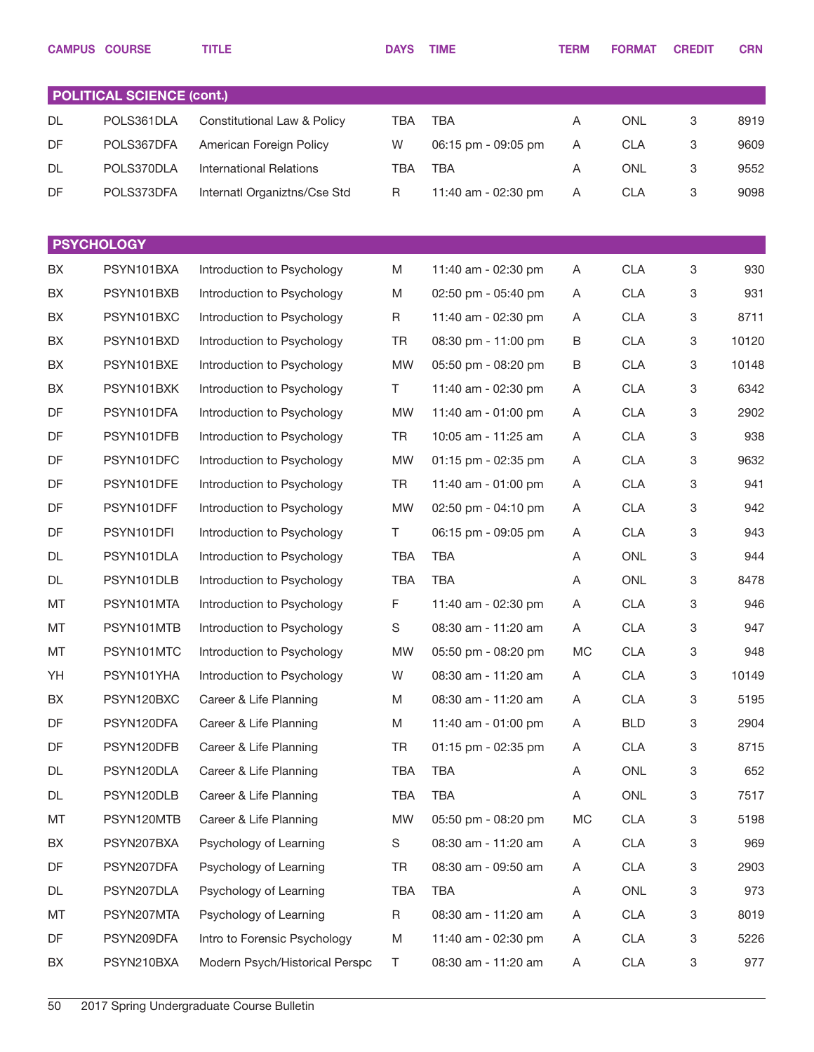| CAMPUS | COURSE | TITLE | DAYS | TIME | TERM | FORMAT | CREDIT | CRN |
|---|---|---|---|---|---|---|---|---|
| **POLITICAL SCIENCE (cont.)** | | | | | | | | |
| DL | POLS361DLA | Constitutional Law & Policy | TBA | TBA | A | ONL | 3 | 8919 |
| DF | POLS367DFA | American Foreign Policy | W | 06:15 pm - 09:05 pm | A | CLA | 3 | 9609 |
| DL | POLS370DLA | International Relations | TBA | TBA | A | ONL | 3 | 9552 |
| DF | POLS373DFA | Internatl Organiztns/Cse Std | R | 11:40 am - 02:30 pm | A | CLA | 3 | 9098 |
| **PSYCHOLOGY** | | | | | | | | |
| BX | PSYN101BXA | Introduction to Psychology | M | 11:40 am - 02:30 pm | A | CLA | 3 | 930 |
| BX | PSYN101BXB | Introduction to Psychology | M | 02:50 pm - 05:40 pm | A | CLA | 3 | 931 |
| BX | PSYN101BXC | Introduction to Psychology | R | 11:40 am - 02:30 pm | A | CLA | 3 | 8711 |
| BX | PSYN101BXD | Introduction to Psychology | TR | 08:30 pm - 11:00 pm | B | CLA | 3 | 10120 |
| BX | PSYN101BXE | Introduction to Psychology | MW | 05:50 pm - 08:20 pm | B | CLA | 3 | 10148 |
| BX | PSYN101BXK | Introduction to Psychology | T | 11:40 am - 02:30 pm | A | CLA | 3 | 6342 |
| DF | PSYN101DFA | Introduction to Psychology | MW | 11:40 am - 01:00 pm | A | CLA | 3 | 2902 |
| DF | PSYN101DFB | Introduction to Psychology | TR | 10:05 am - 11:25 am | A | CLA | 3 | 938 |
| DF | PSYN101DFC | Introduction to Psychology | MW | 01:15 pm - 02:35 pm | A | CLA | 3 | 9632 |
| DF | PSYN101DFE | Introduction to Psychology | TR | 11:40 am - 01:00 pm | A | CLA | 3 | 941 |
| DF | PSYN101DFF | Introduction to Psychology | MW | 02:50 pm - 04:10 pm | A | CLA | 3 | 942 |
| DF | PSYN101DFI | Introduction to Psychology | T | 06:15 pm - 09:05 pm | A | CLA | 3 | 943 |
| DL | PSYN101DLA | Introduction to Psychology | TBA | TBA | A | ONL | 3 | 944 |
| DL | PSYN101DLB | Introduction to Psychology | TBA | TBA | A | ONL | 3 | 8478 |
| MT | PSYN101MTA | Introduction to Psychology | F | 11:40 am - 02:30 pm | A | CLA | 3 | 946 |
| MT | PSYN101MTB | Introduction to Psychology | S | 08:30 am - 11:20 am | A | CLA | 3 | 947 |
| MT | PSYN101MTC | Introduction to Psychology | MW | 05:50 pm - 08:20 pm | MC | CLA | 3 | 948 |
| YH | PSYN101YHA | Introduction to Psychology | W | 08:30 am - 11:20 am | A | CLA | 3 | 10149 |
| BX | PSYN120BXC | Career & Life Planning | M | 08:30 am - 11:20 am | A | CLA | 3 | 5195 |
| DF | PSYN120DFA | Career & Life Planning | M | 11:40 am - 01:00 pm | A | BLD | 3 | 2904 |
| DF | PSYN120DFB | Career & Life Planning | TR | 01:15 pm - 02:35 pm | A | CLA | 3 | 8715 |
| DL | PSYN120DLA | Career & Life Planning | TBA | TBA | A | ONL | 3 | 652 |
| DL | PSYN120DLB | Career & Life Planning | TBA | TBA | A | ONL | 3 | 7517 |
| MT | PSYN120MTB | Career & Life Planning | MW | 05:50 pm - 08:20 pm | MC | CLA | 3 | 5198 |
| BX | PSYN207BXA | Psychology of Learning | S | 08:30 am - 11:20 am | A | CLA | 3 | 969 |
| DF | PSYN207DFA | Psychology of Learning | TR | 08:30 am - 09:50 am | A | CLA | 3 | 2903 |
| DL | PSYN207DLA | Psychology of Learning | TBA | TBA | A | ONL | 3 | 973 |
| MT | PSYN207MTA | Psychology of Learning | R | 08:30 am - 11:20 am | A | CLA | 3 | 8019 |
| DF | PSYN209DFA | Intro to Forensic Psychology | M | 11:40 am - 02:30 pm | A | CLA | 3 | 5226 |
| BX | PSYN210BXA | Modern Psych/Historical Perspc | T | 08:30 am - 11:20 am | A | CLA | 3 | 977 |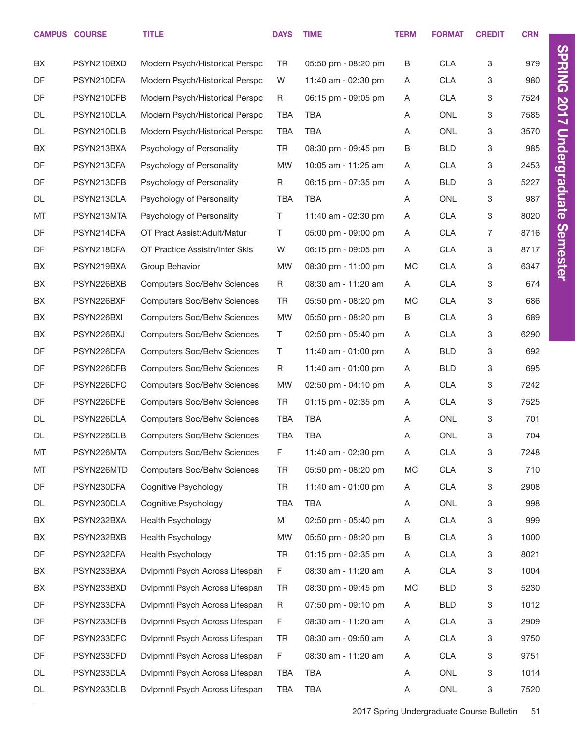| CAMPUS | COURSE | TITLE | DAYS | TIME | TERM | FORMAT | CREDIT | CRN |
|---|---|---|---|---|---|---|---|---|
| BX | PSYN210BXD | Modern Psych/Historical Perspc | TR | 05:50 pm - 08:20 pm | B | CLA | 3 | 979 |
| DF | PSYN210DFA | Modern Psych/Historical Perspc | W | 11:40 am - 02:30 pm | A | CLA | 3 | 980 |
| DF | PSYN210DFB | Modern Psych/Historical Perspc | R | 06:15 pm - 09:05 pm | A | CLA | 3 | 7524 |
| DL | PSYN210DLA | Modern Psych/Historical Perspc | TBA | TBA | A | ONL | 3 | 7585 |
| DL | PSYN210DLB | Modern Psych/Historical Perspc | TBA | TBA | A | ONL | 3 | 3570 |
| BX | PSYN213BXA | Psychology of Personality | TR | 08:30 pm - 09:45 pm | B | BLD | 3 | 985 |
| DF | PSYN213DFA | Psychology of Personality | MW | 10:05 am - 11:25 am | A | CLA | 3 | 2453 |
| DF | PSYN213DFB | Psychology of Personality | R | 06:15 pm - 07:35 pm | A | BLD | 3 | 5227 |
| DL | PSYN213DLA | Psychology of Personality | TBA | TBA | A | ONL | 3 | 987 |
| MT | PSYN213MTA | Psychology of Personality | T | 11:40 am - 02:30 pm | A | CLA | 3 | 8020 |
| DF | PSYN214DFA | OT Pract Assist:Adult/Matur | T | 05:00 pm - 09:00 pm | A | CLA | 7 | 8716 |
| DF | PSYN218DFA | OT Practice Assistn/Inter Skls | W | 06:15 pm - 09:05 pm | A | CLA | 3 | 8717 |
| BX | PSYN219BXA | Group Behavior | MW | 08:30 pm - 11:00 pm | MC | CLA | 3 | 6347 |
| BX | PSYN226BXB | Computers Soc/Behv Sciences | R | 08:30 am - 11:20 am | A | CLA | 3 | 674 |
| BX | PSYN226BXF | Computers Soc/Behv Sciences | TR | 05:50 pm - 08:20 pm | MC | CLA | 3 | 686 |
| BX | PSYN226BXI | Computers Soc/Behv Sciences | MW | 05:50 pm - 08:20 pm | B | CLA | 3 | 689 |
| BX | PSYN226BXJ | Computers Soc/Behv Sciences | T | 02:50 pm - 05:40 pm | A | CLA | 3 | 6290 |
| DF | PSYN226DFA | Computers Soc/Behv Sciences | T | 11:40 am - 01:00 pm | A | BLD | 3 | 692 |
| DF | PSYN226DFB | Computers Soc/Behv Sciences | R | 11:40 am - 01:00 pm | A | BLD | 3 | 695 |
| DF | PSYN226DFC | Computers Soc/Behv Sciences | MW | 02:50 pm - 04:10 pm | A | CLA | 3 | 7242 |
| DF | PSYN226DFE | Computers Soc/Behv Sciences | TR | 01:15 pm - 02:35 pm | A | CLA | 3 | 7525 |
| DL | PSYN226DLA | Computers Soc/Behv Sciences | TBA | TBA | A | ONL | 3 | 701 |
| DL | PSYN226DLB | Computers Soc/Behv Sciences | TBA | TBA | A | ONL | 3 | 704 |
| MT | PSYN226MTA | Computers Soc/Behv Sciences | F | 11:40 am - 02:30 pm | A | CLA | 3 | 7248 |
| MT | PSYN226MTD | Computers Soc/Behv Sciences | TR | 05:50 pm - 08:20 pm | MC | CLA | 3 | 710 |
| DF | PSYN230DFA | Cognitive Psychology | TR | 11:40 am - 01:00 pm | A | CLA | 3 | 2908 |
| DL | PSYN230DLA | Cognitive Psychology | TBA | TBA | A | ONL | 3 | 998 |
| BX | PSYN232BXA | Health Psychology | M | 02:50 pm - 05:40 pm | A | CLA | 3 | 999 |
| BX | PSYN232BXB | Health Psychology | MW | 05:50 pm - 08:20 pm | B | CLA | 3 | 1000 |
| DF | PSYN232DFA | Health Psychology | TR | 01:15 pm - 02:35 pm | A | CLA | 3 | 8021 |
| BX | PSYN233BXA | Dvlpmntl Psych Across Lifespan | F | 08:30 am - 11:20 am | A | CLA | 3 | 1004 |
| BX | PSYN233BXD | Dvlpmntl Psych Across Lifespan | TR | 08:30 pm - 09:45 pm | MC | BLD | 3 | 5230 |
| DF | PSYN233DFA | Dvlpmntl Psych Across Lifespan | R | 07:50 pm - 09:10 pm | A | BLD | 3 | 1012 |
| DF | PSYN233DFB | Dvlpmntl Psych Across Lifespan | F | 08:30 am - 11:20 am | A | CLA | 3 | 2909 |
| DF | PSYN233DFC | Dvlpmntl Psych Across Lifespan | TR | 08:30 am - 09:50 am | A | CLA | 3 | 9750 |
| DF | PSYN233DFD | Dvlpmntl Psych Across Lifespan | F | 08:30 am - 11:20 am | A | CLA | 3 | 9751 |
| DL | PSYN233DLA | Dvlpmntl Psych Across Lifespan | TBA | TBA | A | ONL | 3 | 1014 |
| DL | PSYN233DLB | Dvlpmntl Psych Across Lifespan | TBA | TBA | A | ONL | 3 | 7520 |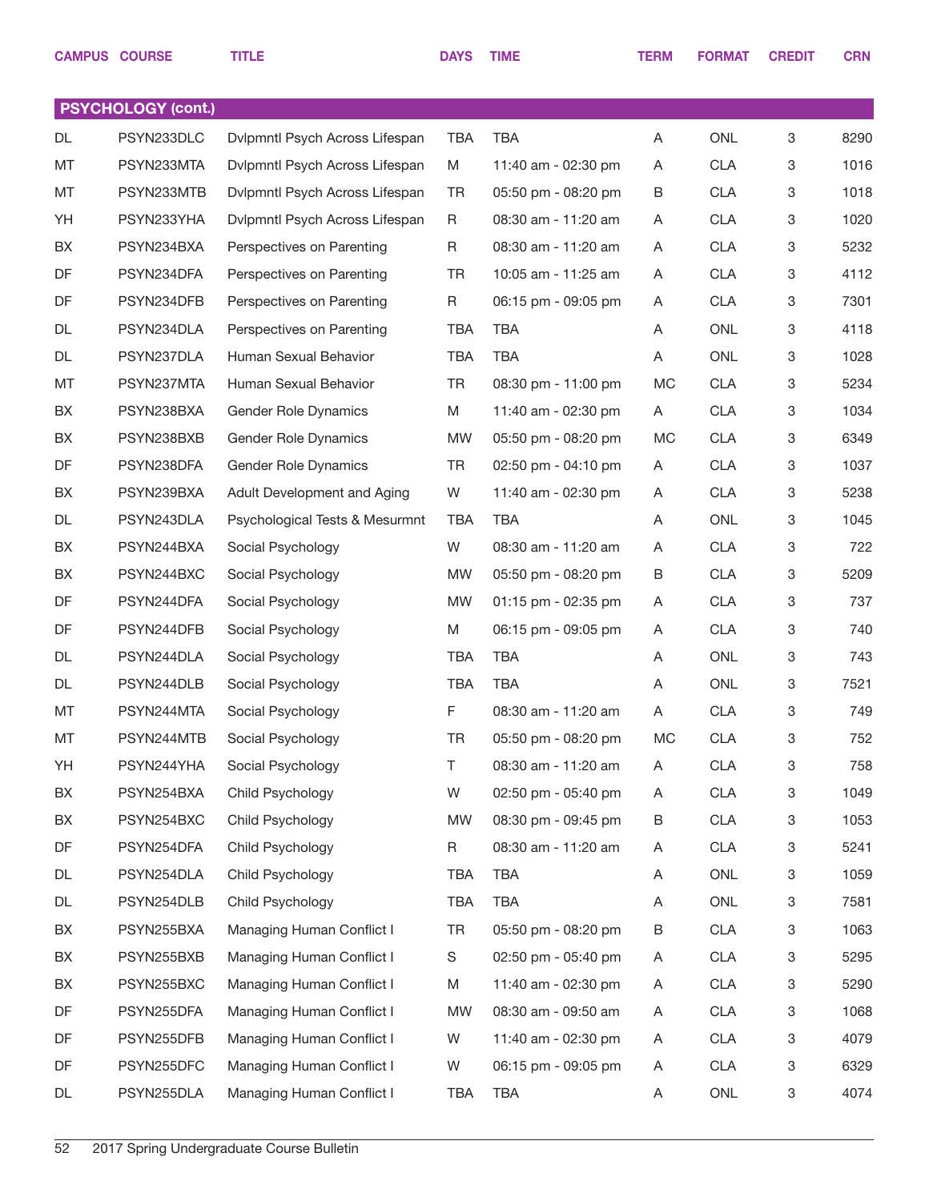| CAMPUS | COURSE | TITLE | DAYS | TIME | TERM | FORMAT | CREDIT | CRN |
|---|---|---|---|---|---|---|---|---|
| **PSYCHOLOGY (cont.)** | | | | | | | | |
| DL | PSYN233DLC | Dvlpmntl Psych Across Lifespan | TBA | TBA | A | ONL | 3 | 8290 |
| MT | PSYN233MTA | Dvlpmntl Psych Across Lifespan | M | 11:40 am - 02:30 pm | A | CLA | 3 | 1016 |
| MT | PSYN233MTB | Dvlpmntl Psych Across Lifespan | TR | 05:50 pm - 08:20 pm | B | CLA | 3 | 1018 |
| YH | PSYN233YHA | Dvlpmntl Psych Across Lifespan | R | 08:30 am - 11:20 am | A | CLA | 3 | 1020 |
| BX | PSYN234BXA | Perspectives on Parenting | R | 08:30 am - 11:20 am | A | CLA | 3 | 5232 |
| DF | PSYN234DFA | Perspectives on Parenting | TR | 10:05 am - 11:25 am | A | CLA | 3 | 4112 |
| DF | PSYN234DFB | Perspectives on Parenting | R | 06:15 pm - 09:05 pm | A | CLA | 3 | 7301 |
| DL | PSYN234DLA | Perspectives on Parenting | TBA | TBA | A | ONL | 3 | 4118 |
| DL | PSYN237DLA | Human Sexual Behavior | TBA | TBA | A | ONL | 3 | 1028 |
| MT | PSYN237MTA | Human Sexual Behavior | TR | 08:30 pm - 11:00 pm | MC | CLA | 3 | 5234 |
| BX | PSYN238BXA | Gender Role Dynamics | M | 11:40 am - 02:30 pm | A | CLA | 3 | 1034 |
| BX | PSYN238BXB | Gender Role Dynamics | MW | 05:50 pm - 08:20 pm | MC | CLA | 3 | 6349 |
| DF | PSYN238DFA | Gender Role Dynamics | TR | 02:50 pm - 04:10 pm | A | CLA | 3 | 1037 |
| BX | PSYN239BXA | Adult Development and Aging | W | 11:40 am - 02:30 pm | A | CLA | 3 | 5238 |
| DL | PSYN243DLA | Psychological Tests & Mesurmnt | TBA | TBA | A | ONL | 3 | 1045 |
| BX | PSYN244BXA | Social Psychology | W | 08:30 am - 11:20 am | A | CLA | 3 | 722 |
| BX | PSYN244BXC | Social Psychology | MW | 05:50 pm - 08:20 pm | B | CLA | 3 | 5209 |
| DF | PSYN244DFA | Social Psychology | MW | 01:15 pm - 02:35 pm | A | CLA | 3 | 737 |
| DF | PSYN244DFB | Social Psychology | M | 06:15 pm - 09:05 pm | A | CLA | 3 | 740 |
| DL | PSYN244DLA | Social Psychology | TBA | TBA | A | ONL | 3 | 743 |
| DL | PSYN244DLB | Social Psychology | TBA | TBA | A | ONL | 3 | 7521 |
| MT | PSYN244MTA | Social Psychology | F | 08:30 am - 11:20 am | A | CLA | 3 | 749 |
| MT | PSYN244MTB | Social Psychology | TR | 05:50 pm - 08:20 pm | MC | CLA | 3 | 752 |
| YH | PSYN244YHA | Social Psychology | T | 08:30 am - 11:20 am | A | CLA | 3 | 758 |
| BX | PSYN254BXA | Child Psychology | W | 02:50 pm - 05:40 pm | A | CLA | 3 | 1049 |
| BX | PSYN254BXC | Child Psychology | MW | 08:30 pm - 09:45 pm | B | CLA | 3 | 1053 |
| DF | PSYN254DFA | Child Psychology | R | 08:30 am - 11:20 am | A | CLA | 3 | 5241 |
| DL | PSYN254DLA | Child Psychology | TBA | TBA | A | ONL | 3 | 1059 |
| DL | PSYN254DLB | Child Psychology | TBA | TBA | A | ONL | 3 | 7581 |
| BX | PSYN255BXA | Managing Human Conflict I | TR | 05:50 pm - 08:20 pm | B | CLA | 3 | 1063 |
| BX | PSYN255BXB | Managing Human Conflict I | S | 02:50 pm - 05:40 pm | A | CLA | 3 | 5295 |
| BX | PSYN255BXC | Managing Human Conflict I | M | 11:40 am - 02:30 pm | A | CLA | 3 | 5290 |
| DF | PSYN255DFA | Managing Human Conflict I | MW | 08:30 am - 09:50 am | A | CLA | 3 | 1068 |
| DF | PSYN255DFB | Managing Human Conflict I | W | 11:40 am - 02:30 pm | A | CLA | 3 | 4079 |
| DF | PSYN255DFC | Managing Human Conflict I | W | 06:15 pm - 09:05 pm | A | CLA | 3 | 6329 |
| DL | PSYN255DLA | Managing Human Conflict I | TBA | TBA | A | ONL | 3 | 4074 |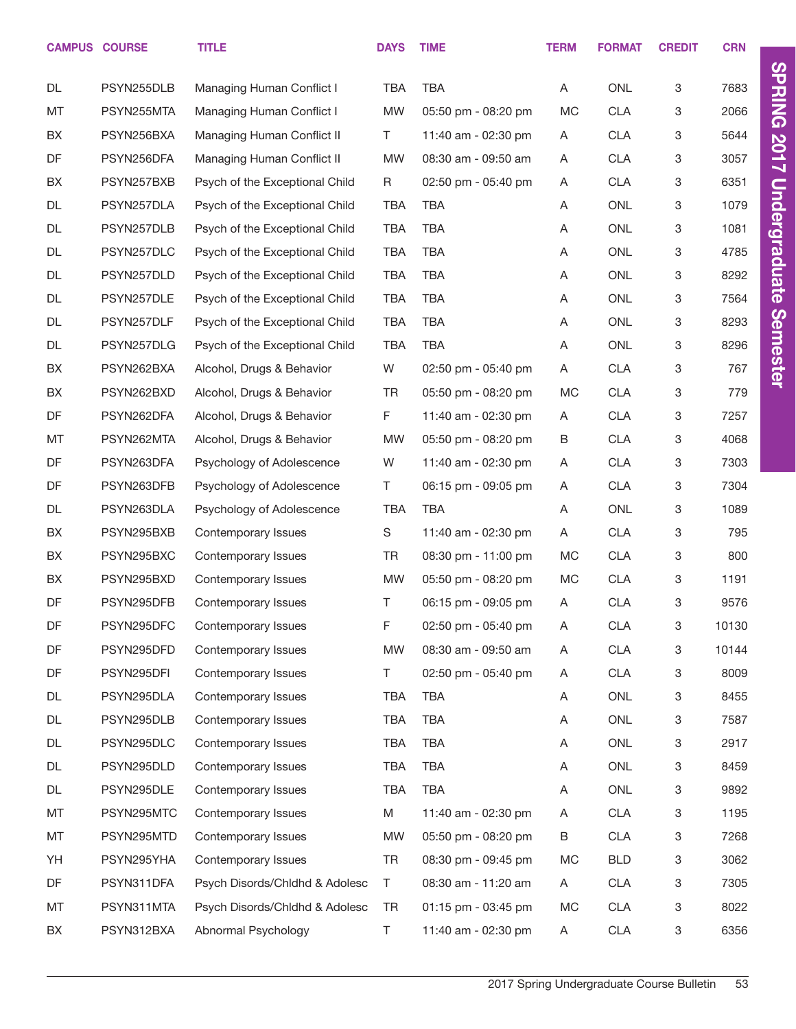| CAMPUS | COURSE | TITLE | DAYS | TIME | TERM | FORMAT | CREDIT | CRN |
|---|---|---|---|---|---|---|---|---|
| DL | PSYN255DLB | Managing Human Conflict I | TBA | TBA | A | ONL | 3 | 7683 |
| MT | PSYN255MTA | Managing Human Conflict I | MW | 05:50 pm - 08:20 pm | MC | CLA | 3 | 2066 |
| BX | PSYN256BXA | Managing Human Conflict II | T | 11:40 am - 02:30 pm | A | CLA | 3 | 5644 |
| DF | PSYN256DFA | Managing Human Conflict II | MW | 08:30 am - 09:50 am | A | CLA | 3 | 3057 |
| BX | PSYN257BXB | Psych of the Exceptional Child | R | 02:50 pm - 05:40 pm | A | CLA | 3 | 6351 |
| DL | PSYN257DLA | Psych of the Exceptional Child | TBA | TBA | A | ONL | 3 | 1079 |
| DL | PSYN257DLB | Psych of the Exceptional Child | TBA | TBA | A | ONL | 3 | 1081 |
| DL | PSYN257DLC | Psych of the Exceptional Child | TBA | TBA | A | ONL | 3 | 4785 |
| DL | PSYN257DLD | Psych of the Exceptional Child | TBA | TBA | A | ONL | 3 | 8292 |
| DL | PSYN257DLE | Psych of the Exceptional Child | TBA | TBA | A | ONL | 3 | 7564 |
| DL | PSYN257DLF | Psych of the Exceptional Child | TBA | TBA | A | ONL | 3 | 8293 |
| DL | PSYN257DLG | Psych of the Exceptional Child | TBA | TBA | A | ONL | 3 | 8296 |
| BX | PSYN262BXA | Alcohol, Drugs & Behavior | W | 02:50 pm - 05:40 pm | A | CLA | 3 | 767 |
| BX | PSYN262BXD | Alcohol, Drugs & Behavior | TR | 05:50 pm - 08:20 pm | MC | CLA | 3 | 779 |
| DF | PSYN262DFA | Alcohol, Drugs & Behavior | F | 11:40 am - 02:30 pm | A | CLA | 3 | 7257 |
| MT | PSYN262MTA | Alcohol, Drugs & Behavior | MW | 05:50 pm - 08:20 pm | B | CLA | 3 | 4068 |
| DF | PSYN263DFA | Psychology of Adolescence | W | 11:40 am - 02:30 pm | A | CLA | 3 | 7303 |
| DF | PSYN263DFB | Psychology of Adolescence | T | 06:15 pm - 09:05 pm | A | CLA | 3 | 7304 |
| DL | PSYN263DLA | Psychology of Adolescence | TBA | TBA | A | ONL | 3 | 1089 |
| BX | PSYN295BXB | Contemporary Issues | S | 11:40 am - 02:30 pm | A | CLA | 3 | 795 |
| BX | PSYN295BXC | Contemporary Issues | TR | 08:30 pm - 11:00 pm | MC | CLA | 3 | 800 |
| BX | PSYN295BXD | Contemporary Issues | MW | 05:50 pm - 08:20 pm | MC | CLA | 3 | 1191 |
| DF | PSYN295DFB | Contemporary Issues | T | 06:15 pm - 09:05 pm | A | CLA | 3 | 9576 |
| DF | PSYN295DFC | Contemporary Issues | F | 02:50 pm - 05:40 pm | A | CLA | 3 | 10130 |
| DF | PSYN295DFD | Contemporary Issues | MW | 08:30 am - 09:50 am | A | CLA | 3 | 10144 |
| DF | PSYN295DFI | Contemporary Issues | T | 02:50 pm - 05:40 pm | A | CLA | 3 | 8009 |
| DL | PSYN295DLA | Contemporary Issues | TBA | TBA | A | ONL | 3 | 8455 |
| DL | PSYN295DLB | Contemporary Issues | TBA | TBA | A | ONL | 3 | 7587 |
| DL | PSYN295DLC | Contemporary Issues | TBA | TBA | A | ONL | 3 | 2917 |
| DL | PSYN295DLD | Contemporary Issues | TBA | TBA | A | ONL | 3 | 8459 |
| DL | PSYN295DLE | Contemporary Issues | TBA | TBA | A | ONL | 3 | 9892 |
| MT | PSYN295MTC | Contemporary Issues | M | 11:40 am - 02:30 pm | A | CLA | 3 | 1195 |
| MT | PSYN295MTD | Contemporary Issues | MW | 05:50 pm - 08:20 pm | B | CLA | 3 | 7268 |
| YH | PSYN295YHA | Contemporary Issues | TR | 08:30 pm - 09:45 pm | MC | BLD | 3 | 3062 |
| DF | PSYN311DFA | Psych Disords/Chldhd & Adolesc | T | 08:30 am - 11:20 am | A | CLA | 3 | 7305 |
| MT | PSYN311MTA | Psych Disords/Chldhd & Adolesc | TR | 01:15 pm - 03:45 pm | MC | CLA | 3 | 8022 |
| BX | PSYN312BXA | Abnormal Psychology | T | 11:40 am - 02:30 pm | A | CLA | 3 | 6356 |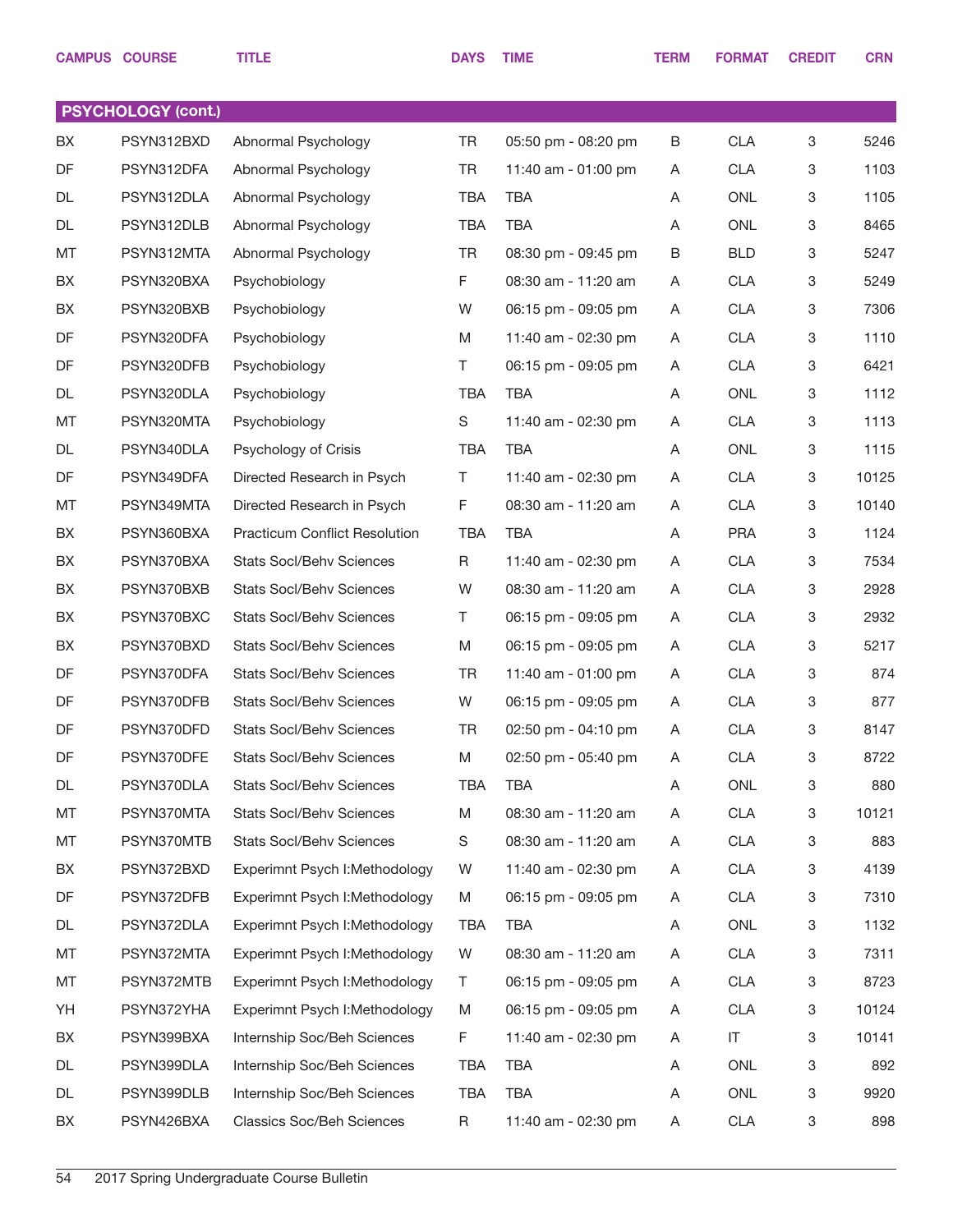| CAMPUS | COURSE | TITLE | DAYS | TIME | TERM | FORMAT | CREDIT | CRN |
|---|---|---|---|---|---|---|---|---|

## PSYCHOLOGY (cont.)

| CAMPUS | COURSE | TITLE | DAYS | TIME | TERM | FORMAT | CREDIT | CRN |
|---|---|---|---|---|---|---|---|---|
| BX | PSYN312BXD | Abnormal Psychology | TR | 05:50 pm - 08:20 pm | B | CLA | 3 | 5246 |
| DF | PSYN312DFA | Abnormal Psychology | TR | 11:40 am - 01:00 pm | A | CLA | 3 | 1103 |
| DL | PSYN312DLA | Abnormal Psychology | TBA | TBA | A | ONL | 3 | 1105 |
| DL | PSYN312DLB | Abnormal Psychology | TBA | TBA | A | ONL | 3 | 8465 |
| MT | PSYN312MTA | Abnormal Psychology | TR | 08:30 pm - 09:45 pm | B | BLD | 3 | 5247 |
| BX | PSYN320BXA | Psychobiology | F | 08:30 am - 11:20 am | A | CLA | 3 | 5249 |
| BX | PSYN320BXB | Psychobiology | W | 06:15 pm - 09:05 pm | A | CLA | 3 | 7306 |
| DF | PSYN320DFA | Psychobiology | M | 11:40 am - 02:30 pm | A | CLA | 3 | 1110 |
| DF | PSYN320DFB | Psychobiology | T | 06:15 pm - 09:05 pm | A | CLA | 3 | 6421 |
| DL | PSYN320DLA | Psychobiology | TBA | TBA | A | ONL | 3 | 1112 |
| MT | PSYN320MTA | Psychobiology | S | 11:40 am - 02:30 pm | A | CLA | 3 | 1113 |
| DL | PSYN340DLA | Psychology of Crisis | TBA | TBA | A | ONL | 3 | 1115 |
| DF | PSYN349DFA | Directed Research in Psych | T | 11:40 am - 02:30 pm | A | CLA | 3 | 10125 |
| MT | PSYN349MTA | Directed Research in Psych | F | 08:30 am - 11:20 am | A | CLA | 3 | 10140 |
| BX | PSYN360BXA | Practicum Conflict Resolution | TBA | TBA | A | PRA | 3 | 1124 |
| BX | PSYN370BXA | Stats Socl/Behv Sciences | R | 11:40 am - 02:30 pm | A | CLA | 3 | 7534 |
| BX | PSYN370BXB | Stats Socl/Behv Sciences | W | 08:30 am - 11:20 am | A | CLA | 3 | 2928 |
| BX | PSYN370BXC | Stats Socl/Behv Sciences | T | 06:15 pm - 09:05 pm | A | CLA | 3 | 2932 |
| BX | PSYN370BXD | Stats Socl/Behv Sciences | M | 06:15 pm - 09:05 pm | A | CLA | 3 | 5217 |
| DF | PSYN370DFA | Stats Socl/Behv Sciences | TR | 11:40 am - 01:00 pm | A | CLA | 3 | 874 |
| DF | PSYN370DFB | Stats Socl/Behv Sciences | W | 06:15 pm - 09:05 pm | A | CLA | 3 | 877 |
| DF | PSYN370DFD | Stats Socl/Behv Sciences | TR | 02:50 pm - 04:10 pm | A | CLA | 3 | 8147 |
| DF | PSYN370DFE | Stats Socl/Behv Sciences | M | 02:50 pm - 05:40 pm | A | CLA | 3 | 8722 |
| DL | PSYN370DLA | Stats Socl/Behv Sciences | TBA | TBA | A | ONL | 3 | 880 |
| MT | PSYN370MTA | Stats Socl/Behv Sciences | M | 08:30 am - 11:20 am | A | CLA | 3 | 10121 |
| MT | PSYN370MTB | Stats Socl/Behv Sciences | S | 08:30 am - 11:20 am | A | CLA | 3 | 883 |
| BX | PSYN372BXD | Experimnt Psych I:Methodology | W | 11:40 am - 02:30 pm | A | CLA | 3 | 4139 |
| DF | PSYN372DFB | Experimnt Psych I:Methodology | M | 06:15 pm - 09:05 pm | A | CLA | 3 | 7310 |
| DL | PSYN372DLA | Experimnt Psych I:Methodology | TBA | TBA | A | ONL | 3 | 1132 |
| MT | PSYN372MTA | Experimnt Psych I:Methodology | W | 08:30 am - 11:20 am | A | CLA | 3 | 7311 |
| MT | PSYN372MTB | Experimnt Psych I:Methodology | T | 06:15 pm - 09:05 pm | A | CLA | 3 | 8723 |
| YH | PSYN372YHA | Experimnt Psych I:Methodology | M | 06:15 pm - 09:05 pm | A | CLA | 3 | 10124 |
| BX | PSYN399BXA | Internship Soc/Beh Sciences | F | 11:40 am - 02:30 pm | A | IT | 3 | 10141 |
| DL | PSYN399DLA | Internship Soc/Beh Sciences | TBA | TBA | A | ONL | 3 | 892 |
| DL | PSYN399DLB | Internship Soc/Beh Sciences | TBA | TBA | A | ONL | 3 | 9920 |
| BX | PSYN426BXA | Classics Soc/Beh Sciences | R | 11:40 am - 02:30 pm | A | CLA | 3 | 898 |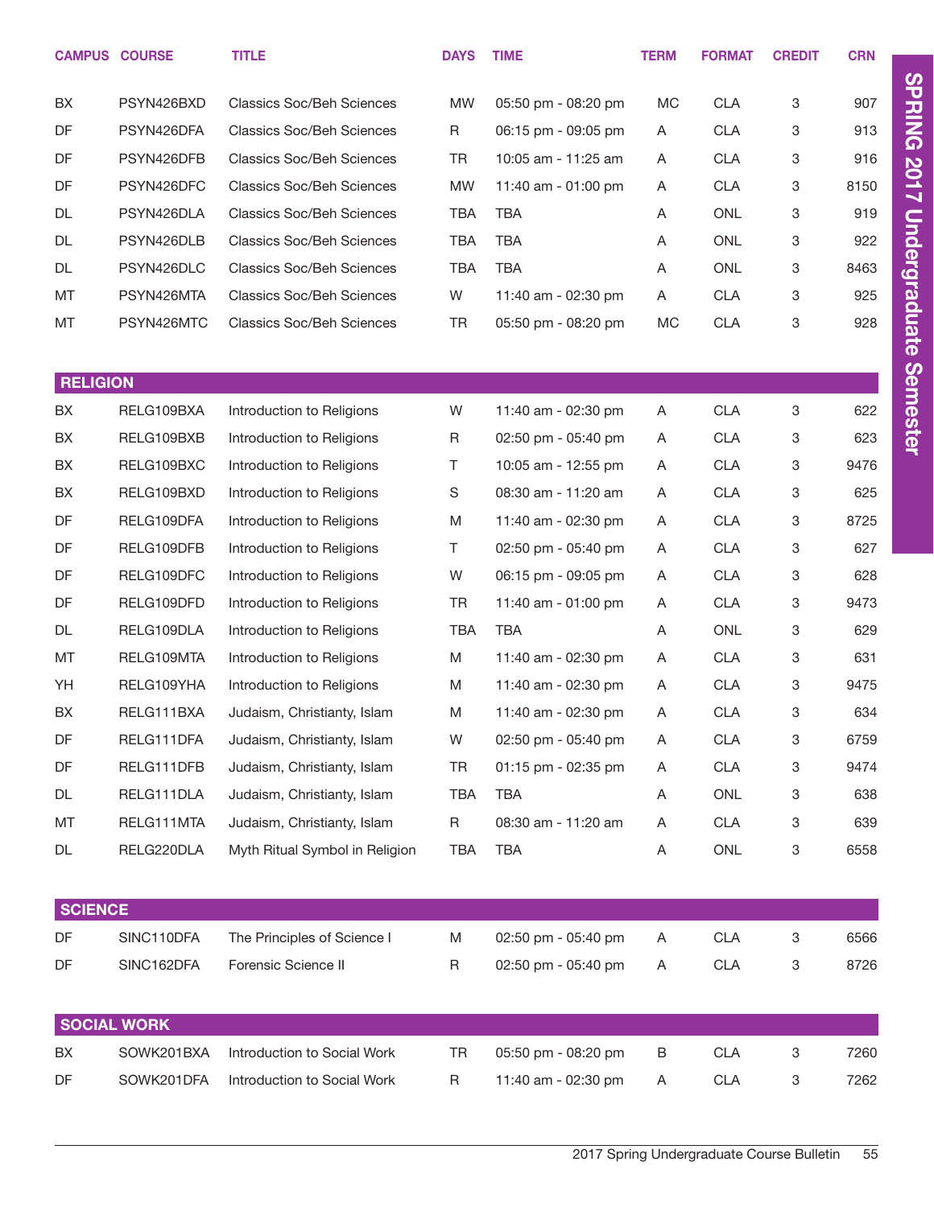| CAMPUS | COURSE | TITLE | DAYS | TIME | TERM | FORMAT | CREDIT | CRN |
|---|---|---|---|---|---|---|---|---|
| BX | PSYN426BXD | Classics Soc/Beh Sciences | MW | 05:50 pm - 08:20 pm | MC | CLA | 3 | 907 |
| DF | PSYN426DFA | Classics Soc/Beh Sciences | R | 06:15 pm - 09:05 pm | A | CLA | 3 | 913 |
| DF | PSYN426DFB | Classics Soc/Beh Sciences | TR | 10:05 am - 11:25 am | A | CLA | 3 | 916 |
| DF | PSYN426DFC | Classics Soc/Beh Sciences | MW | 11:40 am - 01:00 pm | A | CLA | 3 | 8150 |
| DL | PSYN426DLA | Classics Soc/Beh Sciences | TBA | TBA | A | ONL | 3 | 919 |
| DL | PSYN426DLB | Classics Soc/Beh Sciences | TBA | TBA | A | ONL | 3 | 922 |
| DL | PSYN426DLC | Classics Soc/Beh Sciences | TBA | TBA | A | ONL | 3 | 8463 |
| MT | PSYN426MTA | Classics Soc/Beh Sciences | W | 11:40 am - 02:30 pm | A | CLA | 3 | 925 |
| MT | PSYN426MTC | Classics Soc/Beh Sciences | TR | 05:50 pm - 08:20 pm | MC | CLA | 3 | 928 |

## RELIGION

| CAMPUS | COURSE | TITLE | DAYS | TIME | TERM | FORMAT | CREDIT | CRN |
|---|---|---|---|---|---|---|---|---|
| BX | RELG109BXA | Introduction to Religions | W | 11:40 am - 02:30 pm | A | CLA | 3 | 622 |
| BX | RELG109BXB | Introduction to Religions | R | 02:50 pm - 05:40 pm | A | CLA | 3 | 623 |
| BX | RELG109BXC | Introduction to Religions | T | 10:05 am - 12:55 pm | A | CLA | 3 | 9476 |
| BX | RELG109BXD | Introduction to Religions | S | 08:30 am - 11:20 am | A | CLA | 3 | 625 |
| DF | RELG109DFA | Introduction to Religions | M | 11:40 am - 02:30 pm | A | CLA | 3 | 8725 |
| DF | RELG109DFB | Introduction to Religions | T | 02:50 pm - 05:40 pm | A | CLA | 3 | 627 |
| DF | RELG109DFC | Introduction to Religions | W | 06:15 pm - 09:05 pm | A | CLA | 3 | 628 |
| DF | RELG109DFD | Introduction to Religions | TR | 11:40 am - 01:00 pm | A | CLA | 3 | 9473 |
| DL | RELG109DLA | Introduction to Religions | TBA | TBA | A | ONL | 3 | 629 |
| MT | RELG109MTA | Introduction to Religions | M | 11:40 am - 02:30 pm | A | CLA | 3 | 631 |
| YH | RELG109YHA | Introduction to Religions | M | 11:40 am - 02:30 pm | A | CLA | 3 | 9475 |
| BX | RELG111BXA | Judaism, Christianity, Islam | M | 11:40 am - 02:30 pm | A | CLA | 3 | 634 |
| DF | RELG111DFA | Judaism, Christianity, Islam | W | 02:50 pm - 05:40 pm | A | CLA | 3 | 6759 |
| DF | RELG111DFB | Judaism, Christianity, Islam | TR | 01:15 pm - 02:35 pm | A | CLA | 3 | 9474 |
| DL | RELG111DLA | Judaism, Christianity, Islam | TBA | TBA | A | ONL | 3 | 638 |
| MT | RELG111MTA | Judaism, Christianity, Islam | R | 08:30 am - 11:20 am | A | CLA | 3 | 639 |
| DL | RELG220DLA | Myth Ritual Symbol in Religion | TBA | TBA | A | ONL | 3 | 6558 |

## SCIENCE

| CAMPUS | COURSE | TITLE | DAYS | TIME | TERM | FORMAT | CREDIT | CRN |
|---|---|---|---|---|---|---|---|---|
| DF | SINC110DFA | The Principles of Science I | M | 02:50 pm - 05:40 pm | A | CLA | 3 | 6566 |
| DF | SINC162DFA | Forensic Science II | R | 02:50 pm - 05:40 pm | A | CLA | 3 | 8726 |

## SOCIAL WORK

| CAMPUS | COURSE | TITLE | DAYS | TIME | TERM | FORMAT | CREDIT | CRN |
|---|---|---|---|---|---|---|---|---|
| BX | SOWK201BXA | Introduction to Social Work | TR | 05:50 pm - 08:20 pm | B | CLA | 3 | 7260 |
| DF | SOWK201DFA | Introduction to Social Work | R | 11:40 am - 02:30 pm | A | CLA | 3 | 7262 |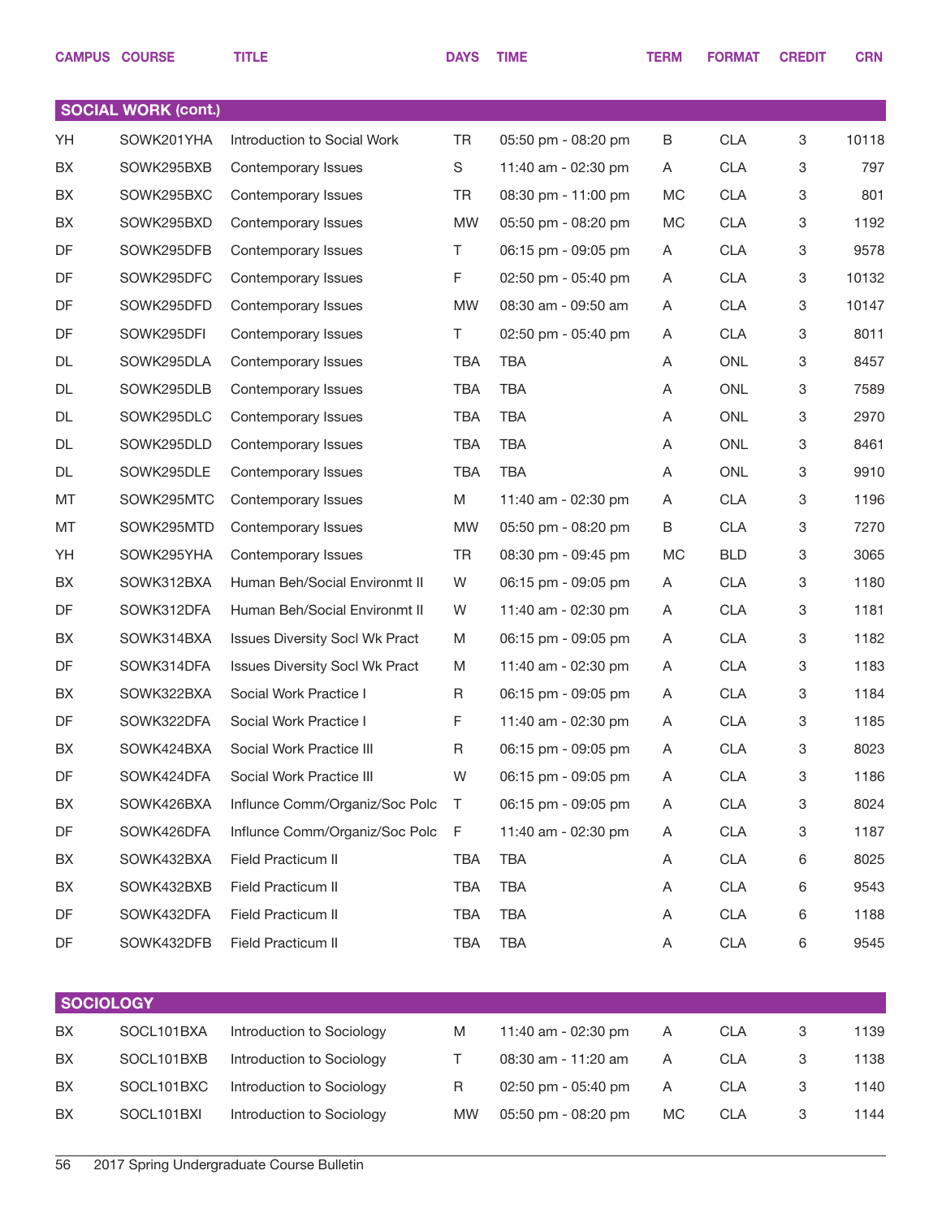| CAMPUS | COURSE | TITLE | DAYS | TIME | TERM | FORMAT | CREDIT | CRN |
|---|---|---|---|---|---|---|---|---|

## SOCIAL WORK (cont.)

| CAMPUS | COURSE | TITLE | DAYS | TIME | TERM | FORMAT | CREDIT | CRN |
|---|---|---|---|---|---|---|---|---|
| YH | SOWK201YHA | Introduction to Social Work | TR | 05:50 pm - 08:20 pm | B | CLA | 3 | 10118 |
| BX | SOWK295BXB | Contemporary Issues | S | 11:40 am - 02:30 pm | A | CLA | 3 | 797 |
| BX | SOWK295BXC | Contemporary Issues | TR | 08:30 pm - 11:00 pm | MC | CLA | 3 | 801 |
| BX | SOWK295BXD | Contemporary Issues | MW | 05:50 pm - 08:20 pm | MC | CLA | 3 | 1192 |
| DF | SOWK295DFB | Contemporary Issues | T | 06:15 pm - 09:05 pm | A | CLA | 3 | 9578 |
| DF | SOWK295DFC | Contemporary Issues | F | 02:50 pm - 05:40 pm | A | CLA | 3 | 10132 |
| DF | SOWK295DFD | Contemporary Issues | MW | 08:30 am - 09:50 am | A | CLA | 3 | 10147 |
| DF | SOWK295DFI | Contemporary Issues | T | 02:50 pm - 05:40 pm | A | CLA | 3 | 8011 |
| DL | SOWK295DLA | Contemporary Issues | TBA | TBA | A | ONL | 3 | 8457 |
| DL | SOWK295DLB | Contemporary Issues | TBA | TBA | A | ONL | 3 | 7589 |
| DL | SOWK295DLC | Contemporary Issues | TBA | TBA | A | ONL | 3 | 2970 |
| DL | SOWK295DLD | Contemporary Issues | TBA | TBA | A | ONL | 3 | 8461 |
| DL | SOWK295DLE | Contemporary Issues | TBA | TBA | A | ONL | 3 | 9910 |
| MT | SOWK295MTC | Contemporary Issues | M | 11:40 am - 02:30 pm | A | CLA | 3 | 1196 |
| MT | SOWK295MTD | Contemporary Issues | MW | 05:50 pm - 08:20 pm | B | CLA | 3 | 7270 |
| YH | SOWK295YHA | Contemporary Issues | TR | 08:30 pm - 09:45 pm | MC | BLD | 3 | 3065 |
| BX | SOWK312BXA | Human Beh/Social Environmt II | W | 06:15 pm - 09:05 pm | A | CLA | 3 | 1180 |
| DF | SOWK312DFA | Human Beh/Social Environmt II | W | 11:40 am - 02:30 pm | A | CLA | 3 | 1181 |
| BX | SOWK314BXA | Issues Diversity Socl Wk Pract | M | 06:15 pm - 09:05 pm | A | CLA | 3 | 1182 |
| DF | SOWK314DFA | Issues Diversity Socl Wk Pract | M | 11:40 am - 02:30 pm | A | CLA | 3 | 1183 |
| BX | SOWK322BXA | Social Work Practice I | R | 06:15 pm - 09:05 pm | A | CLA | 3 | 1184 |
| DF | SOWK322DFA | Social Work Practice I | F | 11:40 am - 02:30 pm | A | CLA | 3 | 1185 |
| BX | SOWK424BXA | Social Work Practice III | R | 06:15 pm - 09:05 pm | A | CLA | 3 | 8023 |
| DF | SOWK424DFA | Social Work Practice III | W | 06:15 pm - 09:05 pm | A | CLA | 3 | 1186 |
| BX | SOWK426BXA | Influnce Comm/Organiz/Soc Polc | T | 06:15 pm - 09:05 pm | A | CLA | 3 | 8024 |
| DF | SOWK426DFA | Influnce Comm/Organiz/Soc Polc | F | 11:40 am - 02:30 pm | A | CLA | 3 | 1187 |
| BX | SOWK432BXA | Field Practicum II | TBA | TBA | A | CLA | 6 | 8025 |
| BX | SOWK432BXB | Field Practicum II | TBA | TBA | A | CLA | 6 | 9543 |
| DF | SOWK432DFA | Field Practicum II | TBA | TBA | A | CLA | 6 | 1188 |
| DF | SOWK432DFB | Field Practicum II | TBA | TBA | A | CLA | 6 | 9545 |

## SOCIOLOGY

| CAMPUS | COURSE | TITLE | DAYS | TIME | TERM | FORMAT | CREDIT | CRN |
|---|---|---|---|---|---|---|---|---|
| BX | SOCL101BXA | Introduction to Sociology | M | 11:40 am - 02:30 pm | A | CLA | 3 | 1139 |
| BX | SOCL101BXB | Introduction to Sociology | T | 08:30 am - 11:20 am | A | CLA | 3 | 1138 |
| BX | SOCL101BXC | Introduction to Sociology | R | 02:50 pm - 05:40 pm | A | CLA | 3 | 1140 |
| BX | SOCL101BXI | Introduction to Sociology | MW | 05:50 pm - 08:20 pm | MC | CLA | 3 | 1144 |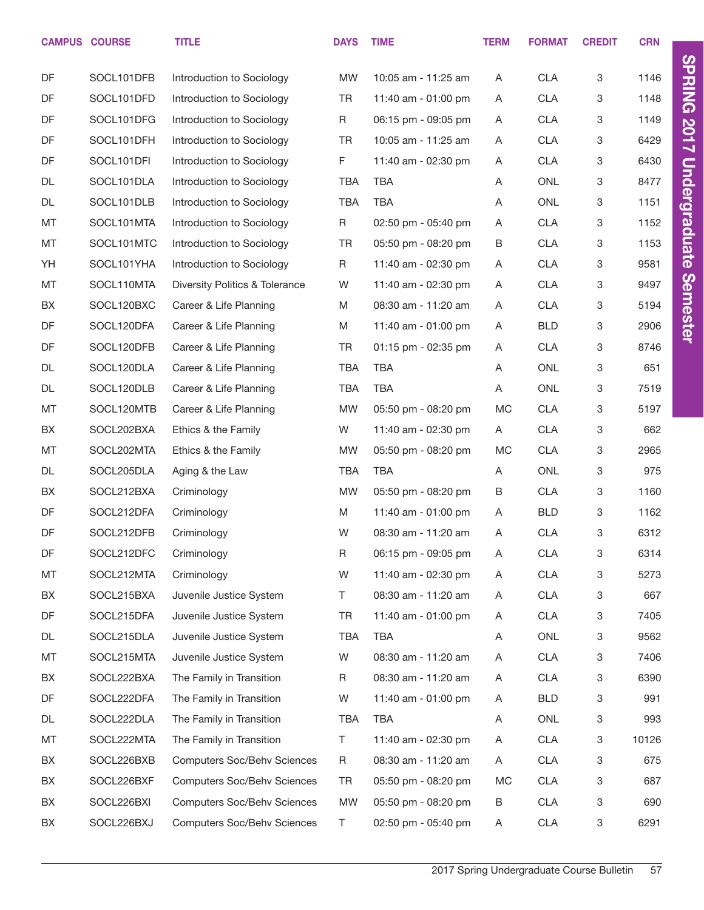| CAMPUS | COURSE | TITLE | DAYS | TIME | TERM | FORMAT | CREDIT | CRN |
|---|---|---|---|---|---|---|---|---|
| DF | SOCL101DFB | Introduction to Sociology | MW | 10:05 am - 11:25 am | A | CLA | 3 | 1146 |
| DF | SOCL101DFD | Introduction to Sociology | TR | 11:40 am - 01:00 pm | A | CLA | 3 | 1148 |
| DF | SOCL101DFG | Introduction to Sociology | R | 06:15 pm - 09:05 pm | A | CLA | 3 | 1149 |
| DF | SOCL101DFH | Introduction to Sociology | TR | 10:05 am - 11:25 am | A | CLA | 3 | 6429 |
| DF | SOCL101DFI | Introduction to Sociology | F | 11:40 am - 02:30 pm | A | CLA | 3 | 6430 |
| DL | SOCL101DLA | Introduction to Sociology | TBA | TBA | A | ONL | 3 | 8477 |
| DL | SOCL101DLB | Introduction to Sociology | TBA | TBA | A | ONL | 3 | 1151 |
| MT | SOCL101MTA | Introduction to Sociology | R | 02:50 pm - 05:40 pm | A | CLA | 3 | 1152 |
| MT | SOCL101MTC | Introduction to Sociology | TR | 05:50 pm - 08:20 pm | B | CLA | 3 | 1153 |
| YH | SOCL101YHA | Introduction to Sociology | R | 11:40 am - 02:30 pm | A | CLA | 3 | 9581 |
| MT | SOCL110MTA | Diversity Politics & Tolerance | W | 11:40 am - 02:30 pm | A | CLA | 3 | 9497 |
| BX | SOCL120BXC | Career & Life Planning | M | 08:30 am - 11:20 am | A | CLA | 3 | 5194 |
| DF | SOCL120DFA | Career & Life Planning | M | 11:40 am - 01:00 pm | A | BLD | 3 | 2906 |
| DF | SOCL120DFB | Career & Life Planning | TR | 01:15 pm - 02:35 pm | A | CLA | 3 | 8746 |
| DL | SOCL120DLA | Career & Life Planning | TBA | TBA | A | ONL | 3 | 651 |
| DL | SOCL120DLB | Career & Life Planning | TBA | TBA | A | ONL | 3 | 7519 |
| MT | SOCL120MTB | Career & Life Planning | MW | 05:50 pm - 08:20 pm | MC | CLA | 3 | 5197 |
| BX | SOCL202BXA | Ethics & the Family | W | 11:40 am - 02:30 pm | A | CLA | 3 | 662 |
| MT | SOCL202MTA | Ethics & the Family | MW | 05:50 pm - 08:20 pm | MC | CLA | 3 | 2965 |
| DL | SOCL205DLA | Aging & the Law | TBA | TBA | A | ONL | 3 | 975 |
| BX | SOCL212BXA | Criminology | MW | 05:50 pm - 08:20 pm | B | CLA | 3 | 1160 |
| DF | SOCL212DFA | Criminology | M | 11:40 am - 01:00 pm | A | BLD | 3 | 1162 |
| DF | SOCL212DFB | Criminology | W | 08:30 am - 11:20 am | A | CLA | 3 | 6312 |
| DF | SOCL212DFC | Criminology | R | 06:15 pm - 09:05 pm | A | CLA | 3 | 6314 |
| MT | SOCL212MTA | Criminology | W | 11:40 am - 02:30 pm | A | CLA | 3 | 5273 |
| BX | SOCL215BXA | Juvenile Justice System | T | 08:30 am - 11:20 am | A | CLA | 3 | 667 |
| DF | SOCL215DFA | Juvenile Justice System | TR | 11:40 am - 01:00 pm | A | CLA | 3 | 7405 |
| DL | SOCL215DLA | Juvenile Justice System | TBA | TBA | A | ONL | 3 | 9562 |
| MT | SOCL215MTA | Juvenile Justice System | W | 08:30 am - 11:20 am | A | CLA | 3 | 7406 |
| BX | SOCL222BXA | The Family in Transition | R | 08:30 am - 11:20 am | A | CLA | 3 | 6390 |
| DF | SOCL222DFA | The Family in Transition | W | 11:40 am - 01:00 pm | A | BLD | 3 | 991 |
| DL | SOCL222DLA | The Family in Transition | TBA | TBA | A | ONL | 3 | 993 |
| MT | SOCL222MTA | The Family in Transition | T | 11:40 am - 02:30 pm | A | CLA | 3 | 10126 |
| BX | SOCL226BXB | Computers Soc/Behv Sciences | R | 08:30 am - 11:20 am | A | CLA | 3 | 675 |
| BX | SOCL226BXF | Computers Soc/Behv Sciences | TR | 05:50 pm - 08:20 pm | MC | CLA | 3 | 687 |
| BX | SOCL226BXI | Computers Soc/Behv Sciences | MW | 05:50 pm - 08:20 pm | B | CLA | 3 | 690 |
| BX | SOCL226BXJ | Computers Soc/Behv Sciences | T | 02:50 pm - 05:40 pm | A | CLA | 3 | 6291 |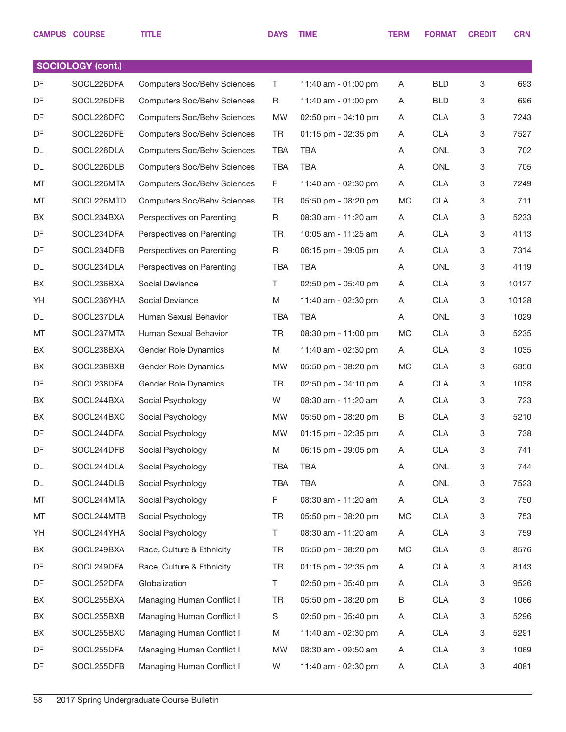| CAMPUS | COURSE | TITLE | DAYS | TIME | TERM | FORMAT | CREDIT | CRN |
|---|---|---|---|---|---|---|---|---|
| **SOCIOLOGY (cont.)** | | | | | | | | |
| DF | SOCL226DFA | Computers Soc/Behv Sciences | T | 11:40 am - 01:00 pm | A | BLD | 3 | 693 |
| DF | SOCL226DFB | Computers Soc/Behv Sciences | R | 11:40 am - 01:00 pm | A | BLD | 3 | 696 |
| DF | SOCL226DFC | Computers Soc/Behv Sciences | MW | 02:50 pm - 04:10 pm | A | CLA | 3 | 7243 |
| DF | SOCL226DFE | Computers Soc/Behv Sciences | TR | 01:15 pm - 02:35 pm | A | CLA | 3 | 7527 |
| DL | SOCL226DLA | Computers Soc/Behv Sciences | TBA | TBA | A | ONL | 3 | 702 |
| DL | SOCL226DLB | Computers Soc/Behv Sciences | TBA | TBA | A | ONL | 3 | 705 |
| MT | SOCL226MTA | Computers Soc/Behv Sciences | F | 11:40 am - 02:30 pm | A | CLA | 3 | 7249 |
| MT | SOCL226MTD | Computers Soc/Behv Sciences | TR | 05:50 pm - 08:20 pm | MC | CLA | 3 | 711 |
| BX | SOCL234BXA | Perspectives on Parenting | R | 08:30 am - 11:20 am | A | CLA | 3 | 5233 |
| DF | SOCL234DFA | Perspectives on Parenting | TR | 10:05 am - 11:25 am | A | CLA | 3 | 4113 |
| DF | SOCL234DFB | Perspectives on Parenting | R | 06:15 pm - 09:05 pm | A | CLA | 3 | 7314 |
| DL | SOCL234DLA | Perspectives on Parenting | TBA | TBA | A | ONL | 3 | 4119 |
| BX | SOCL236BXA | Social Deviance | T | 02:50 pm - 05:40 pm | A | CLA | 3 | 10127 |
| YH | SOCL236YHA | Social Deviance | M | 11:40 am - 02:30 pm | A | CLA | 3 | 10128 |
| DL | SOCL237DLA | Human Sexual Behavior | TBA | TBA | A | ONL | 3 | 1029 |
| MT | SOCL237MTA | Human Sexual Behavior | TR | 08:30 pm - 11:00 pm | MC | CLA | 3 | 5235 |
| BX | SOCL238BXA | Gender Role Dynamics | M | 11:40 am - 02:30 pm | A | CLA | 3 | 1035 |
| BX | SOCL238BXB | Gender Role Dynamics | MW | 05:50 pm - 08:20 pm | MC | CLA | 3 | 6350 |
| DF | SOCL238DFA | Gender Role Dynamics | TR | 02:50 pm - 04:10 pm | A | CLA | 3 | 1038 |
| BX | SOCL244BXA | Social Psychology | W | 08:30 am - 11:20 am | A | CLA | 3 | 723 |
| BX | SOCL244BXC | Social Psychology | MW | 05:50 pm - 08:20 pm | B | CLA | 3 | 5210 |
| DF | SOCL244DFA | Social Psychology | MW | 01:15 pm - 02:35 pm | A | CLA | 3 | 738 |
| DF | SOCL244DFB | Social Psychology | M | 06:15 pm - 09:05 pm | A | CLA | 3 | 741 |
| DL | SOCL244DLA | Social Psychology | TBA | TBA | A | ONL | 3 | 744 |
| DL | SOCL244DLB | Social Psychology | TBA | TBA | A | ONL | 3 | 7523 |
| MT | SOCL244MTA | Social Psychology | F | 08:30 am - 11:20 am | A | CLA | 3 | 750 |
| MT | SOCL244MTB | Social Psychology | TR | 05:50 pm - 08:20 pm | MC | CLA | 3 | 753 |
| YH | SOCL244YHA | Social Psychology | T | 08:30 am - 11:20 am | A | CLA | 3 | 759 |
| BX | SOCL249BXA | Race, Culture & Ethnicity | TR | 05:50 pm - 08:20 pm | MC | CLA | 3 | 8576 |
| DF | SOCL249DFA | Race, Culture & Ethnicity | TR | 01:15 pm - 02:35 pm | A | CLA | 3 | 8143 |
| DF | SOCL252DFA | Globalization | T | 02:50 pm - 05:40 pm | A | CLA | 3 | 9526 |
| BX | SOCL255BXA | Managing Human Conflict I | TR | 05:50 pm - 08:20 pm | B | CLA | 3 | 1066 |
| BX | SOCL255BXB | Managing Human Conflict I | S | 02:50 pm - 05:40 pm | A | CLA | 3 | 5296 |
| BX | SOCL255BXC | Managing Human Conflict I | M | 11:40 am - 02:30 pm | A | CLA | 3 | 5291 |
| DF | SOCL255DFA | Managing Human Conflict I | MW | 08:30 am - 09:50 am | A | CLA | 3 | 1069 |
| DF | SOCL255DFB | Managing Human Conflict I | W | 11:40 am - 02:30 pm | A | CLA | 3 | 4081 |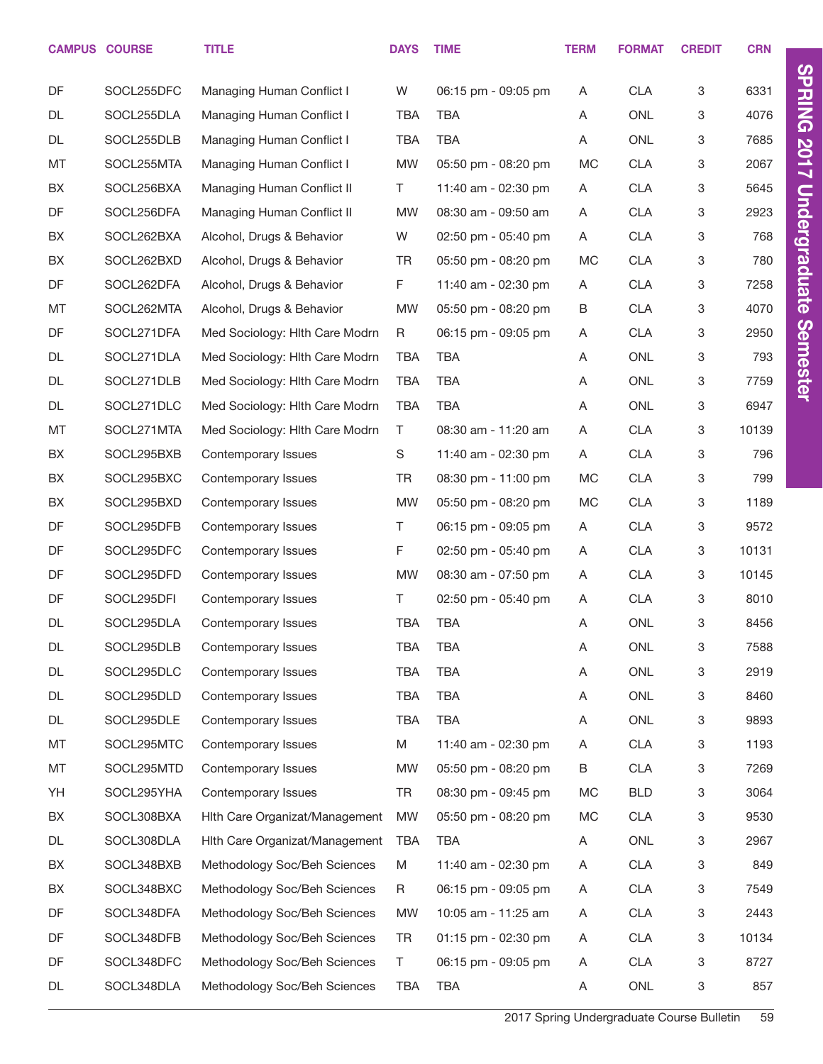| CAMPUS | COURSE | TITLE | DAYS | TIME | TERM | FORMAT | CREDIT | CRN |
|---|---|---|---|---|---|---|---|---|
| DF | SOCL255DFC | Managing Human Conflict I | W | 06:15 pm - 09:05 pm | A | CLA | 3 | 6331 |
| DL | SOCL255DLA | Managing Human Conflict I | TBA | TBA | A | ONL | 3 | 4076 |
| DL | SOCL255DLB | Managing Human Conflict I | TBA | TBA | A | ONL | 3 | 7685 |
| MT | SOCL255MTA | Managing Human Conflict I | MW | 05:50 pm - 08:20 pm | MC | CLA | 3 | 2067 |
| BX | SOCL256BXA | Managing Human Conflict II | T | 11:40 am - 02:30 pm | A | CLA | 3 | 5645 |
| DF | SOCL256DFA | Managing Human Conflict II | MW | 08:30 am - 09:50 am | A | CLA | 3 | 2923 |
| BX | SOCL262BXA | Alcohol, Drugs & Behavior | W | 02:50 pm - 05:40 pm | A | CLA | 3 | 768 |
| BX | SOCL262BXD | Alcohol, Drugs & Behavior | TR | 05:50 pm - 08:20 pm | MC | CLA | 3 | 780 |
| DF | SOCL262DFA | Alcohol, Drugs & Behavior | F | 11:40 am - 02:30 pm | A | CLA | 3 | 7258 |
| MT | SOCL262MTA | Alcohol, Drugs & Behavior | MW | 05:50 pm - 08:20 pm | B | CLA | 3 | 4070 |
| DF | SOCL271DFA | Med Sociology: Hlth Care Modrn | R | 06:15 pm - 09:05 pm | A | CLA | 3 | 2950 |
| DL | SOCL271DLA | Med Sociology: Hlth Care Modrn | TBA | TBA | A | ONL | 3 | 793 |
| DL | SOCL271DLB | Med Sociology: Hlth Care Modrn | TBA | TBA | A | ONL | 3 | 7759 |
| DL | SOCL271DLC | Med Sociology: Hlth Care Modrn | TBA | TBA | A | ONL | 3 | 6947 |
| MT | SOCL271MTA | Med Sociology: Hlth Care Modrn | T | 08:30 am - 11:20 am | A | CLA | 3 | 10139 |
| BX | SOCL295BXB | Contemporary Issues | S | 11:40 am - 02:30 pm | A | CLA | 3 | 796 |
| BX | SOCL295BXC | Contemporary Issues | TR | 08:30 pm - 11:00 pm | MC | CLA | 3 | 799 |
| BX | SOCL295BXD | Contemporary Issues | MW | 05:50 pm - 08:20 pm | MC | CLA | 3 | 1189 |
| DF | SOCL295DFB | Contemporary Issues | T | 06:15 pm - 09:05 pm | A | CLA | 3 | 9572 |
| DF | SOCL295DFC | Contemporary Issues | F | 02:50 pm - 05:40 pm | A | CLA | 3 | 10131 |
| DF | SOCL295DFD | Contemporary Issues | MW | 08:30 am - 07:50 pm | A | CLA | 3 | 10145 |
| DF | SOCL295DFI | Contemporary Issues | T | 02:50 pm - 05:40 pm | A | CLA | 3 | 8010 |
| DL | SOCL295DLA | Contemporary Issues | TBA | TBA | A | ONL | 3 | 8456 |
| DL | SOCL295DLB | Contemporary Issues | TBA | TBA | A | ONL | 3 | 7588 |
| DL | SOCL295DLC | Contemporary Issues | TBA | TBA | A | ONL | 3 | 2919 |
| DL | SOCL295DLD | Contemporary Issues | TBA | TBA | A | ONL | 3 | 8460 |
| DL | SOCL295DLE | Contemporary Issues | TBA | TBA | A | ONL | 3 | 9893 |
| MT | SOCL295MTC | Contemporary Issues | M | 11:40 am - 02:30 pm | A | CLA | 3 | 1193 |
| MT | SOCL295MTD | Contemporary Issues | MW | 05:50 pm - 08:20 pm | B | CLA | 3 | 7269 |
| YH | SOCL295YHA | Contemporary Issues | TR | 08:30 pm - 09:45 pm | MC | BLD | 3 | 3064 |
| BX | SOCL308BXA | Hlth Care Organizat/Management | MW | 05:50 pm - 08:20 pm | MC | CLA | 3 | 9530 |
| DL | SOCL308DLA | Hlth Care Organizat/Management | TBA | TBA | A | ONL | 3 | 2967 |
| BX | SOCL348BXB | Methodology Soc/Beh Sciences | M | 11:40 am - 02:30 pm | A | CLA | 3 | 849 |
| BX | SOCL348BXC | Methodology Soc/Beh Sciences | R | 06:15 pm - 09:05 pm | A | CLA | 3 | 7549 |
| DF | SOCL348DFA | Methodology Soc/Beh Sciences | MW | 10:05 am - 11:25 am | A | CLA | 3 | 2443 |
| DF | SOCL348DFB | Methodology Soc/Beh Sciences | TR | 01:15 pm - 02:30 pm | A | CLA | 3 | 10134 |
| DF | SOCL348DFC | Methodology Soc/Beh Sciences | T | 06:15 pm - 09:05 pm | A | CLA | 3 | 8727 |
| DL | SOCL348DLA | Methodology Soc/Beh Sciences | TBA | TBA | A | ONL | 3 | 857 |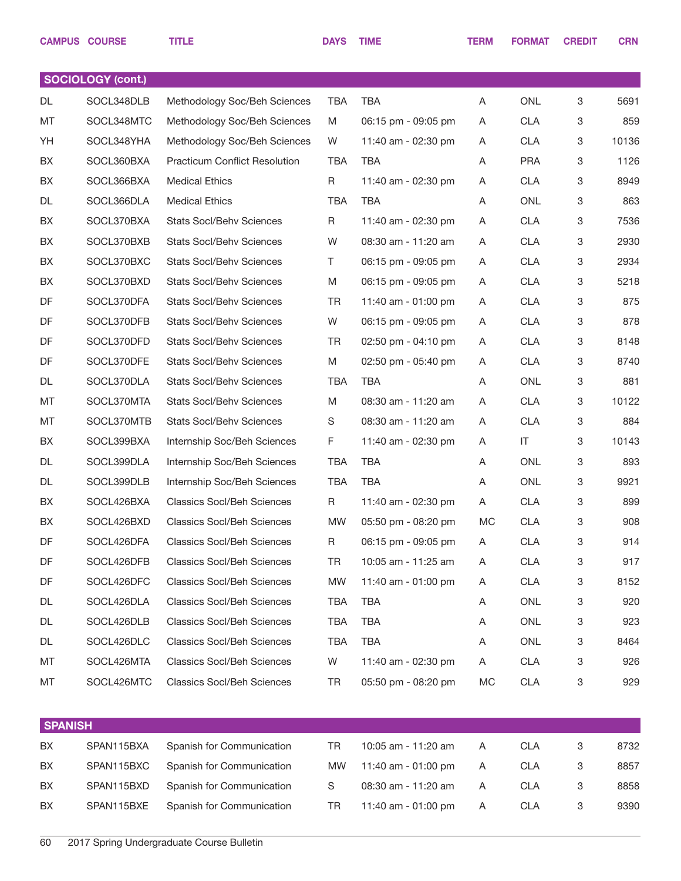| CAMPUS | COURSE | TITLE | DAYS | TIME | TERM | FORMAT | CREDIT | CRN |
|---|---|---|---|---|---|---|---|---|
| **SOCIOLOGY (cont.)** | | | | | | | | |
| DL | SOCL348DLB | Methodology Soc/Beh Sciences | TBA | TBA | A | ONL | 3 | 5691 |
| MT | SOCL348MTC | Methodology Soc/Beh Sciences | M | 06:15 pm - 09:05 pm | A | CLA | 3 | 859 |
| YH | SOCL348YHA | Methodology Soc/Beh Sciences | W | 11:40 am - 02:30 pm | A | CLA | 3 | 10136 |
| BX | SOCL360BXA | Practicum Conflict Resolution | TBA | TBA | A | PRA | 3 | 1126 |
| BX | SOCL366BXA | Medical Ethics | R | 11:40 am - 02:30 pm | A | CLA | 3 | 8949 |
| DL | SOCL366DLA | Medical Ethics | TBA | TBA | A | ONL | 3 | 863 |
| BX | SOCL370BXA | Stats Socl/Behv Sciences | R | 11:40 am - 02:30 pm | A | CLA | 3 | 7536 |
| BX | SOCL370BXB | Stats Socl/Behv Sciences | W | 08:30 am - 11:20 am | A | CLA | 3 | 2930 |
| BX | SOCL370BXC | Stats Socl/Behv Sciences | T | 06:15 pm - 09:05 pm | A | CLA | 3 | 2934 |
| BX | SOCL370BXD | Stats Socl/Behv Sciences | M | 06:15 pm - 09:05 pm | A | CLA | 3 | 5218 |
| DF | SOCL370DFA | Stats Socl/Behv Sciences | TR | 11:40 am - 01:00 pm | A | CLA | 3 | 875 |
| DF | SOCL370DFB | Stats Socl/Behv Sciences | W | 06:15 pm - 09:05 pm | A | CLA | 3 | 878 |
| DF | SOCL370DFD | Stats Socl/Behv Sciences | TR | 02:50 pm - 04:10 pm | A | CLA | 3 | 8148 |
| DF | SOCL370DFE | Stats Socl/Behv Sciences | M | 02:50 pm - 05:40 pm | A | CLA | 3 | 8740 |
| DL | SOCL370DLA | Stats Socl/Behv Sciences | TBA | TBA | A | ONL | 3 | 881 |
| MT | SOCL370MTA | Stats Socl/Behv Sciences | M | 08:30 am - 11:20 am | A | CLA | 3 | 10122 |
| MT | SOCL370MTB | Stats Socl/Behv Sciences | S | 08:30 am - 11:20 am | A | CLA | 3 | 884 |
| BX | SOCL399BXA | Internship Soc/Beh Sciences | F | 11:40 am - 02:30 pm | A | IT | 3 | 10143 |
| DL | SOCL399DLA | Internship Soc/Beh Sciences | TBA | TBA | A | ONL | 3 | 893 |
| DL | SOCL399DLB | Internship Soc/Beh Sciences | TBA | TBA | A | ONL | 3 | 9921 |
| BX | SOCL426BXA | Classics Socl/Beh Sciences | R | 11:40 am - 02:30 pm | A | CLA | 3 | 899 |
| BX | SOCL426BXD | Classics Socl/Beh Sciences | MW | 05:50 pm - 08:20 pm | MC | CLA | 3 | 908 |
| DF | SOCL426DFA | Classics Socl/Beh Sciences | R | 06:15 pm - 09:05 pm | A | CLA | 3 | 914 |
| DF | SOCL426DFB | Classics Socl/Beh Sciences | TR | 10:05 am - 11:25 am | A | CLA | 3 | 917 |
| DF | SOCL426DFC | Classics Socl/Beh Sciences | MW | 11:40 am - 01:00 pm | A | CLA | 3 | 8152 |
| DL | SOCL426DLA | Classics Socl/Beh Sciences | TBA | TBA | A | ONL | 3 | 920 |
| DL | SOCL426DLB | Classics Socl/Beh Sciences | TBA | TBA | A | ONL | 3 | 923 |
| DL | SOCL426DLC | Classics Socl/Beh Sciences | TBA | TBA | A | ONL | 3 | 8464 |
| MT | SOCL426MTA | Classics Socl/Beh Sciences | W | 11:40 am - 02:30 pm | A | CLA | 3 | 926 |
| MT | SOCL426MTC | Classics Socl/Beh Sciences | TR | 05:50 pm - 08:20 pm | MC | CLA | 3 | 929 |
| **SPANISH** | | | | | | | | |
| BX | SPAN115BXA | Spanish for Communication | TR | 10:05 am - 11:20 am | A | CLA | 3 | 8732 |
| BX | SPAN115BXC | Spanish for Communication | MW | 11:40 am - 01:00 pm | A | CLA | 3 | 8857 |
| BX | SPAN115BXD | Spanish for Communication | S | 08:30 am - 11:20 am | A | CLA | 3 | 8858 |
| BX | SPAN115BXE | Spanish for Communication | TR | 11:40 am - 01:00 pm | A | CLA | 3 | 9390 |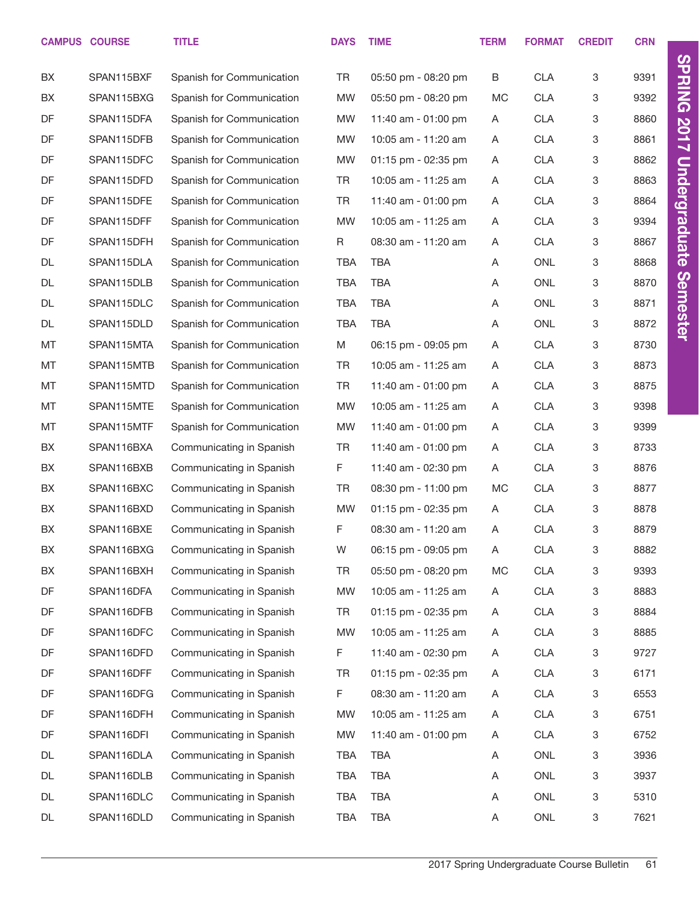| CAMPUS | COURSE | TITLE | DAYS | TIME | TERM | FORMAT | CREDIT | CRN |
|---|---|---|---|---|---|---|---|---|
| BX | SPAN115BXF | Spanish for Communication | TR | 05:50 pm - 08:20 pm | B | CLA | 3 | 9391 |
| BX | SPAN115BXG | Spanish for Communication | MW | 05:50 pm - 08:20 pm | MC | CLA | 3 | 9392 |
| DF | SPAN115DFA | Spanish for Communication | MW | 11:40 am - 01:00 pm | A | CLA | 3 | 8860 |
| DF | SPAN115DFB | Spanish for Communication | MW | 10:05 am - 11:20 am | A | CLA | 3 | 8861 |
| DF | SPAN115DFC | Spanish for Communication | MW | 01:15 pm - 02:35 pm | A | CLA | 3 | 8862 |
| DF | SPAN115DFD | Spanish for Communication | TR | 10:05 am - 11:25 am | A | CLA | 3 | 8863 |
| DF | SPAN115DFE | Spanish for Communication | TR | 11:40 am - 01:00 pm | A | CLA | 3 | 8864 |
| DF | SPAN115DFF | Spanish for Communication | MW | 10:05 am - 11:25 am | A | CLA | 3 | 9394 |
| DF | SPAN115DFH | Spanish for Communication | R | 08:30 am - 11:20 am | A | CLA | 3 | 8867 |
| DL | SPAN115DLA | Spanish for Communication | TBA | TBA | A | ONL | 3 | 8868 |
| DL | SPAN115DLB | Spanish for Communication | TBA | TBA | A | ONL | 3 | 8870 |
| DL | SPAN115DLC | Spanish for Communication | TBA | TBA | A | ONL | 3 | 8871 |
| DL | SPAN115DLD | Spanish for Communication | TBA | TBA | A | ONL | 3 | 8872 |
| MT | SPAN115MTA | Spanish for Communication | M | 06:15 pm - 09:05 pm | A | CLA | 3 | 8730 |
| MT | SPAN115MTB | Spanish for Communication | TR | 10:05 am - 11:25 am | A | CLA | 3 | 8873 |
| MT | SPAN115MTD | Spanish for Communication | TR | 11:40 am - 01:00 pm | A | CLA | 3 | 8875 |
| MT | SPAN115MTE | Spanish for Communication | MW | 10:05 am - 11:25 am | A | CLA | 3 | 9398 |
| MT | SPAN115MTF | Spanish for Communication | MW | 11:40 am - 01:00 pm | A | CLA | 3 | 9399 |
| BX | SPAN116BXA | Communicating in Spanish | TR | 11:40 am - 01:00 pm | A | CLA | 3 | 8733 |
| BX | SPAN116BXB | Communicating in Spanish | F | 11:40 am - 02:30 pm | A | CLA | 3 | 8876 |
| BX | SPAN116BXC | Communicating in Spanish | TR | 08:30 pm - 11:00 pm | MC | CLA | 3 | 8877 |
| BX | SPAN116BXD | Communicating in Spanish | MW | 01:15 pm - 02:35 pm | A | CLA | 3 | 8878 |
| BX | SPAN116BXE | Communicating in Spanish | F | 08:30 am - 11:20 am | A | CLA | 3 | 8879 |
| BX | SPAN116BXG | Communicating in Spanish | W | 06:15 pm - 09:05 pm | A | CLA | 3 | 8882 |
| BX | SPAN116BXH | Communicating in Spanish | TR | 05:50 pm - 08:20 pm | MC | CLA | 3 | 9393 |
| DF | SPAN116DFA | Communicating in Spanish | MW | 10:05 am - 11:25 am | A | CLA | 3 | 8883 |
| DF | SPAN116DFB | Communicating in Spanish | TR | 01:15 pm - 02:35 pm | A | CLA | 3 | 8884 |
| DF | SPAN116DFC | Communicating in Spanish | MW | 10:05 am - 11:25 am | A | CLA | 3 | 8885 |
| DF | SPAN116DFD | Communicating in Spanish | F | 11:40 am - 02:30 pm | A | CLA | 3 | 9727 |
| DF | SPAN116DFF | Communicating in Spanish | TR | 01:15 pm - 02:35 pm | A | CLA | 3 | 6171 |
| DF | SPAN116DFG | Communicating in Spanish | F | 08:30 am - 11:20 am | A | CLA | 3 | 6553 |
| DF | SPAN116DFH | Communicating in Spanish | MW | 10:05 am - 11:25 am | A | CLA | 3 | 6751 |
| DF | SPAN116DFI | Communicating in Spanish | MW | 11:40 am - 01:00 pm | A | CLA | 3 | 6752 |
| DL | SPAN116DLA | Communicating in Spanish | TBA | TBA | A | ONL | 3 | 3936 |
| DL | SPAN116DLB | Communicating in Spanish | TBA | TBA | A | ONL | 3 | 3937 |
| DL | SPAN116DLC | Communicating in Spanish | TBA | TBA | A | ONL | 3 | 5310 |
| DL | SPAN116DLD | Communicating in Spanish | TBA | TBA | A | ONL | 3 | 7621 |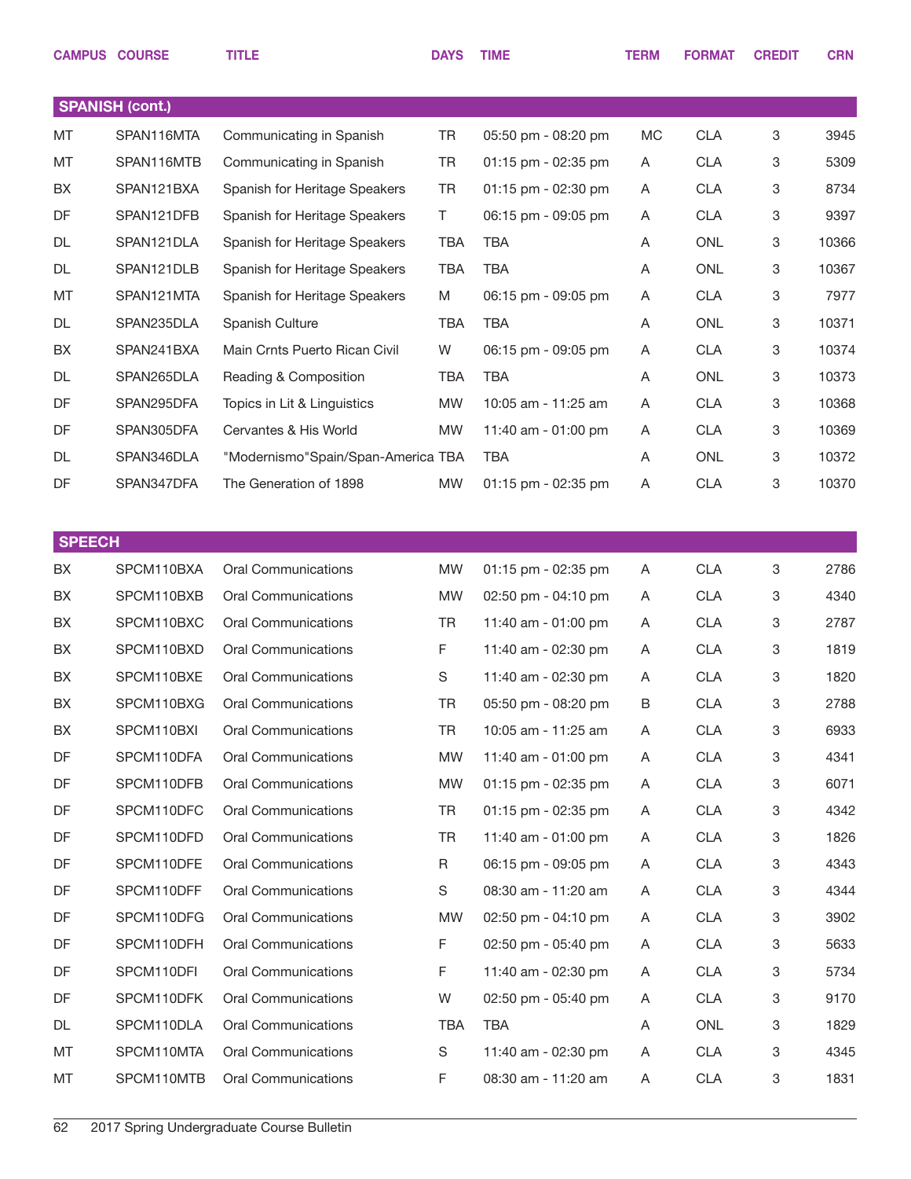| CAMPUS | COURSE | TITLE | DAYS | TIME | TERM | FORMAT | CREDIT | CRN |
|---|---|---|---|---|---|---|---|---|
| **SPANISH (cont.)** | | | | | | | | |
| MT | SPAN116MTA | Communicating in Spanish | TR | 05:50 pm - 08:20 pm | MC | CLA | 3 | 3945 |
| MT | SPAN116MTB | Communicating in Spanish | TR | 01:15 pm - 02:35 pm | A | CLA | 3 | 5309 |
| BX | SPAN121BXA | Spanish for Heritage Speakers | TR | 01:15 pm - 02:30 pm | A | CLA | 3 | 8734 |
| DF | SPAN121DFB | Spanish for Heritage Speakers | T | 06:15 pm - 09:05 pm | A | CLA | 3 | 9397 |
| DL | SPAN121DLA | Spanish for Heritage Speakers | TBA | TBA | A | ONL | 3 | 10366 |
| DL | SPAN121DLB | Spanish for Heritage Speakers | TBA | TBA | A | ONL | 3 | 10367 |
| MT | SPAN121MTA | Spanish for Heritage Speakers | M | 06:15 pm - 09:05 pm | A | CLA | 3 | 7977 |
| DL | SPAN235DLA | Spanish Culture | TBA | TBA | A | ONL | 3 | 10371 |
| BX | SPAN241BXA | Main Crnts Puerto Rican Civil | W | 06:15 pm - 09:05 pm | A | CLA | 3 | 10374 |
| DL | SPAN265DLA | Reading & Composition | TBA | TBA | A | ONL | 3 | 10373 |
| DF | SPAN295DFA | Topics in Lit & Linguistics | MW | 10:05 am - 11:25 am | A | CLA | 3 | 10368 |
| DF | SPAN305DFA | Cervantes & His World | MW | 11:40 am - 01:00 pm | A | CLA | 3 | 10369 |
| DL | SPAN346DLA | "Modernismo"Spain/Span-America | TBA | TBA | A | ONL | 3 | 10372 |
| DF | SPAN347DFA | The Generation of 1898 | MW | 01:15 pm - 02:35 pm | A | CLA | 3 | 10370 |
| **SPEECH** | | | | | | | | |
| BX | SPCM110BXA | Oral Communications | MW | 01:15 pm - 02:35 pm | A | CLA | 3 | 2786 |
| BX | SPCM110BXB | Oral Communications | MW | 02:50 pm - 04:10 pm | A | CLA | 3 | 4340 |
| BX | SPCM110BXC | Oral Communications | TR | 11:40 am - 01:00 pm | A | CLA | 3 | 2787 |
| BX | SPCM110BXD | Oral Communications | F | 11:40 am - 02:30 pm | A | CLA | 3 | 1819 |
| BX | SPCM110BXE | Oral Communications | S | 11:40 am - 02:30 pm | A | CLA | 3 | 1820 |
| BX | SPCM110BXG | Oral Communications | TR | 05:50 pm - 08:20 pm | B | CLA | 3 | 2788 |
| BX | SPCM110BXI | Oral Communications | TR | 10:05 am - 11:25 am | A | CLA | 3 | 6933 |
| DF | SPCM110DFA | Oral Communications | MW | 11:40 am - 01:00 pm | A | CLA | 3 | 4341 |
| DF | SPCM110DFB | Oral Communications | MW | 01:15 pm - 02:35 pm | A | CLA | 3 | 6071 |
| DF | SPCM110DFC | Oral Communications | TR | 01:15 pm - 02:35 pm | A | CLA | 3 | 4342 |
| DF | SPCM110DFD | Oral Communications | TR | 11:40 am - 01:00 pm | A | CLA | 3 | 1826 |
| DF | SPCM110DFE | Oral Communications | R | 06:15 pm - 09:05 pm | A | CLA | 3 | 4343 |
| DF | SPCM110DFF | Oral Communications | S | 08:30 am - 11:20 am | A | CLA | 3 | 4344 |
| DF | SPCM110DFG | Oral Communications | MW | 02:50 pm - 04:10 pm | A | CLA | 3 | 3902 |
| DF | SPCM110DFH | Oral Communications | F | 02:50 pm - 05:40 pm | A | CLA | 3 | 5633 |
| DF | SPCM110DFI | Oral Communications | F | 11:40 am - 02:30 pm | A | CLA | 3 | 5734 |
| DF | SPCM110DFK | Oral Communications | W | 02:50 pm - 05:40 pm | A | CLA | 3 | 9170 |
| DL | SPCM110DLA | Oral Communications | TBA | TBA | A | ONL | 3 | 1829 |
| MT | SPCM110MTA | Oral Communications | S | 11:40 am - 02:30 pm | A | CLA | 3 | 4345 |
| MT | SPCM110MTB | Oral Communications | F | 08:30 am - 11:20 am | A | CLA | 3 | 1831 |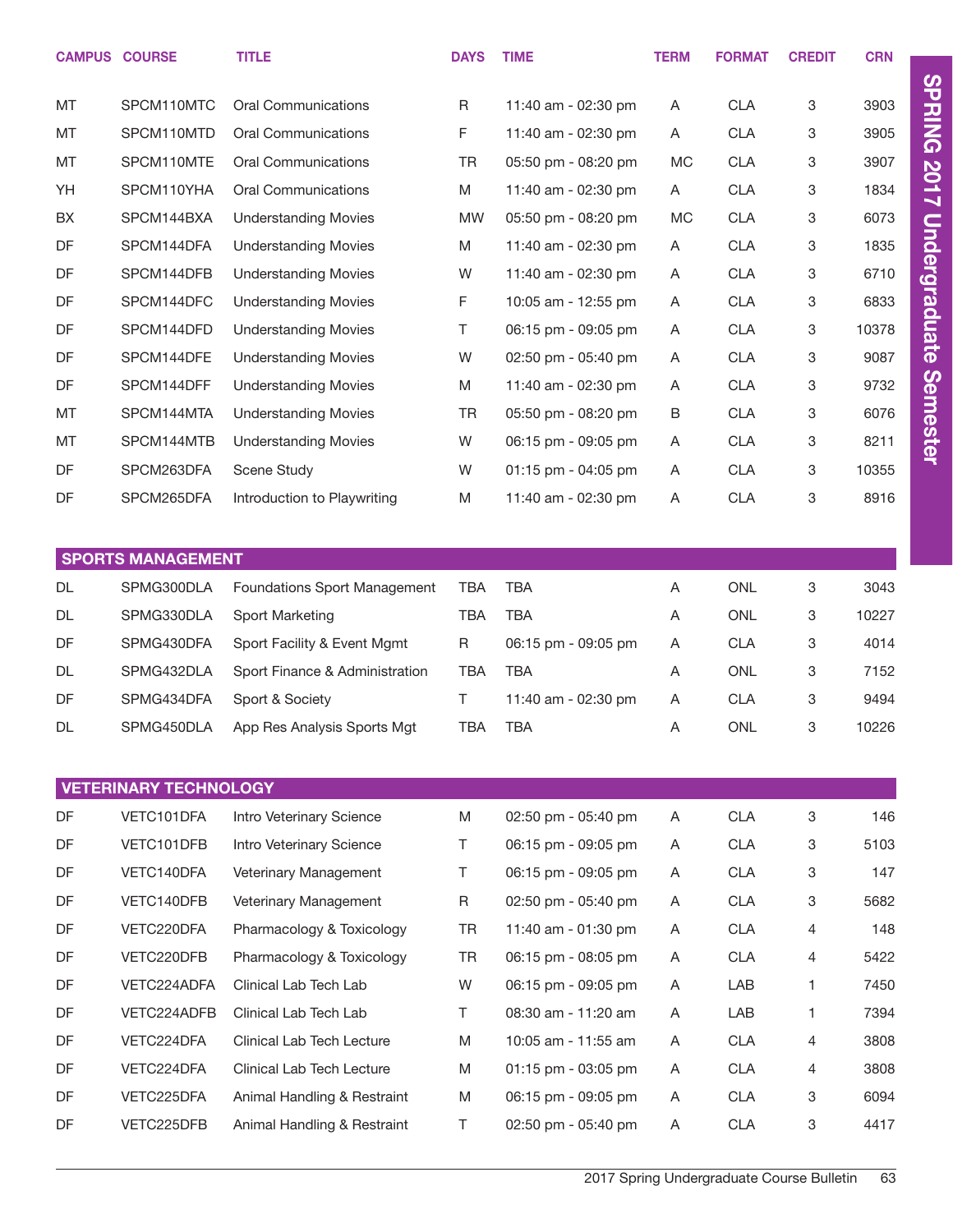| CAMPUS | COURSE | TITLE | DAYS | TIME | TERM | FORMAT | CREDIT | CRN |
|---|---|---|---|---|---|---|---|---|
| MT | SPCM110MTC | Oral Communications | R | 11:40 am - 02:30 pm | A | CLA | 3 | 3903 |
| MT | SPCM110MTD | Oral Communications | F | 11:40 am - 02:30 pm | A | CLA | 3 | 3905 |
| MT | SPCM110MTE | Oral Communications | TR | 05:50 pm - 08:20 pm | MC | CLA | 3 | 3907 |
| YH | SPCM110YHA | Oral Communications | M | 11:40 am - 02:30 pm | A | CLA | 3 | 1834 |
| BX | SPCM144BXA | Understanding Movies | MW | 05:50 pm - 08:20 pm | MC | CLA | 3 | 6073 |
| DF | SPCM144DFA | Understanding Movies | M | 11:40 am - 02:30 pm | A | CLA | 3 | 1835 |
| DF | SPCM144DFB | Understanding Movies | W | 11:40 am - 02:30 pm | A | CLA | 3 | 6710 |
| DF | SPCM144DFC | Understanding Movies | F | 10:05 am - 12:55 pm | A | CLA | 3 | 6833 |
| DF | SPCM144DFD | Understanding Movies | T | 06:15 pm - 09:05 pm | A | CLA | 3 | 10378 |
| DF | SPCM144DFE | Understanding Movies | W | 02:50 pm - 05:40 pm | A | CLA | 3 | 9087 |
| DF | SPCM144DFF | Understanding Movies | M | 11:40 am - 02:30 pm | A | CLA | 3 | 9732 |
| MT | SPCM144MTA | Understanding Movies | TR | 05:50 pm - 08:20 pm | B | CLA | 3 | 6076 |
| MT | SPCM144MTB | Understanding Movies | W | 06:15 pm - 09:05 pm | A | CLA | 3 | 8211 |
| DF | SPCM263DFA | Scene Study | W | 01:15 pm - 04:05 pm | A | CLA | 3 | 10355 |
| DF | SPCM265DFA | Introduction to Playwriting | M | 11:40 am - 02:30 pm | A | CLA | 3 | 8916 |

## SPORTS MANAGEMENT

| CAMPUS | COURSE | TITLE | DAYS | TIME | TERM | FORMAT | CREDIT | CRN |
|---|---|---|---|---|---|---|---|---|
| DL | SPMG300DLA | Foundations Sport Management | TBA | TBA | A | ONL | 3 | 3043 |
| DL | SPMG330DLA | Sport Marketing | TBA | TBA | A | ONL | 3 | 10227 |
| DF | SPMG430DFA | Sport Facility & Event Mgmt | R | 06:15 pm - 09:05 pm | A | CLA | 3 | 4014 |
| DL | SPMG432DLA | Sport Finance & Administration | TBA | TBA | A | ONL | 3 | 7152 |
| DF | SPMG434DFA | Sport & Society | T | 11:40 am - 02:30 pm | A | CLA | 3 | 9494 |
| DL | SPMG450DLA | App Res Analysis Sports Mgt | TBA | TBA | A | ONL | 3 | 10226 |

## VETERINARY TECHNOLOGY

| CAMPUS | COURSE | TITLE | DAYS | TIME | TERM | FORMAT | CREDIT | CRN |
|---|---|---|---|---|---|---|---|---|
| DF | VETC101DFA | Intro Veterinary Science | M | 02:50 pm - 05:40 pm | A | CLA | 3 | 146 |
| DF | VETC101DFB | Intro Veterinary Science | T | 06:15 pm - 09:05 pm | A | CLA | 3 | 5103 |
| DF | VETC140DFA | Veterinary Management | T | 06:15 pm - 09:05 pm | A | CLA | 3 | 147 |
| DF | VETC140DFB | Veterinary Management | R | 02:50 pm - 05:40 pm | A | CLA | 3 | 5682 |
| DF | VETC220DFA | Pharmacology & Toxicology | TR | 11:40 am - 01:30 pm | A | CLA | 4 | 148 |
| DF | VETC220DFB | Pharmacology & Toxicology | TR | 06:15 pm - 08:05 pm | A | CLA | 4 | 5422 |
| DF | VETC224ADFA | Clinical Lab Tech Lab | W | 06:15 pm - 09:05 pm | A | LAB | 1 | 7450 |
| DF | VETC224ADFB | Clinical Lab Tech Lab | T | 08:30 am - 11:20 am | A | LAB | 1 | 7394 |
| DF | VETC224DFA | Clinical Lab Tech Lecture | M | 10:05 am - 11:55 am | A | CLA | 4 | 3808 |
| DF | VETC224DFA | Clinical Lab Tech Lecture | M | 01:15 pm - 03:05 pm | A | CLA | 4 | 3808 |
| DF | VETC225DFA | Animal Handling & Restraint | M | 06:15 pm - 09:05 pm | A | CLA | 3 | 6094 |
| DF | VETC225DFB | Animal Handling & Restraint | T | 02:50 pm - 05:40 pm | A | CLA | 3 | 4417 |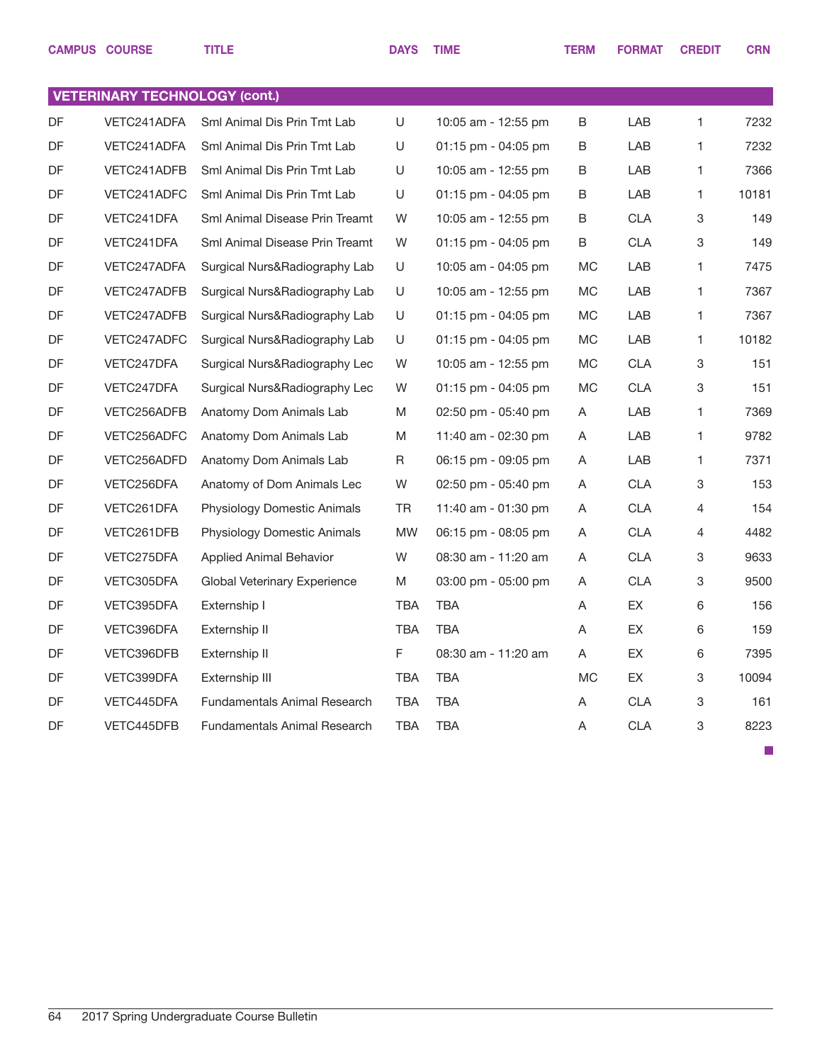| CAMPUS | COURSE | TITLE | DAYS | TIME | TERM | FORMAT | CREDIT | CRN |
|---|---|---|---|---|---|---|---|---|
| **VETERINARY TECHNOLOGY (cont.)** | | | | | | | | |
| DF | VETC241ADFA | Sml Animal Dis Prin Tmt Lab | U | 10:05 am - 12:55 pm | B | LAB | 1 | 7232 |
| DF | VETC241ADFA | Sml Animal Dis Prin Tmt Lab | U | 01:15 pm - 04:05 pm | B | LAB | 1 | 7232 |
| DF | VETC241ADFB | Sml Animal Dis Prin Tmt Lab | U | 10:05 am - 12:55 pm | B | LAB | 1 | 7366 |
| DF | VETC241ADFC | Sml Animal Dis Prin Tmt Lab | U | 01:15 pm - 04:05 pm | B | LAB | 1 | 10181 |
| DF | VETC241DFA | Sml Animal Disease Prin Treamt | W | 10:05 am - 12:55 pm | B | CLA | 3 | 149 |
| DF | VETC241DFA | Sml Animal Disease Prin Treamt | W | 01:15 pm - 04:05 pm | B | CLA | 3 | 149 |
| DF | VETC247ADFA | Surgical Nurs&Radiography Lab | U | 10:05 am - 04:05 pm | MC | LAB | 1 | 7475 |
| DF | VETC247ADFB | Surgical Nurs&Radiography Lab | U | 10:05 am - 12:55 pm | MC | LAB | 1 | 7367 |
| DF | VETC247ADFB | Surgical Nurs&Radiography Lab | U | 01:15 pm - 04:05 pm | MC | LAB | 1 | 7367 |
| DF | VETC247ADFC | Surgical Nurs&Radiography Lab | U | 01:15 pm - 04:05 pm | MC | LAB | 1 | 10182 |
| DF | VETC247DFA | Surgical Nurs&Radiography Lec | W | 10:05 am - 12:55 pm | MC | CLA | 3 | 151 |
| DF | VETC247DFA | Surgical Nurs&Radiography Lec | W | 01:15 pm - 04:05 pm | MC | CLA | 3 | 151 |
| DF | VETC256ADFB | Anatomy Dom Animals Lab | M | 02:50 pm - 05:40 pm | A | LAB | 1 | 7369 |
| DF | VETC256ADFC | Anatomy Dom Animals Lab | M | 11:40 am - 02:30 pm | A | LAB | 1 | 9782 |
| DF | VETC256ADFD | Anatomy Dom Animals Lab | R | 06:15 pm - 09:05 pm | A | LAB | 1 | 7371 |
| DF | VETC256DFA | Anatomy of Dom Animals Lec | W | 02:50 pm - 05:40 pm | A | CLA | 3 | 153 |
| DF | VETC261DFA | Physiology Domestic Animals | TR | 11:40 am - 01:30 pm | A | CLA | 4 | 154 |
| DF | VETC261DFB | Physiology Domestic Animals | MW | 06:15 pm - 08:05 pm | A | CLA | 4 | 4482 |
| DF | VETC275DFA | Applied Animal Behavior | W | 08:30 am - 11:20 am | A | CLA | 3 | 9633 |
| DF | VETC305DFA | Global Veterinary Experience | M | 03:00 pm - 05:00 pm | A | CLA | 3 | 9500 |
| DF | VETC395DFA | Externship I | TBA | TBA | A | EX | 6 | 156 |
| DF | VETC396DFA | Externship II | TBA | TBA | A | EX | 6 | 159 |
| DF | VETC396DFB | Externship II | F | 08:30 am - 11:20 am | A | EX | 6 | 7395 |
| DF | VETC399DFA | Externship III | TBA | TBA | MC | EX | 3 | 10094 |
| DF | VETC445DFA | Fundamentals Animal Research | TBA | TBA | A | CLA | 3 | 161 |
| DF | VETC445DFB | Fundamentals Animal Research | TBA | TBA | A | CLA | 3 | 8223 |